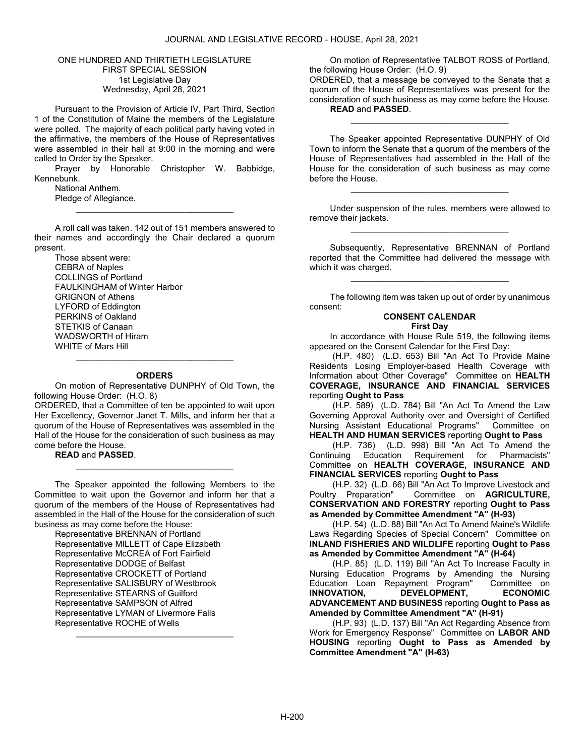ONE HUNDRED AND THIRTIETH LEGISLATURE
FIRST SPECIAL SESSION
1st Legislative Day
Wednesday, April 28, 2021

Pursuant to the Provision of Article IV, Part Third, Section 1 of the Constitution of Maine the members of the Legislature were polled. The majority of each political party having voted in the affirmative, the members of the House of Representatives were assembled in their hall at 9:00 in the morning and were called to Order by the Speaker.

Prayer by Honorable Christopher W. Babbidge, Kennebunk.

National Anthem.

Pledge of Allegiance.

---

A roll call was taken. 142 out of 151 members answered to their names and accordingly the Chair declared a quorum present.

Those absent were:
CEBRA of Naples
COLLINGS of Portland
FAULKINGHAM of Winter Harbor
GRIGNON of Athens
LYFORD of Eddington
PERKINS of Oakland
STETKIS of Canaan
WADSWORTH of Hiram
WHITE of Mars Hill

---

**ORDERS**

On motion of Representative DUNPHY of Old Town, the following House Order: (H.O. 8)

ORDERED, that a Committee of ten be appointed to wait upon Her Excellency, Governor Janet T. Mills, and inform her that a quorum of the House of Representatives was assembled in the Hall of the House for the consideration of such business as may come before the House.

**READ** and **PASSED**.

---

The Speaker appointed the following Members to the Committee to wait upon the Governor and inform her that a quorum of the members of the House of Representatives had assembled in the Hall of the House for the consideration of such business as may come before the House:

Representative BRENNAN of Portland
Representative MILLETT of Cape Elizabeth
Representative McCREA of Fort Fairfield
Representative DODGE of Belfast
Representative CROCKETT of Portland
Representative SALISBURY of Westbrook
Representative STEARNS of Guilford
Representative SAMPSON of Alfred
Representative LYMAN of Livermore Falls
Representative ROCHE of Wells

---

On motion of Representative TALBOT ROSS of Portland, the following House Order: (H.O. 9)

ORDERED, that a message be conveyed to the Senate that a quorum of the House of Representatives was present for the consideration of such business as may come before the House.

**READ** and **PASSED**.

---

The Speaker appointed Representative DUNPHY of Old Town to inform the Senate that a quorum of the members of the House of Representatives had assembled in the Hall of the House for the consideration of such business as may come before the House.

---

Under suspension of the rules, members were allowed to remove their jackets.

---

Subsequently, Representative BRENNAN of Portland reported that the Committee had delivered the message with which it was charged.

---

The following item was taken up out of order by unanimous consent:

**CONSENT CALENDAR**
**First Day**

In accordance with House Rule 519, the following items appeared on the Consent Calendar for the First Day:

(H.P. 480) (L.D. 653) Bill "An Act To Provide Maine Residents Losing Employer-based Health Coverage with Information about Other Coverage" Committee on **HEALTH COVERAGE, INSURANCE AND FINANCIAL SERVICES** reporting **Ought to Pass**

(H.P. 589) (L.D. 784) Bill "An Act To Amend the Law Governing Approval Authority over and Oversight of Certified Nursing Assistant Educational Programs" Committee on **HEALTH AND HUMAN SERVICES** reporting **Ought to Pass**

(H.P. 736) (L.D. 998) Bill "An Act To Amend the Continuing Education Requirement for Pharmacists" Committee on **HEALTH COVERAGE, INSURANCE AND FINANCIAL SERVICES** reporting **Ought to Pass**

(H.P. 32) (L.D. 66) Bill "An Act To Improve Livestock and Poultry Preparation" Committee on **AGRICULTURE, CONSERVATION AND FORESTRY** reporting **Ought to Pass as Amended by Committee Amendment "A" (H-93)**

(H.P. 54) (L.D. 88) Bill "An Act To Amend Maine's Wildlife Laws Regarding Species of Special Concern" Committee on **INLAND FISHERIES AND WILDLIFE** reporting **Ought to Pass as Amended by Committee Amendment "A" (H-64)**

(H.P. 85) (L.D. 119) Bill "An Act To Increase Faculty in Nursing Education Programs by Amending the Nursing Education Loan Repayment Program" Committee on **INNOVATION, DEVELOPMENT, ECONOMIC ADVANCEMENT AND BUSINESS** reporting **Ought to Pass as Amended by Committee Amendment "A" (H-91)**

(H.P. 93) (L.D. 137) Bill "An Act Regarding Absence from Work for Emergency Response" Committee on **LABOR AND HOUSING** reporting **Ought to Pass as Amended by Committee Amendment "A" (H-63)**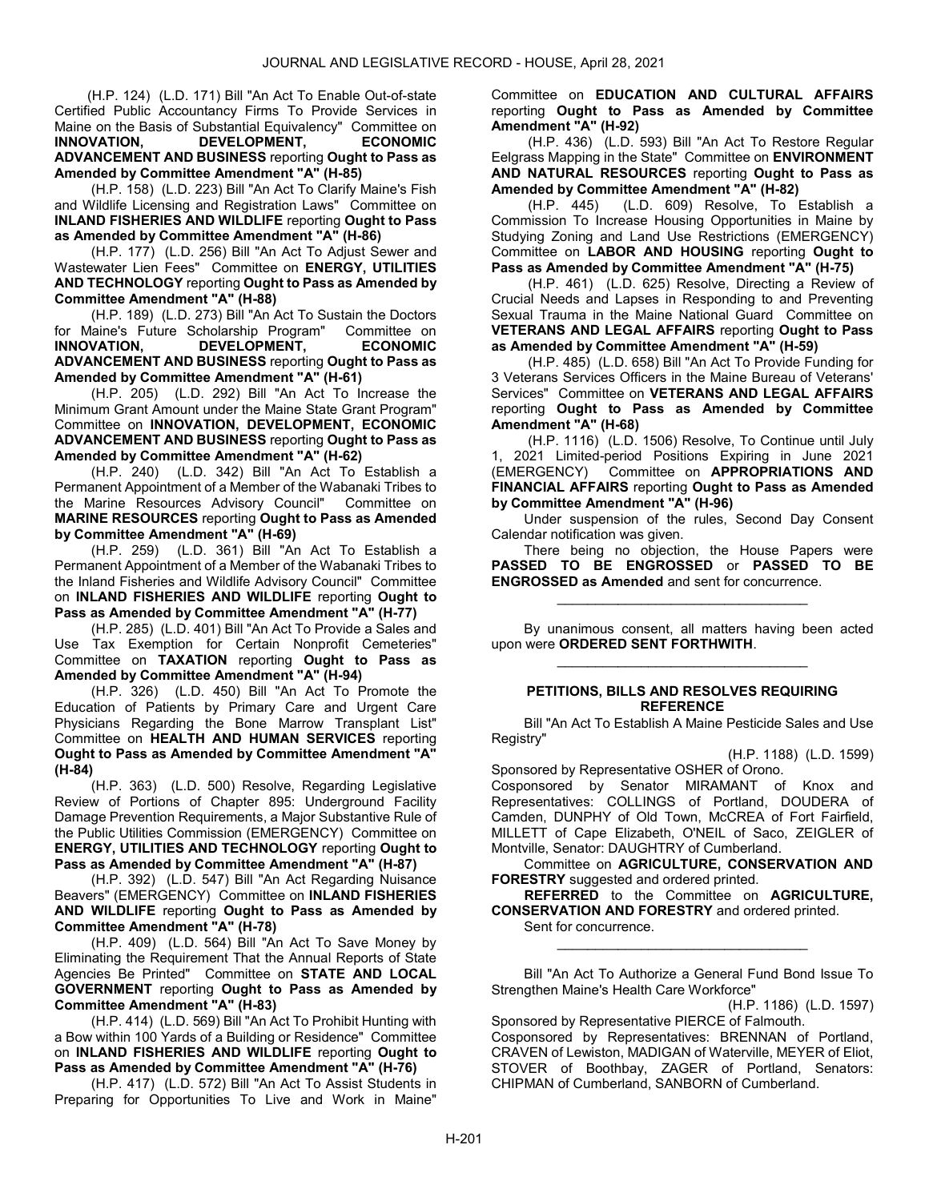(H.P. 124) (L.D. 171) Bill "An Act To Enable Out-of-state Certified Public Accountancy Firms To Provide Services in Maine on the Basis of Substantial Equivalency" Committee on **INNOVATION, DEVELOPMENT, ECONOMIC ADVANCEMENT AND BUSINESS** reporting **Ought to Pass as Amended by Committee Amendment "A" (H-85)**

(H.P. 158) (L.D. 223) Bill "An Act To Clarify Maine's Fish and Wildlife Licensing and Registration Laws" Committee on **INLAND FISHERIES AND WILDLIFE** reporting **Ought to Pass as Amended by Committee Amendment "A" (H-86)**

(H.P. 177) (L.D. 256) Bill "An Act To Adjust Sewer and Wastewater Lien Fees" Committee on **ENERGY, UTILITIES AND TECHNOLOGY** reporting **Ought to Pass as Amended by Committee Amendment "A" (H-88)**

(H.P. 189) (L.D. 273) Bill "An Act To Sustain the Doctors for Maine's Future Scholarship Program" Committee on **INNOVATION, DEVELOPMENT, ECONOMIC ADVANCEMENT AND BUSINESS** reporting **Ought to Pass as Amended by Committee Amendment "A" (H-61)**

(H.P. 205) (L.D. 292) Bill "An Act To Increase the Minimum Grant Amount under the Maine State Grant Program" Committee on **INNOVATION, DEVELOPMENT, ECONOMIC ADVANCEMENT AND BUSINESS** reporting **Ought to Pass as Amended by Committee Amendment "A" (H-62)**

(H.P. 240) (L.D. 342) Bill "An Act To Establish a Permanent Appointment of a Member of the Wabanaki Tribes to the Marine Resources Advisory Council" Committee on **MARINE RESOURCES** reporting **Ought to Pass as Amended by Committee Amendment "A" (H-69)**

(H.P. 259) (L.D. 361) Bill "An Act To Establish a Permanent Appointment of a Member of the Wabanaki Tribes to the Inland Fisheries and Wildlife Advisory Council" Committee on **INLAND FISHERIES AND WILDLIFE** reporting **Ought to Pass as Amended by Committee Amendment "A" (H-77)**

(H.P. 285) (L.D. 401) Bill "An Act To Provide a Sales and Use Tax Exemption for Certain Nonprofit Cemeteries" Committee on **TAXATION** reporting **Ought to Pass as Amended by Committee Amendment "A" (H-94)**

(H.P. 326) (L.D. 450) Bill "An Act To Promote the Education of Patients by Primary Care and Urgent Care Physicians Regarding the Bone Marrow Transplant List" Committee on **HEALTH AND HUMAN SERVICES** reporting **Ought to Pass as Amended by Committee Amendment "A" (H-84)**

(H.P. 363) (L.D. 500) Resolve, Regarding Legislative Review of Portions of Chapter 895: Underground Facility Damage Prevention Requirements, a Major Substantive Rule of the Public Utilities Commission (EMERGENCY) Committee on **ENERGY, UTILITIES AND TECHNOLOGY** reporting **Ought to Pass as Amended by Committee Amendment "A" (H-87)**

(H.P. 392) (L.D. 547) Bill "An Act Regarding Nuisance Beavers" (EMERGENCY) Committee on **INLAND FISHERIES AND WILDLIFE** reporting **Ought to Pass as Amended by Committee Amendment "A" (H-78)**

(H.P. 409) (L.D. 564) Bill "An Act To Save Money by Eliminating the Requirement That the Annual Reports of State Agencies Be Printed" Committee on **STATE AND LOCAL GOVERNMENT** reporting **Ought to Pass as Amended by Committee Amendment "A" (H-83)**

(H.P. 414) (L.D. 569) Bill "An Act To Prohibit Hunting with a Bow within 100 Yards of a Building or Residence" Committee on **INLAND FISHERIES AND WILDLIFE** reporting **Ought to Pass as Amended by Committee Amendment "A" (H-76)**

(H.P. 417) (L.D. 572) Bill "An Act To Assist Students in Preparing for Opportunities To Live and Work in Maine" Committee on **EDUCATION AND CULTURAL AFFAIRS** reporting **Ought to Pass as Amended by Committee Amendment "A" (H-92)**

(H.P. 436) (L.D. 593) Bill "An Act To Restore Regular Eelgrass Mapping in the State" Committee on **ENVIRONMENT AND NATURAL RESOURCES** reporting **Ought to Pass as Amended by Committee Amendment "A" (H-82)**

(H.P. 445) (L.D. 609) Resolve, To Establish a Commission To Increase Housing Opportunities in Maine by Studying Zoning and Land Use Restrictions (EMERGENCY) Committee on **LABOR AND HOUSING** reporting **Ought to Pass as Amended by Committee Amendment "A" (H-75)**

(H.P. 461) (L.D. 625) Resolve, Directing a Review of Crucial Needs and Lapses in Responding to and Preventing Sexual Trauma in the Maine National Guard Committee on **VETERANS AND LEGAL AFFAIRS** reporting **Ought to Pass as Amended by Committee Amendment "A" (H-59)**

(H.P. 485) (L.D. 658) Bill "An Act To Provide Funding for 3 Veterans Services Officers in the Maine Bureau of Veterans' Services" Committee on **VETERANS AND LEGAL AFFAIRS** reporting **Ought to Pass as Amended by Committee Amendment "A" (H-68)**

(H.P. 1116) (L.D. 1506) Resolve, To Continue until July 1, 2021 Limited-period Positions Expiring in June 2021 (EMERGENCY) Committee on **APPROPRIATIONS AND FINANCIAL AFFAIRS** reporting **Ought to Pass as Amended by Committee Amendment "A" (H-96)**

Under suspension of the rules, Second Day Consent Calendar notification was given.

There being no objection, the House Papers were **PASSED TO BE ENGROSSED** or **PASSED TO BE ENGROSSED as Amended** and sent for concurrence.

\_\_\_\_\_\_\_\_\_\_\_\_\_\_\_\_\_\_\_\_\_\_\_\_\_\_\_\_\_\_\_\_\_

By unanimous consent, all matters having been acted upon were **ORDERED SENT FORTHWITH**.

\_\_\_\_\_\_\_\_\_\_\_\_\_\_\_\_\_\_\_\_\_\_\_\_\_\_\_\_\_\_\_\_\_

## PETITIONS, BILLS AND RESOLVES REQUIRING REFERENCE

Bill "An Act To Establish A Maine Pesticide Sales and Use Registry"

(H.P. 1188) (L.D. 1599)

Sponsored by Representative OSHER of Orono.
Cosponsored by Senator MIRAMANT of Knox and Representatives: COLLINGS of Portland, DOUDERA of Camden, DUNPHY of Old Town, McCREA of Fort Fairfield, MILLETT of Cape Elizabeth, O'NEIL of Saco, ZEIGLER of Montville, Senator: DAUGHTRY of Cumberland.

Committee on **AGRICULTURE, CONSERVATION AND FORESTRY** suggested and ordered printed.

**REFERRED** to the Committee on **AGRICULTURE, CONSERVATION AND FORESTRY** and ordered printed.

Sent for concurrence.

\_\_\_\_\_\_\_\_\_\_\_\_\_\_\_\_\_\_\_\_\_\_\_\_\_\_\_\_\_\_\_\_\_

Bill "An Act To Authorize a General Fund Bond Issue To Strengthen Maine's Health Care Workforce"

(H.P. 1186) (L.D. 1597)

Sponsored by Representative PIERCE of Falmouth.
Cosponsored by Representatives: BRENNAN of Portland, CRAVEN of Lewiston, MADIGAN of Waterville, MEYER of Eliot, STOVER of Boothbay, ZAGER of Portland, Senators: CHIPMAN of Cumberland, SANBORN of Cumberland.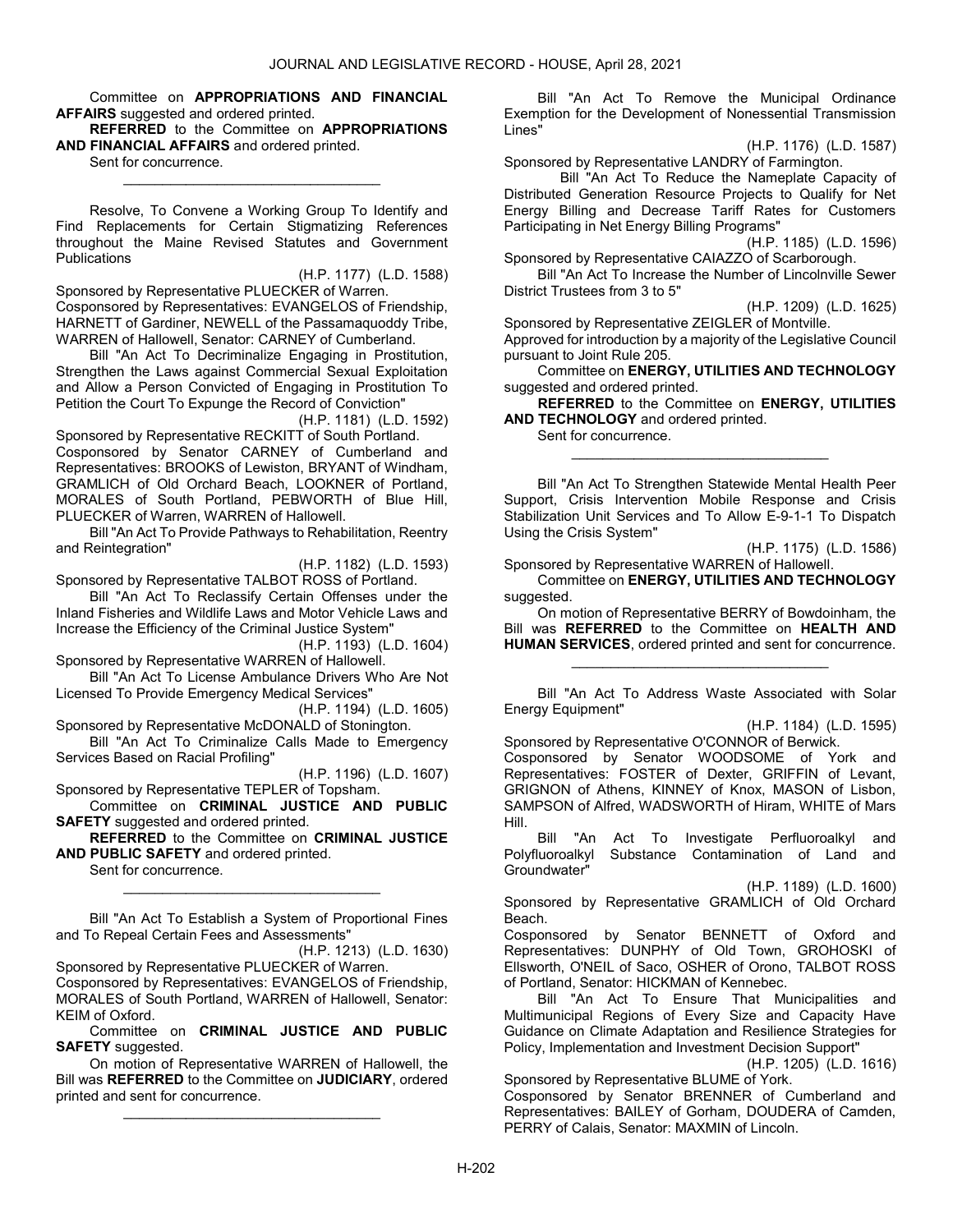Committee on **APPROPRIATIONS AND FINANCIAL AFFAIRS** suggested and ordered printed.

**REFERRED** to the Committee on **APPROPRIATIONS AND FINANCIAL AFFAIRS** and ordered printed.

Sent for concurrence.

_________________________________

Resolve, To Convene a Working Group To Identify and Find Replacements for Certain Stigmatizing References throughout the Maine Revised Statutes and Government Publications

(H.P. 1177) (L.D. 1588)

Sponsored by Representative PLUECKER of Warren.
Cosponsored by Representatives: EVANGELOS of Friendship, HARNETT of Gardiner, NEWELL of the Passamaquoddy Tribe, WARREN of Hallowell, Senator: CARNEY of Cumberland.

Bill "An Act To Decriminalize Engaging in Prostitution, Strengthen the Laws against Commercial Sexual Exploitation and Allow a Person Convicted of Engaging in Prostitution To Petition the Court To Expunge the Record of Conviction"

(H.P. 1181) (L.D. 1592)

Sponsored by Representative RECKITT of South Portland.
Cosponsored by Senator CARNEY of Cumberland and Representatives: BROOKS of Lewiston, BRYANT of Windham, GRAMLICH of Old Orchard Beach, LOOKNER of Portland, MORALES of South Portland, PEBWORTH of Blue Hill, PLUECKER of Warren, WARREN of Hallowell.

Bill "An Act To Provide Pathways to Rehabilitation, Reentry and Reintegration"

(H.P. 1182) (L.D. 1593)

Sponsored by Representative TALBOT ROSS of Portland.

Bill "An Act To Reclassify Certain Offenses under the Inland Fisheries and Wildlife Laws and Motor Vehicle Laws and Increase the Efficiency of the Criminal Justice System"

(H.P. 1193) (L.D. 1604)

Sponsored by Representative WARREN of Hallowell.

Bill "An Act To License Ambulance Drivers Who Are Not Licensed To Provide Emergency Medical Services"

(H.P. 1194) (L.D. 1605)

Sponsored by Representative McDONALD of Stonington.

Bill "An Act To Criminalize Calls Made to Emergency Services Based on Racial Profiling"

(H.P. 1196) (L.D. 1607)

Sponsored by Representative TEPLER of Topsham.

Committee on **CRIMINAL JUSTICE AND PUBLIC SAFETY** suggested and ordered printed.

**REFERRED** to the Committee on **CRIMINAL JUSTICE AND PUBLIC SAFETY** and ordered printed.

Sent for concurrence.

_________________________________

Bill "An Act To Establish a System of Proportional Fines and To Repeal Certain Fees and Assessments"

(H.P. 1213) (L.D. 1630)

Sponsored by Representative PLUECKER of Warren.
Cosponsored by Representatives: EVANGELOS of Friendship, MORALES of South Portland, WARREN of Hallowell, Senator: KEIM of Oxford.

Committee on **CRIMINAL JUSTICE AND PUBLIC SAFETY** suggested.

On motion of Representative WARREN of Hallowell, the Bill was **REFERRED** to the Committee on **JUDICIARY**, ordered printed and sent for concurrence.

_________________________________

Bill "An Act To Remove the Municipal Ordinance Exemption for the Development of Nonessential Transmission Lines"

(H.P. 1176) (L.D. 1587)

Sponsored by Representative LANDRY of Farmington.

Bill "An Act To Reduce the Nameplate Capacity of Distributed Generation Resource Projects to Qualify for Net Energy Billing and Decrease Tariff Rates for Customers Participating in Net Energy Billing Programs"

(H.P. 1185) (L.D. 1596)

Sponsored by Representative CAIAZZO of Scarborough.

Bill "An Act To Increase the Number of Lincolnville Sewer District Trustees from 3 to 5"

(H.P. 1209) (L.D. 1625)

Sponsored by Representative ZEIGLER of Montville.
Approved for introduction by a majority of the Legislative Council pursuant to Joint Rule 205.

Committee on **ENERGY, UTILITIES AND TECHNOLOGY** suggested and ordered printed.

**REFERRED** to the Committee on **ENERGY, UTILITIES AND TECHNOLOGY** and ordered printed.

Sent for concurrence.

_________________________________

Bill "An Act To Strengthen Statewide Mental Health Peer Support, Crisis Intervention Mobile Response and Crisis Stabilization Unit Services and To Allow E-9-1-1 To Dispatch Using the Crisis System"

(H.P. 1175) (L.D. 1586)

Sponsored by Representative WARREN of Hallowell.

Committee on **ENERGY, UTILITIES AND TECHNOLOGY** suggested.

On motion of Representative BERRY of Bowdoinham, the Bill was **REFERRED** to the Committee on **HEALTH AND HUMAN SERVICES**, ordered printed and sent for concurrence.

_________________________________

Bill "An Act To Address Waste Associated with Solar Energy Equipment"

(H.P. 1184) (L.D. 1595)

Sponsored by Representative O'CONNOR of Berwick.
Cosponsored by Senator WOODSOME of York and Representatives: FOSTER of Dexter, GRIFFIN of Levant, GRIGNON of Athens, KINNEY of Knox, MASON of Lisbon, SAMPSON of Alfred, WADSWORTH of Hiram, WHITE of Mars Hill.

Bill "An Act To Investigate Perfluoroalkyl and Polyfluoroalkyl Substance Contamination of Land and Groundwater"

(H.P. 1189) (L.D. 1600)

Sponsored by Representative GRAMLICH of Old Orchard Beach.
Cosponsored by Senator BENNETT of Oxford and Representatives: DUNPHY of Old Town, GROHOSKI of Ellsworth, O'NEIL of Saco, OSHER of Orono, TALBOT ROSS of Portland, Senator: HICKMAN of Kennebec.

Bill "An Act To Ensure That Municipalities and Multimunicipal Regions of Every Size and Capacity Have Guidance on Climate Adaptation and Resilience Strategies for Policy, Implementation and Investment Decision Support"

(H.P. 1205) (L.D. 1616)

Sponsored by Representative BLUME of York.
Cosponsored by Senator BRENNER of Cumberland and Representatives: BAILEY of Gorham, DOUDERA of Camden, PERRY of Calais, Senator: MAXMIN of Lincoln.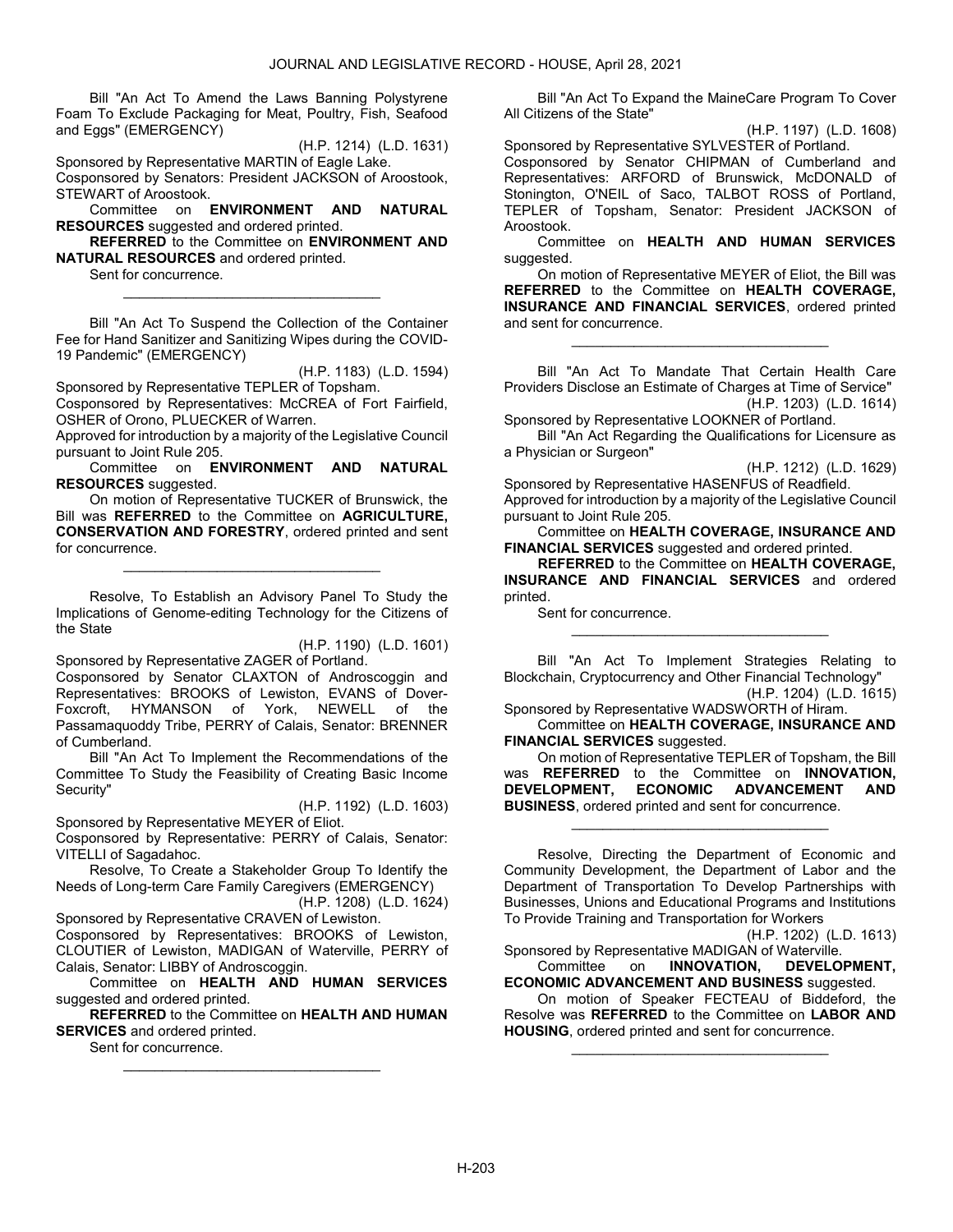Bill "An Act To Amend the Laws Banning Polystyrene Foam To Exclude Packaging for Meat, Poultry, Fish, Seafood and Eggs" (EMERGENCY)

(H.P. 1214) (L.D. 1631)

Sponsored by Representative MARTIN of Eagle Lake.

Cosponsored by Senators: President JACKSON of Aroostook, STEWART of Aroostook.

Committee on **ENVIRONMENT AND NATURAL RESOURCES** suggested and ordered printed.

**REFERRED** to the Committee on **ENVIRONMENT AND NATURAL RESOURCES** and ordered printed.

Sent for concurrence.

_________________________________

Bill "An Act To Suspend the Collection of the Container Fee for Hand Sanitizer and Sanitizing Wipes during the COVID-19 Pandemic" (EMERGENCY)

(H.P. 1183) (L.D. 1594)

Sponsored by Representative TEPLER of Topsham.

Cosponsored by Representatives: McCREA of Fort Fairfield, OSHER of Orono, PLUECKER of Warren.

Approved for introduction by a majority of the Legislative Council pursuant to Joint Rule 205.

Committee on **ENVIRONMENT AND NATURAL RESOURCES** suggested.

On motion of Representative TUCKER of Brunswick, the Bill was **REFERRED** to the Committee on **AGRICULTURE, CONSERVATION AND FORESTRY**, ordered printed and sent for concurrence.

_________________________________

Resolve, To Establish an Advisory Panel To Study the Implications of Genome-editing Technology for the Citizens of the State

(H.P. 1190) (L.D. 1601)

Sponsored by Representative ZAGER of Portland.

Cosponsored by Senator CLAXTON of Androscoggin and Representatives: BROOKS of Lewiston, EVANS of Dover-Foxcroft, HYMANSON of York, NEWELL of the Passamaquoddy Tribe, PERRY of Calais, Senator: BRENNER of Cumberland.

Bill "An Act To Implement the Recommendations of the Committee To Study the Feasibility of Creating Basic Income Security"

(H.P. 1192) (L.D. 1603)

Sponsored by Representative MEYER of Eliot.

Cosponsored by Representative: PERRY of Calais, Senator: VITELLI of Sagadahoc.

Resolve, To Create a Stakeholder Group To Identify the Needs of Long-term Care Family Caregivers (EMERGENCY)

(H.P. 1208) (L.D. 1624)

Sponsored by Representative CRAVEN of Lewiston.

Cosponsored by Representatives: BROOKS of Lewiston, CLOUTIER of Lewiston, MADIGAN of Waterville, PERRY of Calais, Senator: LIBBY of Androscoggin.

Committee on **HEALTH AND HUMAN SERVICES** suggested and ordered printed.

**REFERRED** to the Committee on **HEALTH AND HUMAN SERVICES** and ordered printed.

Sent for concurrence.

_________________________________

Bill "An Act To Expand the MaineCare Program To Cover All Citizens of the State"

(H.P. 1197) (L.D. 1608)

Sponsored by Representative SYLVESTER of Portland.

Cosponsored by Senator CHIPMAN of Cumberland and Representatives: ARFORD of Brunswick, McDONALD of Stonington, O'NEIL of Saco, TALBOT ROSS of Portland, TEPLER of Topsham, Senator: President JACKSON of Aroostook.

Committee on **HEALTH AND HUMAN SERVICES** suggested.

On motion of Representative MEYER of Eliot, the Bill was **REFERRED** to the Committee on **HEALTH COVERAGE, INSURANCE AND FINANCIAL SERVICES**, ordered printed and sent for concurrence.

_________________________________

Bill "An Act To Mandate That Certain Health Care Providers Disclose an Estimate of Charges at Time of Service"

(H.P. 1203) (L.D. 1614)

Sponsored by Representative LOOKNER of Portland.

Bill "An Act Regarding the Qualifications for Licensure as a Physician or Surgeon"

(H.P. 1212) (L.D. 1629)

Sponsored by Representative HASENFUS of Readfield.

Approved for introduction by a majority of the Legislative Council pursuant to Joint Rule 205.

Committee on **HEALTH COVERAGE, INSURANCE AND FINANCIAL SERVICES** suggested and ordered printed.

**REFERRED** to the Committee on **HEALTH COVERAGE, INSURANCE AND FINANCIAL SERVICES** and ordered printed.

Sent for concurrence.

_________________________________

Bill "An Act To Implement Strategies Relating to Blockchain, Cryptocurrency and Other Financial Technology"

(H.P. 1204) (L.D. 1615)

Sponsored by Representative WADSWORTH of Hiram.

Committee on **HEALTH COVERAGE, INSURANCE AND FINANCIAL SERVICES** suggested.

On motion of Representative TEPLER of Topsham, the Bill was **REFERRED** to the Committee on **INNOVATION, DEVELOPMENT, ECONOMIC ADVANCEMENT AND BUSINESS**, ordered printed and sent for concurrence.

_________________________________

Resolve, Directing the Department of Economic and Community Development, the Department of Labor and the Department of Transportation To Develop Partnerships with Businesses, Unions and Educational Programs and Institutions To Provide Training and Transportation for Workers

(H.P. 1202) (L.D. 1613)

Sponsored by Representative MADIGAN of Waterville.

Committee on **INNOVATION, DEVELOPMENT, ECONOMIC ADVANCEMENT AND BUSINESS** suggested.

On motion of Speaker FECTEAU of Biddeford, the Resolve was **REFERRED** to the Committee on **LABOR AND HOUSING**, ordered printed and sent for concurrence.

_________________________________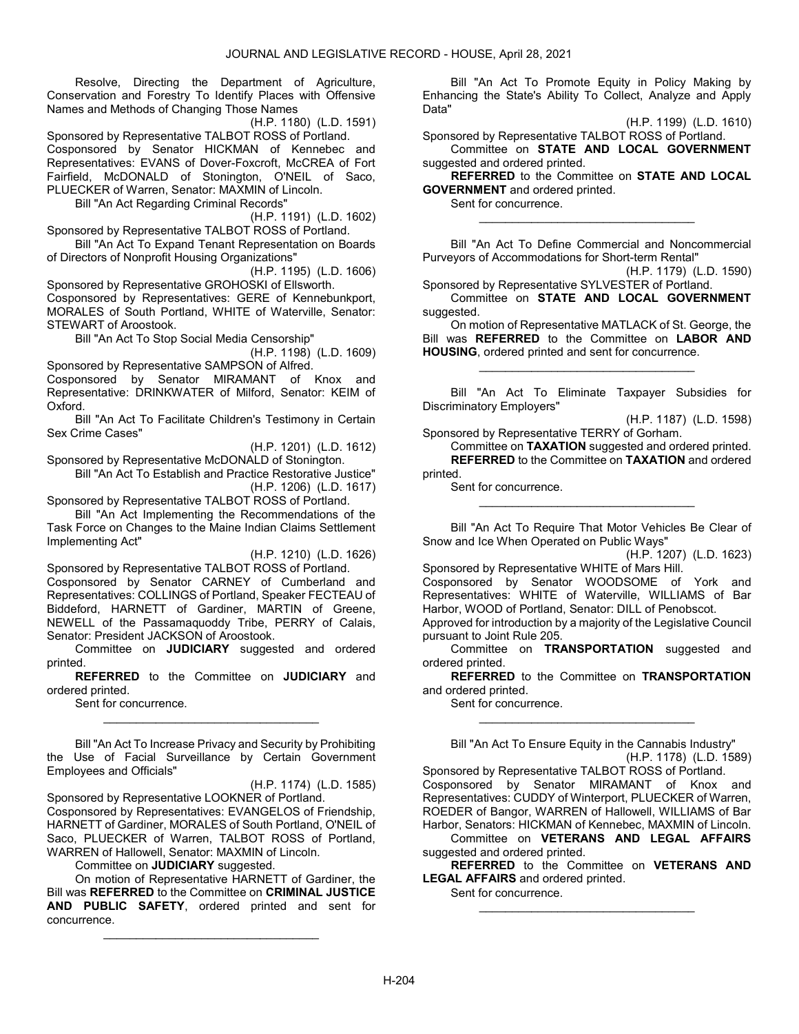Resolve, Directing the Department of Agriculture, Conservation and Forestry To Identify Places with Offensive Names and Methods of Changing Those Names

(H.P. 1180) (L.D. 1591)

Sponsored by Representative TALBOT ROSS of Portland.
Cosponsored by Senator HICKMAN of Kennebec and Representatives: EVANS of Dover-Foxcroft, McCREA of Fort Fairfield, McDONALD of Stonington, O'NEIL of Saco, PLUECKER of Warren, Senator: MAXMIN of Lincoln.

Bill "An Act Regarding Criminal Records"

(H.P. 1191) (L.D. 1602)

Sponsored by Representative TALBOT ROSS of Portland.

Bill "An Act To Expand Tenant Representation on Boards of Directors of Nonprofit Housing Organizations"

(H.P. 1195) (L.D. 1606)

Sponsored by Representative GROHOSKI of Ellsworth.
Cosponsored by Representatives: GERE of Kennebunkport, MORALES of South Portland, WHITE of Waterville, Senator: STEWART of Aroostook.

Bill "An Act To Stop Social Media Censorship"

(H.P. 1198) (L.D. 1609)

Sponsored by Representative SAMPSON of Alfred.
Cosponsored by Senator MIRAMANT of Knox and Representative: DRINKWATER of Milford, Senator: KEIM of Oxford.

Bill "An Act To Facilitate Children's Testimony in Certain Sex Crime Cases"

(H.P. 1201) (L.D. 1612)

Sponsored by Representative McDONALD of Stonington.

Bill "An Act To Establish and Practice Restorative Justice"

(H.P. 1206) (L.D. 1617)

Sponsored by Representative TALBOT ROSS of Portland.

Bill "An Act Implementing the Recommendations of the Task Force on Changes to the Maine Indian Claims Settlement Implementing Act"

(H.P. 1210) (L.D. 1626)

Sponsored by Representative TALBOT ROSS of Portland.
Cosponsored by Senator CARNEY of Cumberland and Representatives: COLLINGS of Portland, Speaker FECTEAU of Biddeford, HARNETT of Gardiner, MARTIN of Greene, NEWELL of the Passamaquoddy Tribe, PERRY of Calais, Senator: President JACKSON of Aroostook.

Committee on **JUDICIARY** suggested and ordered printed.

**REFERRED** to the Committee on **JUDICIARY** and ordered printed.

Sent for concurrence.

_________________________________

Bill "An Act To Increase Privacy and Security by Prohibiting the Use of Facial Surveillance by Certain Government Employees and Officials"

(H.P. 1174) (L.D. 1585)

Sponsored by Representative LOOKNER of Portland.
Cosponsored by Representatives: EVANGELOS of Friendship, HARNETT of Gardiner, MORALES of South Portland, O'NEIL of Saco, PLUECKER of Warren, TALBOT ROSS of Portland, WARREN of Hallowell, Senator: MAXMIN of Lincoln.

Committee on **JUDICIARY** suggested.

On motion of Representative HARNETT of Gardiner, the Bill was **REFERRED** to the Committee on **CRIMINAL JUSTICE AND PUBLIC SAFETY**, ordered printed and sent for concurrence.

_________________________________

Bill "An Act To Promote Equity in Policy Making by Enhancing the State's Ability To Collect, Analyze and Apply Data"

(H.P. 1199) (L.D. 1610)

Sponsored by Representative TALBOT ROSS of Portland.

Committee on **STATE AND LOCAL GOVERNMENT** suggested and ordered printed.

**REFERRED** to the Committee on **STATE AND LOCAL GOVERNMENT** and ordered printed.

Sent for concurrence.

_________________________________

Bill "An Act To Define Commercial and Noncommercial Purveyors of Accommodations for Short-term Rental"

(H.P. 1179) (L.D. 1590)

Sponsored by Representative SYLVESTER of Portland.

Committee on **STATE AND LOCAL GOVERNMENT** suggested.

On motion of Representative MATLACK of St. George, the Bill was **REFERRED** to the Committee on **LABOR AND HOUSING**, ordered printed and sent for concurrence.

_________________________________

Bill "An Act To Eliminate Taxpayer Subsidies for Discriminatory Employers"

(H.P. 1187) (L.D. 1598)

Sponsored by Representative TERRY of Gorham.

Committee on **TAXATION** suggested and ordered printed.

**REFERRED** to the Committee on **TAXATION** and ordered printed.

Sent for concurrence.

_________________________________

Bill "An Act To Require That Motor Vehicles Be Clear of Snow and Ice When Operated on Public Ways"

(H.P. 1207) (L.D. 1623)

Sponsored by Representative WHITE of Mars Hill.
Cosponsored by Senator WOODSOME of York and Representatives: WHITE of Waterville, WILLIAMS of Bar Harbor, WOOD of Portland, Senator: DILL of Penobscot.
Approved for introduction by a majority of the Legislative Council pursuant to Joint Rule 205.

Committee on **TRANSPORTATION** suggested and ordered printed.

**REFERRED** to the Committee on **TRANSPORTATION** and ordered printed.

Sent for concurrence.

_________________________________

Bill "An Act To Ensure Equity in the Cannabis Industry"

(H.P. 1178) (L.D. 1589)

Sponsored by Representative TALBOT ROSS of Portland.
Cosponsored by Senator MIRAMANT of Knox and Representatives: CUDDY of Winterport, PLUECKER of Warren, ROEDER of Bangor, WARREN of Hallowell, WILLIAMS of Bar Harbor, Senators: HICKMAN of Kennebec, MAXMIN of Lincoln.

Committee on **VETERANS AND LEGAL AFFAIRS** suggested and ordered printed.

**REFERRED** to the Committee on **VETERANS AND LEGAL AFFAIRS** and ordered printed.

Sent for concurrence.

_________________________________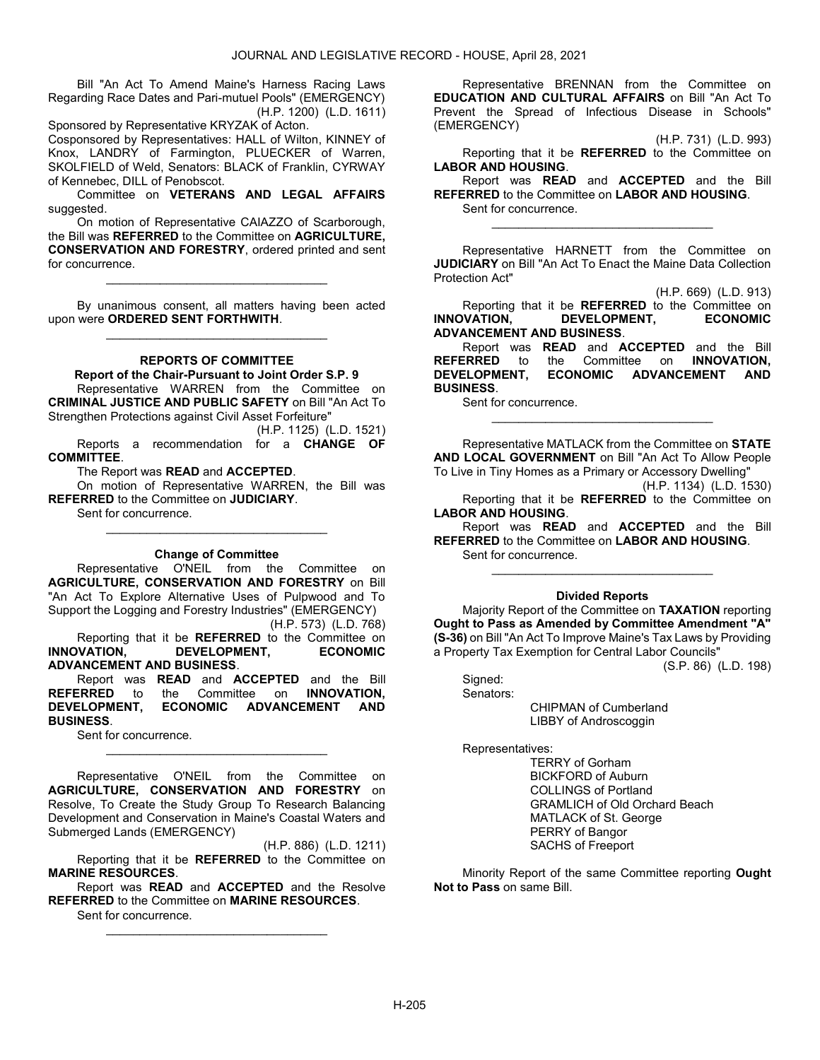Bill "An Act To Amend Maine's Harness Racing Laws Regarding Race Dates and Pari-mutuel Pools" (EMERGENCY)

(H.P. 1200) (L.D. 1611)

Sponsored by Representative KRYZAK of Acton.

Cosponsored by Representatives: HALL of Wilton, KINNEY of Knox, LANDRY of Farmington, PLUECKER of Warren, SKOLFIELD of Weld, Senators: BLACK of Franklin, CYRWAY of Kennebec, DILL of Penobscot.

Committee on **VETERANS AND LEGAL AFFAIRS** suggested.

On motion of Representative CAIAZZO of Scarborough, the Bill was **REFERRED** to the Committee on **AGRICULTURE, CONSERVATION AND FORESTRY**, ordered printed and sent for concurrence.

---

By unanimous consent, all matters having been acted upon were **ORDERED SENT FORTHWITH**.

---

## REPORTS OF COMMITTEE

### Report of the Chair-Pursuant to Joint Order S.P. 9

Representative WARREN from the Committee on **CRIMINAL JUSTICE AND PUBLIC SAFETY** on Bill "An Act To Strengthen Protections against Civil Asset Forfeiture"

(H.P. 1125) (L.D. 1521)

Reports a recommendation for a **CHANGE OF COMMITTEE**.

The Report was **READ** and **ACCEPTED**.

On motion of Representative WARREN, the Bill was **REFERRED** to the Committee on **JUDICIARY**.

Sent for concurrence.

---

### Change of Committee

Representative O'NEIL from the Committee on **AGRICULTURE, CONSERVATION AND FORESTRY** on Bill "An Act To Explore Alternative Uses of Pulpwood and To Support the Logging and Forestry Industries" (EMERGENCY)

(H.P. 573) (L.D. 768)

Reporting that it be **REFERRED** to the Committee on **INNOVATION, DEVELOPMENT, ECONOMIC ADVANCEMENT AND BUSINESS**.

Report was **READ** and **ACCEPTED** and the Bill **REFERRED** to the Committee on **INNOVATION, DEVELOPMENT, ECONOMIC ADVANCEMENT AND BUSINESS**.

Sent for concurrence.

---

Representative O'NEIL from the Committee on **AGRICULTURE, CONSERVATION AND FORESTRY** on Resolve, To Create the Study Group To Research Balancing Development and Conservation in Maine's Coastal Waters and Submerged Lands (EMERGENCY)

(H.P. 886) (L.D. 1211)

Reporting that it be **REFERRED** to the Committee on **MARINE RESOURCES**.

Report was **READ** and **ACCEPTED** and the Resolve **REFERRED** to the Committee on **MARINE RESOURCES**.

Sent for concurrence.

---

Representative BRENNAN from the Committee on **EDUCATION AND CULTURAL AFFAIRS** on Bill "An Act To Prevent the Spread of Infectious Disease in Schools" (EMERGENCY)

(H.P. 731) (L.D. 993)

Reporting that it be **REFERRED** to the Committee on **LABOR AND HOUSING**.

Report was **READ** and **ACCEPTED** and the Bill **REFERRED** to the Committee on **LABOR AND HOUSING**.

Sent for concurrence.

---

Representative HARNETT from the Committee on **JUDICIARY** on Bill "An Act To Enact the Maine Data Collection Protection Act"

(H.P. 669) (L.D. 913)

Reporting that it be **REFERRED** to the Committee on **INNOVATION, DEVELOPMENT, ECONOMIC ADVANCEMENT AND BUSINESS**.

Report was **READ** and **ACCEPTED** and the Bill **REFERRED** to the Committee on **INNOVATION, DEVELOPMENT, ECONOMIC ADVANCEMENT AND BUSINESS**.

Sent for concurrence.

---

Representative MATLACK from the Committee on **STATE AND LOCAL GOVERNMENT** on Bill "An Act To Allow People To Live in Tiny Homes as a Primary or Accessory Dwelling"

(H.P. 1134) (L.D. 1530)

Reporting that it be **REFERRED** to the Committee on **LABOR AND HOUSING**.

Report was **READ** and **ACCEPTED** and the Bill **REFERRED** to the Committee on **LABOR AND HOUSING**.

Sent for concurrence.

---

### Divided Reports

Majority Report of the Committee on **TAXATION** reporting **Ought to Pass as Amended by Committee Amendment "A" (S-36)** on Bill "An Act To Improve Maine's Tax Laws by Providing a Property Tax Exemption for Central Labor Councils"

(S.P. 86) (L.D. 198)

Signed:

Senators:

CHIPMAN of Cumberland
LIBBY of Androscoggin

Representatives:

TERRY of Gorham
BICKFORD of Auburn
COLLINGS of Portland
GRAMLICH of Old Orchard Beach
MATLACK of St. George
PERRY of Bangor
SACHS of Freeport

Minority Report of the same Committee reporting **Ought Not to Pass** on same Bill.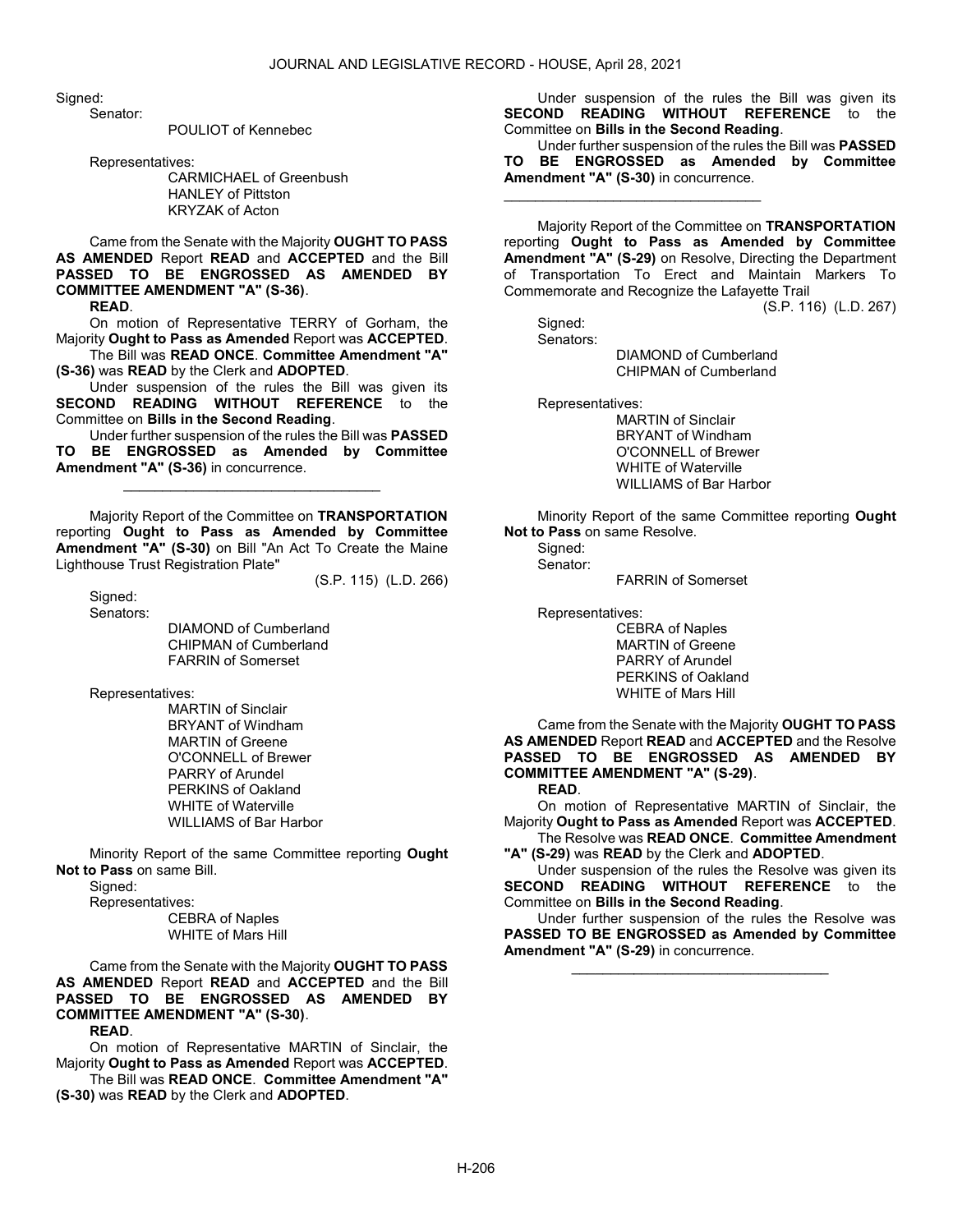Signed:

Senator:

POULIOT of Kennebec

Representatives:

CARMICHAEL of Greenbush
HANLEY of Pittston
KRYZAK of Acton

Came from the Senate with the Majority **OUGHT TO PASS AS AMENDED** Report **READ** and **ACCEPTED** and the Bill **PASSED TO BE ENGROSSED AS AMENDED BY COMMITTEE AMENDMENT "A" (S-36)**.

**READ**.

On motion of Representative TERRY of Gorham, the Majority **Ought to Pass as Amended** Report was **ACCEPTED**.

The Bill was **READ ONCE**. **Committee Amendment "A" (S-36)** was **READ** by the Clerk and **ADOPTED**.

Under suspension of the rules the Bill was given its **SECOND READING WITHOUT REFERENCE** to the Committee on **Bills in the Second Reading**.

Under further suspension of the rules the Bill was **PASSED TO BE ENGROSSED as Amended by Committee Amendment "A" (S-36)** in concurrence.

_________________________________

Majority Report of the Committee on **TRANSPORTATION** reporting **Ought to Pass as Amended by Committee Amendment "A" (S-30)** on Bill "An Act To Create the Maine Lighthouse Trust Registration Plate"

(S.P. 115) (L.D. 266)

Signed:

Senators:

DIAMOND of Cumberland
CHIPMAN of Cumberland
FARRIN of Somerset

Representatives:

MARTIN of Sinclair
BRYANT of Windham
MARTIN of Greene
O'CONNELL of Brewer
PARRY of Arundel
PERKINS of Oakland
WHITE of Waterville
WILLIAMS of Bar Harbor

Minority Report of the same Committee reporting **Ought Not to Pass** on same Bill.

Signed:

Representatives:

CEBRA of Naples
WHITE of Mars Hill

Came from the Senate with the Majority **OUGHT TO PASS AS AMENDED** Report **READ** and **ACCEPTED** and the Bill **PASSED TO BE ENGROSSED AS AMENDED BY COMMITTEE AMENDMENT "A" (S-30)**.

**READ**.

On motion of Representative MARTIN of Sinclair, the Majority **Ought to Pass as Amended** Report was **ACCEPTED**.

The Bill was **READ ONCE**. **Committee Amendment "A" (S-30)** was **READ** by the Clerk and **ADOPTED**.

Under suspension of the rules the Bill was given its **SECOND READING WITHOUT REFERENCE** to the Committee on **Bills in the Second Reading**.

Under further suspension of the rules the Bill was **PASSED TO BE ENGROSSED as Amended by Committee Amendment "A" (S-30)** in concurrence.

_________________________________

Majority Report of the Committee on **TRANSPORTATION** reporting **Ought to Pass as Amended by Committee Amendment "A" (S-29)** on Resolve, Directing the Department of Transportation To Erect and Maintain Markers To Commemorate and Recognize the Lafayette Trail

(S.P. 116) (L.D. 267)

Signed:

Senators:

DIAMOND of Cumberland
CHIPMAN of Cumberland

Representatives:

MARTIN of Sinclair
BRYANT of Windham
O'CONNELL of Brewer
WHITE of Waterville
WILLIAMS of Bar Harbor

Minority Report of the same Committee reporting **Ought Not to Pass** on same Resolve.

Signed:

Senator:

FARRIN of Somerset

Representatives:

CEBRA of Naples
MARTIN of Greene
PARRY of Arundel
PERKINS of Oakland
WHITE of Mars Hill

Came from the Senate with the Majority **OUGHT TO PASS AS AMENDED** Report **READ** and **ACCEPTED** and the Resolve **PASSED TO BE ENGROSSED AS AMENDED BY COMMITTEE AMENDMENT "A" (S-29)**.

**READ**.

On motion of Representative MARTIN of Sinclair, the Majority **Ought to Pass as Amended** Report was **ACCEPTED**.

The Resolve was **READ ONCE**. **Committee Amendment "A" (S-29)** was **READ** by the Clerk and **ADOPTED**.

Under suspension of the rules the Resolve was given its **SECOND READING WITHOUT REFERENCE** to the Committee on **Bills in the Second Reading**.

Under further suspension of the rules the Resolve was **PASSED TO BE ENGROSSED as Amended by Committee Amendment "A" (S-29)** in concurrence.

_________________________________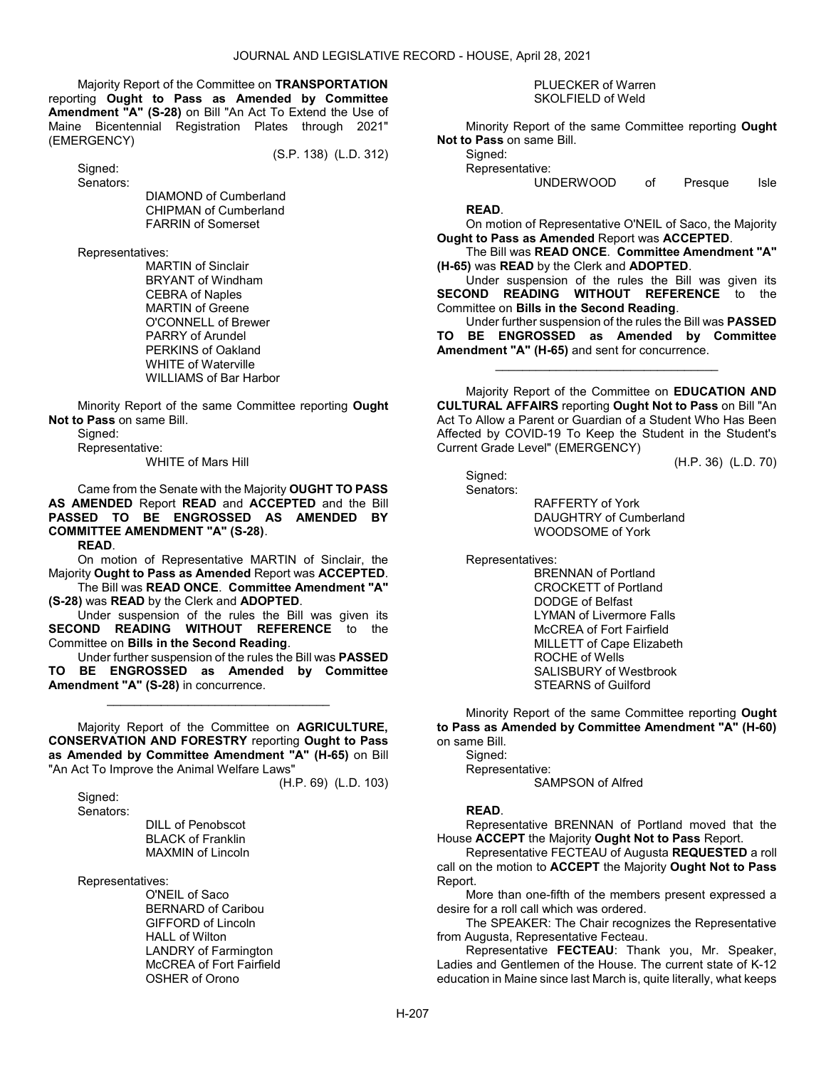Majority Report of the Committee on **TRANSPORTATION** reporting **Ought to Pass as Amended by Committee Amendment "A" (S-28)** on Bill "An Act To Extend the Use of Maine Bicentennial Registration Plates through 2021" (EMERGENCY)

(S.P. 138) (L.D. 312)

Signed:

Senators:

DIAMOND of Cumberland
CHIPMAN of Cumberland
FARRIN of Somerset

Representatives:

MARTIN of Sinclair
BRYANT of Windham
CEBRA of Naples
MARTIN of Greene
O'CONNELL of Brewer
PARRY of Arundel
PERKINS of Oakland
WHITE of Waterville
WILLIAMS of Bar Harbor

Minority Report of the same Committee reporting **Ought Not to Pass** on same Bill.

Signed:

Representative:

WHITE of Mars Hill

Came from the Senate with the Majority **OUGHT TO PASS AS AMENDED** Report **READ** and **ACCEPTED** and the Bill **PASSED TO BE ENGROSSED AS AMENDED BY COMMITTEE AMENDMENT "A" (S-28)**.

**READ**.

On motion of Representative MARTIN of Sinclair, the Majority **Ought to Pass as Amended** Report was **ACCEPTED**.

The Bill was **READ ONCE**. **Committee Amendment "A" (S-28)** was **READ** by the Clerk and **ADOPTED**.

Under suspension of the rules the Bill was given its **SECOND READING WITHOUT REFERENCE** to the Committee on **Bills in the Second Reading**.

Under further suspension of the rules the Bill was **PASSED TO BE ENGROSSED as Amended by Committee Amendment "A" (S-28)** in concurrence.

_________________________________

Majority Report of the Committee on **AGRICULTURE, CONSERVATION AND FORESTRY** reporting **Ought to Pass as Amended by Committee Amendment "A" (H-65)** on Bill "An Act To Improve the Animal Welfare Laws"

(H.P. 69) (L.D. 103)

Signed:

Senators:

DILL of Penobscot
BLACK of Franklin
MAXMIN of Lincoln

Representatives:

O'NEIL of Saco
BERNARD of Caribou
GIFFORD of Lincoln
HALL of Wilton
LANDRY of Farmington
McCREA of Fort Fairfield
OSHER of Orono
PLUECKER of Warren
SKOLFIELD of Weld

Minority Report of the same Committee reporting **Ought Not to Pass** on same Bill.

Signed:

Representative:

UNDERWOOD of Presque Isle

**READ**.

On motion of Representative O'NEIL of Saco, the Majority **Ought to Pass as Amended** Report was **ACCEPTED**.

The Bill was **READ ONCE**. **Committee Amendment "A" (H-65)** was **READ** by the Clerk and **ADOPTED**.

Under suspension of the rules the Bill was given its **SECOND READING WITHOUT REFERENCE** to the Committee on **Bills in the Second Reading**.

Under further suspension of the rules the Bill was **PASSED TO BE ENGROSSED as Amended by Committee Amendment "A" (H-65)** and sent for concurrence.

_________________________________

Majority Report of the Committee on **EDUCATION AND CULTURAL AFFAIRS** reporting **Ought Not to Pass** on Bill "An Act To Allow a Parent or Guardian of a Student Who Has Been Affected by COVID-19 To Keep the Student in the Student's Current Grade Level" (EMERGENCY)

(H.P. 36) (L.D. 70)

Signed:

Senators:

RAFFERTY of York
DAUGHTRY of Cumberland
WOODSOME of York

Representatives:

BRENNAN of Portland
CROCKETT of Portland
DODGE of Belfast
LYMAN of Livermore Falls
McCREA of Fort Fairfield
MILLETT of Cape Elizabeth
ROCHE of Wells
SALISBURY of Westbrook
STEARNS of Guilford

Minority Report of the same Committee reporting **Ought to Pass as Amended by Committee Amendment "A" (H-60)** on same Bill.

Signed:

Representative:

SAMPSON of Alfred

**READ**.

Representative BRENNAN of Portland moved that the House **ACCEPT** the Majority **Ought Not to Pass** Report.

Representative FECTEAU of Augusta **REQUESTED** a roll call on the motion to **ACCEPT** the Majority **Ought Not to Pass** Report.

More than one-fifth of the members present expressed a desire for a roll call which was ordered.

The SPEAKER: The Chair recognizes the Representative from Augusta, Representative Fecteau.

Representative **FECTEAU**: Thank you, Mr. Speaker, Ladies and Gentlemen of the House. The current state of K-12 education in Maine since last March is, quite literally, what keeps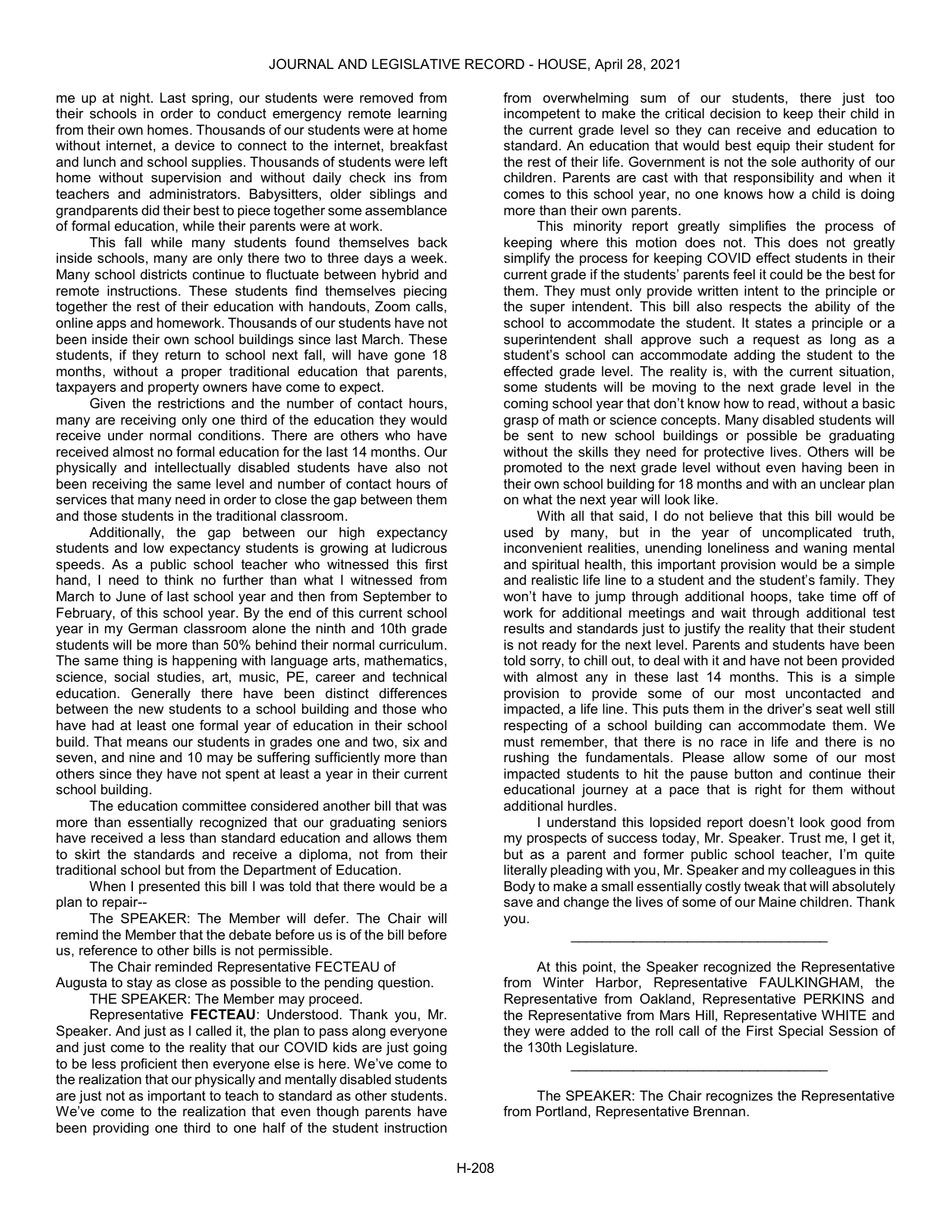me up at night. Last spring, our students were removed from their schools in order to conduct emergency remote learning from their own homes. Thousands of our students were at home without internet, a device to connect to the internet, breakfast and lunch and school supplies. Thousands of students were left home without supervision and without daily check ins from teachers and administrators. Babysitters, older siblings and grandparents did their best to piece together some assemblance of formal education, while their parents were at work.

This fall while many students found themselves back inside schools, many are only there two to three days a week. Many school districts continue to fluctuate between hybrid and remote instructions. These students find themselves piecing together the rest of their education with handouts, Zoom calls, online apps and homework. Thousands of our students have not been inside their own school buildings since last March. These students, if they return to school next fall, will have gone 18 months, without a proper traditional education that parents, taxpayers and property owners have come to expect.

Given the restrictions and the number of contact hours, many are receiving only one third of the education they would receive under normal conditions. There are others who have received almost no formal education for the last 14 months. Our physically and intellectually disabled students have also not been receiving the same level and number of contact hours of services that many need in order to close the gap between them and those students in the traditional classroom.

Additionally, the gap between our high expectancy students and low expectancy students is growing at ludicrous speeds. As a public school teacher who witnessed this first hand, I need to think no further than what I witnessed from March to June of last school year and then from September to February, of this school year. By the end of this current school year in my German classroom alone the ninth and 10th grade students will be more than 50% behind their normal curriculum. The same thing is happening with language arts, mathematics, science, social studies, art, music, PE, career and technical education. Generally there have been distinct differences between the new students to a school building and those who have had at least one formal year of education in their school build. That means our students in grades one and two, six and seven, and nine and 10 may be suffering sufficiently more than others since they have not spent at least a year in their current school building.

The education committee considered another bill that was more than essentially recognized that our graduating seniors have received a less than standard education and allows them to skirt the standards and receive a diploma, not from their traditional school but from the Department of Education.

When I presented this bill I was told that there would be a plan to repair--

The SPEAKER: The Member will defer. The Chair will remind the Member that the debate before us is of the bill before us, reference to other bills is not permissible.

The Chair reminded Representative FECTEAU of Augusta to stay as close as possible to the pending question.

THE SPEAKER: The Member may proceed.

Representative **FECTEAU**: Understood. Thank you, Mr. Speaker. And just as I called it, the plan to pass along everyone and just come to the reality that our COVID kids are just going to be less proficient then everyone else is here. We've come to the realization that our physically and mentally disabled students are just not as important to teach to standard as other students. We've come to the realization that even though parents have been providing one third to one half of the student instruction from overwhelming sum of our students, there just too incompetent to make the critical decision to keep their child in the current grade level so they can receive and education to standard. An education that would best equip their student for the rest of their life. Government is not the sole authority of our children. Parents are cast with that responsibility and when it comes to this school year, no one knows how a child is doing more than their own parents.

This minority report greatly simplifies the process of keeping where this motion does not. This does not greatly simplify the process for keeping COVID effect students in their current grade if the students' parents feel it could be the best for them. They must only provide written intent to the principle or the super intendent. This bill also respects the ability of the school to accommodate the student. It states a principle or a superintendent shall approve such a request as long as a student's school can accommodate adding the student to the effected grade level. The reality is, with the current situation, some students will be moving to the next grade level in the coming school year that don't know how to read, without a basic grasp of math or science concepts. Many disabled students will be sent to new school buildings or possible be graduating without the skills they need for protective lives. Others will be promoted to the next grade level without even having been in their own school building for 18 months and with an unclear plan on what the next year will look like.

With all that said, I do not believe that this bill would be used by many, but in the year of uncomplicated truth, inconvenient realities, unending loneliness and waning mental and spiritual health, this important provision would be a simple and realistic life line to a student and the student's family. They won't have to jump through additional hoops, take time off of work for additional meetings and wait through additional test results and standards just to justify the reality that their student is not ready for the next level. Parents and students have been told sorry, to chill out, to deal with it and have not been provided with almost any in these last 14 months. This is a simple provision to provide some of our most uncontacted and impacted, a life line. This puts them in the driver's seat well still respecting of a school building can accommodate them. We must remember, that there is no race in life and there is no rushing the fundamentals. Please allow some of our most impacted students to hit the pause button and continue their educational journey at a pace that is right for them without additional hurdles.

I understand this lopsided report doesn't look good from my prospects of success today, Mr. Speaker. Trust me, I get it, but as a parent and former public school teacher, I'm quite literally pleading with you, Mr. Speaker and my colleagues in this Body to make a small essentially costly tweak that will absolutely save and change the lives of some of our Maine children. Thank you.

---

At this point, the Speaker recognized the Representative from Winter Harbor, Representative FAULKINGHAM, the Representative from Oakland, Representative PERKINS and the Representative from Mars Hill, Representative WHITE and they were added to the roll call of the First Special Session of the 130th Legislature.

---

The SPEAKER: The Chair recognizes the Representative from Portland, Representative Brennan.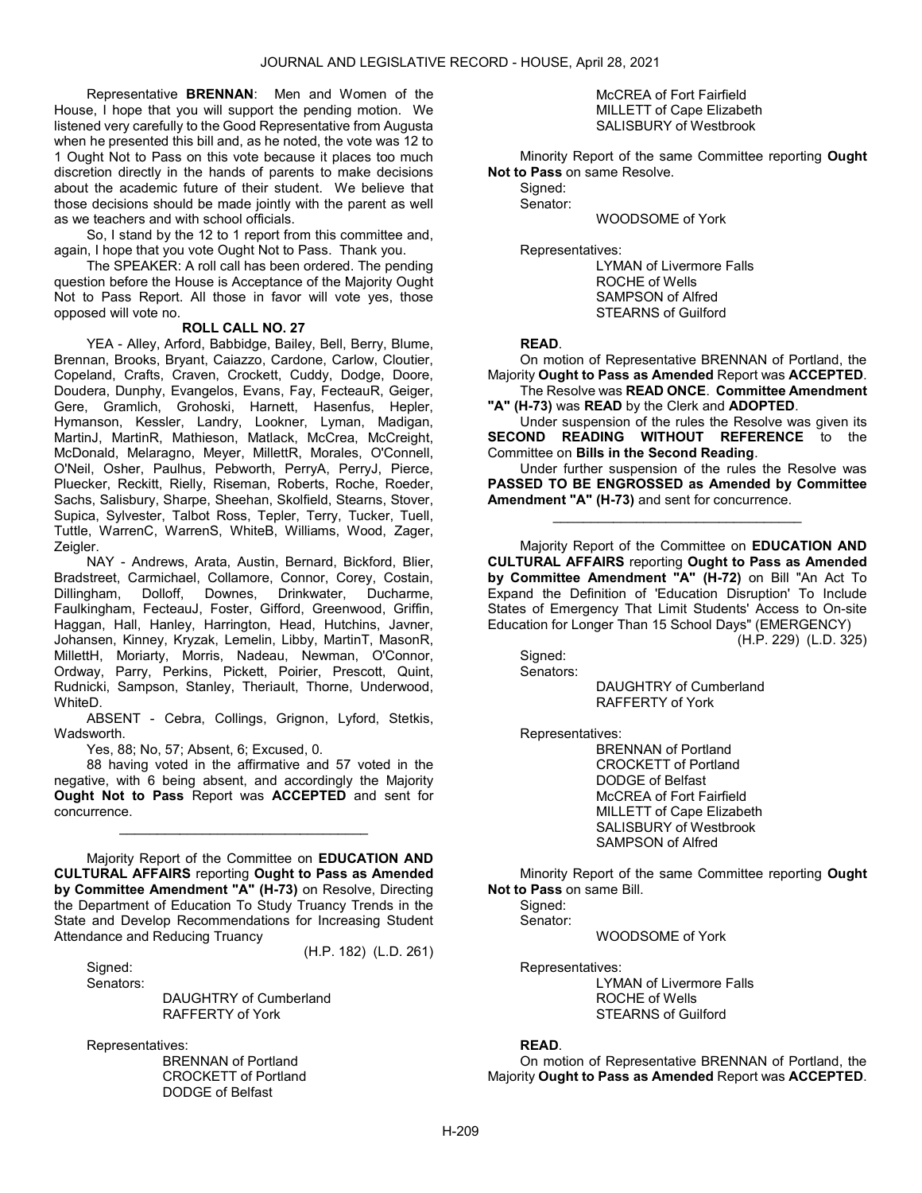Representative **BRENNAN**: Men and Women of the House, I hope that you will support the pending motion. We listened very carefully to the Good Representative from Augusta when he presented this bill and, as he noted, the vote was 12 to 1 Ought Not to Pass on this vote because it places too much discretion directly in the hands of parents to make decisions about the academic future of their student. We believe that those decisions should be made jointly with the parent as well as we teachers and with school officials.

So, I stand by the 12 to 1 report from this committee and, again, I hope that you vote Ought Not to Pass. Thank you.

The SPEAKER: A roll call has been ordered. The pending question before the House is Acceptance of the Majority Ought Not to Pass Report. All those in favor will vote yes, those opposed will vote no.

**ROLL CALL NO. 27**

YEA - Alley, Arford, Babbidge, Bailey, Bell, Berry, Blume, Brennan, Brooks, Bryant, Caiazzo, Cardone, Carlow, Cloutier, Copeland, Crafts, Craven, Crockett, Cuddy, Dodge, Doore, Doudera, Dunphy, Evangelos, Evans, Fay, FecteauR, Geiger, Gere, Gramlich, Grohoski, Harnett, Hasenfus, Hepler, Hymanson, Kessler, Landry, Lookner, Lyman, Madigan, MartinJ, MartinR, Mathieson, Matlack, McCrea, McCreight, McDonald, Melaragno, Meyer, MillettR, Morales, O'Connell, O'Neil, Osher, Paulhus, Pebworth, PerryA, PerryJ, Pierce, Pluecker, Reckitt, Rielly, Riseman, Roberts, Roche, Roeder, Sachs, Salisbury, Sharpe, Sheehan, Skolfield, Stearns, Stover, Supica, Sylvester, Talbot Ross, Tepler, Terry, Tucker, Tuell, Tuttle, WarrenC, WarrenS, WhiteB, Williams, Wood, Zager, Zeigler.

NAY - Andrews, Arata, Austin, Bernard, Bickford, Blier, Bradstreet, Carmichael, Collamore, Connor, Corey, Costain, Dillingham, Dolloff, Downes, Drinkwater, Ducharme, Faulkingham, FecteauJ, Foster, Gifford, Greenwood, Griffin, Haggan, Hall, Hanley, Harrington, Head, Hutchins, Javner, Johansen, Kinney, Kryzak, Lemelin, Libby, MartinT, MasonR, MillettH, Moriarty, Morris, Nadeau, Newman, O'Connor, Ordway, Parry, Perkins, Pickett, Poirier, Prescott, Quint, Rudnicki, Sampson, Stanley, Theriault, Thorne, Underwood, WhiteD.

ABSENT - Cebra, Collings, Grignon, Lyford, Stetkis, Wadsworth.

Yes, 88; No, 57; Absent, 6; Excused, 0.

88 having voted in the affirmative and 57 voted in the negative, with 6 being absent, and accordingly the Majority **Ought Not to Pass** Report was **ACCEPTED** and sent for concurrence.

---

Majority Report of the Committee on **EDUCATION AND CULTURAL AFFAIRS** reporting **Ought to Pass as Amended by Committee Amendment "A" (H-73)** on Resolve, Directing the Department of Education To Study Truancy Trends in the State and Develop Recommendations for Increasing Student Attendance and Reducing Truancy

(H.P. 182) (L.D. 261)

Signed:
Senators:
DAUGHTRY of Cumberland
RAFFERTY of York

Representatives:
BRENNAN of Portland
CROCKETT of Portland
DODGE of Belfast
McCREA of Fort Fairfield
MILLETT of Cape Elizabeth
SALISBURY of Westbrook

Minority Report of the same Committee reporting **Ought Not to Pass** on same Resolve.

Signed:
Senator:
WOODSOME of York

Representatives:
LYMAN of Livermore Falls
ROCHE of Wells
SAMPSON of Alfred
STEARNS of Guilford

**READ**.

On motion of Representative BRENNAN of Portland, the Majority **Ought to Pass as Amended** Report was **ACCEPTED**.

The Resolve was **READ ONCE**. **Committee Amendment "A" (H-73)** was **READ** by the Clerk and **ADOPTED**.

Under suspension of the rules the Resolve was given its **SECOND READING WITHOUT REFERENCE** to the Committee on **Bills in the Second Reading**.

Under further suspension of the rules the Resolve was **PASSED TO BE ENGROSSED as Amended by Committee Amendment "A" (H-73)** and sent for concurrence.

---

Majority Report of the Committee on **EDUCATION AND CULTURAL AFFAIRS** reporting **Ought to Pass as Amended by Committee Amendment "A" (H-72)** on Bill "An Act To Expand the Definition of 'Education Disruption' To Include States of Emergency That Limit Students' Access to On-site Education for Longer Than 15 School Days" (EMERGENCY)

(H.P. 229) (L.D. 325)

Signed:
Senators:
DAUGHTRY of Cumberland
RAFFERTY of York

Representatives:
BRENNAN of Portland
CROCKETT of Portland
DODGE of Belfast
McCREA of Fort Fairfield
MILLETT of Cape Elizabeth
SALISBURY of Westbrook
SAMPSON of Alfred

Minority Report of the same Committee reporting **Ought Not to Pass** on same Bill.

Signed:
Senator:
WOODSOME of York

Representatives:
LYMAN of Livermore Falls
ROCHE of Wells
STEARNS of Guilford

**READ**.

On motion of Representative BRENNAN of Portland, the Majority **Ought to Pass as Amended** Report was **ACCEPTED**.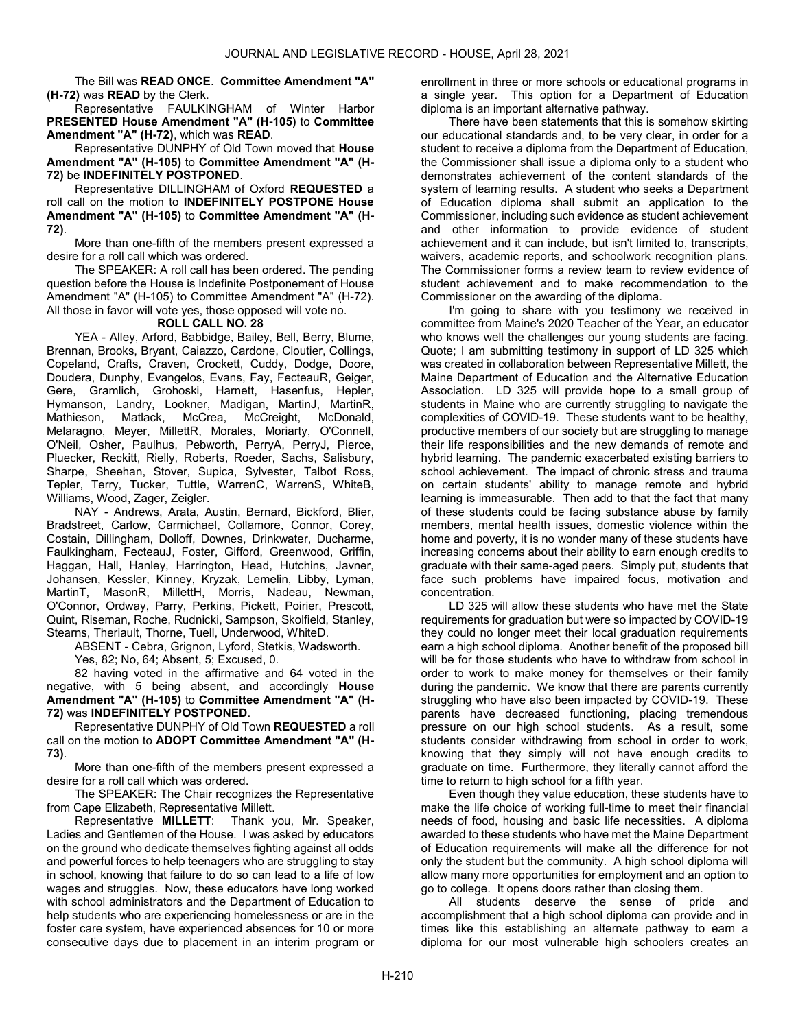The Bill was **READ ONCE**. **Committee Amendment "A" (H-72)** was **READ** by the Clerk.

Representative FAULKINGHAM of Winter Harbor **PRESENTED House Amendment "A" (H-105)** to **Committee Amendment "A" (H-72)**, which was **READ**.

Representative DUNPHY of Old Town moved that **House Amendment "A" (H-105)** to **Committee Amendment "A" (H-72)** be **INDEFINITELY POSTPONED**.

Representative DILLINGHAM of Oxford **REQUESTED** a roll call on the motion to **INDEFINITELY POSTPONE House Amendment "A" (H-105)** to **Committee Amendment "A" (H-72)**.

More than one-fifth of the members present expressed a desire for a roll call which was ordered.

The SPEAKER: A roll call has been ordered. The pending question before the House is Indefinite Postponement of House Amendment "A" (H-105) to Committee Amendment "A" (H-72). All those in favor will vote yes, those opposed will vote no.

**ROLL CALL NO. 28**

YEA - Alley, Arford, Babbidge, Bailey, Bell, Berry, Blume, Brennan, Brooks, Bryant, Caiazzo, Cardone, Cloutier, Collings, Copeland, Crafts, Craven, Crockett, Cuddy, Dodge, Doore, Doudera, Dunphy, Evangelos, Evans, Fay, FecteauR, Geiger, Gere, Gramlich, Grohoski, Harnett, Hasenfus, Hepler, Hymanson, Landry, Lookner, Madigan, MartinJ, MartinR, Mathieson, Matlack, McCrea, McCreight, McDonald, Melaragno, Meyer, MillettR, Morales, Moriarty, O'Connell, O'Neil, Osher, Paulhus, Pebworth, PerryA, PerryJ, Pierce, Pluecker, Reckitt, Rielly, Roberts, Roeder, Sachs, Salisbury, Sharpe, Sheehan, Stover, Supica, Sylvester, Talbot Ross, Tepler, Terry, Tucker, Tuttle, WarrenC, WarrenS, WhiteB, Williams, Wood, Zager, Zeigler.

NAY - Andrews, Arata, Austin, Bernard, Bickford, Blier, Bradstreet, Carlow, Carmichael, Collamore, Connor, Corey, Costain, Dillingham, Dolloff, Downes, Drinkwater, Ducharme, Faulkingham, FecteauJ, Foster, Gifford, Greenwood, Griffin, Haggan, Hall, Hanley, Harrington, Head, Hutchins, Javner, Johansen, Kessler, Kinney, Kryzak, Lemelin, Libby, Lyman, MartinT, MasonR, MillettH, Morris, Nadeau, Newman, O'Connor, Ordway, Parry, Perkins, Pickett, Poirier, Prescott, Quint, Riseman, Roche, Rudnicki, Sampson, Skolfield, Stanley, Stearns, Theriault, Thorne, Tuell, Underwood, WhiteD.

ABSENT - Cebra, Grignon, Lyford, Stetkis, Wadsworth.

Yes, 82; No, 64; Absent, 5; Excused, 0.

82 having voted in the affirmative and 64 voted in the negative, with 5 being absent, and accordingly **House Amendment "A" (H-105)** to **Committee Amendment "A" (H-72)** was **INDEFINITELY POSTPONED**.

Representative DUNPHY of Old Town **REQUESTED** a roll call on the motion to **ADOPT Committee Amendment "A" (H-73)**.

More than one-fifth of the members present expressed a desire for a roll call which was ordered.

The SPEAKER: The Chair recognizes the Representative from Cape Elizabeth, Representative Millett.

Representative **MILLETT**: Thank you, Mr. Speaker, Ladies and Gentlemen of the House. I was asked by educators on the ground who dedicate themselves fighting against all odds and powerful forces to help teenagers who are struggling to stay in school, knowing that failure to do so can lead to a life of low wages and struggles. Now, these educators have long worked with school administrators and the Department of Education to help students who are experiencing homelessness or are in the foster care system, have experienced absences for 10 or more consecutive days due to placement in an interim program or enrollment in three or more schools or educational programs in a single year. This option for a Department of Education diploma is an important alternative pathway.

There have been statements that this is somehow skirting our educational standards and, to be very clear, in order for a student to receive a diploma from the Department of Education, the Commissioner shall issue a diploma only to a student who demonstrates achievement of the content standards of the system of learning results. A student who seeks a Department of Education diploma shall submit an application to the Commissioner, including such evidence as student achievement and other information to provide evidence of student achievement and it can include, but isn't limited to, transcripts, waivers, academic reports, and schoolwork recognition plans. The Commissioner forms a review team to review evidence of student achievement and to make recommendation to the Commissioner on the awarding of the diploma.

I'm going to share with you testimony we received in committee from Maine's 2020 Teacher of the Year, an educator who knows well the challenges our young students are facing. Quote; I am submitting testimony in support of LD 325 which was created in collaboration between Representative Millett, the Maine Department of Education and the Alternative Education Association. LD 325 will provide hope to a small group of students in Maine who are currently struggling to navigate the complexities of COVID-19. These students want to be healthy, productive members of our society but are struggling to manage their life responsibilities and the new demands of remote and hybrid learning. The pandemic exacerbated existing barriers to school achievement. The impact of chronic stress and trauma on certain students' ability to manage remote and hybrid learning is immeasurable. Then add to that the fact that many of these students could be facing substance abuse by family members, mental health issues, domestic violence within the home and poverty, it is no wonder many of these students have increasing concerns about their ability to earn enough credits to graduate with their same-aged peers. Simply put, students that face such problems have impaired focus, motivation and concentration.

LD 325 will allow these students who have met the State requirements for graduation but were so impacted by COVID-19 they could no longer meet their local graduation requirements earn a high school diploma. Another benefit of the proposed bill will be for those students who have to withdraw from school in order to work to make money for themselves or their family during the pandemic. We know that there are parents currently struggling who have also been impacted by COVID-19. These parents have decreased functioning, placing tremendous pressure on our high school students. As a result, some students consider withdrawing from school in order to work, knowing that they simply will not have enough credits to graduate on time. Furthermore, they literally cannot afford the time to return to high school for a fifth year.

Even though they value education, these students have to make the life choice of working full-time to meet their financial needs of food, housing and basic life necessities. A diploma awarded to these students who have met the Maine Department of Education requirements will make all the difference for not only the student but the community. A high school diploma will allow many more opportunities for employment and an option to go to college. It opens doors rather than closing them.

All students deserve the sense of pride and accomplishment that a high school diploma can provide and in times like this establishing an alternate pathway to earn a diploma for our most vulnerable high schoolers creates an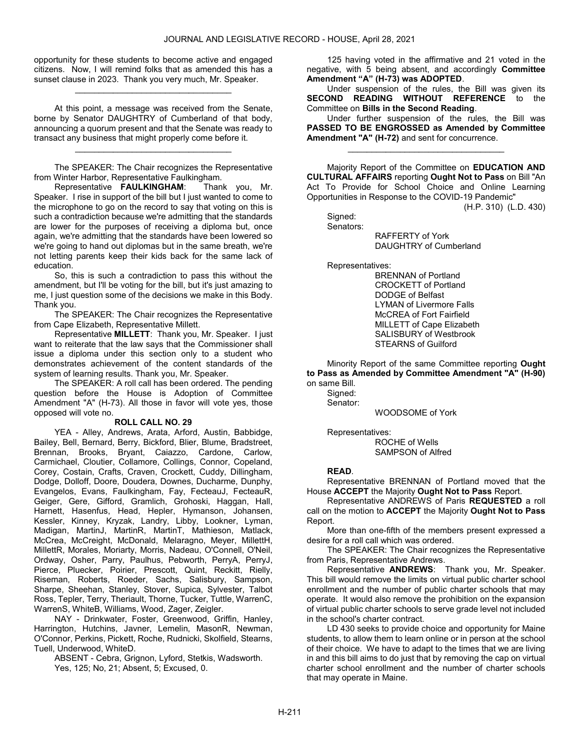opportunity for these students to become active and engaged citizens. Now, I will remind folks that as amended this has a sunset clause in 2023. Thank you very much, Mr. Speaker.

_________________________________

At this point, a message was received from the Senate, borne by Senator DAUGHTRY of Cumberland of that body, announcing a quorum present and that the Senate was ready to transact any business that might properly come before it.

_________________________________

The SPEAKER: The Chair recognizes the Representative from Winter Harbor, Representative Faulkingham.

Representative **FAULKINGHAM**: Thank you, Mr. Speaker. I rise in support of the bill but I just wanted to come to the microphone to go on the record to say that voting on this is such a contradiction because we're admitting that the standards are lower for the purposes of receiving a diploma but, once again, we're admitting that the standards have been lowered so we're going to hand out diplomas but in the same breath, we're not letting parents keep their kids back for the same lack of education.

So, this is such a contradiction to pass this without the amendment, but I'll be voting for the bill, but it's just amazing to me, I just question some of the decisions we make in this Body. Thank you.

The SPEAKER: The Chair recognizes the Representative from Cape Elizabeth, Representative Millett.

Representative **MILLETT**: Thank you, Mr. Speaker. I just want to reiterate that the law says that the Commissioner shall issue a diploma under this section only to a student who demonstrates achievement of the content standards of the system of learning results. Thank you, Mr. Speaker.

The SPEAKER: A roll call has been ordered. The pending question before the House is Adoption of Committee Amendment "A" (H-73). All those in favor will vote yes, those opposed will vote no.

**ROLL CALL NO. 29**

YEA - Alley, Andrews, Arata, Arford, Austin, Babbidge, Bailey, Bell, Bernard, Berry, Bickford, Blier, Blume, Bradstreet, Brennan, Brooks, Bryant, Caiazzo, Cardone, Carlow, Carmichael, Cloutier, Collamore, Collings, Connor, Copeland, Corey, Costain, Crafts, Craven, Crockett, Cuddy, Dillingham, Dodge, Dolloff, Doore, Doudera, Downes, Ducharme, Dunphy, Evangelos, Evans, Faulkingham, Fay, FecteauJ, FecteauR, Geiger, Gere, Gifford, Gramlich, Grohoski, Haggan, Hall, Harnett, Hasenfus, Head, Hepler, Hymanson, Johansen, Kessler, Kinney, Kryzak, Landry, Libby, Lookner, Lyman, Madigan, MartinJ, MartinR, MartinT, Mathieson, Matlack, McCrea, McCreight, McDonald, Melaragno, Meyer, MillettH, MillettR, Morales, Moriarty, Morris, Nadeau, O'Connell, O'Neil, Ordway, Osher, Parry, Paulhus, Pebworth, PerryA, PerryJ, Pierce, Pluecker, Poirier, Prescott, Quint, Reckitt, Rielly, Riseman, Roberts, Roeder, Sachs, Salisbury, Sampson, Sharpe, Sheehan, Stanley, Stover, Supica, Sylvester, Talbot Ross, Tepler, Terry, Theriault, Thorne, Tucker, Tuttle, WarrenC, WarrenS, WhiteB, Williams, Wood, Zager, Zeigler.

NAY - Drinkwater, Foster, Greenwood, Griffin, Hanley, Harrington, Hutchins, Javner, Lemelin, MasonR, Newman, O'Connor, Perkins, Pickett, Roche, Rudnicki, Skolfield, Stearns, Tuell, Underwood, WhiteD.

ABSENT - Cebra, Grignon, Lyford, Stetkis, Wadsworth.

Yes, 125; No, 21; Absent, 5; Excused, 0.

125 having voted in the affirmative and 21 voted in the negative, with 5 being absent, and accordingly **Committee Amendment "A" (H-73) was ADOPTED**.

Under suspension of the rules, the Bill was given its **SECOND READING WITHOUT REFERENCE** to the Committee on **Bills in the Second Reading**.

Under further suspension of the rules, the Bill was **PASSED TO BE ENGROSSED as Amended by Committee Amendment "A" (H-72)** and sent for concurrence.

_________________________________

Majority Report of the Committee on **EDUCATION AND CULTURAL AFFAIRS** reporting **Ought Not to Pass** on Bill "An Act To Provide for School Choice and Online Learning Opportunities in Response to the COVID-19 Pandemic"

(H.P. 310) (L.D. 430)

Signed:
Senators:
RAFFERTY of York
DAUGHTRY of Cumberland

Representatives:
BRENNAN of Portland
CROCKETT of Portland
DODGE of Belfast
LYMAN of Livermore Falls
McCREA of Fort Fairfield
MILLETT of Cape Elizabeth
SALISBURY of Westbrook
STEARNS of Guilford

Minority Report of the same Committee reporting **Ought to Pass as Amended by Committee Amendment "A" (H-90)** on same Bill.

Signed:
Senator:
WOODSOME of York

Representatives:
ROCHE of Wells
SAMPSON of Alfred

**READ**.

Representative BRENNAN of Portland moved that the House **ACCEPT** the Majority **Ought Not to Pass** Report.

Representative ANDREWS of Paris **REQUESTED** a roll call on the motion to **ACCEPT** the Majority **Ought Not to Pass** Report.

More than one-fifth of the members present expressed a desire for a roll call which was ordered.

The SPEAKER: The Chair recognizes the Representative from Paris, Representative Andrews.

Representative **ANDREWS**: Thank you, Mr. Speaker. This bill would remove the limits on virtual public charter school enrollment and the number of public charter schools that may operate. It would also remove the prohibition on the expansion of virtual public charter schools to serve grade level not included in the school's charter contract.

LD 430 seeks to provide choice and opportunity for Maine students, to allow them to learn online or in person at the school of their choice. We have to adapt to the times that we are living in and this bill aims to do just that by removing the cap on virtual charter school enrollment and the number of charter schools that may operate in Maine.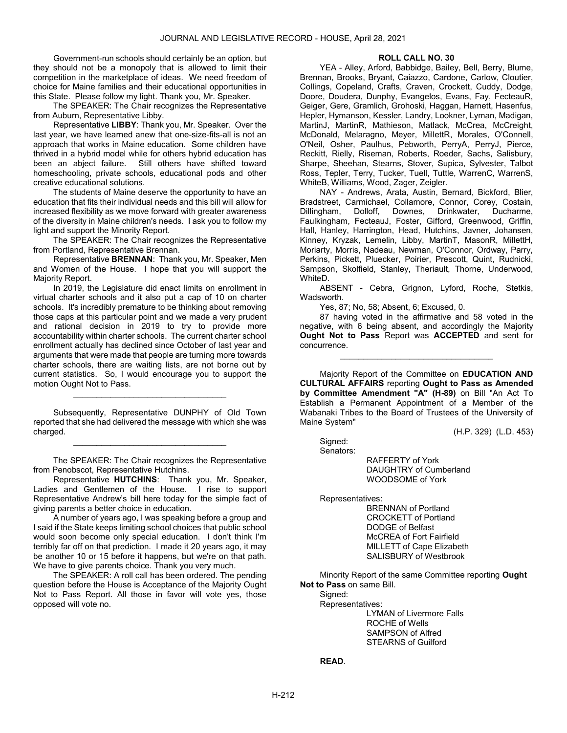Government-run schools should certainly be an option, but they should not be a monopoly that is allowed to limit their competition in the marketplace of ideas. We need freedom of choice for Maine families and their educational opportunities in this State. Please follow my light. Thank you, Mr. Speaker.

The SPEAKER: The Chair recognizes the Representative from Auburn, Representative Libby.

Representative **LIBBY**: Thank you, Mr. Speaker. Over the last year, we have learned anew that one-size-fits-all is not an approach that works in Maine education. Some children have thrived in a hybrid model while for others hybrid education has been an abject failure. Still others have shifted toward homeschooling, private schools, educational pods and other creative educational solutions.

The students of Maine deserve the opportunity to have an education that fits their individual needs and this bill will allow for increased flexibility as we move forward with greater awareness of the diversity in Maine children's needs. I ask you to follow my light and support the Minority Report.

The SPEAKER: The Chair recognizes the Representative from Portland, Representative Brennan.

Representative **BRENNAN**: Thank you, Mr. Speaker, Men and Women of the House. I hope that you will support the Majority Report.

In 2019, the Legislature did enact limits on enrollment in virtual charter schools and it also put a cap of 10 on charter schools. It's incredibly premature to be thinking about removing those caps at this particular point and we made a very prudent and rational decision in 2019 to try to provide more accountability within charter schools. The current charter school enrollment actually has declined since October of last year and arguments that were made that people are turning more towards charter schools, there are waiting lists, are not borne out by current statistics. So, I would encourage you to support the motion Ought Not to Pass.

\_\_\_\_\_\_\_\_\_\_\_\_\_\_\_\_\_\_\_\_\_\_\_\_\_\_\_\_\_\_\_\_\_

Subsequently, Representative DUNPHY of Old Town reported that she had delivered the message with which she was charged.

\_\_\_\_\_\_\_\_\_\_\_\_\_\_\_\_\_\_\_\_\_\_\_\_\_\_\_\_\_\_\_\_\_

The SPEAKER: The Chair recognizes the Representative from Penobscot, Representative Hutchins.

Representative **HUTCHINS**: Thank you, Mr. Speaker, Ladies and Gentlemen of the House. I rise to support Representative Andrew's bill here today for the simple fact of giving parents a better choice in education.

A number of years ago, I was speaking before a group and I said if the State keeps limiting school choices that public school would soon become only special education. I don't think I'm terribly far off on that prediction. I made it 20 years ago, it may be another 10 or 15 before it happens, but we're on that path. We have to give parents choice. Thank you very much.

The SPEAKER: A roll call has been ordered. The pending question before the House is Acceptance of the Majority Ought Not to Pass Report. All those in favor will vote yes, those opposed will vote no.

**ROLL CALL NO. 30**

YEA - Alley, Arford, Babbidge, Bailey, Bell, Berry, Blume, Brennan, Brooks, Bryant, Caiazzo, Cardone, Carlow, Cloutier, Collings, Copeland, Crafts, Craven, Crockett, Cuddy, Dodge, Doore, Doudera, Dunphy, Evangelos, Evans, Fay, FecteauR, Geiger, Gere, Gramlich, Grohoski, Haggan, Harnett, Hasenfus, Hepler, Hymanson, Kessler, Landry, Lookner, Lyman, Madigan, MartinJ, MartinR, Mathieson, Matlack, McCrea, McCreight, McDonald, Melaragno, Meyer, MillettR, Morales, O'Connell, O'Neil, Osher, Paulhus, Pebworth, PerryA, PerryJ, Pierce, Reckitt, Rielly, Riseman, Roberts, Roeder, Sachs, Salisbury, Sharpe, Sheehan, Stearns, Stover, Supica, Sylvester, Talbot Ross, Tepler, Terry, Tucker, Tuell, Tuttle, WarrenC, WarrenS, WhiteB, Williams, Wood, Zager, Zeigler.

NAY - Andrews, Arata, Austin, Bernard, Bickford, Blier, Bradstreet, Carmichael, Collamore, Connor, Corey, Costain, Dillingham, Dolloff, Downes, Drinkwater, Ducharme, Faulkingham, FecteauJ, Foster, Gifford, Greenwood, Griffin, Hall, Hanley, Harrington, Head, Hutchins, Javner, Johansen, Kinney, Kryzak, Lemelin, Libby, MartinT, MasonR, MillettH, Moriarty, Morris, Nadeau, Newman, O'Connor, Ordway, Parry, Perkins, Pickett, Pluecker, Poirier, Prescott, Quint, Rudnicki, Sampson, Skolfield, Stanley, Theriault, Thorne, Underwood, WhiteD.

ABSENT - Cebra, Grignon, Lyford, Roche, Stetkis, Wadsworth.

Yes, 87; No, 58; Absent, 6; Excused, 0.

87 having voted in the affirmative and 58 voted in the negative, with 6 being absent, and accordingly the Majority **Ought Not to Pass** Report was **ACCEPTED** and sent for concurrence.

\_\_\_\_\_\_\_\_\_\_\_\_\_\_\_\_\_\_\_\_\_\_\_\_\_\_\_\_\_\_\_\_\_

Majority Report of the Committee on **EDUCATION AND CULTURAL AFFAIRS** reporting **Ought to Pass as Amended by Committee Amendment "A" (H-89)** on Bill "An Act To Establish a Permanent Appointment of a Member of the Wabanaki Tribes to the Board of Trustees of the University of Maine System"

(H.P. 329) (L.D. 453)

Signed:

Senators:

RAFFERTY of York
DAUGHTRY of Cumberland
WOODSOME of York

Representatives:

BRENNAN of Portland
CROCKETT of Portland
DODGE of Belfast
McCREA of Fort Fairfield
MILLETT of Cape Elizabeth
SALISBURY of Westbrook

Minority Report of the same Committee reporting **Ought Not to Pass** on same Bill.

Signed:

Representatives:

LYMAN of Livermore Falls
ROCHE of Wells
SAMPSON of Alfred
STEARNS of Guilford

**READ**.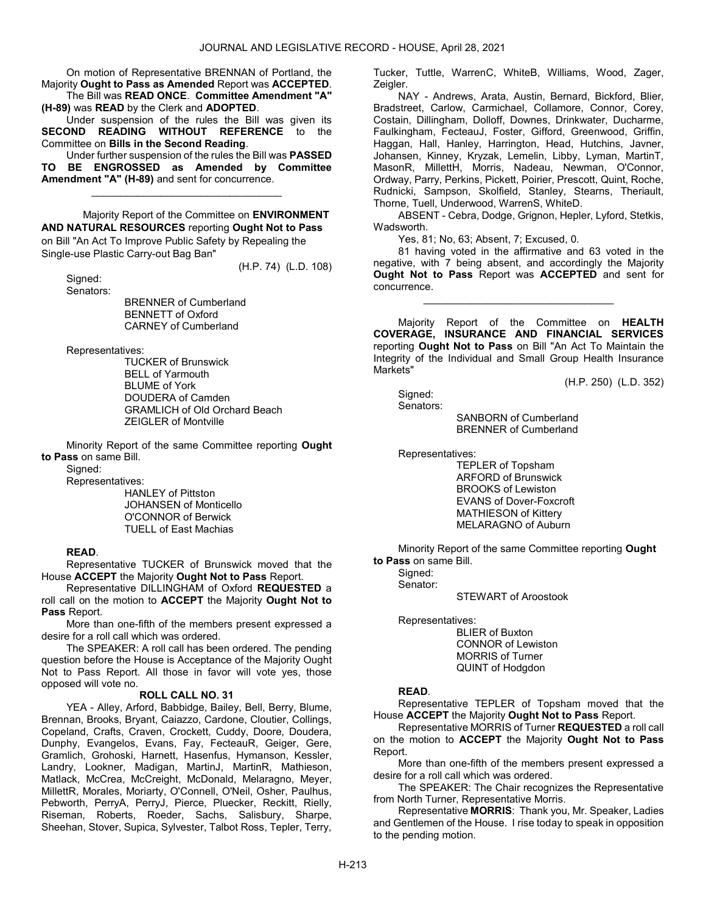On motion of Representative BRENNAN of Portland, the Majority **Ought to Pass as Amended** Report was **ACCEPTED**.

The Bill was **READ ONCE**. **Committee Amendment "A" (H-89)** was **READ** by the Clerk and **ADOPTED**.

Under suspension of the rules the Bill was given its **SECOND READING WITHOUT REFERENCE** to the Committee on **Bills in the Second Reading**.

Under further suspension of the rules the Bill was **PASSED TO BE ENGROSSED as Amended by Committee Amendment "A" (H-89)** and sent for concurrence.

_________________________________

Majority Report of the Committee on **ENVIRONMENT AND NATURAL RESOURCES** reporting **Ought Not to Pass** on Bill "An Act To Improve Public Safety by Repealing the Single-use Plastic Carry-out Bag Ban"

(H.P. 74) (L.D. 108)

Signed:
Senators:
BRENNER of Cumberland
BENNETT of Oxford
CARNEY of Cumberland

Representatives:
TUCKER of Brunswick
BELL of Yarmouth
BLUME of York
DOUDERA of Camden
GRAMLICH of Old Orchard Beach
ZEIGLER of Montville

Minority Report of the same Committee reporting **Ought to Pass** on same Bill.

Signed:
Representatives:
HANLEY of Pittston
JOHANSEN of Monticello
O'CONNOR of Berwick
TUELL of East Machias

**READ**.

Representative TUCKER of Brunswick moved that the House **ACCEPT** the Majority **Ought Not to Pass** Report.

Representative DILLINGHAM of Oxford **REQUESTED** a roll call on the motion to **ACCEPT** the Majority **Ought Not to Pass** Report.

More than one-fifth of the members present expressed a desire for a roll call which was ordered.

The SPEAKER: A roll call has been ordered. The pending question before the House is Acceptance of the Majority Ought Not to Pass Report. All those in favor will vote yes, those opposed will vote no.

**ROLL CALL NO. 31**

YEA - Alley, Arford, Babbidge, Bailey, Bell, Berry, Blume, Brennan, Brooks, Bryant, Caiazzo, Cardone, Cloutier, Collings, Copeland, Crafts, Craven, Crockett, Cuddy, Doore, Doudera, Dunphy, Evangelos, Evans, Fay, FecteauR, Geiger, Gere, Gramlich, Grohoski, Harnett, Hasenfus, Hymanson, Kessler, Landry, Lookner, Madigan, MartinJ, MartinR, Mathieson, Matlack, McCrea, McCreight, McDonald, Melaragno, Meyer, MillettR, Morales, Moriarty, O'Connell, O'Neil, Osher, Paulhus, Pebworth, PerryA, PerryJ, Pierce, Pluecker, Reckitt, Rielly, Riseman, Roberts, Roeder, Sachs, Salisbury, Sharpe, Sheehan, Stover, Supica, Sylvester, Talbot Ross, Tepler, Terry, Tucker, Tuttle, WarrenC, WhiteB, Williams, Wood, Zager, Zeigler.

NAY - Andrews, Arata, Austin, Bernard, Bickford, Blier, Bradstreet, Carlow, Carmichael, Collamore, Connor, Corey, Costain, Dillingham, Dolloff, Downes, Drinkwater, Ducharme, Faulkingham, FecteauJ, Foster, Gifford, Greenwood, Griffin, Haggan, Hall, Hanley, Harrington, Head, Hutchins, Javner, Johansen, Kinney, Kryzak, Lemelin, Libby, Lyman, MartinT, MasonR, MillettH, Morris, Nadeau, Newman, O'Connor, Ordway, Parry, Perkins, Pickett, Poirier, Prescott, Quint, Roche, Rudnicki, Sampson, Skolfield, Stanley, Stearns, Theriault, Thorne, Tuell, Underwood, WarrenS, WhiteD.

ABSENT - Cebra, Dodge, Grignon, Hepler, Lyford, Stetkis, Wadsworth.

Yes, 81; No, 63; Absent, 7; Excused, 0.

81 having voted in the affirmative and 63 voted in the negative, with 7 being absent, and accordingly the Majority **Ought Not to Pass** Report was **ACCEPTED** and sent for concurrence.

_________________________________

Majority Report of the Committee on **HEALTH COVERAGE, INSURANCE AND FINANCIAL SERVICES** reporting **Ought Not to Pass** on Bill "An Act To Maintain the Integrity of the Individual and Small Group Health Insurance Markets"

(H.P. 250) (L.D. 352)

Signed:
Senators:
SANBORN of Cumberland
BRENNER of Cumberland

Representatives:
TEPLER of Topsham
ARFORD of Brunswick
BROOKS of Lewiston
EVANS of Dover-Foxcroft
MATHIESON of Kittery
MELARAGNO of Auburn

Minority Report of the same Committee reporting **Ought to Pass** on same Bill.

Signed:
Senator:
STEWART of Aroostook

Representatives:
BLIER of Buxton
CONNOR of Lewiston
MORRIS of Turner
QUINT of Hodgdon

**READ**.

Representative TEPLER of Topsham moved that the House **ACCEPT** the Majority **Ought Not to Pass** Report.

Representative MORRIS of Turner **REQUESTED** a roll call on the motion to **ACCEPT** the Majority **Ought Not to Pass** Report.

More than one-fifth of the members present expressed a desire for a roll call which was ordered.

The SPEAKER: The Chair recognizes the Representative from North Turner, Representative Morris.

Representative **MORRIS**: Thank you, Mr. Speaker, Ladies and Gentlemen of the House. I rise today to speak in opposition to the pending motion.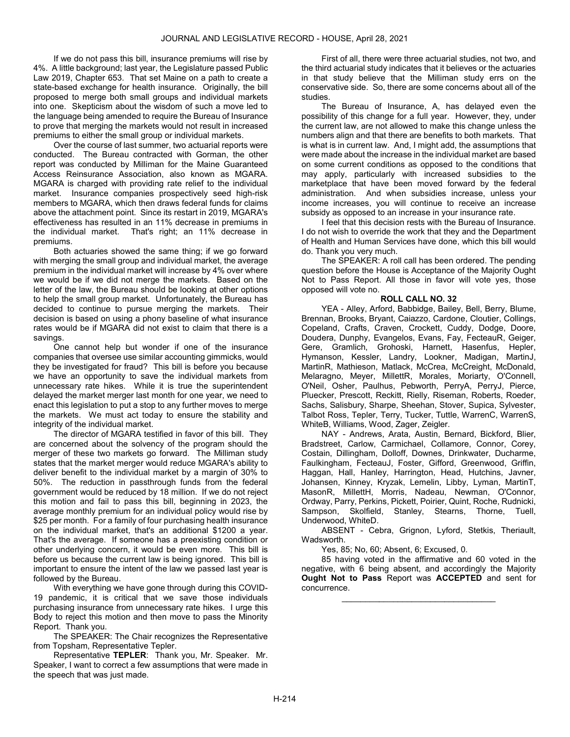If we do not pass this bill, insurance premiums will rise by 4%. A little background; last year, the Legislature passed Public Law 2019, Chapter 653. That set Maine on a path to create a state-based exchange for health insurance. Originally, the bill proposed to merge both small groups and individual markets into one. Skepticism about the wisdom of such a move led to the language being amended to require the Bureau of Insurance to prove that merging the markets would not result in increased premiums to either the small group or individual markets.

Over the course of last summer, two actuarial reports were conducted. The Bureau contracted with Gorman, the other report was conducted by Milliman for the Maine Guaranteed Access Reinsurance Association, also known as MGARA. MGARA is charged with providing rate relief to the individual market. Insurance companies prospectively seed high-risk members to MGARA, which then draws federal funds for claims above the attachment point. Since its restart in 2019, MGARA's effectiveness has resulted in an 11% decrease in premiums in the individual market. That's right; an 11% decrease in premiums.

Both actuaries showed the same thing; if we go forward with merging the small group and individual market, the average premium in the individual market will increase by 4% over where we would be if we did not merge the markets. Based on the letter of the law, the Bureau should be looking at other options to help the small group market. Unfortunately, the Bureau has decided to continue to pursue merging the markets. Their decision is based on using a phony baseline of what insurance rates would be if MGARA did not exist to claim that there is a savings.

One cannot help but wonder if one of the insurance companies that oversee use similar accounting gimmicks, would they be investigated for fraud? This bill is before you because we have an opportunity to save the individual markets from unnecessary rate hikes. While it is true the superintendent delayed the market merger last month for one year, we need to enact this legislation to put a stop to any further moves to merge the markets. We must act today to ensure the stability and integrity of the individual market.

The director of MGARA testified in favor of this bill. They are concerned about the solvency of the program should the merger of these two markets go forward. The Milliman study states that the market merger would reduce MGARA's ability to deliver benefit to the individual market by a margin of 30% to 50%. The reduction in passthrough funds from the federal government would be reduced by 18 million. If we do not reject this motion and fail to pass this bill, beginning in 2023, the average monthly premium for an individual policy would rise by $25 per month. For a family of four purchasing health insurance on the individual market, that's an additional $1200 a year. That's the average. If someone has a preexisting condition or other underlying concern, it would be even more. This bill is before us because the current law is being ignored. This bill is important to ensure the intent of the law we passed last year is followed by the Bureau.

With everything we have gone through during this COVID-19 pandemic, it is critical that we save those individuals purchasing insurance from unnecessary rate hikes. I urge this Body to reject this motion and then move to pass the Minority Report. Thank you.

The SPEAKER: The Chair recognizes the Representative from Topsham, Representative Tepler.

Representative **TEPLER**: Thank you, Mr. Speaker. Mr. Speaker, I want to correct a few assumptions that were made in the speech that was just made.

First of all, there were three actuarial studies, not two, and the third actuarial study indicates that it believes or the actuaries in that study believe that the Milliman study errs on the conservative side. So, there are some concerns about all of the studies.

The Bureau of Insurance, A, has delayed even the possibility of this change for a full year. However, they, under the current law, are not allowed to make this change unless the numbers align and that there are benefits to both markets. That is what is in current law. And, I might add, the assumptions that were made about the increase in the individual market are based on some current conditions as opposed to the conditions that may apply, particularly with increased subsidies to the marketplace that have been moved forward by the federal administration. And when subsidies increase, unless your income increases, you will continue to receive an increase subsidy as opposed to an increase in your insurance rate.

I feel that this decision rests with the Bureau of Insurance. I do not wish to override the work that they and the Department of Health and Human Services have done, which this bill would do. Thank you very much.

The SPEAKER: A roll call has been ordered. The pending question before the House is Acceptance of the Majority Ought Not to Pass Report. All those in favor will vote yes, those opposed will vote no.

**ROLL CALL NO. 32**

YEA - Alley, Arford, Babbidge, Bailey, Bell, Berry, Blume, Brennan, Brooks, Bryant, Caiazzo, Cardone, Cloutier, Collings, Copeland, Crafts, Craven, Crockett, Cuddy, Dodge, Doore, Doudera, Dunphy, Evangelos, Evans, Fay, FecteauR, Geiger, Gere, Gramlich, Grohoski, Harnett, Hasenfus, Hepler, Hymanson, Kessler, Landry, Lookner, Madigan, MartinJ, MartinR, Mathieson, Matlack, McCrea, McCreight, McDonald, Melaragno, Meyer, MillettR, Morales, Moriarty, O'Connell, O'Neil, Osher, Paulhus, Pebworth, PerryA, PerryJ, Pierce, Pluecker, Prescott, Reckitt, Rielly, Riseman, Roberts, Roeder, Sachs, Salisbury, Sharpe, Sheehan, Stover, Supica, Sylvester, Talbot Ross, Tepler, Terry, Tucker, Tuttle, WarrenC, WarrenS, WhiteB, Williams, Wood, Zager, Zeigler.

NAY - Andrews, Arata, Austin, Bernard, Bickford, Blier, Bradstreet, Carlow, Carmichael, Collamore, Connor, Corey, Costain, Dillingham, Dolloff, Downes, Drinkwater, Ducharme, Faulkingham, FecteauJ, Foster, Gifford, Greenwood, Griffin, Haggan, Hall, Hanley, Harrington, Head, Hutchins, Javner, Johansen, Kinney, Kryzak, Lemelin, Libby, Lyman, MartinT, MasonR, MillettH, Morris, Nadeau, Newman, O'Connor, Ordway, Parry, Perkins, Pickett, Poirier, Quint, Roche, Rudnicki, Sampson, Skolfield, Stanley, Stearns, Thorne, Tuell, Underwood, WhiteD.

ABSENT - Cebra, Grignon, Lyford, Stetkis, Theriault, Wadsworth.

Yes, 85; No, 60; Absent, 6; Excused, 0.

85 having voted in the affirmative and 60 voted in the negative, with 6 being absent, and accordingly the Majority **Ought Not to Pass** Report was **ACCEPTED** and sent for concurrence.

_________________________________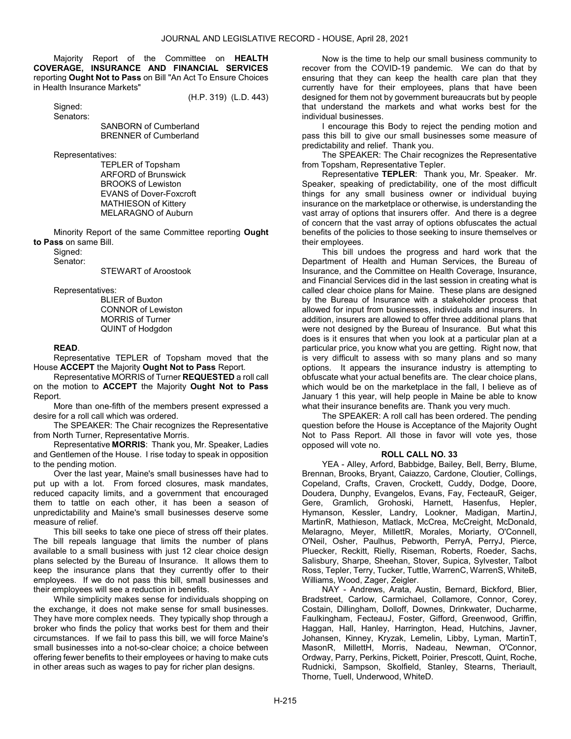Majority Report of the Committee on **HEALTH COVERAGE, INSURANCE AND FINANCIAL SERVICES** reporting **Ought Not to Pass** on Bill "An Act To Ensure Choices in Health Insurance Markets"

(H.P. 319) (L.D. 443)

Signed:

Senators:

SANBORN of Cumberland
BRENNER of Cumberland

Representatives:

TEPLER of Topsham
ARFORD of Brunswick
BROOKS of Lewiston
EVANS of Dover-Foxcroft
MATHIESON of Kittery
MELARAGNO of Auburn

Minority Report of the same Committee reporting **Ought to Pass** on same Bill.

Signed:

Senator:

STEWART of Aroostook

Representatives:

BLIER of Buxton
CONNOR of Lewiston
MORRIS of Turner
QUINT of Hodgdon

**READ**.

Representative TEPLER of Topsham moved that the House **ACCEPT** the Majority **Ought Not to Pass** Report.

Representative MORRIS of Turner **REQUESTED** a roll call on the motion to **ACCEPT** the Majority **Ought Not to Pass** Report.

More than one-fifth of the members present expressed a desire for a roll call which was ordered.

The SPEAKER: The Chair recognizes the Representative from North Turner, Representative Morris.

Representative **MORRIS**: Thank you, Mr. Speaker, Ladies and Gentlemen of the House. I rise today to speak in opposition to the pending motion.

Over the last year, Maine's small businesses have had to put up with a lot. From forced closures, mask mandates, reduced capacity limits, and a government that encouraged them to tattle on each other, it has been a season of unpredictability and Maine's small businesses deserve some measure of relief.

This bill seeks to take one piece of stress off their plates. The bill repeals language that limits the number of plans available to a small business with just 12 clear choice design plans selected by the Bureau of Insurance. It allows them to keep the insurance plans that they currently offer to their employees. If we do not pass this bill, small businesses and their employees will see a reduction in benefits.

While simplicity makes sense for individuals shopping on the exchange, it does not make sense for small businesses. They have more complex needs. They typically shop through a broker who finds the policy that works best for them and their circumstances. If we fail to pass this bill, we will force Maine's small businesses into a not-so-clear choice; a choice between offering fewer benefits to their employees or having to make cuts in other areas such as wages to pay for richer plan designs.

Now is the time to help our small business community to recover from the COVID-19 pandemic. We can do that by ensuring that they can keep the health care plan that they currently have for their employees, plans that have been designed for them not by government bureaucrats but by people that understand the markets and what works best for the individual businesses.

I encourage this Body to reject the pending motion and pass this bill to give our small businesses some measure of predictability and relief. Thank you.

The SPEAKER: The Chair recognizes the Representative from Topsham, Representative Tepler.

Representative **TEPLER**: Thank you, Mr. Speaker. Mr. Speaker, speaking of predictability, one of the most difficult things for any small business owner or individual buying insurance on the marketplace or otherwise, is understanding the vast array of options that insurers offer. And there is a degree of concern that the vast array of options obfuscates the actual benefits of the policies to those seeking to insure themselves or their employees.

This bill undoes the progress and hard work that the Department of Health and Human Services, the Bureau of Insurance, and the Committee on Health Coverage, Insurance, and Financial Services did in the last session in creating what is called clear choice plans for Maine. These plans are designed by the Bureau of Insurance with a stakeholder process that allowed for input from businesses, individuals and insurers. In addition, insurers are allowed to offer three additional plans that were not designed by the Bureau of Insurance. But what this does is it ensures that when you look at a particular plan at a particular price, you know what you are getting. Right now, that is very difficult to assess with so many plans and so many options. It appears the insurance industry is attempting to obfuscate what your actual benefits are. The clear choice plans, which would be on the marketplace in the fall, I believe as of January 1 this year, will help people in Maine be able to know what their insurance benefits are. Thank you very much.

The SPEAKER: A roll call has been ordered. The pending question before the House is Acceptance of the Majority Ought Not to Pass Report. All those in favor will vote yes, those opposed will vote no.

**ROLL CALL NO. 33**

YEA - Alley, Arford, Babbidge, Bailey, Bell, Berry, Blume, Brennan, Brooks, Bryant, Caiazzo, Cardone, Cloutier, Collings, Copeland, Crafts, Craven, Crockett, Cuddy, Dodge, Doore, Doudera, Dunphy, Evangelos, Evans, Fay, FecteauR, Geiger, Gere, Gramlich, Grohoski, Harnett, Hasenfus, Hepler, Hymanson, Kessler, Landry, Lookner, Madigan, MartinJ, MartinR, Mathieson, Matlack, McCrea, McCreight, McDonald, Melaragno, Meyer, MillettR, Morales, Moriarty, O'Connell, O'Neil, Osher, Paulhus, Pebworth, PerryA, PerryJ, Pierce, Pluecker, Reckitt, Rielly, Riseman, Roberts, Roeder, Sachs, Salisbury, Sharpe, Sheehan, Stover, Supica, Sylvester, Talbot Ross, Tepler, Terry, Tucker, Tuttle, WarrenC, WarrenS, WhiteB, Williams, Wood, Zager, Zeigler.

NAY - Andrews, Arata, Austin, Bernard, Bickford, Blier, Bradstreet, Carlow, Carmichael, Collamore, Connor, Corey, Costain, Dillingham, Dolloff, Downes, Drinkwater, Ducharme, Faulkingham, FecteauJ, Foster, Gifford, Greenwood, Griffin, Haggan, Hall, Hanley, Harrington, Head, Hutchins, Javner, Johansen, Kinney, Kryzak, Lemelin, Libby, Lyman, MartinT, MasonR, MillettH, Morris, Nadeau, Newman, O'Connor, Ordway, Parry, Perkins, Pickett, Poirier, Prescott, Quint, Roche, Rudnicki, Sampson, Skolfield, Stanley, Stearns, Theriault, Thorne, Tuell, Underwood, WhiteD.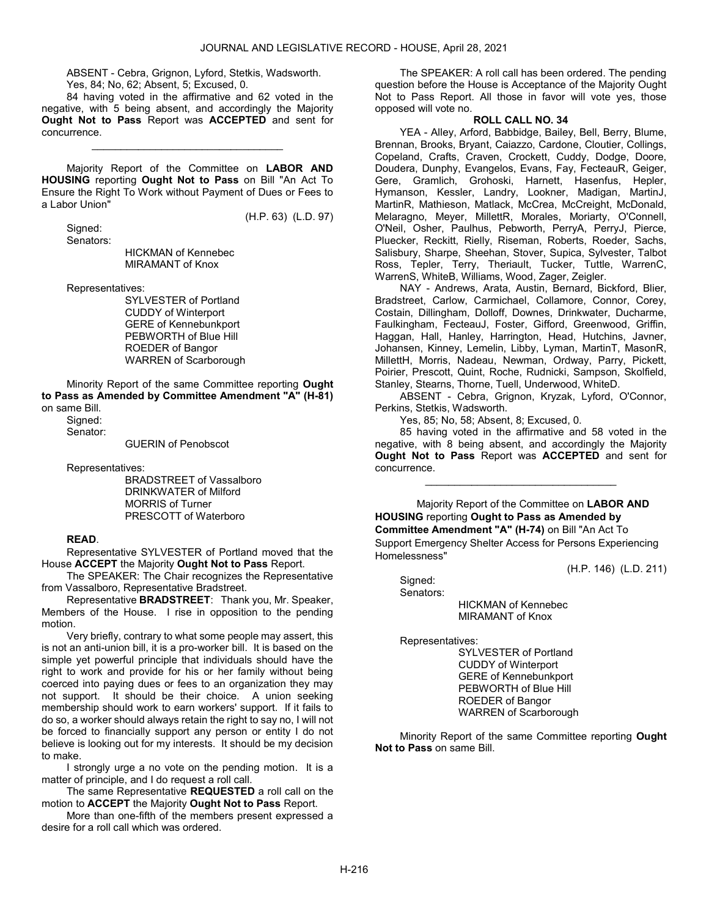ABSENT - Cebra, Grignon, Lyford, Stetkis, Wadsworth.

Yes, 84; No, 62; Absent, 5; Excused, 0.

84 having voted in the affirmative and 62 voted in the negative, with 5 being absent, and accordingly the Majority **Ought Not to Pass** Report was **ACCEPTED** and sent for concurrence.

_________________________________

Majority Report of the Committee on **LABOR AND HOUSING** reporting **Ought Not to Pass** on Bill "An Act To Ensure the Right To Work without Payment of Dues or Fees to a Labor Union"

(H.P. 63) (L.D. 97)

Signed:

Senators:

HICKMAN of Kennebec
MIRAMANT of Knox

Representatives:

SYLVESTER of Portland
CUDDY of Winterport
GERE of Kennebunkport
PEBWORTH of Blue Hill
ROEDER of Bangor
WARREN of Scarborough

Minority Report of the same Committee reporting **Ought to Pass as Amended by Committee Amendment "A" (H-81)** on same Bill.

Signed:

Senator:

GUERIN of Penobscot

Representatives:

BRADSTREET of Vassalboro
DRINKWATER of Milford
MORRIS of Turner
PRESCOTT of Waterboro

**READ**.

Representative SYLVESTER of Portland moved that the House **ACCEPT** the Majority **Ought Not to Pass** Report.

The SPEAKER: The Chair recognizes the Representative from Vassalboro, Representative Bradstreet.

Representative **BRADSTREET**: Thank you, Mr. Speaker, Members of the House. I rise in opposition to the pending motion.

Very briefly, contrary to what some people may assert, this is not an anti-union bill, it is a pro-worker bill. It is based on the simple yet powerful principle that individuals should have the right to work and provide for his or her family without being coerced into paying dues or fees to an organization they may not support. It should be their choice. A union seeking membership should work to earn workers' support. If it fails to do so, a worker should always retain the right to say no, I will not be forced to financially support any person or entity I do not believe is looking out for my interests. It should be my decision to make.

I strongly urge a no vote on the pending motion. It is a matter of principle, and I do request a roll call.

The same Representative **REQUESTED** a roll call on the motion to **ACCEPT** the Majority **Ought Not to Pass** Report.

More than one-fifth of the members present expressed a desire for a roll call which was ordered.

The SPEAKER: A roll call has been ordered. The pending question before the House is Acceptance of the Majority Ought Not to Pass Report. All those in favor will vote yes, those opposed will vote no.

**ROLL CALL NO. 34**

YEA - Alley, Arford, Babbidge, Bailey, Bell, Berry, Blume, Brennan, Brooks, Bryant, Caiazzo, Cardone, Cloutier, Collings, Copeland, Crafts, Craven, Crockett, Cuddy, Dodge, Doore, Doudera, Dunphy, Evangelos, Evans, Fay, FecteauR, Geiger, Gere, Gramlich, Grohoski, Harnett, Hasenfus, Hepler, Hymanson, Kessler, Landry, Lookner, Madigan, MartinJ, MartinR, Mathieson, Matlack, McCrea, McCreight, McDonald, Melaragno, Meyer, MillettR, Morales, Moriarty, O'Connell, O'Neil, Osher, Paulhus, Pebworth, PerryA, PerryJ, Pierce, Pluecker, Reckitt, Rielly, Riseman, Roberts, Roeder, Sachs, Salisbury, Sharpe, Sheehan, Stover, Supica, Sylvester, Talbot Ross, Tepler, Terry, Theriault, Tucker, Tuttle, WarrenC, WarrenS, WhiteB, Williams, Wood, Zager, Zeigler.

NAY - Andrews, Arata, Austin, Bernard, Bickford, Blier, Bradstreet, Carlow, Carmichael, Collamore, Connor, Corey, Costain, Dillingham, Dolloff, Downes, Drinkwater, Ducharme, Faulkingham, FecteauJ, Foster, Gifford, Greenwood, Griffin, Haggan, Hall, Hanley, Harrington, Head, Hutchins, Javner, Johansen, Kinney, Lemelin, Libby, Lyman, MartinT, MasonR, MillettH, Morris, Nadeau, Newman, Ordway, Parry, Pickett, Poirier, Prescott, Quint, Roche, Rudnicki, Sampson, Skolfield, Stanley, Stearns, Thorne, Tuell, Underwood, WhiteD.

ABSENT - Cebra, Grignon, Kryzak, Lyford, O'Connor, Perkins, Stetkis, Wadsworth.

Yes, 85; No, 58; Absent, 8; Excused, 0.

85 having voted in the affirmative and 58 voted in the negative, with 8 being absent, and accordingly the Majority **Ought Not to Pass** Report was **ACCEPTED** and sent for concurrence.

_________________________________

Majority Report of the Committee on **LABOR AND HOUSING** reporting **Ought to Pass as Amended by Committee Amendment "A" (H-74)** on Bill "An Act To Support Emergency Shelter Access for Persons Experiencing Homelessness"

(H.P. 146) (L.D. 211)

Signed:

Senators:

HICKMAN of Kennebec
MIRAMANT of Knox

Representatives:

SYLVESTER of Portland
CUDDY of Winterport
GERE of Kennebunkport
PEBWORTH of Blue Hill
ROEDER of Bangor
WARREN of Scarborough

Minority Report of the same Committee reporting **Ought Not to Pass** on same Bill.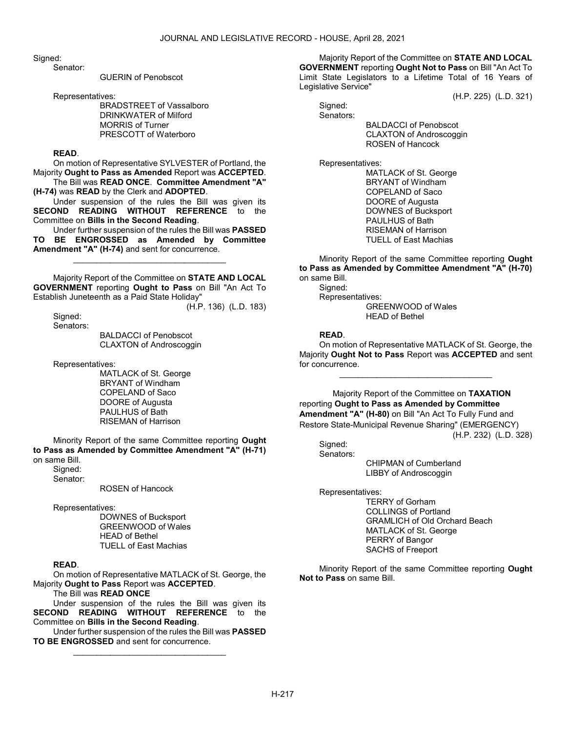Signed:

Senator:

GUERIN of Penobscot

Representatives:

BRADSTREET of Vassalboro
DRINKWATER of Milford
MORRIS of Turner
PRESCOTT of Waterboro

**READ**.

On motion of Representative SYLVESTER of Portland, the Majority **Ought to Pass as Amended** Report was **ACCEPTED**.

The Bill was **READ ONCE**. **Committee Amendment "A" (H-74)** was **READ** by the Clerk and **ADOPTED**.

Under suspension of the rules the Bill was given its **SECOND READING WITHOUT REFERENCE** to the Committee on **Bills in the Second Reading**.

Under further suspension of the rules the Bill was **PASSED TO BE ENGROSSED as Amended by Committee Amendment "A" (H-74)** and sent for concurrence.

_________________________________

Majority Report of the Committee on **STATE AND LOCAL GOVERNMENT** reporting **Ought to Pass** on Bill "An Act To Establish Juneteenth as a Paid State Holiday"

(H.P. 136) (L.D. 183)

Signed:

Senators:

BALDACCI of Penobscot
CLAXTON of Androscoggin

Representatives:

MATLACK of St. George
BRYANT of Windham
COPELAND of Saco
DOORE of Augusta
PAULHUS of Bath
RISEMAN of Harrison

Minority Report of the same Committee reporting **Ought to Pass as Amended by Committee Amendment "A" (H-71)** on same Bill.

Signed:

Senator:

ROSEN of Hancock

Representatives:

DOWNES of Bucksport
GREENWOOD of Wales
HEAD of Bethel
TUELL of East Machias

**READ**.

On motion of Representative MATLACK of St. George, the Majority **Ought to Pass** Report was **ACCEPTED**.

The Bill was **READ ONCE**

Under suspension of the rules the Bill was given its **SECOND READING WITHOUT REFERENCE** to the Committee on **Bills in the Second Reading**.

Under further suspension of the rules the Bill was **PASSED TO BE ENGROSSED** and sent for concurrence.

_________________________________

Majority Report of the Committee on **STATE AND LOCAL GOVERNMENT** reporting **Ought Not to Pass** on Bill "An Act To Limit State Legislators to a Lifetime Total of 16 Years of Legislative Service"

(H.P. 225) (L.D. 321)

Signed:

Senators:

BALDACCI of Penobscot
CLAXTON of Androscoggin
ROSEN of Hancock

Representatives:

MATLACK of St. George
BRYANT of Windham
COPELAND of Saco
DOORE of Augusta
DOWNES of Bucksport
PAULHUS of Bath
RISEMAN of Harrison
TUELL of East Machias

Minority Report of the same Committee reporting **Ought to Pass as Amended by Committee Amendment "A" (H-70)** on same Bill.

Signed:

Representatives:

GREENWOOD of Wales
HEAD of Bethel

**READ**.

On motion of Representative MATLACK of St. George, the Majority **Ought Not to Pass** Report was **ACCEPTED** and sent for concurrence.

_________________________________

Majority Report of the Committee on **TAXATION** reporting **Ought to Pass as Amended by Committee Amendment "A" (H-80)** on Bill "An Act To Fully Fund and Restore State-Municipal Revenue Sharing" (EMERGENCY)

(H.P. 232) (L.D. 328)

Signed:

Senators:

CHIPMAN of Cumberland
LIBBY of Androscoggin

Representatives:

TERRY of Gorham
COLLINGS of Portland
GRAMLICH of Old Orchard Beach
MATLACK of St. George
PERRY of Bangor
SACHS of Freeport

Minority Report of the same Committee reporting **Ought Not to Pass** on same Bill.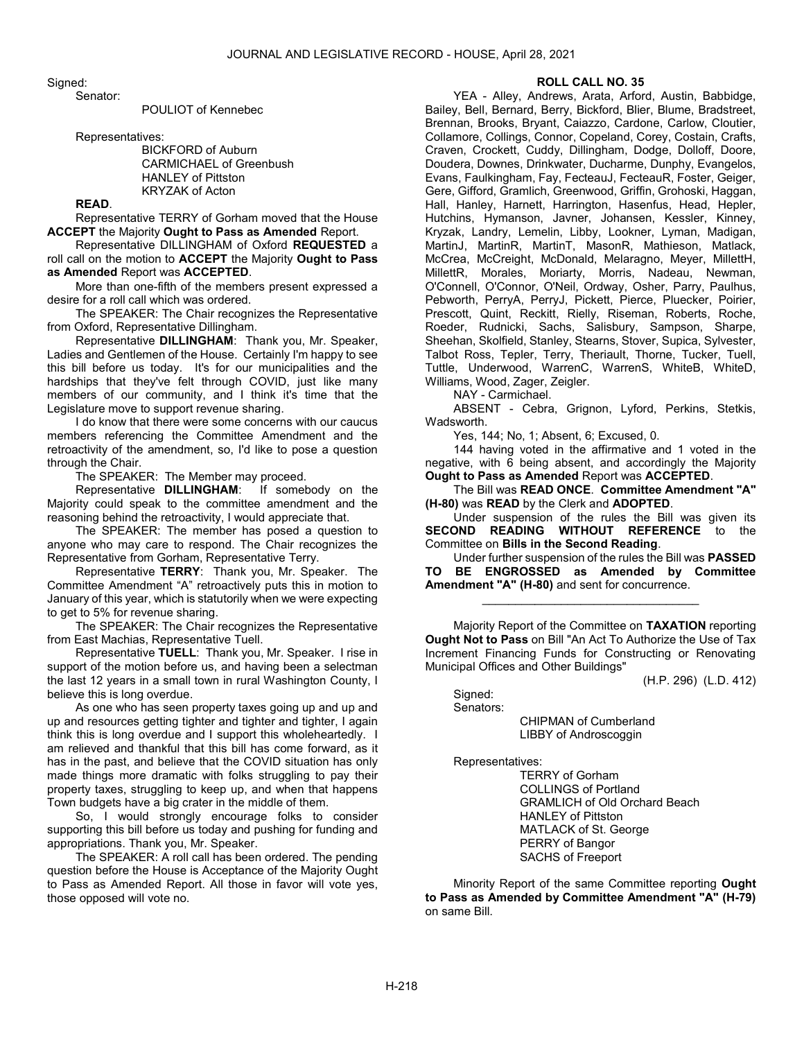Signed:

Senator:

POULIOT of Kennebec

Representatives:

BICKFORD of Auburn
CARMICHAEL of Greenbush
HANLEY of Pittston
KRYZAK of Acton

**READ**.

Representative TERRY of Gorham moved that the House **ACCEPT** the Majority **Ought to Pass as Amended** Report.

Representative DILLINGHAM of Oxford **REQUESTED** a roll call on the motion to **ACCEPT** the Majority **Ought to Pass as Amended** Report was **ACCEPTED**.

More than one-fifth of the members present expressed a desire for a roll call which was ordered.

The SPEAKER: The Chair recognizes the Representative from Oxford, Representative Dillingham.

Representative **DILLINGHAM**: Thank you, Mr. Speaker, Ladies and Gentlemen of the House. Certainly I'm happy to see this bill before us today. It's for our municipalities and the hardships that they've felt through COVID, just like many members of our community, and I think it's time that the Legislature move to support revenue sharing.

I do know that there were some concerns with our caucus members referencing the Committee Amendment and the retroactivity of the amendment, so, I'd like to pose a question through the Chair.

The SPEAKER: The Member may proceed.

Representative **DILLINGHAM**: If somebody on the Majority could speak to the committee amendment and the reasoning behind the retroactivity, I would appreciate that.

The SPEAKER: The member has posed a question to anyone who may care to respond. The Chair recognizes the Representative from Gorham, Representative Terry.

Representative **TERRY**: Thank you, Mr. Speaker. The Committee Amendment "A" retroactively puts this in motion to January of this year, which is statutorily when we were expecting to get to 5% for revenue sharing.

The SPEAKER: The Chair recognizes the Representative from East Machias, Representative Tuell.

Representative **TUELL**: Thank you, Mr. Speaker. I rise in support of the motion before us, and having been a selectman the last 12 years in a small town in rural Washington County, I believe this is long overdue.

As one who has seen property taxes going up and up and up and resources getting tighter and tighter and tighter, I again think this is long overdue and I support this wholeheartedly. I am relieved and thankful that this bill has come forward, as it has in the past, and believe that the COVID situation has only made things more dramatic with folks struggling to pay their property taxes, struggling to keep up, and when that happens Town budgets have a big crater in the middle of them.

So, I would strongly encourage folks to consider supporting this bill before us today and pushing for funding and appropriations. Thank you, Mr. Speaker.

The SPEAKER: A roll call has been ordered. The pending question before the House is Acceptance of the Majority Ought to Pass as Amended Report. All those in favor will vote yes, those opposed will vote no.

**ROLL CALL NO. 35**

YEA - Alley, Andrews, Arata, Arford, Austin, Babbidge, Bailey, Bell, Bernard, Berry, Bickford, Blier, Blume, Bradstreet, Brennan, Brooks, Bryant, Caiazzo, Cardone, Carlow, Cloutier, Collamore, Collings, Connor, Copeland, Corey, Costain, Crafts, Craven, Crockett, Cuddy, Dillingham, Dodge, Dolloff, Doore, Doudera, Downes, Drinkwater, Ducharme, Dunphy, Evangelos, Evans, Faulkingham, Fay, FecteauJ, FecteauR, Foster, Geiger, Gere, Gifford, Gramlich, Greenwood, Griffin, Grohoski, Haggan, Hall, Hanley, Harnett, Harrington, Hasenfus, Head, Hepler, Hutchins, Hymanson, Javner, Johansen, Kessler, Kinney, Kryzak, Landry, Lemelin, Libby, Lookner, Lyman, Madigan, MartinJ, MartinR, MartinT, MasonR, Mathieson, Matlack, McCrea, McCreight, McDonald, Melaragno, Meyer, MillettH, MillettR, Morales, Moriarty, Morris, Nadeau, Newman, O'Connell, O'Connor, O'Neil, Ordway, Osher, Parry, Paulhus, Pebworth, PerryA, PerryJ, Pickett, Pierce, Pluecker, Poirier, Prescott, Quint, Reckitt, Rielly, Riseman, Roberts, Roche, Roeder, Rudnicki, Sachs, Salisbury, Sampson, Sharpe, Sheehan, Skolfield, Stanley, Stearns, Stover, Supica, Sylvester, Talbot Ross, Tepler, Terry, Theriault, Thorne, Tucker, Tuell, Tuttle, Underwood, WarrenC, WarrenS, WhiteB, WhiteD, Williams, Wood, Zager, Zeigler.

NAY - Carmichael.

ABSENT - Cebra, Grignon, Lyford, Perkins, Stetkis, Wadsworth.

Yes, 144; No, 1; Absent, 6; Excused, 0.

144 having voted in the affirmative and 1 voted in the negative, with 6 being absent, and accordingly the Majority **Ought to Pass as Amended** Report was **ACCEPTED**.

The Bill was **READ ONCE**. **Committee Amendment "A" (H-80)** was **READ** by the Clerk and **ADOPTED**.

Under suspension of the rules the Bill was given its **SECOND READING WITHOUT REFERENCE** to the Committee on **Bills in the Second Reading**.

Under further suspension of the rules the Bill was **PASSED TO BE ENGROSSED as Amended by Committee Amendment "A" (H-80)** and sent for concurrence.

_________________________________

Majority Report of the Committee on **TAXATION** reporting **Ought Not to Pass** on Bill "An Act To Authorize the Use of Tax Increment Financing Funds for Constructing or Renovating Municipal Offices and Other Buildings"

(H.P. 296) (L.D. 412)

Signed:

Senators:

CHIPMAN of Cumberland
LIBBY of Androscoggin

Representatives:

TERRY of Gorham
COLLINGS of Portland
GRAMLICH of Old Orchard Beach
HANLEY of Pittston
MATLACK of St. George
PERRY of Bangor
SACHS of Freeport

Minority Report of the same Committee reporting **Ought to Pass as Amended by Committee Amendment "A" (H-79)** on same Bill.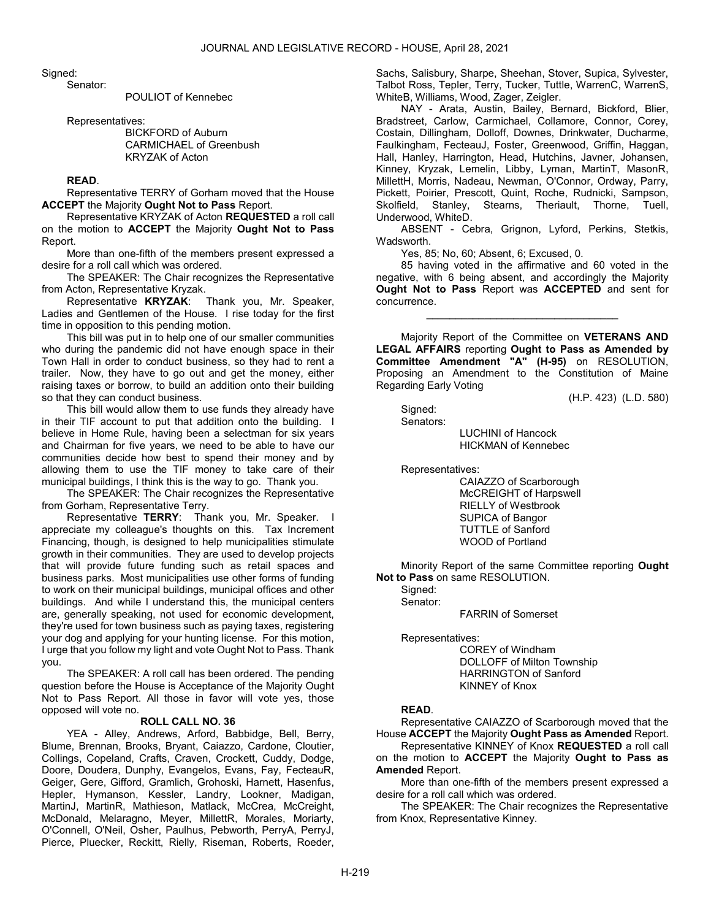Signed:

Senator:

POULIOT of Kennebec

Representatives:

BICKFORD of Auburn
CARMICHAEL of Greenbush
KRYZAK of Acton

**READ**.

Representative TERRY of Gorham moved that the House **ACCEPT** the Majority **Ought Not to Pass** Report.

Representative KRYZAK of Acton **REQUESTED** a roll call on the motion to **ACCEPT** the Majority **Ought Not to Pass** Report.

More than one-fifth of the members present expressed a desire for a roll call which was ordered.

The SPEAKER: The Chair recognizes the Representative from Acton, Representative Kryzak.

Representative **KRYZAK**: Thank you, Mr. Speaker, Ladies and Gentlemen of the House. I rise today for the first time in opposition to this pending motion.

This bill was put in to help one of our smaller communities who during the pandemic did not have enough space in their Town Hall in order to conduct business, so they had to rent a trailer. Now, they have to go out and get the money, either raising taxes or borrow, to build an addition onto their building so that they can conduct business.

This bill would allow them to use funds they already have in their TIF account to put that addition onto the building. I believe in Home Rule, having been a selectman for six years and Chairman for five years, we need to be able to have our communities decide how best to spend their money and by allowing them to use the TIF money to take care of their municipal buildings, I think this is the way to go. Thank you.

The SPEAKER: The Chair recognizes the Representative from Gorham, Representative Terry.

Representative **TERRY**: Thank you, Mr. Speaker. I appreciate my colleague's thoughts on this. Tax Increment Financing, though, is designed to help municipalities stimulate growth in their communities. They are used to develop projects that will provide future funding such as retail spaces and business parks. Most municipalities use other forms of funding to work on their municipal buildings, municipal offices and other buildings. And while I understand this, the municipal centers are, generally speaking, not used for economic development, they're used for town business such as paying taxes, registering your dog and applying for your hunting license. For this motion, I urge that you follow my light and vote Ought Not to Pass. Thank you.

The SPEAKER: A roll call has been ordered. The pending question before the House is Acceptance of the Majority Ought Not to Pass Report. All those in favor will vote yes, those opposed will vote no.

**ROLL CALL NO. 36**

YEA - Alley, Andrews, Arford, Babbidge, Bell, Berry, Blume, Brennan, Brooks, Bryant, Caiazzo, Cardone, Cloutier, Collings, Copeland, Crafts, Craven, Crockett, Cuddy, Dodge, Doore, Doudera, Dunphy, Evangelos, Evans, Fay, FecteauR, Geiger, Gere, Gifford, Gramlich, Grohoski, Harnett, Hasenfus, Hepler, Hymanson, Kessler, Landry, Lookner, Madigan, MartinJ, MartinR, Mathieson, Matlack, McCrea, McCreight, McDonald, Melaragno, Meyer, MillettR, Morales, Moriarty, O'Connell, O'Neil, Osher, Paulhus, Pebworth, PerryA, PerryJ, Pierce, Pluecker, Reckitt, Rielly, Riseman, Roberts, Roeder, Sachs, Salisbury, Sharpe, Sheehan, Stover, Supica, Sylvester, Talbot Ross, Tepler, Terry, Tucker, Tuttle, WarrenC, WarrenS, WhiteB, Williams, Wood, Zager, Zeigler.

NAY - Arata, Austin, Bailey, Bernard, Bickford, Blier, Bradstreet, Carlow, Carmichael, Collamore, Connor, Corey, Costain, Dillingham, Dolloff, Downes, Drinkwater, Ducharme, Faulkingham, FecteauJ, Foster, Greenwood, Griffin, Haggan, Hall, Hanley, Harrington, Head, Hutchins, Javner, Johansen, Kinney, Kryzak, Lemelin, Libby, Lyman, MartinT, MasonR, MillettH, Morris, Nadeau, Newman, O'Connor, Ordway, Parry, Pickett, Poirier, Prescott, Quint, Roche, Rudnicki, Sampson, Skolfield, Stanley, Stearns, Theriault, Thorne, Tuell, Underwood, WhiteD.

ABSENT - Cebra, Grignon, Lyford, Perkins, Stetkis, Wadsworth.

Yes, 85; No, 60; Absent, 6; Excused, 0.

85 having voted in the affirmative and 60 voted in the negative, with 6 being absent, and accordingly the Majority **Ought Not to Pass** Report was **ACCEPTED** and sent for concurrence.

---

Majority Report of the Committee on **VETERANS AND LEGAL AFFAIRS** reporting **Ought to Pass as Amended by Committee Amendment "A" (H-95)** on RESOLUTION, Proposing an Amendment to the Constitution of Maine Regarding Early Voting

(H.P. 423) (L.D. 580)

Signed:

Senators:

LUCHINI of Hancock
HICKMAN of Kennebec

Representatives:

CAIAZZO of Scarborough
McCREIGHT of Harpswell
RIELLY of Westbrook
SUPICA of Bangor
TUTTLE of Sanford
WOOD of Portland

Minority Report of the same Committee reporting **Ought Not to Pass** on same RESOLUTION.

Signed:

Senator:

FARRIN of Somerset

Representatives:

COREY of Windham
DOLLOFF of Milton Township
HARRINGTON of Sanford
KINNEY of Knox

**READ**.

Representative CAIAZZO of Scarborough moved that the House **ACCEPT** the Majority **Ought Pass as Amended** Report.

Representative KINNEY of Knox **REQUESTED** a roll call on the motion to **ACCEPT** the Majority **Ought to Pass as Amended** Report.

More than one-fifth of the members present expressed a desire for a roll call which was ordered.

The SPEAKER: The Chair recognizes the Representative from Knox, Representative Kinney.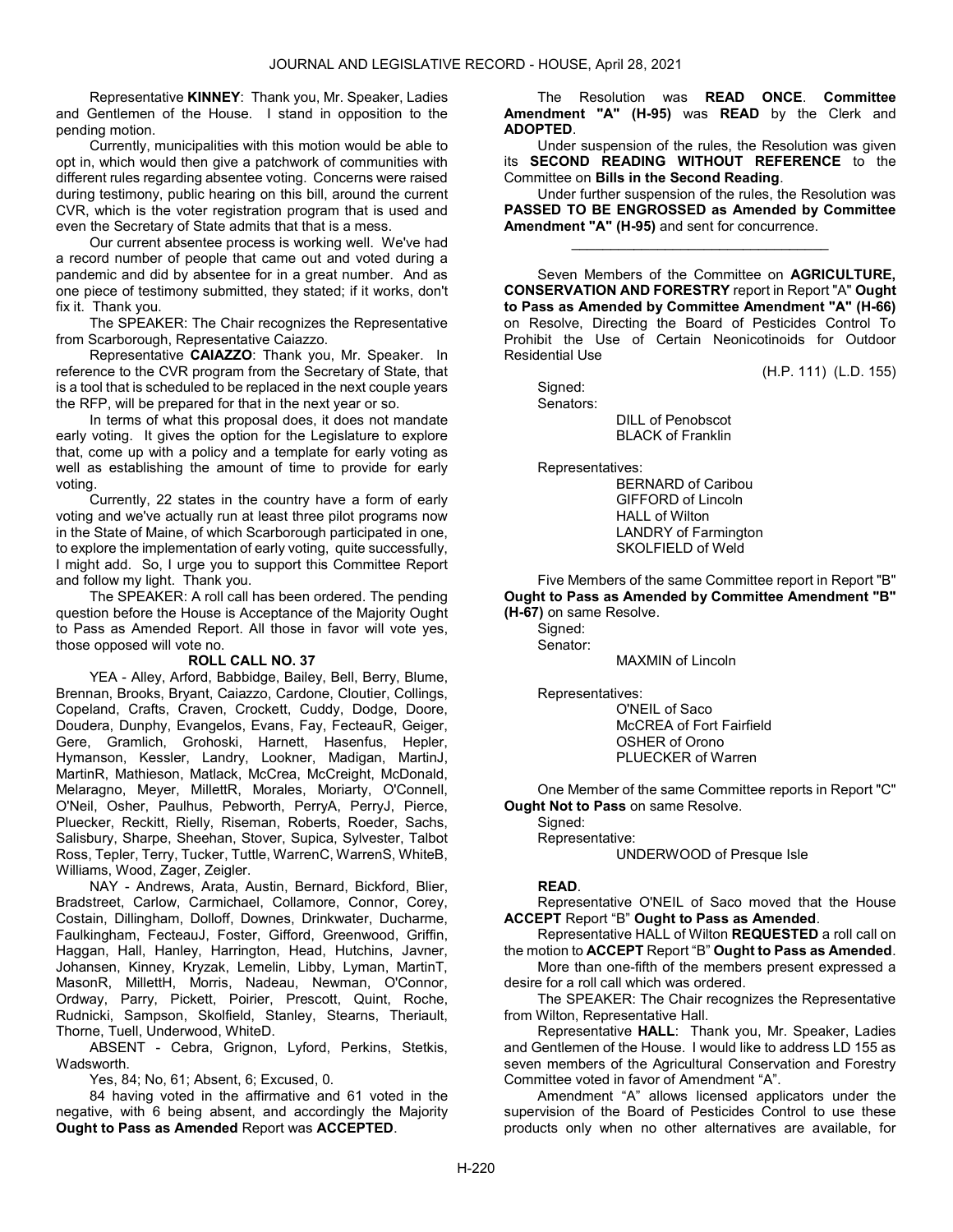Representative **KINNEY**: Thank you, Mr. Speaker, Ladies and Gentlemen of the House. I stand in opposition to the pending motion.

Currently, municipalities with this motion would be able to opt in, which would then give a patchwork of communities with different rules regarding absentee voting. Concerns were raised during testimony, public hearing on this bill, around the current CVR, which is the voter registration program that is used and even the Secretary of State admits that that is a mess.

Our current absentee process is working well. We've had a record number of people that came out and voted during a pandemic and did by absentee for in a great number. And as one piece of testimony submitted, they stated; if it works, don't fix it. Thank you.

The SPEAKER: The Chair recognizes the Representative from Scarborough, Representative Caiazzo.

Representative **CAIAZZO**: Thank you, Mr. Speaker. In reference to the CVR program from the Secretary of State, that is a tool that is scheduled to be replaced in the next couple years the RFP, will be prepared for that in the next year or so.

In terms of what this proposal does, it does not mandate early voting. It gives the option for the Legislature to explore that, come up with a policy and a template for early voting as well as establishing the amount of time to provide for early voting.

Currently, 22 states in the country have a form of early voting and we've actually run at least three pilot programs now in the State of Maine, of which Scarborough participated in one, to explore the implementation of early voting, quite successfully, I might add. So, I urge you to support this Committee Report and follow my light. Thank you.

The SPEAKER: A roll call has been ordered. The pending question before the House is Acceptance of the Majority Ought to Pass as Amended Report. All those in favor will vote yes, those opposed will vote no.

**ROLL CALL NO. 37**

YEA - Alley, Arford, Babbidge, Bailey, Bell, Berry, Blume, Brennan, Brooks, Bryant, Caiazzo, Cardone, Cloutier, Collings, Copeland, Crafts, Craven, Crockett, Cuddy, Dodge, Doore, Doudera, Dunphy, Evangelos, Evans, Fay, FecteauR, Geiger, Gere, Gramlich, Grohoski, Harnett, Hasenfus, Hepler, Hymanson, Kessler, Landry, Lookner, Madigan, MartinJ, MartinR, Mathieson, Matlack, McCrea, McCreight, McDonald, Melaragno, Meyer, MillettR, Morales, Moriarty, O'Connell, O'Neil, Osher, Paulhus, Pebworth, PerryA, PerryJ, Pierce, Pluecker, Reckitt, Rielly, Riseman, Roberts, Roeder, Sachs, Salisbury, Sharpe, Sheehan, Stover, Supica, Sylvester, Talbot Ross, Tepler, Terry, Tucker, Tuttle, WarrenC, WarrenS, WhiteB, Williams, Wood, Zager, Zeigler.

NAY - Andrews, Arata, Austin, Bernard, Bickford, Blier, Bradstreet, Carlow, Carmichael, Collamore, Connor, Corey, Costain, Dillingham, Dolloff, Downes, Drinkwater, Ducharme, Faulkingham, FecteauJ, Foster, Gifford, Greenwood, Griffin, Haggan, Hall, Hanley, Harrington, Head, Hutchins, Javner, Johansen, Kinney, Kryzak, Lemelin, Libby, Lyman, MartinT, MasonR, MillettH, Morris, Nadeau, Newman, O'Connor, Ordway, Parry, Pickett, Poirier, Prescott, Quint, Roche, Rudnicki, Sampson, Skolfield, Stanley, Stearns, Theriault, Thorne, Tuell, Underwood, WhiteD.

ABSENT - Cebra, Grignon, Lyford, Perkins, Stetkis, Wadsworth.

Yes, 84; No, 61; Absent, 6; Excused, 0.

84 having voted in the affirmative and 61 voted in the negative, with 6 being absent, and accordingly the Majority **Ought to Pass as Amended** Report was **ACCEPTED**.

The Resolution was **READ ONCE**. **Committee Amendment "A" (H-95)** was **READ** by the Clerk and **ADOPTED**.

Under suspension of the rules, the Resolution was given its **SECOND READING WITHOUT REFERENCE** to the Committee on **Bills in the Second Reading**.

Under further suspension of the rules, the Resolution was **PASSED TO BE ENGROSSED as Amended by Committee Amendment "A" (H-95)** and sent for concurrence.

_________________________________

Seven Members of the Committee on **AGRICULTURE, CONSERVATION AND FORESTRY** report in Report "A" **Ought to Pass as Amended by Committee Amendment "A" (H-66)** on Resolve, Directing the Board of Pesticides Control To Prohibit the Use of Certain Neonicotinoids for Outdoor Residential Use

(H.P. 111) (L.D. 155)

Signed:
Senators:
DILL of Penobscot
BLACK of Franklin

Representatives:
BERNARD of Caribou
GIFFORD of Lincoln
HALL of Wilton
LANDRY of Farmington
SKOLFIELD of Weld

Five Members of the same Committee report in Report "B" **Ought to Pass as Amended by Committee Amendment "B" (H-67)** on same Resolve.

Signed:
Senator:
MAXMIN of Lincoln

Representatives:
O'NEIL of Saco
McCREA of Fort Fairfield
OSHER of Orono
PLUECKER of Warren

One Member of the same Committee reports in Report "C" **Ought Not to Pass** on same Resolve.

Signed:
Representative:
UNDERWOOD of Presque Isle

**READ**.

Representative O'NEIL of Saco moved that the House **ACCEPT** Report "B" **Ought to Pass as Amended**.

Representative HALL of Wilton **REQUESTED** a roll call on the motion to **ACCEPT** Report "B" **Ought to Pass as Amended**.

More than one-fifth of the members present expressed a desire for a roll call which was ordered.

The SPEAKER: The Chair recognizes the Representative from Wilton, Representative Hall.

Representative **HALL**: Thank you, Mr. Speaker, Ladies and Gentlemen of the House. I would like to address LD 155 as seven members of the Agricultural Conservation and Forestry Committee voted in favor of Amendment "A".

Amendment "A" allows licensed applicators under the supervision of the Board of Pesticides Control to use these products only when no other alternatives are available, for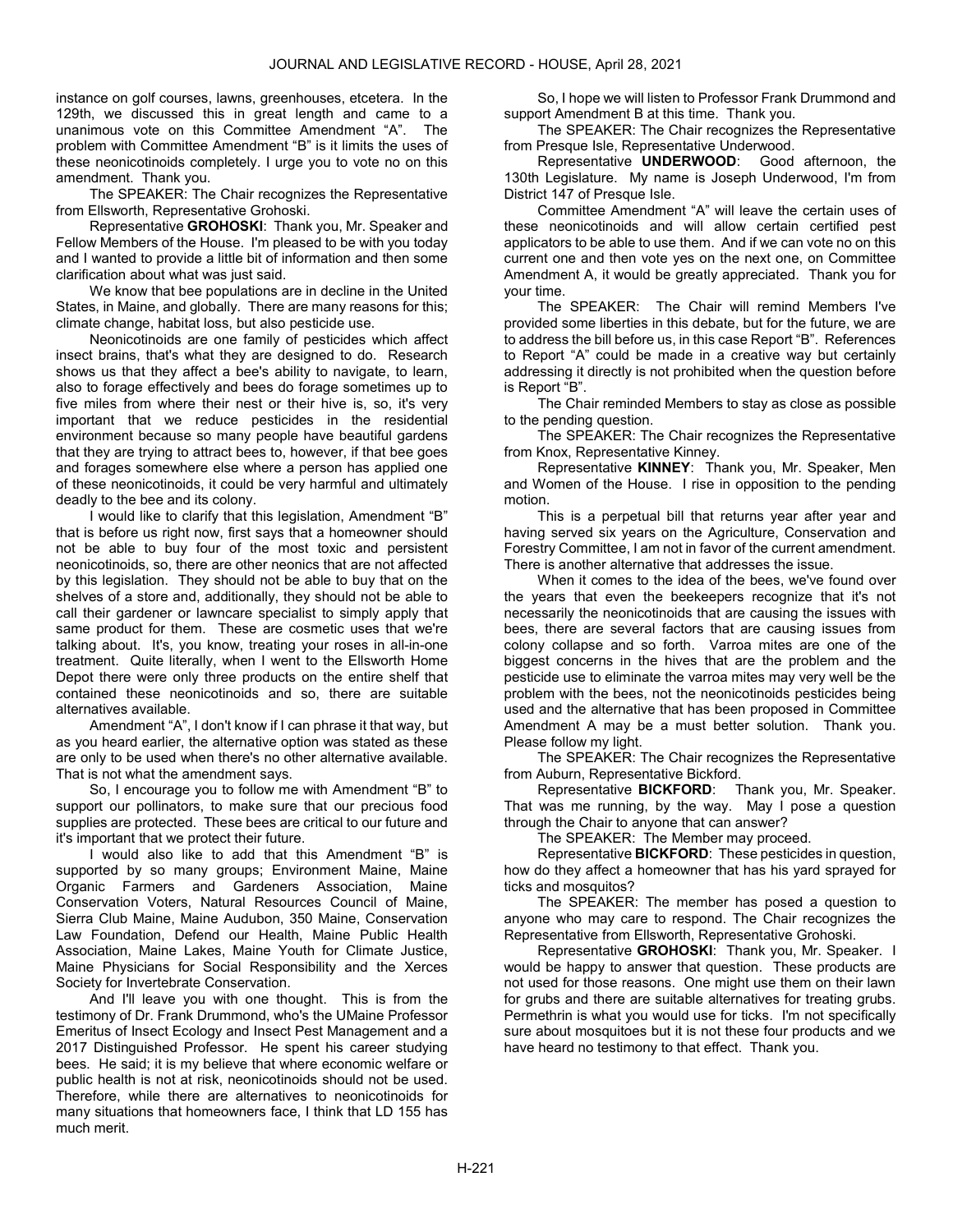instance on golf courses, lawns, greenhouses, etcetera. In the 129th, we discussed this in great length and came to a unanimous vote on this Committee Amendment "A". The problem with Committee Amendment "B" is it limits the uses of these neonicotinoids completely. I urge you to vote no on this amendment. Thank you.

The SPEAKER: The Chair recognizes the Representative from Ellsworth, Representative Grohoski.

Representative **GROHOSKI**: Thank you, Mr. Speaker and Fellow Members of the House. I'm pleased to be with you today and I wanted to provide a little bit of information and then some clarification about what was just said.

We know that bee populations are in decline in the United States, in Maine, and globally. There are many reasons for this; climate change, habitat loss, but also pesticide use.

Neonicotinoids are one family of pesticides which affect insect brains, that's what they are designed to do. Research shows us that they affect a bee's ability to navigate, to learn, also to forage effectively and bees do forage sometimes up to five miles from where their nest or their hive is, so, it's very important that we reduce pesticides in the residential environment because so many people have beautiful gardens that they are trying to attract bees to, however, if that bee goes and forages somewhere else where a person has applied one of these neonicotinoids, it could be very harmful and ultimately deadly to the bee and its colony.

I would like to clarify that this legislation, Amendment "B" that is before us right now, first says that a homeowner should not be able to buy four of the most toxic and persistent neonicotinoids, so, there are other neonics that are not affected by this legislation. They should not be able to buy that on the shelves of a store and, additionally, they should not be able to call their gardener or lawncare specialist to simply apply that same product for them. These are cosmetic uses that we're talking about. It's, you know, treating your roses in all-in-one treatment. Quite literally, when I went to the Ellsworth Home Depot there were only three products on the entire shelf that contained these neonicotinoids and so, there are suitable alternatives available.

Amendment "A", I don't know if I can phrase it that way, but as you heard earlier, the alternative option was stated as these are only to be used when there's no other alternative available. That is not what the amendment says.

So, I encourage you to follow me with Amendment "B" to support our pollinators, to make sure that our precious food supplies are protected. These bees are critical to our future and it's important that we protect their future.

I would also like to add that this Amendment "B" is supported by so many groups; Environment Maine, Maine Organic Farmers and Gardeners Association, Maine Conservation Voters, Natural Resources Council of Maine, Sierra Club Maine, Maine Audubon, 350 Maine, Conservation Law Foundation, Defend our Health, Maine Public Health Association, Maine Lakes, Maine Youth for Climate Justice, Maine Physicians for Social Responsibility and the Xerces Society for Invertebrate Conservation.

And I'll leave you with one thought. This is from the testimony of Dr. Frank Drummond, who's the UMaine Professor Emeritus of Insect Ecology and Insect Pest Management and a 2017 Distinguished Professor. He spent his career studying bees. He said; it is my believe that where economic welfare or public health is not at risk, neonicotinoids should not be used. Therefore, while there are alternatives to neonicotinoids for many situations that homeowners face, I think that LD 155 has much merit.

So, I hope we will listen to Professor Frank Drummond and support Amendment B at this time. Thank you.

The SPEAKER: The Chair recognizes the Representative from Presque Isle, Representative Underwood.

Representative **UNDERWOOD**: Good afternoon, the 130th Legislature. My name is Joseph Underwood, I'm from District 147 of Presque Isle.

Committee Amendment "A" will leave the certain uses of these neonicotinoids and will allow certain certified pest applicators to be able to use them. And if we can vote no on this current one and then vote yes on the next one, on Committee Amendment A, it would be greatly appreciated. Thank you for your time.

The SPEAKER: The Chair will remind Members I've provided some liberties in this debate, but for the future, we are to address the bill before us, in this case Report "B". References to Report "A" could be made in a creative way but certainly addressing it directly is not prohibited when the question before is Report "B".

The Chair reminded Members to stay as close as possible to the pending question.

The SPEAKER: The Chair recognizes the Representative from Knox, Representative Kinney.

Representative **KINNEY**: Thank you, Mr. Speaker, Men and Women of the House. I rise in opposition to the pending motion.

This is a perpetual bill that returns year after year and having served six years on the Agriculture, Conservation and Forestry Committee, I am not in favor of the current amendment. There is another alternative that addresses the issue.

When it comes to the idea of the bees, we've found over the years that even the beekeepers recognize that it's not necessarily the neonicotinoids that are causing the issues with bees, there are several factors that are causing issues from colony collapse and so forth. Varroa mites are one of the biggest concerns in the hives that are the problem and the pesticide use to eliminate the varroa mites may very well be the problem with the bees, not the neonicotinoids pesticides being used and the alternative that has been proposed in Committee Amendment A may be a must better solution. Thank you. Please follow my light.

The SPEAKER: The Chair recognizes the Representative from Auburn, Representative Bickford.

Representative **BICKFORD**: Thank you, Mr. Speaker. That was me running, by the way. May I pose a question through the Chair to anyone that can answer?

The SPEAKER: The Member may proceed.

Representative **BICKFORD**: These pesticides in question, how do they affect a homeowner that has his yard sprayed for ticks and mosquitos?

The SPEAKER: The member has posed a question to anyone who may care to respond. The Chair recognizes the Representative from Ellsworth, Representative Grohoski.

Representative **GROHOSKI**: Thank you, Mr. Speaker. I would be happy to answer that question. These products are not used for those reasons. One might use them on their lawn for grubs and there are suitable alternatives for treating grubs. Permethrin is what you would use for ticks. I'm not specifically sure about mosquitoes but it is not these four products and we have heard no testimony to that effect. Thank you.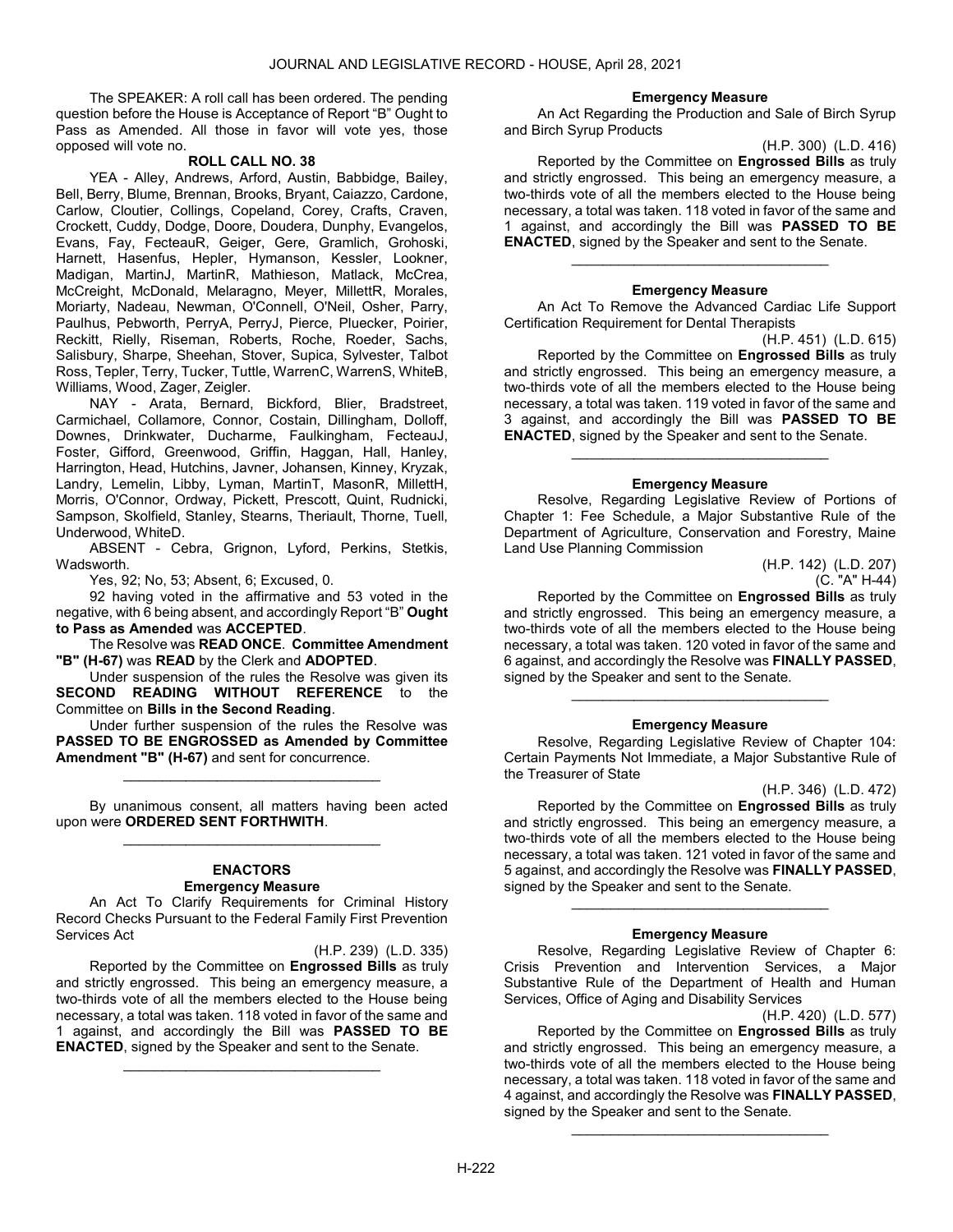The SPEAKER: A roll call has been ordered. The pending question before the House is Acceptance of Report "B" Ought to Pass as Amended. All those in favor will vote yes, those opposed will vote no.

**ROLL CALL NO. 38**

YEA - Alley, Andrews, Arford, Austin, Babbidge, Bailey, Bell, Berry, Blume, Brennan, Brooks, Bryant, Caiazzo, Cardone, Carlow, Cloutier, Collings, Copeland, Corey, Crafts, Craven, Crockett, Cuddy, Dodge, Doore, Doudera, Dunphy, Evangelos, Evans, Fay, FecteauR, Geiger, Gere, Gramlich, Grohoski, Harnett, Hasenfus, Hepler, Hymanson, Kessler, Lookner, Madigan, MartinJ, MartinR, Mathieson, Matlack, McCrea, McCreight, McDonald, Melaragno, Meyer, MillettR, Morales, Moriarty, Nadeau, Newman, O'Connell, O'Neil, Osher, Parry, Paulhus, Pebworth, PerryA, PerryJ, Pierce, Pluecker, Poirier, Reckitt, Rielly, Riseman, Roberts, Roche, Roeder, Sachs, Salisbury, Sharpe, Sheehan, Stover, Supica, Sylvester, Talbot Ross, Tepler, Terry, Tucker, Tuttle, WarrenC, WarrenS, WhiteB, Williams, Wood, Zager, Zeigler.

NAY - Arata, Bernard, Bickford, Blier, Bradstreet, Carmichael, Collamore, Connor, Costain, Dillingham, Dolloff, Downes, Drinkwater, Ducharme, Faulkingham, FecteauJ, Foster, Gifford, Greenwood, Griffin, Haggan, Hall, Hanley, Harrington, Head, Hutchins, Javner, Johansen, Kinney, Kryzak, Landry, Lemelin, Libby, Lyman, MartinT, MasonR, MillettH, Morris, O'Connor, Ordway, Pickett, Prescott, Quint, Rudnicki, Sampson, Skolfield, Stanley, Stearns, Theriault, Thorne, Tuell, Underwood, WhiteD.

ABSENT - Cebra, Grignon, Lyford, Perkins, Stetkis, Wadsworth.

Yes, 92; No, 53; Absent, 6; Excused, 0.

92 having voted in the affirmative and 53 voted in the negative, with 6 being absent, and accordingly Report "B" **Ought to Pass as Amended** was **ACCEPTED**.

The Resolve was **READ ONCE**. **Committee Amendment "B" (H-67)** was **READ** by the Clerk and **ADOPTED**.

Under suspension of the rules the Resolve was given its **SECOND READING WITHOUT REFERENCE** to the Committee on **Bills in the Second Reading**.

Under further suspension of the rules the Resolve was **PASSED TO BE ENGROSSED as Amended by Committee Amendment "B" (H-67)** and sent for concurrence.

_________________________________

By unanimous consent, all matters having been acted upon were **ORDERED SENT FORTHWITH**.

_________________________________

## ENACTORS

### Emergency Measure

An Act To Clarify Requirements for Criminal History Record Checks Pursuant to the Federal Family First Prevention Services Act

(H.P. 239) (L.D. 335)

Reported by the Committee on **Engrossed Bills** as truly and strictly engrossed. This being an emergency measure, a two-thirds vote of all the members elected to the House being necessary, a total was taken. 118 voted in favor of the same and 1 against, and accordingly the Bill was **PASSED TO BE ENACTED**, signed by the Speaker and sent to the Senate.

_________________________________

### Emergency Measure

An Act Regarding the Production and Sale of Birch Syrup and Birch Syrup Products

(H.P. 300) (L.D. 416)

Reported by the Committee on **Engrossed Bills** as truly and strictly engrossed. This being an emergency measure, a two-thirds vote of all the members elected to the House being necessary, a total was taken. 118 voted in favor of the same and 1 against, and accordingly the Bill was **PASSED TO BE ENACTED**, signed by the Speaker and sent to the Senate.

_________________________________

### Emergency Measure

An Act To Remove the Advanced Cardiac Life Support Certification Requirement for Dental Therapists

(H.P. 451) (L.D. 615)

Reported by the Committee on **Engrossed Bills** as truly and strictly engrossed. This being an emergency measure, a two-thirds vote of all the members elected to the House being necessary, a total was taken. 119 voted in favor of the same and 3 against, and accordingly the Bill was **PASSED TO BE ENACTED**, signed by the Speaker and sent to the Senate.

_________________________________

### Emergency Measure

Resolve, Regarding Legislative Review of Portions of Chapter 1: Fee Schedule, a Major Substantive Rule of the Department of Agriculture, Conservation and Forestry, Maine Land Use Planning Commission

(H.P. 142) (L.D. 207)
(C. "A" H-44)

Reported by the Committee on **Engrossed Bills** as truly and strictly engrossed. This being an emergency measure, a two-thirds vote of all the members elected to the House being necessary, a total was taken. 120 voted in favor of the same and 6 against, and accordingly the Resolve was **FINALLY PASSED**, signed by the Speaker and sent to the Senate.

_________________________________

### Emergency Measure

Resolve, Regarding Legislative Review of Chapter 104: Certain Payments Not Immediate, a Major Substantive Rule of the Treasurer of State

(H.P. 346) (L.D. 472)

Reported by the Committee on **Engrossed Bills** as truly and strictly engrossed. This being an emergency measure, a two-thirds vote of all the members elected to the House being necessary, a total was taken. 121 voted in favor of the same and 5 against, and accordingly the Resolve was **FINALLY PASSED**, signed by the Speaker and sent to the Senate.

_________________________________

### Emergency Measure

Resolve, Regarding Legislative Review of Chapter 6: Crisis Prevention and Intervention Services, a Major Substantive Rule of the Department of Health and Human Services, Office of Aging and Disability Services

(H.P. 420) (L.D. 577)

Reported by the Committee on **Engrossed Bills** as truly and strictly engrossed. This being an emergency measure, a two-thirds vote of all the members elected to the House being necessary, a total was taken. 118 voted in favor of the same and 4 against, and accordingly the Resolve was **FINALLY PASSED**, signed by the Speaker and sent to the Senate.

_________________________________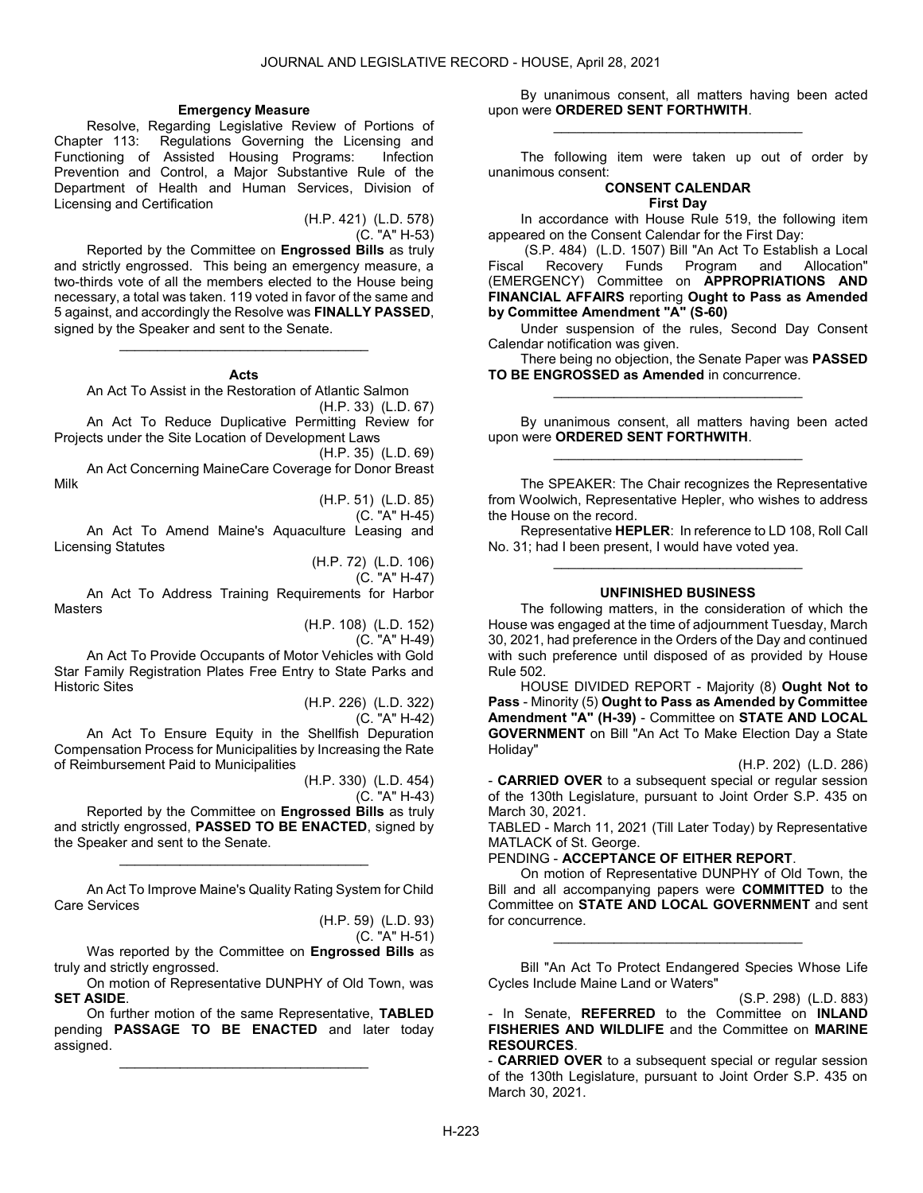**Emergency Measure**

Resolve, Regarding Legislative Review of Portions of Chapter 113: Regulations Governing the Licensing and Functioning of Assisted Housing Programs: Infection Prevention and Control, a Major Substantive Rule of the Department of Health and Human Services, Division of Licensing and Certification

(H.P. 421) (L.D. 578)
(C. "A" H-53)

Reported by the Committee on **Engrossed Bills** as truly and strictly engrossed. This being an emergency measure, a two-thirds vote of all the members elected to the House being necessary, a total was taken. 119 voted in favor of the same and 5 against, and accordingly the Resolve was **FINALLY PASSED**, signed by the Speaker and sent to the Senate.

_________________________________

**Acts**

An Act To Assist in the Restoration of Atlantic Salmon

(H.P. 33) (L.D. 67)

An Act To Reduce Duplicative Permitting Review for Projects under the Site Location of Development Laws

(H.P. 35) (L.D. 69)

An Act Concerning MaineCare Coverage for Donor Breast Milk

(H.P. 51) (L.D. 85)
(C. "A" H-45)

An Act To Amend Maine's Aquaculture Leasing and Licensing Statutes

(H.P. 72) (L.D. 106)
(C. "A" H-47)

An Act To Address Training Requirements for Harbor Masters

(H.P. 108) (L.D. 152)
(C. "A" H-49)

An Act To Provide Occupants of Motor Vehicles with Gold Star Family Registration Plates Free Entry to State Parks and Historic Sites

(H.P. 226) (L.D. 322)
(C. "A" H-42)

An Act To Ensure Equity in the Shellfish Depuration Compensation Process for Municipalities by Increasing the Rate of Reimbursement Paid to Municipalities

(H.P. 330) (L.D. 454)
(C. "A" H-43)

Reported by the Committee on **Engrossed Bills** as truly and strictly engrossed, **PASSED TO BE ENACTED**, signed by the Speaker and sent to the Senate.

_________________________________

An Act To Improve Maine's Quality Rating System for Child Care Services

(H.P. 59) (L.D. 93)
(C. "A" H-51)

Was reported by the Committee on **Engrossed Bills** as truly and strictly engrossed.

On motion of Representative DUNPHY of Old Town, was **SET ASIDE**.

On further motion of the same Representative, **TABLED** pending **PASSAGE TO BE ENACTED** and later today assigned.

_________________________________

By unanimous consent, all matters having been acted upon were **ORDERED SENT FORTHWITH**.

_________________________________

The following item were taken up out of order by unanimous consent:

**CONSENT CALENDAR**
**First Day**

In accordance with House Rule 519, the following item appeared on the Consent Calendar for the First Day:

(S.P. 484) (L.D. 1507) Bill "An Act To Establish a Local Fiscal Recovery Funds Program and Allocation" (EMERGENCY) Committee on **APPROPRIATIONS AND FINANCIAL AFFAIRS** reporting **Ought to Pass as Amended by Committee Amendment "A" (S-60)**

Under suspension of the rules, Second Day Consent Calendar notification was given.

There being no objection, the Senate Paper was **PASSED TO BE ENGROSSED as Amended** in concurrence.

_________________________________

By unanimous consent, all matters having been acted upon were **ORDERED SENT FORTHWITH**.

_________________________________

The SPEAKER: The Chair recognizes the Representative from Woolwich, Representative Hepler, who wishes to address the House on the record.

Representative **HEPLER**: In reference to LD 108, Roll Call No. 31; had I been present, I would have voted yea.

_________________________________

**UNFINISHED BUSINESS**

The following matters, in the consideration of which the House was engaged at the time of adjournment Tuesday, March 30, 2021, had preference in the Orders of the Day and continued with such preference until disposed of as provided by House Rule 502.

HOUSE DIVIDED REPORT - Majority (8) **Ought Not to Pass** - Minority (5) **Ought to Pass as Amended by Committee Amendment "A" (H-39)** - Committee on **STATE AND LOCAL GOVERNMENT** on Bill "An Act To Make Election Day a State Holiday"

(H.P. 202) (L.D. 286)

- **CARRIED OVER** to a subsequent special or regular session of the 130th Legislature, pursuant to Joint Order S.P. 435 on March 30, 2021.

TABLED - March 11, 2021 (Till Later Today) by Representative MATLACK of St. George.

PENDING - **ACCEPTANCE OF EITHER REPORT**.

On motion of Representative DUNPHY of Old Town, the Bill and all accompanying papers were **COMMITTED** to the Committee on **STATE AND LOCAL GOVERNMENT** and sent for concurrence.

_________________________________

Bill "An Act To Protect Endangered Species Whose Life Cycles Include Maine Land or Waters"

(S.P. 298) (L.D. 883)

- In Senate, **REFERRED** to the Committee on **INLAND FISHERIES AND WILDLIFE** and the Committee on **MARINE RESOURCES**.

- **CARRIED OVER** to a subsequent special or regular session of the 130th Legislature, pursuant to Joint Order S.P. 435 on March 30, 2021.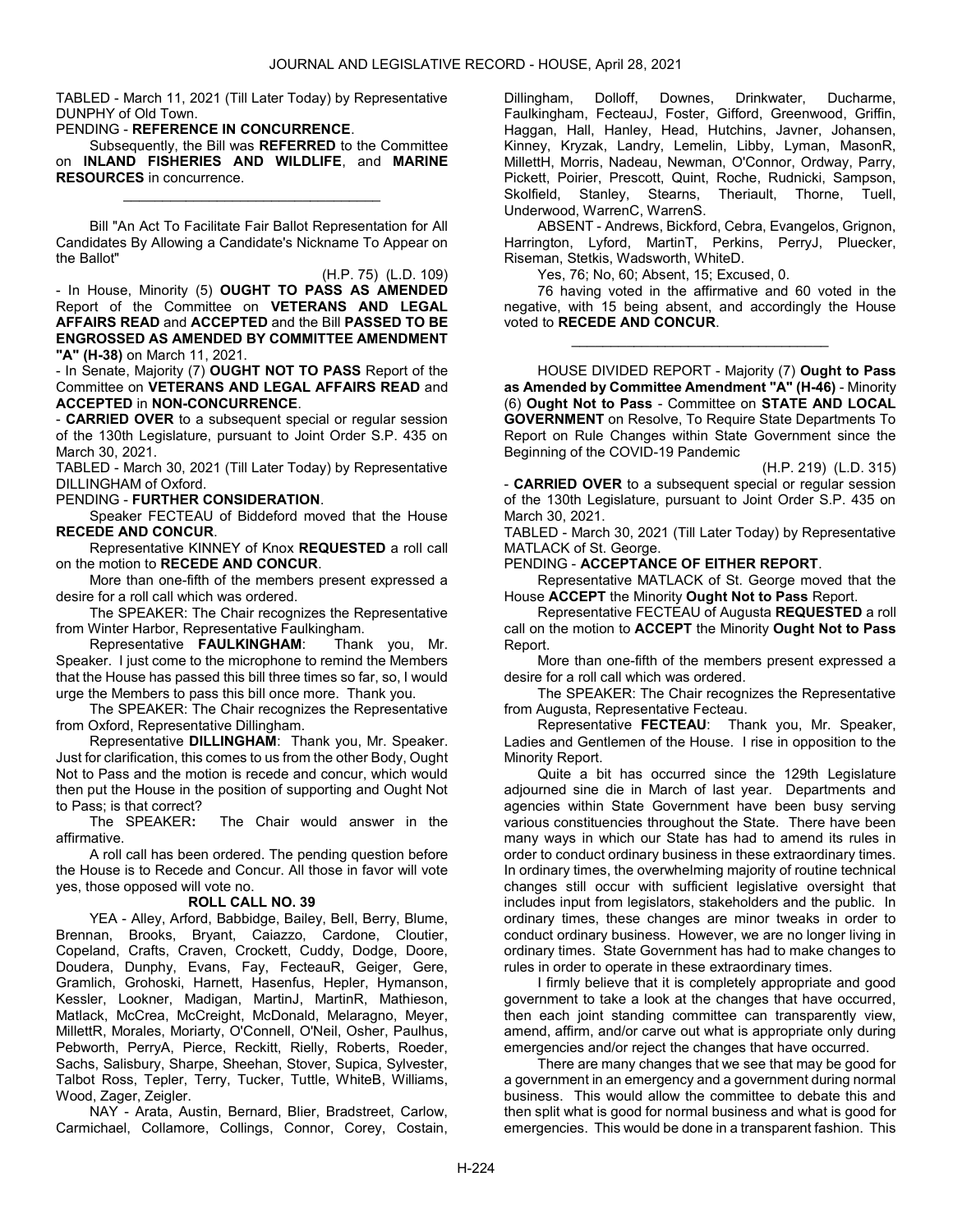TABLED - March 11, 2021 (Till Later Today) by Representative DUNPHY of Old Town.

PENDING - **REFERENCE IN CONCURRENCE**.

Subsequently, the Bill was **REFERRED** to the Committee on **INLAND FISHERIES AND WIDLIFE**, and **MARINE RESOURCES** in concurrence.

\_\_\_\_\_\_\_\_\_\_\_\_\_\_\_\_\_\_\_\_\_\_\_\_\_\_\_\_\_\_\_\_\_

Bill "An Act To Facilitate Fair Ballot Representation for All Candidates By Allowing a Candidate's Nickname To Appear on the Ballot"

(H.P. 75) (L.D. 109)

\- In House, Minority (5) **OUGHT TO PASS AS AMENDED** Report of the Committee on **VETERANS AND LEGAL AFFAIRS READ** and **ACCEPTED** and the Bill **PASSED TO BE ENGROSSED AS AMENDED BY COMMITTEE AMENDMENT "A" (H-38)** on March 11, 2021.

\- In Senate, Majority (7) **OUGHT NOT TO PASS** Report of the Committee on **VETERANS AND LEGAL AFFAIRS READ** and **ACCEPTED** in **NON-CONCURRENCE**.

\- **CARRIED OVER** to a subsequent special or regular session of the 130th Legislature, pursuant to Joint Order S.P. 435 on March 30, 2021.

TABLED - March 30, 2021 (Till Later Today) by Representative DILLINGHAM of Oxford.

PENDING - **FURTHER CONSIDERATION**.

Speaker FECTEAU of Biddeford moved that the House **RECEDE AND CONCUR**.

Representative KINNEY of Knox **REQUESTED** a roll call on the motion to **RECEDE AND CONCUR**.

More than one-fifth of the members present expressed a desire for a roll call which was ordered.

The SPEAKER: The Chair recognizes the Representative from Winter Harbor, Representative Faulkingham.

Representative **FAULKINGHAM**: Thank you, Mr. Speaker. I just come to the microphone to remind the Members that the House has passed this bill three times so far, so, I would urge the Members to pass this bill once more. Thank you.

The SPEAKER: The Chair recognizes the Representative from Oxford, Representative Dillingham.

Representative **DILLINGHAM**: Thank you, Mr. Speaker. Just for clarification, this comes to us from the other Body, Ought Not to Pass and the motion is recede and concur, which would then put the House in the position of supporting and Ought Not to Pass; is that correct?

The SPEAKER**:** The Chair would answer in the affirmative.

A roll call has been ordered. The pending question before the House is to Recede and Concur. All those in favor will vote yes, those opposed will vote no.

**ROLL CALL NO. 39**

YEA - Alley, Arford, Babbidge, Bailey, Bell, Berry, Blume, Brennan, Brooks, Bryant, Caiazzo, Cardone, Cloutier, Copeland, Crafts, Craven, Crockett, Cuddy, Dodge, Doore, Doudera, Dunphy, Evans, Fay, FecteauR, Geiger, Gere, Gramlich, Grohoski, Harnett, Hasenfus, Hepler, Hymanson, Kessler, Lookner, Madigan, MartinJ, MartinR, Mathieson, Matlack, McCrea, McCreight, McDonald, Melaragno, Meyer, MillettR, Morales, Moriarty, O'Connell, O'Neil, Osher, Paulhus, Pebworth, PerryA, Pierce, Reckitt, Rielly, Roberts, Roeder, Sachs, Salisbury, Sharpe, Sheehan, Stover, Supica, Sylvester, Talbot Ross, Tepler, Terry, Tucker, Tuttle, WhiteB, Williams, Wood, Zager, Zeigler.

NAY - Arata, Austin, Bernard, Blier, Bradstreet, Carlow, Carmichael, Collamore, Collings, Connor, Corey, Costain, Dillingham, Dolloff, Downes, Drinkwater, Ducharme, Faulkingham, FecteauJ, Foster, Gifford, Greenwood, Griffin, Haggan, Hall, Hanley, Head, Hutchins, Javner, Johansen, Kinney, Kryzak, Landry, Lemelin, Libby, Lyman, MasonR, MillettH, Morris, Nadeau, Newman, O'Connor, Ordway, Parry, Pickett, Poirier, Prescott, Quint, Roche, Rudnicki, Sampson, Skolfield, Stanley, Stearns, Theriault, Thorne, Tuell, Underwood, WarrenC, WarrenS.

ABSENT - Andrews, Bickford, Cebra, Evangelos, Grignon, Harrington, Lyford, MartinT, Perkins, PerryJ, Pluecker, Riseman, Stetkis, Wadsworth, WhiteD.

Yes, 76; No, 60; Absent, 15; Excused, 0.

76 having voted in the affirmative and 60 voted in the negative, with 15 being absent, and accordingly the House voted to **RECEDE AND CONCUR**.

\_\_\_\_\_\_\_\_\_\_\_\_\_\_\_\_\_\_\_\_\_\_\_\_\_\_\_\_\_\_\_\_\_

HOUSE DIVIDED REPORT - Majority (7) **Ought to Pass as Amended by Committee Amendment "A" (H-46)** - Minority (6) **Ought Not to Pass** - Committee on **STATE AND LOCAL GOVERNMENT** on Resolve, To Require State Departments To Report on Rule Changes within State Government since the Beginning of the COVID-19 Pandemic

(H.P. 219) (L.D. 315)

\- **CARRIED OVER** to a subsequent special or regular session of the 130th Legislature, pursuant to Joint Order S.P. 435 on March 30, 2021.

TABLED - March 30, 2021 (Till Later Today) by Representative MATLACK of St. George.

PENDING - **ACCEPTANCE OF EITHER REPORT**.

Representative MATLACK of St. George moved that the House **ACCEPT** the Minority **Ought Not to Pass** Report.

Representative FECTEAU of Augusta **REQUESTED** a roll call on the motion to **ACCEPT** the Minority **Ought Not to Pass** Report.

More than one-fifth of the members present expressed a desire for a roll call which was ordered.

The SPEAKER: The Chair recognizes the Representative from Augusta, Representative Fecteau.

Representative **FECTEAU**: Thank you, Mr. Speaker, Ladies and Gentlemen of the House. I rise in opposition to the Minority Report.

Quite a bit has occurred since the 129th Legislature adjourned sine die in March of last year. Departments and agencies within State Government have been busy serving various constituencies throughout the State. There have been many ways in which our State has had to amend its rules in order to conduct ordinary business in these extraordinary times. In ordinary times, the overwhelming majority of routine technical changes still occur with sufficient legislative oversight that includes input from legislators, stakeholders and the public. In ordinary times, these changes are minor tweaks in order to conduct ordinary business. However, we are no longer living in ordinary times. State Government has had to make changes to rules in order to operate in these extraordinary times.

I firmly believe that it is completely appropriate and good government to take a look at the changes that have occurred, then each joint standing committee can transparently view, amend, affirm, and/or carve out what is appropriate only during emergencies and/or reject the changes that have occurred.

There are many changes that we see that may be good for a government in an emergency and a government during normal business. This would allow the committee to debate this and then split what is good for normal business and what is good for emergencies. This would be done in a transparent fashion. This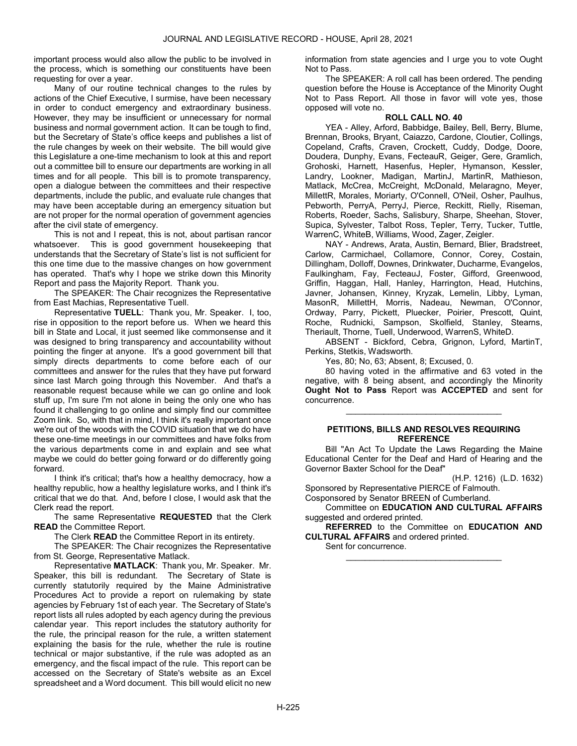important process would also allow the public to be involved in the process, which is something our constituents have been requesting for over a year.

Many of our routine technical changes to the rules by actions of the Chief Executive, I surmise, have been necessary in order to conduct emergency and extraordinary business. However, they may be insufficient or unnecessary for normal business and normal government action. It can be tough to find, but the Secretary of State's office keeps and publishes a list of the rule changes by week on their website. The bill would give this Legislature a one-time mechanism to look at this and report out a committee bill to ensure our departments are working in all times and for all people. This bill is to promote transparency, open a dialogue between the committees and their respective departments, include the public, and evaluate rule changes that may have been acceptable during an emergency situation but are not proper for the normal operation of government agencies after the civil state of emergency.

This is not and I repeat, this is not, about partisan rancor whatsoever. This is good government housekeeping that understands that the Secretary of State's list is not sufficient for this one time due to the massive changes on how government has operated. That's why I hope we strike down this Minority Report and pass the Majority Report. Thank you.

The SPEAKER: The Chair recognizes the Representative from East Machias, Representative Tuell.

Representative **TUELL**: Thank you, Mr. Speaker. I, too, rise in opposition to the report before us. When we heard this bill in State and Local, it just seemed like commonsense and it was designed to bring transparency and accountability without pointing the finger at anyone. It's a good government bill that simply directs departments to come before each of our committees and answer for the rules that they have put forward since last March going through this November. And that's a reasonable request because while we can go online and look stuff up, I'm sure I'm not alone in being the only one who has found it challenging to go online and simply find our committee Zoom link. So, with that in mind, I think it's really important once we're out of the woods with the COVID situation that we do have these one-time meetings in our committees and have folks from the various departments come in and explain and see what maybe we could do better going forward or do differently going forward.

I think it's critical; that's how a healthy democracy, how a healthy republic, how a healthy legislature works, and I think it's critical that we do that. And, before I close, I would ask that the Clerk read the report.

The same Representative **REQUESTED** that the Clerk **READ** the Committee Report.

The Clerk **READ** the Committee Report in its entirety.

The SPEAKER: The Chair recognizes the Representative from St. George, Representative Matlack.

Representative **MATLACK**: Thank you, Mr. Speaker. Mr. Speaker, this bill is redundant. The Secretary of State is currently statutorily required by the Maine Administrative Procedures Act to provide a report on rulemaking by state agencies by February 1st of each year. The Secretary of State's report lists all rules adopted by each agency during the previous calendar year. This report includes the statutory authority for the rule, the principal reason for the rule, a written statement explaining the basis for the rule, whether the rule is routine technical or major substantive, if the rule was adopted as an emergency, and the fiscal impact of the rule. This report can be accessed on the Secretary of State's website as an Excel spreadsheet and a Word document. This bill would elicit no new information from state agencies and I urge you to vote Ought Not to Pass.

The SPEAKER: A roll call has been ordered. The pending question before the House is Acceptance of the Minority Ought Not to Pass Report. All those in favor will vote yes, those opposed will vote no.

**ROLL CALL NO. 40**

YEA - Alley, Arford, Babbidge, Bailey, Bell, Berry, Blume, Brennan, Brooks, Bryant, Caiazzo, Cardone, Cloutier, Collings, Copeland, Crafts, Craven, Crockett, Cuddy, Dodge, Doore, Doudera, Dunphy, Evans, FecteauR, Geiger, Gere, Gramlich, Grohoski, Harnett, Hasenfus, Hepler, Hymanson, Kessler, Landry, Lookner, Madigan, MartinJ, MartinR, Mathieson, Matlack, McCrea, McCreight, McDonald, Melaragno, Meyer, MillettR, Morales, Moriarty, O'Connell, O'Neil, Osher, Paulhus, Pebworth, PerryA, PerryJ, Pierce, Reckitt, Rielly, Riseman, Roberts, Roeder, Sachs, Salisbury, Sharpe, Sheehan, Stover, Supica, Sylvester, Talbot Ross, Tepler, Terry, Tucker, Tuttle, WarrenC, WhiteB, Williams, Wood, Zager, Zeigler.

NAY - Andrews, Arata, Austin, Bernard, Blier, Bradstreet, Carlow, Carmichael, Collamore, Connor, Corey, Costain, Dillingham, Dolloff, Downes, Drinkwater, Ducharme, Evangelos, Faulkingham, Fay, FecteauJ, Foster, Gifford, Greenwood, Griffin, Haggan, Hall, Hanley, Harrington, Head, Hutchins, Javner, Johansen, Kinney, Kryzak, Lemelin, Libby, Lyman, MasonR, MillettH, Morris, Nadeau, Newman, O'Connor, Ordway, Parry, Pickett, Pluecker, Poirier, Prescott, Quint, Roche, Rudnicki, Sampson, Skolfield, Stanley, Stearns, Theriault, Thorne, Tuell, Underwood, WarrenS, WhiteD.

ABSENT - Bickford, Cebra, Grignon, Lyford, MartinT, Perkins, Stetkis, Wadsworth.

Yes, 80; No, 63; Absent, 8; Excused, 0.

80 having voted in the affirmative and 63 voted in the negative, with 8 being absent, and accordingly the Minority **Ought Not to Pass** Report was **ACCEPTED** and sent for concurrence.

---

**PETITIONS, BILLS AND RESOLVES REQUIRING REFERENCE**

Bill "An Act To Update the Laws Regarding the Maine Educational Center for the Deaf and Hard of Hearing and the Governor Baxter School for the Deaf"

(H.P. 1216) (L.D. 1632)

Sponsored by Representative PIERCE of Falmouth.
Cosponsored by Senator BREEN of Cumberland.

Committee on **EDUCATION AND CULTURAL AFFAIRS** suggested and ordered printed.

**REFERRED** to the Committee on **EDUCATION AND CULTURAL AFFAIRS** and ordered printed.

Sent for concurrence.

---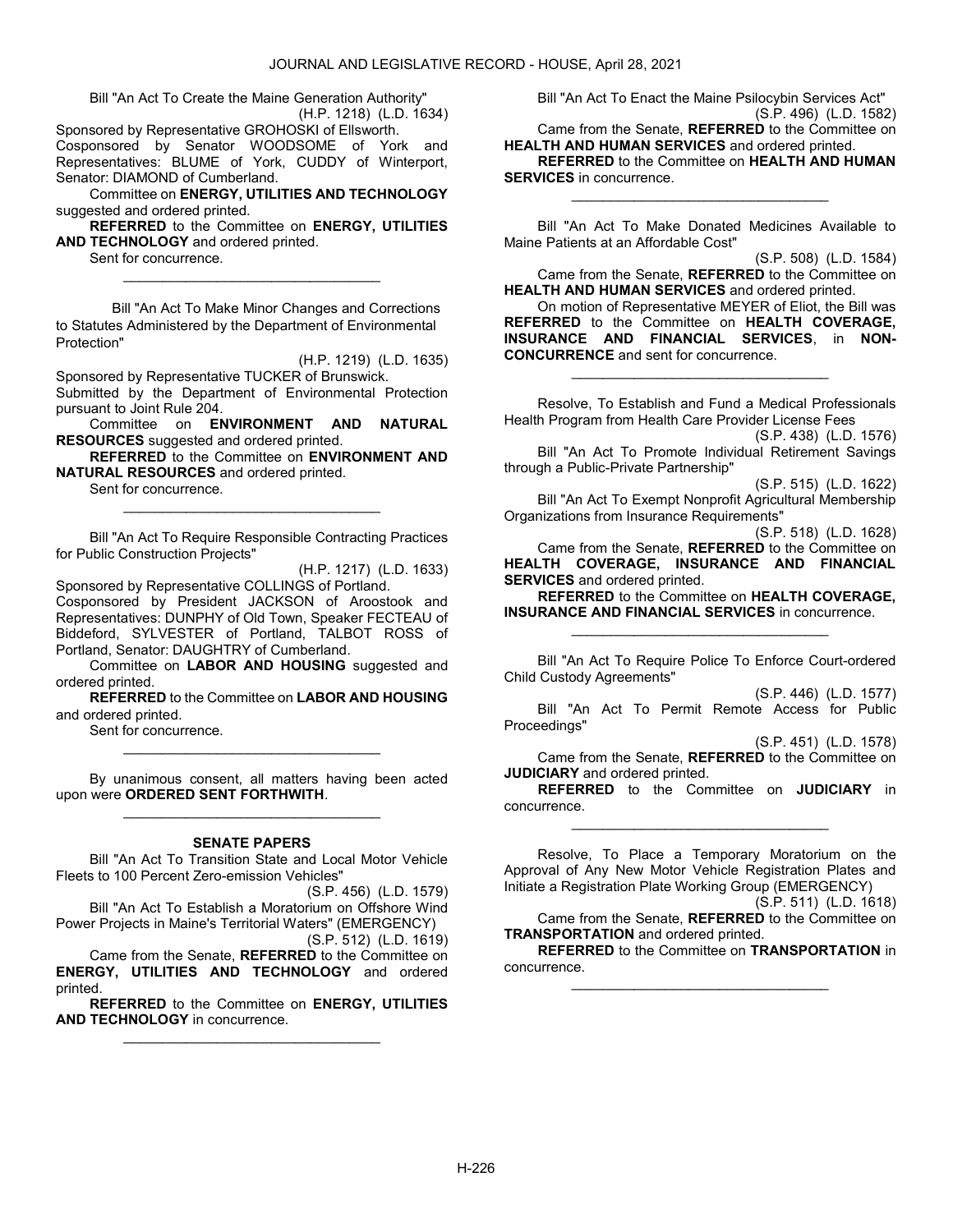Bill "An Act To Create the Maine Generation Authority"

(H.P. 1218) (L.D. 1634)

Sponsored by Representative GROHOSKI of Ellsworth.
Cosponsored by Senator WOODSOME of York and Representatives: BLUME of York, CUDDY of Winterport, Senator: DIAMOND of Cumberland.

Committee on **ENERGY, UTILITIES AND TECHNOLOGY** suggested and ordered printed.

**REFERRED** to the Committee on **ENERGY, UTILITIES AND TECHNOLOGY** and ordered printed.

Sent for concurrence.

_________________________________

Bill "An Act To Make Minor Changes and Corrections to Statutes Administered by the Department of Environmental Protection"

(H.P. 1219) (L.D. 1635)

Sponsored by Representative TUCKER of Brunswick.
Submitted by the Department of Environmental Protection pursuant to Joint Rule 204.

Committee on **ENVIRONMENT AND NATURAL RESOURCES** suggested and ordered printed.

**REFERRED** to the Committee on **ENVIRONMENT AND NATURAL RESOURCES** and ordered printed.

Sent for concurrence.

_________________________________

Bill "An Act To Require Responsible Contracting Practices for Public Construction Projects"

(H.P. 1217) (L.D. 1633)

Sponsored by Representative COLLINGS of Portland.
Cosponsored by President JACKSON of Aroostook and Representatives: DUNPHY of Old Town, Speaker FECTEAU of Biddeford, SYLVESTER of Portland, TALBOT ROSS of Portland, Senator: DAUGHTRY of Cumberland.

Committee on **LABOR AND HOUSING** suggested and ordered printed.

**REFERRED** to the Committee on **LABOR AND HOUSING** and ordered printed.

Sent for concurrence.

_________________________________

By unanimous consent, all matters having been acted upon were **ORDERED SENT FORTHWITH**.

_________________________________

**SENATE PAPERS**

Bill "An Act To Transition State and Local Motor Vehicle Fleets to 100 Percent Zero-emission Vehicles"

(S.P. 456) (L.D. 1579)

Bill "An Act To Establish a Moratorium on Offshore Wind Power Projects in Maine's Territorial Waters" (EMERGENCY)

(S.P. 512) (L.D. 1619)

Came from the Senate, **REFERRED** to the Committee on **ENERGY, UTILITIES AND TECHNOLOGY** and ordered printed.

**REFERRED** to the Committee on **ENERGY, UTILITIES AND TECHNOLOGY** in concurrence.

_________________________________

Bill "An Act To Enact the Maine Psilocybin Services Act"

(S.P. 496) (L.D. 1582)

Came from the Senate, **REFERRED** to the Committee on **HEALTH AND HUMAN SERVICES** and ordered printed.

**REFERRED** to the Committee on **HEALTH AND HUMAN SERVICES** in concurrence.

_________________________________

Bill "An Act To Make Donated Medicines Available to Maine Patients at an Affordable Cost"

(S.P. 508) (L.D. 1584)

Came from the Senate, **REFERRED** to the Committee on **HEALTH AND HUMAN SERVICES** and ordered printed.

On motion of Representative MEYER of Eliot, the Bill was **REFERRED** to the Committee on **HEALTH COVERAGE, INSURANCE AND FINANCIAL SERVICES**, in **NON-CONCURRENCE** and sent for concurrence.

_________________________________

Resolve, To Establish and Fund a Medical Professionals Health Program from Health Care Provider License Fees

(S.P. 438) (L.D. 1576)

Bill "An Act To Promote Individual Retirement Savings through a Public-Private Partnership"

(S.P. 515) (L.D. 1622)

Bill "An Act To Exempt Nonprofit Agricultural Membership Organizations from Insurance Requirements"

(S.P. 518) (L.D. 1628)

Came from the Senate, **REFERRED** to the Committee on **HEALTH COVERAGE, INSURANCE AND FINANCIAL SERVICES** and ordered printed.

**REFERRED** to the Committee on **HEALTH COVERAGE, INSURANCE AND FINANCIAL SERVICES** in concurrence.

_________________________________

Bill "An Act To Require Police To Enforce Court-ordered Child Custody Agreements"

(S.P. 446) (L.D. 1577)

Bill "An Act To Permit Remote Access for Public Proceedings"

(S.P. 451) (L.D. 1578)

Came from the Senate, **REFERRED** to the Committee on **JUDICIARY** and ordered printed.

**REFERRED** to the Committee on **JUDICIARY** in concurrence.

_________________________________

Resolve, To Place a Temporary Moratorium on the Approval of Any New Motor Vehicle Registration Plates and Initiate a Registration Plate Working Group (EMERGENCY)

(S.P. 511) (L.D. 1618)

Came from the Senate, **REFERRED** to the Committee on **TRANSPORTATION** and ordered printed.

**REFERRED** to the Committee on **TRANSPORTATION** in concurrence.

_________________________________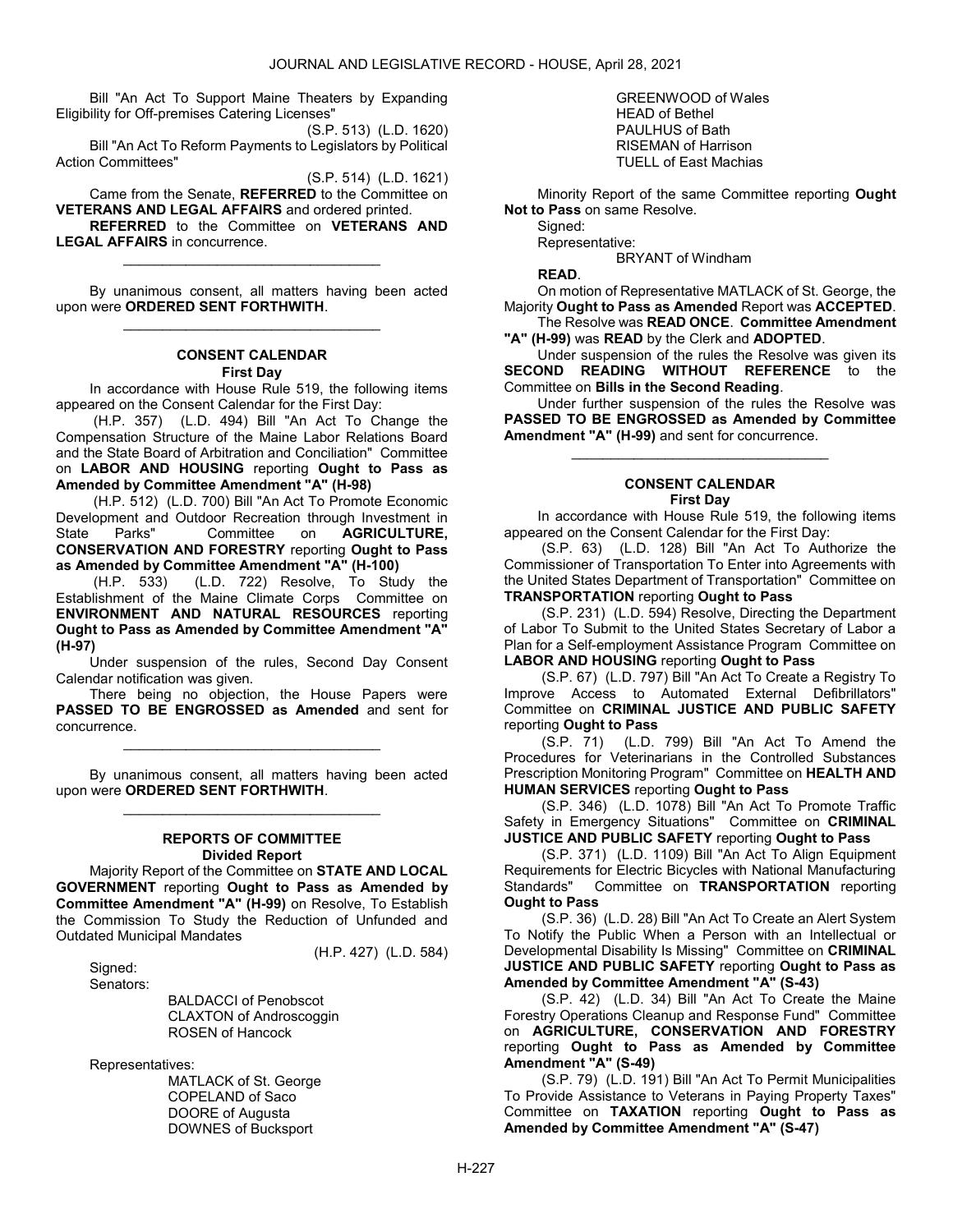Bill "An Act To Support Maine Theaters by Expanding Eligibility for Off-premises Catering Licenses"

(S.P. 513) (L.D. 1620)

Bill "An Act To Reform Payments to Legislators by Political Action Committees"

(S.P. 514) (L.D. 1621)

Came from the Senate, **REFERRED** to the Committee on **VETERANS AND LEGAL AFFAIRS** and ordered printed.

**REFERRED** to the Committee on **VETERANS AND LEGAL AFFAIRS** in concurrence.

_________________________________

By unanimous consent, all matters having been acted upon were **ORDERED SENT FORTHWITH**.

_________________________________

**CONSENT CALENDAR**
**First Day**

In accordance with House Rule 519, the following items appeared on the Consent Calendar for the First Day:

(H.P. 357) (L.D. 494) Bill "An Act To Change the Compensation Structure of the Maine Labor Relations Board and the State Board of Arbitration and Conciliation" Committee on **LABOR AND HOUSING** reporting **Ought to Pass as Amended by Committee Amendment "A" (H-98)**

(H.P. 512) (L.D. 700) Bill "An Act To Promote Economic Development and Outdoor Recreation through Investment in State Parks" Committee on **AGRICULTURE, CONSERVATION AND FORESTRY** reporting **Ought to Pass as Amended by Committee Amendment "A" (H-100)**

(H.P. 533) (L.D. 722) Resolve, To Study the Establishment of the Maine Climate Corps Committee on **ENVIRONMENT AND NATURAL RESOURCES** reporting **Ought to Pass as Amended by Committee Amendment "A" (H-97)**

Under suspension of the rules, Second Day Consent Calendar notification was given.

There being no objection, the House Papers were **PASSED TO BE ENGROSSED as Amended** and sent for concurrence.

_________________________________

By unanimous consent, all matters having been acted upon were **ORDERED SENT FORTHWITH**.

_________________________________

**REPORTS OF COMMITTEE**
**Divided Report**

Majority Report of the Committee on **STATE AND LOCAL GOVERNMENT** reporting **Ought to Pass as Amended by Committee Amendment "A" (H-99)** on Resolve, To Establish the Commission To Study the Reduction of Unfunded and Outdated Municipal Mandates

(H.P. 427) (L.D. 584)

Signed:
Senators:

BALDACCI of Penobscot
CLAXTON of Androscoggin
ROSEN of Hancock

Representatives:

MATLACK of St. George
COPELAND of Saco
DOORE of Augusta
DOWNES of Bucksport
GREENWOOD of Wales
HEAD of Bethel
PAULHUS of Bath
RISEMAN of Harrison
TUELL of East Machias

Minority Report of the same Committee reporting **Ought Not to Pass** on same Resolve.

Signed:
Representative:

BRYANT of Windham

**READ**.

On motion of Representative MATLACK of St. George, the Majority **Ought to Pass as Amended** Report was **ACCEPTED**.

The Resolve was **READ ONCE**. **Committee Amendment "A" (H-99)** was **READ** by the Clerk and **ADOPTED**.

Under suspension of the rules the Resolve was given its **SECOND READING WITHOUT REFERENCE** to the Committee on **Bills in the Second Reading**.

Under further suspension of the rules the Resolve was **PASSED TO BE ENGROSSED as Amended by Committee Amendment "A" (H-99)** and sent for concurrence.

_________________________________

**CONSENT CALENDAR**
**First Day**

In accordance with House Rule 519, the following items appeared on the Consent Calendar for the First Day:

(S.P. 63) (L.D. 128) Bill "An Act To Authorize the Commissioner of Transportation To Enter into Agreements with the United States Department of Transportation" Committee on **TRANSPORTATION** reporting **Ought to Pass**

(S.P. 231) (L.D. 594) Resolve, Directing the Department of Labor To Submit to the United States Secretary of Labor a Plan for a Self-employment Assistance Program Committee on **LABOR AND HOUSING** reporting **Ought to Pass**

(S.P. 67) (L.D. 797) Bill "An Act To Create a Registry To Improve Access to Automated External Defibrillators" Committee on **CRIMINAL JUSTICE AND PUBLIC SAFETY** reporting **Ought to Pass**

(S.P. 71) (L.D. 799) Bill "An Act To Amend the Procedures for Veterinarians in the Controlled Substances Prescription Monitoring Program" Committee on **HEALTH AND HUMAN SERVICES** reporting **Ought to Pass**

(S.P. 346) (L.D. 1078) Bill "An Act To Promote Traffic Safety in Emergency Situations" Committee on **CRIMINAL JUSTICE AND PUBLIC SAFETY** reporting **Ought to Pass**

(S.P. 371) (L.D. 1109) Bill "An Act To Align Equipment Requirements for Electric Bicycles with National Manufacturing Standards" Committee on **TRANSPORTATION** reporting **Ought to Pass**

(S.P. 36) (L.D. 28) Bill "An Act To Create an Alert System To Notify the Public When a Person with an Intellectual or Developmental Disability Is Missing" Committee on **CRIMINAL JUSTICE AND PUBLIC SAFETY** reporting **Ought to Pass as Amended by Committee Amendment "A" (S-43)**

(S.P. 42) (L.D. 34) Bill "An Act To Create the Maine Forestry Operations Cleanup and Response Fund" Committee on **AGRICULTURE, CONSERVATION AND FORESTRY** reporting **Ought to Pass as Amended by Committee Amendment "A" (S-49)**

(S.P. 79) (L.D. 191) Bill "An Act To Permit Municipalities To Provide Assistance to Veterans in Paying Property Taxes" Committee on **TAXATION** reporting **Ought to Pass as Amended by Committee Amendment "A" (S-47)**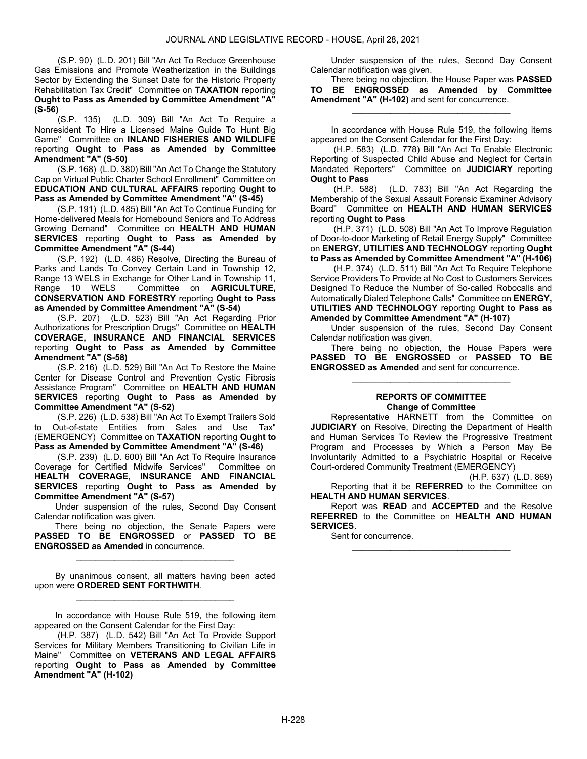(S.P. 90) (L.D. 201) Bill "An Act To Reduce Greenhouse Gas Emissions and Promote Weatherization in the Buildings Sector by Extending the Sunset Date for the Historic Property Rehabilitation Tax Credit" Committee on **TAXATION** reporting **Ought to Pass as Amended by Committee Amendment "A" (S-56)**

(S.P. 135) (L.D. 309) Bill "An Act To Require a Nonresident To Hire a Licensed Maine Guide To Hunt Big Game" Committee on **INLAND FISHERIES AND WILDLIFE** reporting **Ought to Pass as Amended by Committee Amendment "A" (S-50)**

(S.P. 168) (L.D. 380) Bill "An Act To Change the Statutory Cap on Virtual Public Charter School Enrollment" Committee on **EDUCATION AND CULTURAL AFFAIRS** reporting **Ought to Pass as Amended by Committee Amendment "A" (S-45)**

(S.P. 191) (L.D. 485) Bill "An Act To Continue Funding for Home-delivered Meals for Homebound Seniors and To Address Growing Demand" Committee on **HEALTH AND HUMAN SERVICES** reporting **Ought to Pass as Amended by Committee Amendment "A" (S-44)**

(S.P. 192) (L.D. 486) Resolve, Directing the Bureau of Parks and Lands To Convey Certain Land in Township 12, Range 13 WELS in Exchange for Other Land in Township 11, Range 10 WELS Committee on **AGRICULTURE, CONSERVATION AND FORESTRY** reporting **Ought to Pass as Amended by Committee Amendment "A" (S-54)**

(S.P. 207) (L.D. 523) Bill "An Act Regarding Prior Authorizations for Prescription Drugs" Committee on **HEALTH COVERAGE, INSURANCE AND FINANCIAL SERVICES** reporting **Ought to Pass as Amended by Committee Amendment "A" (S-58)**

(S.P. 216) (L.D. 529) Bill "An Act To Restore the Maine Center for Disease Control and Prevention Cystic Fibrosis Assistance Program" Committee on **HEALTH AND HUMAN SERVICES** reporting **Ought to Pass as Amended by Committee Amendment "A" (S-52)**

(S.P. 226) (L.D. 538) Bill "An Act To Exempt Trailers Sold to Out-of-state Entities from Sales and Use Tax" (EMERGENCY) Committee on **TAXATION** reporting **Ought to Pass as Amended by Committee Amendment "A" (S-46)**

(S.P. 239) (L.D. 600) Bill "An Act To Require Insurance Coverage for Certified Midwife Services" Committee on **HEALTH COVERAGE, INSURANCE AND FINANCIAL SERVICES** reporting **Ought to Pass as Amended by Committee Amendment "A" (S-57)**

Under suspension of the rules, Second Day Consent Calendar notification was given.

There being no objection, the Senate Papers were **PASSED TO BE ENGROSSED** or **PASSED TO BE ENGROSSED as Amended** in concurrence.

---

By unanimous consent, all matters having been acted upon were **ORDERED SENT FORTHWITH**.

---

In accordance with House Rule 519, the following item appeared on the Consent Calendar for the First Day:

(H.P. 387) (L.D. 542) Bill "An Act To Provide Support Services for Military Members Transitioning to Civilian Life in Maine" Committee on **VETERANS AND LEGAL AFFAIRS** reporting **Ought to Pass as Amended by Committee Amendment "A" (H-102)**

Under suspension of the rules, Second Day Consent Calendar notification was given.

There being no objection, the House Paper was **PASSED TO BE ENGROSSED as Amended by Committee Amendment "A" (H-102)** and sent for concurrence.

---

In accordance with House Rule 519, the following items appeared on the Consent Calendar for the First Day:

(H.P. 583) (L.D. 778) Bill "An Act To Enable Electronic Reporting of Suspected Child Abuse and Neglect for Certain Mandated Reporters" Committee on **JUDICIARY** reporting **Ought to Pass**

(H.P. 588) (L.D. 783) Bill "An Act Regarding the Membership of the Sexual Assault Forensic Examiner Advisory Board" Committee on **HEALTH AND HUMAN SERVICES** reporting **Ought to Pass**

(H.P. 371) (L.D. 508) Bill "An Act To Improve Regulation of Door-to-door Marketing of Retail Energy Supply" Committee on **ENERGY, UTILITIES AND TECHNOLOGY** reporting **Ought to Pass as Amended by Committee Amendment "A" (H-106)**

(H.P. 374) (L.D. 511) Bill "An Act To Require Telephone Service Providers To Provide at No Cost to Customers Services Designed To Reduce the Number of So-called Robocalls and Automatically Dialed Telephone Calls" Committee on **ENERGY, UTILITIES AND TECHNOLOGY** reporting **Ought to Pass as Amended by Committee Amendment "A" (H-107)**

Under suspension of the rules, Second Day Consent Calendar notification was given.

There being no objection, the House Papers were **PASSED TO BE ENGROSSED** or **PASSED TO BE ENGROSSED as Amended** and sent for concurrence.

---

## REPORTS OF COMMITTEE
### Change of Committee

Representative HARNETT from the Committee on **JUDICIARY** on Resolve, Directing the Department of Health and Human Services To Review the Progressive Treatment Program and Processes by Which a Person May Be Involuntarily Admitted to a Psychiatric Hospital or Receive Court-ordered Community Treatment (EMERGENCY)

(H.P. 637) (L.D. 869)

Reporting that it be **REFERRED** to the Committee on **HEALTH AND HUMAN SERVICES**.

Report was **READ** and **ACCEPTED** and the Resolve **REFERRED** to the Committee on **HEALTH AND HUMAN SERVICES**.

Sent for concurrence.

---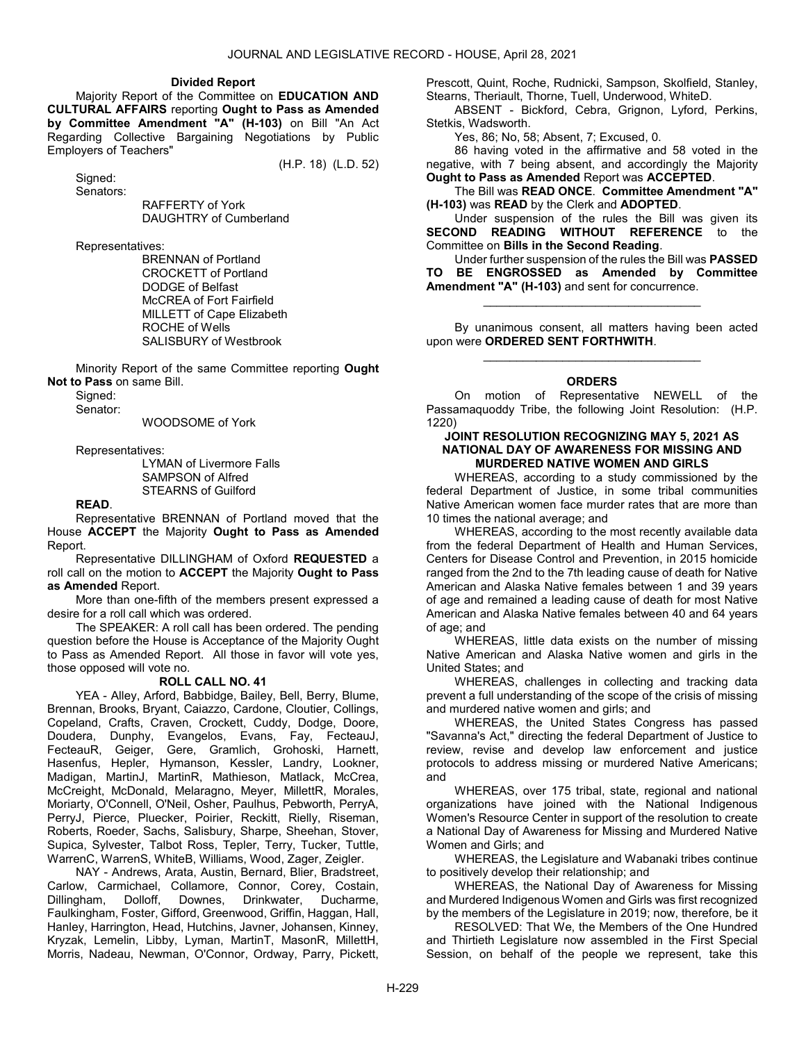**Divided Report**

Majority Report of the Committee on **EDUCATION AND CULTURAL AFFAIRS** reporting **Ought to Pass as Amended by Committee Amendment "A" (H-103)** on Bill "An Act Regarding Collective Bargaining Negotiations by Public Employers of Teachers"

(H.P. 18) (L.D. 52)

Signed:

Senators:

RAFFERTY of York
DAUGHTRY of Cumberland

Representatives:

BRENNAN of Portland
CROCKETT of Portland
DODGE of Belfast
McCREA of Fort Fairfield
MILLETT of Cape Elizabeth
ROCHE of Wells
SALISBURY of Westbrook

Minority Report of the same Committee reporting **Ought Not to Pass** on same Bill.

Signed:

Senator:

WOODSOME of York

Representatives:

LYMAN of Livermore Falls
SAMPSON of Alfred
STEARNS of Guilford

**READ**.

Representative BRENNAN of Portland moved that the House **ACCEPT** the Majority **Ought to Pass as Amended** Report.

Representative DILLINGHAM of Oxford **REQUESTED** a roll call on the motion to **ACCEPT** the Majority **Ought to Pass as Amended** Report.

More than one-fifth of the members present expressed a desire for a roll call which was ordered.

The SPEAKER: A roll call has been ordered. The pending question before the House is Acceptance of the Majority Ought to Pass as Amended Report. All those in favor will vote yes, those opposed will vote no.

**ROLL CALL NO. 41**

YEA - Alley, Arford, Babbidge, Bailey, Bell, Berry, Blume, Brennan, Brooks, Bryant, Caiazzo, Cardone, Cloutier, Collings, Copeland, Crafts, Craven, Crockett, Cuddy, Dodge, Doore, Doudera, Dunphy, Evangelos, Evans, Fay, FecteauJ, FecteauR, Geiger, Gere, Gramlich, Grohoski, Harnett, Hasenfus, Hepler, Hymanson, Kessler, Landry, Lookner, Madigan, MartinJ, MartinR, Mathieson, Matlack, McCrea, McCreight, McDonald, Melaragno, Meyer, MillettR, Morales, Moriarty, O'Connell, O'Neil, Osher, Paulhus, Pebworth, PerryA, PerryJ, Pierce, Pluecker, Poirier, Reckitt, Rielly, Riseman, Roberts, Roeder, Sachs, Salisbury, Sharpe, Sheehan, Stover, Supica, Sylvester, Talbot Ross, Tepler, Terry, Tucker, Tuttle, WarrenC, WarrenS, WhiteB, Williams, Wood, Zager, Zeigler.

NAY - Andrews, Arata, Austin, Bernard, Blier, Bradstreet, Carlow, Carmichael, Collamore, Connor, Corey, Costain, Dillingham, Dolloff, Downes, Drinkwater, Ducharme, Faulkingham, Foster, Gifford, Greenwood, Griffin, Haggan, Hall, Hanley, Harrington, Head, Hutchins, Javner, Johansen, Kinney, Kryzak, Lemelin, Libby, Lyman, MartinT, MasonR, MillettH, Morris, Nadeau, Newman, O'Connor, Ordway, Parry, Pickett, Prescott, Quint, Roche, Rudnicki, Sampson, Skolfield, Stanley, Stearns, Theriault, Thorne, Tuell, Underwood, WhiteD.

ABSENT - Bickford, Cebra, Grignon, Lyford, Perkins, Stetkis, Wadsworth.

Yes, 86; No, 58; Absent, 7; Excused, 0.

86 having voted in the affirmative and 58 voted in the negative, with 7 being absent, and accordingly the Majority **Ought to Pass as Amended** Report was **ACCEPTED**.

The Bill was **READ ONCE**. **Committee Amendment "A" (H-103)** was **READ** by the Clerk and **ADOPTED**.

Under suspension of the rules the Bill was given its **SECOND READING WITHOUT REFERENCE** to the Committee on **Bills in the Second Reading**.

Under further suspension of the rules the Bill was **PASSED TO BE ENGROSSED as Amended by Committee Amendment "A" (H-103)** and sent for concurrence.

\_\_\_\_\_\_\_\_\_\_\_\_\_\_\_\_\_\_\_\_\_\_\_\_\_\_\_\_\_\_\_\_\_

By unanimous consent, all matters having been acted upon were **ORDERED SENT FORTHWITH**.

\_\_\_\_\_\_\_\_\_\_\_\_\_\_\_\_\_\_\_\_\_\_\_\_\_\_\_\_\_\_\_\_\_

**ORDERS**

On motion of Representative NEWELL of the Passamaquoddy Tribe, the following Joint Resolution: (H.P. 1220)

**JOINT RESOLUTION RECOGNIZING MAY 5, 2021 AS NATIONAL DAY OF AWARENESS FOR MISSING AND MURDERED NATIVE WOMEN AND GIRLS**

WHEREAS, according to a study commissioned by the federal Department of Justice, in some tribal communities Native American women face murder rates that are more than 10 times the national average; and

WHEREAS, according to the most recently available data from the federal Department of Health and Human Services, Centers for Disease Control and Prevention, in 2015 homicide ranged from the 2nd to the 7th leading cause of death for Native American and Alaska Native females between 1 and 39 years of age and remained a leading cause of death for most Native American and Alaska Native females between 40 and 64 years of age; and

WHEREAS, little data exists on the number of missing Native American and Alaska Native women and girls in the United States; and

WHEREAS, challenges in collecting and tracking data prevent a full understanding of the scope of the crisis of missing and murdered native women and girls; and

WHEREAS, the United States Congress has passed "Savanna's Act," directing the federal Department of Justice to review, revise and develop law enforcement and justice protocols to address missing or murdered Native Americans; and

WHEREAS, over 175 tribal, state, regional and national organizations have joined with the National Indigenous Women's Resource Center in support of the resolution to create a National Day of Awareness for Missing and Murdered Native Women and Girls; and

WHEREAS, the Legislature and Wabanaki tribes continue to positively develop their relationship; and

WHEREAS, the National Day of Awareness for Missing and Murdered Indigenous Women and Girls was first recognized by the members of the Legislature in 2019; now, therefore, be it

RESOLVED: That We, the Members of the One Hundred and Thirtieth Legislature now assembled in the First Special Session, on behalf of the people we represent, take this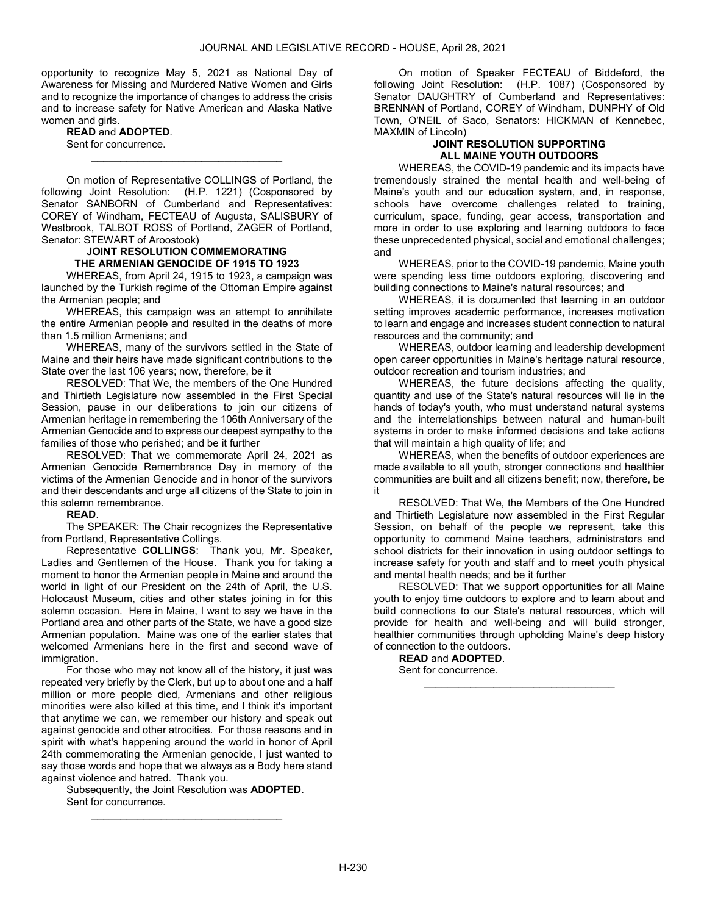opportunity to recognize May 5, 2021 as National Day of Awareness for Missing and Murdered Native Women and Girls and to recognize the importance of changes to address the crisis and to increase safety for Native American and Alaska Native women and girls.

**READ** and **ADOPTED**.

Sent for concurrence.

_________________________________

On motion of Representative COLLINGS of Portland, the following Joint Resolution: (H.P. 1221) (Cosponsored by Senator SANBORN of Cumberland and Representatives: COREY of Windham, FECTEAU of Augusta, SALISBURY of Westbrook, TALBOT ROSS of Portland, ZAGER of Portland, Senator: STEWART of Aroostook)

**JOINT RESOLUTION COMMEMORATING THE ARMENIAN GENOCIDE OF 1915 TO 1923**

WHEREAS, from April 24, 1915 to 1923, a campaign was launched by the Turkish regime of the Ottoman Empire against the Armenian people; and

WHEREAS, this campaign was an attempt to annihilate the entire Armenian people and resulted in the deaths of more than 1.5 million Armenians; and

WHEREAS, many of the survivors settled in the State of Maine and their heirs have made significant contributions to the State over the last 106 years; now, therefore, be it

RESOLVED: That We, the members of the One Hundred and Thirtieth Legislature now assembled in the First Special Session, pause in our deliberations to join our citizens of Armenian heritage in remembering the 106th Anniversary of the Armenian Genocide and to express our deepest sympathy to the families of those who perished; and be it further

RESOLVED: That we commemorate April 24, 2021 as Armenian Genocide Remembrance Day in memory of the victims of the Armenian Genocide and in honor of the survivors and their descendants and urge all citizens of the State to join in this solemn remembrance.

**READ**.

The SPEAKER: The Chair recognizes the Representative from Portland, Representative Collings.

Representative **COLLINGS**: Thank you, Mr. Speaker, Ladies and Gentlemen of the House. Thank you for taking a moment to honor the Armenian people in Maine and around the world in light of our President on the 24th of April, the U.S. Holocaust Museum, cities and other states joining in for this solemn occasion. Here in Maine, I want to say we have in the Portland area and other parts of the State, we have a good size Armenian population. Maine was one of the earlier states that welcomed Armenians here in the first and second wave of immigration.

For those who may not know all of the history, it just was repeated very briefly by the Clerk, but up to about one and a half million or more people died, Armenians and other religious minorities were also killed at this time, and I think it's important that anytime we can, we remember our history and speak out against genocide and other atrocities. For those reasons and in spirit with what's happening around the world in honor of April 24th commemorating the Armenian genocide, I just wanted to say those words and hope that we always as a Body here stand against violence and hatred. Thank you.

Subsequently, the Joint Resolution was **ADOPTED**.

Sent for concurrence.

_________________________________

On motion of Speaker FECTEAU of Biddeford, the following Joint Resolution: (H.P. 1087) (Cosponsored by Senator DAUGHTRY of Cumberland and Representatives: BRENNAN of Portland, COREY of Windham, DUNPHY of Old Town, O'NEIL of Saco, Senators: HICKMAN of Kennebec, MAXMIN of Lincoln)

**JOINT RESOLUTION SUPPORTING ALL MAINE YOUTH OUTDOORS**

WHEREAS, the COVID-19 pandemic and its impacts have tremendously strained the mental health and well-being of Maine's youth and our education system, and, in response, schools have overcome challenges related to training, curriculum, space, funding, gear access, transportation and more in order to use exploring and learning outdoors to face these unprecedented physical, social and emotional challenges; and

WHEREAS, prior to the COVID-19 pandemic, Maine youth were spending less time outdoors exploring, discovering and building connections to Maine's natural resources; and

WHEREAS, it is documented that learning in an outdoor setting improves academic performance, increases motivation to learn and engage and increases student connection to natural resources and the community; and

WHEREAS, outdoor learning and leadership development open career opportunities in Maine's heritage natural resource, outdoor recreation and tourism industries; and

WHEREAS, the future decisions affecting the quality, quantity and use of the State's natural resources will lie in the hands of today's youth, who must understand natural systems and the interrelationships between natural and human-built systems in order to make informed decisions and take actions that will maintain a high quality of life; and

WHEREAS, when the benefits of outdoor experiences are made available to all youth, stronger connections and healthier communities are built and all citizens benefit; now, therefore, be it

RESOLVED: That We, the Members of the One Hundred and Thirtieth Legislature now assembled in the First Regular Session, on behalf of the people we represent, take this opportunity to commend Maine teachers, administrators and school districts for their innovation in using outdoor settings to increase safety for youth and staff and to meet youth physical and mental health needs; and be it further

RESOLVED: That we support opportunities for all Maine youth to enjoy time outdoors to explore and to learn about and build connections to our State's natural resources, which will provide for health and well-being and will build stronger, healthier communities through upholding Maine's deep history of connection to the outdoors.

**READ** and **ADOPTED**.

Sent for concurrence.

_________________________________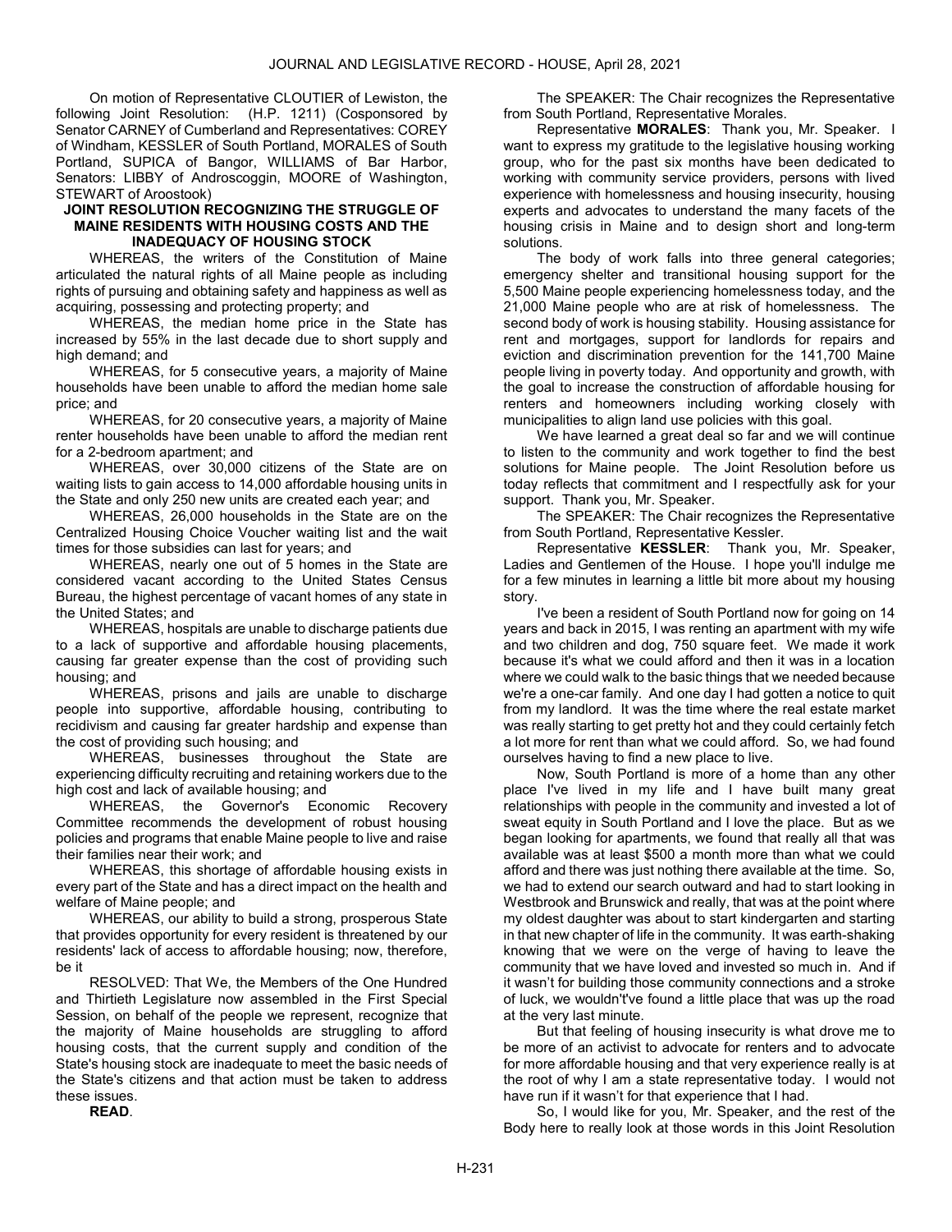On motion of Representative CLOUTIER of Lewiston, the following Joint Resolution: (H.P. 1211) (Cosponsored by Senator CARNEY of Cumberland and Representatives: COREY of Windham, KESSLER of South Portland, MORALES of South Portland, SUPICA of Bangor, WILLIAMS of Bar Harbor, Senators: LIBBY of Androscoggin, MOORE of Washington, STEWART of Aroostook)

**JOINT RESOLUTION RECOGNIZING THE STRUGGLE OF MAINE RESIDENTS WITH HOUSING COSTS AND THE INADEQUACY OF HOUSING STOCK**

WHEREAS, the writers of the Constitution of Maine articulated the natural rights of all Maine people as including rights of pursuing and obtaining safety and happiness as well as acquiring, possessing and protecting property; and

WHEREAS, the median home price in the State has increased by 55% in the last decade due to short supply and high demand; and

WHEREAS, for 5 consecutive years, a majority of Maine households have been unable to afford the median home sale price; and

WHEREAS, for 20 consecutive years, a majority of Maine renter households have been unable to afford the median rent for a 2-bedroom apartment; and

WHEREAS, over 30,000 citizens of the State are on waiting lists to gain access to 14,000 affordable housing units in the State and only 250 new units are created each year; and

WHEREAS, 26,000 households in the State are on the Centralized Housing Choice Voucher waiting list and the wait times for those subsidies can last for years; and

WHEREAS, nearly one out of 5 homes in the State are considered vacant according to the United States Census Bureau, the highest percentage of vacant homes of any state in the United States; and

WHEREAS, hospitals are unable to discharge patients due to a lack of supportive and affordable housing placements, causing far greater expense than the cost of providing such housing; and

WHEREAS, prisons and jails are unable to discharge people into supportive, affordable housing, contributing to recidivism and causing far greater hardship and expense than the cost of providing such housing; and

WHEREAS, businesses throughout the State are experiencing difficulty recruiting and retaining workers due to the high cost and lack of available housing; and

WHEREAS, the Governor's Economic Recovery Committee recommends the development of robust housing policies and programs that enable Maine people to live and raise their families near their work; and

WHEREAS, this shortage of affordable housing exists in every part of the State and has a direct impact on the health and welfare of Maine people; and

WHEREAS, our ability to build a strong, prosperous State that provides opportunity for every resident is threatened by our residents' lack of access to affordable housing; now, therefore, be it

RESOLVED: That We, the Members of the One Hundred and Thirtieth Legislature now assembled in the First Special Session, on behalf of the people we represent, recognize that the majority of Maine households are struggling to afford housing costs, that the current supply and condition of the State's housing stock are inadequate to meet the basic needs of the State's citizens and that action must be taken to address these issues.

**READ**.

The SPEAKER: The Chair recognizes the Representative from South Portland, Representative Morales.

Representative **MORALES**: Thank you, Mr. Speaker. I want to express my gratitude to the legislative housing working group, who for the past six months have been dedicated to working with community service providers, persons with lived experience with homelessness and housing insecurity, housing experts and advocates to understand the many facets of the housing crisis in Maine and to design short and long-term solutions.

The body of work falls into three general categories; emergency shelter and transitional housing support for the 5,500 Maine people experiencing homelessness today, and the 21,000 Maine people who are at risk of homelessness. The second body of work is housing stability. Housing assistance for rent and mortgages, support for landlords for repairs and eviction and discrimination prevention for the 141,700 Maine people living in poverty today. And opportunity and growth, with the goal to increase the construction of affordable housing for renters and homeowners including working closely with municipalities to align land use policies with this goal.

We have learned a great deal so far and we will continue to listen to the community and work together to find the best solutions for Maine people. The Joint Resolution before us today reflects that commitment and I respectfully ask for your support. Thank you, Mr. Speaker.

The SPEAKER: The Chair recognizes the Representative from South Portland, Representative Kessler.

Representative **KESSLER**: Thank you, Mr. Speaker, Ladies and Gentlemen of the House. I hope you'll indulge me for a few minutes in learning a little bit more about my housing story.

I've been a resident of South Portland now for going on 14 years and back in 2015, I was renting an apartment with my wife and two children and dog, 750 square feet. We made it work because it's what we could afford and then it was in a location where we could walk to the basic things that we needed because we're a one-car family. And one day I had gotten a notice to quit from my landlord. It was the time where the real estate market was really starting to get pretty hot and they could certainly fetch a lot more for rent than what we could afford. So, we had found ourselves having to find a new place to live.

Now, South Portland is more of a home than any other place I've lived in my life and I have built many great relationships with people in the community and invested a lot of sweat equity in South Portland and I love the place. But as we began looking for apartments, we found that really all that was available was at least $500 a month more than what we could afford and there was just nothing there available at the time. So, we had to extend our search outward and had to start looking in Westbrook and Brunswick and really, that was at the point where my oldest daughter was about to start kindergarten and starting in that new chapter of life in the community. It was earth-shaking knowing that we were on the verge of having to leave the community that we have loved and invested so much in. And if it wasn't for building those community connections and a stroke of luck, we wouldn't've found a little place that was up the road at the very last minute.

But that feeling of housing insecurity is what drove me to be more of an activist to advocate for renters and to advocate for more affordable housing and that very experience really is at the root of why I am a state representative today. I would not have run if it wasn't for that experience that I had.

So, I would like for you, Mr. Speaker, and the rest of the Body here to really look at those words in this Joint Resolution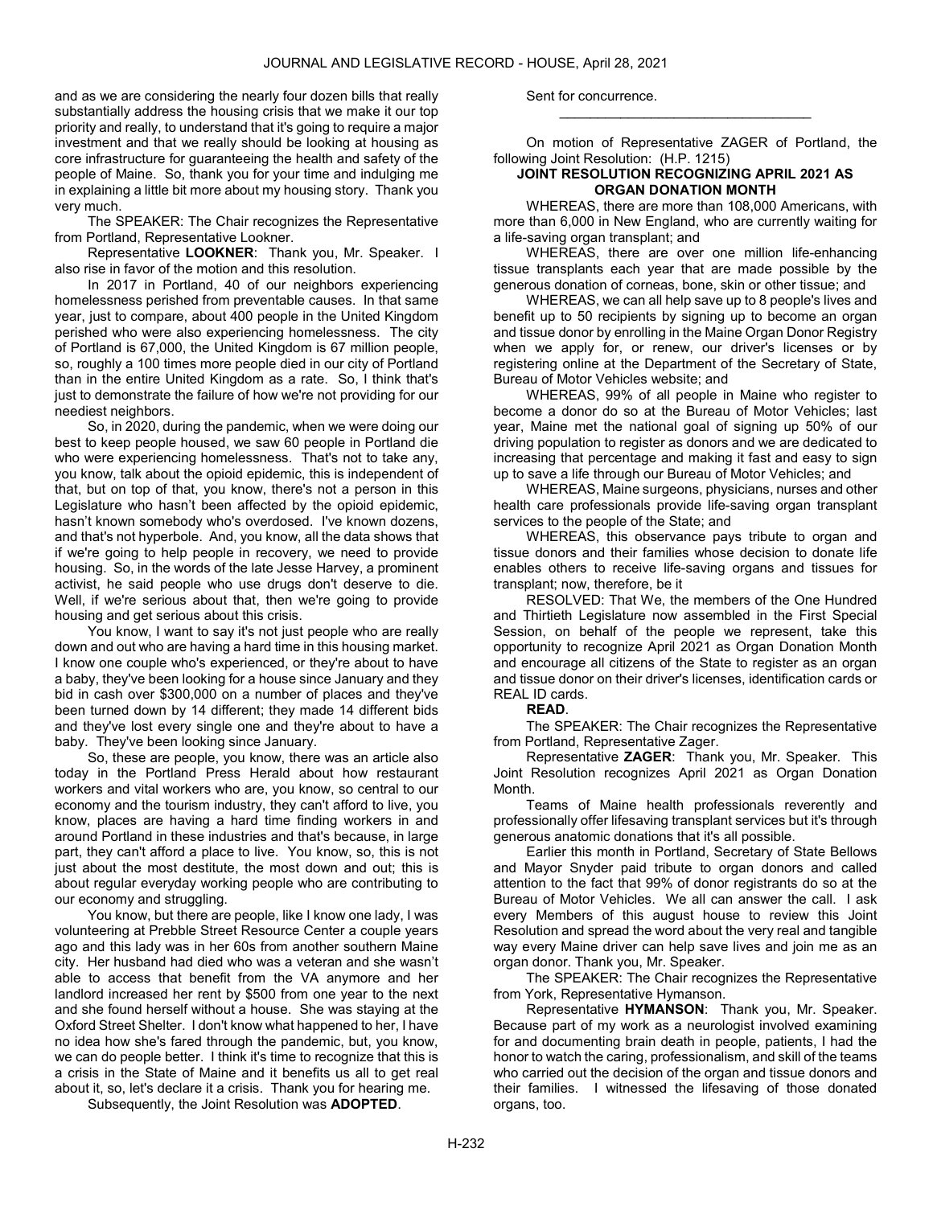and as we are considering the nearly four dozen bills that really substantially address the housing crisis that we make it our top priority and really, to understand that it's going to require a major investment and that we really should be looking at housing as core infrastructure for guaranteeing the health and safety of the people of Maine. So, thank you for your time and indulging me in explaining a little bit more about my housing story. Thank you very much.

The SPEAKER: The Chair recognizes the Representative from Portland, Representative Lookner.

Representative **LOOKNER**: Thank you, Mr. Speaker. I also rise in favor of the motion and this resolution.

In 2017 in Portland, 40 of our neighbors experiencing homelessness perished from preventable causes. In that same year, just to compare, about 400 people in the United Kingdom perished who were also experiencing homelessness. The city of Portland is 67,000, the United Kingdom is 67 million people, so, roughly a 100 times more people died in our city of Portland than in the entire United Kingdom as a rate. So, I think that's just to demonstrate the failure of how we're not providing for our neediest neighbors.

So, in 2020, during the pandemic, when we were doing our best to keep people housed, we saw 60 people in Portland die who were experiencing homelessness. That's not to take any, you know, talk about the opioid epidemic, this is independent of that, but on top of that, you know, there's not a person in this Legislature who hasn't been affected by the opioid epidemic, hasn't known somebody who's overdosed. I've known dozens, and that's not hyperbole. And, you know, all the data shows that if we're going to help people in recovery, we need to provide housing. So, in the words of the late Jesse Harvey, a prominent activist, he said people who use drugs don't deserve to die. Well, if we're serious about that, then we're going to provide housing and get serious about this crisis.

You know, I want to say it's not just people who are really down and out who are having a hard time in this housing market. I know one couple who's experienced, or they're about to have a baby, they've been looking for a house since January and they bid in cash over $300,000 on a number of places and they've been turned down by 14 different; they made 14 different bids and they've lost every single one and they're about to have a baby. They've been looking since January.

So, these are people, you know, there was an article also today in the Portland Press Herald about how restaurant workers and vital workers who are, you know, so central to our economy and the tourism industry, they can't afford to live, you know, places are having a hard time finding workers in and around Portland in these industries and that's because, in large part, they can't afford a place to live. You know, so, this is not just about the most destitute, the most down and out; this is about regular everyday working people who are contributing to our economy and struggling.

You know, but there are people, like I know one lady, I was volunteering at Prebble Street Resource Center a couple years ago and this lady was in her 60s from another southern Maine city. Her husband had died who was a veteran and she wasn't able to access that benefit from the VA anymore and her landlord increased her rent by $500 from one year to the next and she found herself without a house. She was staying at the Oxford Street Shelter. I don't know what happened to her, I have no idea how she's fared through the pandemic, but, you know, we can do people better. I think it's time to recognize that this is a crisis in the State of Maine and it benefits us all to get real about it, so, let's declare it a crisis. Thank you for hearing me.

Subsequently, the Joint Resolution was **ADOPTED**.

Sent for concurrence.

---

On motion of Representative ZAGER of Portland, the following Joint Resolution: (H.P. 1215)

**JOINT RESOLUTION RECOGNIZING APRIL 2021 AS ORGAN DONATION MONTH**

WHEREAS, there are more than 108,000 Americans, with more than 6,000 in New England, who are currently waiting for a life-saving organ transplant; and

WHEREAS, there are over one million life-enhancing tissue transplants each year that are made possible by the generous donation of corneas, bone, skin or other tissue; and

WHEREAS, we can all help save up to 8 people's lives and benefit up to 50 recipients by signing up to become an organ and tissue donor by enrolling in the Maine Organ Donor Registry when we apply for, or renew, our driver's licenses or by registering online at the Department of the Secretary of State, Bureau of Motor Vehicles website; and

WHEREAS, 99% of all people in Maine who register to become a donor do so at the Bureau of Motor Vehicles; last year, Maine met the national goal of signing up 50% of our driving population to register as donors and we are dedicated to increasing that percentage and making it fast and easy to sign up to save a life through our Bureau of Motor Vehicles; and

WHEREAS, Maine surgeons, physicians, nurses and other health care professionals provide life-saving organ transplant services to the people of the State; and

WHEREAS, this observance pays tribute to organ and tissue donors and their families whose decision to donate life enables others to receive life-saving organs and tissues for transplant; now, therefore, be it

RESOLVED: That We, the members of the One Hundred and Thirtieth Legislature now assembled in the First Special Session, on behalf of the people we represent, take this opportunity to recognize April 2021 as Organ Donation Month and encourage all citizens of the State to register as an organ and tissue donor on their driver's licenses, identification cards or REAL ID cards.

**READ**.

The SPEAKER: The Chair recognizes the Representative from Portland, Representative Zager.

Representative **ZAGER**: Thank you, Mr. Speaker. This Joint Resolution recognizes April 2021 as Organ Donation Month.

Teams of Maine health professionals reverently and professionally offer lifesaving transplant services but it's through generous anatomic donations that it's all possible.

Earlier this month in Portland, Secretary of State Bellows and Mayor Snyder paid tribute to organ donors and called attention to the fact that 99% of donor registrants do so at the Bureau of Motor Vehicles. We all can answer the call. I ask every Members of this august house to review this Joint Resolution and spread the word about the very real and tangible way every Maine driver can help save lives and join me as an organ donor. Thank you, Mr. Speaker.

The SPEAKER: The Chair recognizes the Representative from York, Representative Hymanson.

Representative **HYMANSON**: Thank you, Mr. Speaker. Because part of my work as a neurologist involved examining for and documenting brain death in people, patients, I had the honor to watch the caring, professionalism, and skill of the teams who carried out the decision of the organ and tissue donors and their families. I witnessed the lifesaving of those donated organs, too.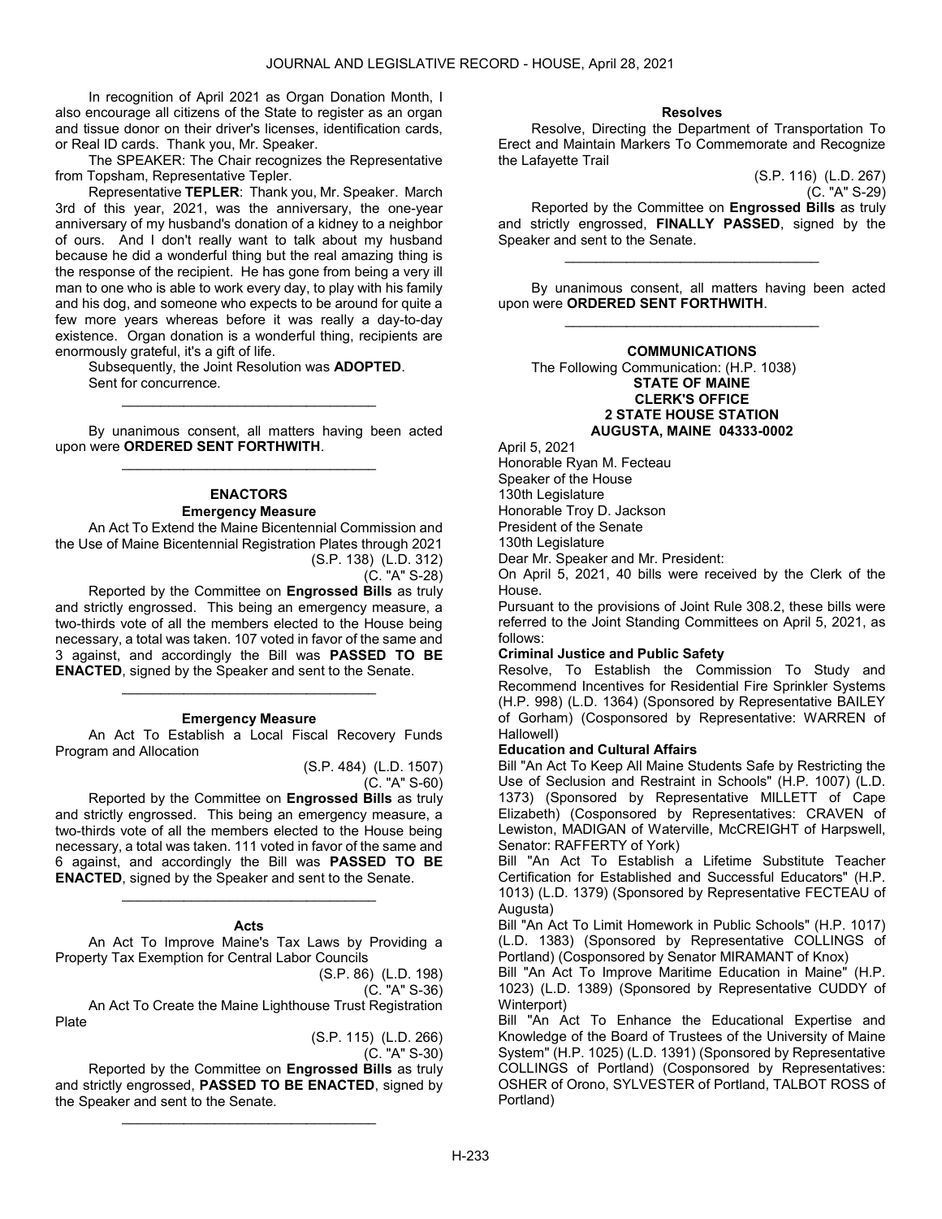In recognition of April 2021 as Organ Donation Month, I also encourage all citizens of the State to register as an organ and tissue donor on their driver's licenses, identification cards, or Real ID cards. Thank you, Mr. Speaker.

The SPEAKER: The Chair recognizes the Representative from Topsham, Representative Tepler.

Representative **TEPLER**: Thank you, Mr. Speaker. March 3rd of this year, 2021, was the anniversary, the one-year anniversary of my husband's donation of a kidney to a neighbor of ours. And I don't really want to talk about my husband because he did a wonderful thing but the real amazing thing is the response of the recipient. He has gone from being a very ill man to one who is able to work every day, to play with his family and his dog, and someone who expects to be around for quite a few more years whereas before it was really a day-to-day existence. Organ donation is a wonderful thing, recipients are enormously grateful, it's a gift of life.

Subsequently, the Joint Resolution was **ADOPTED**.

Sent for concurrence.

_________________________________

By unanimous consent, all matters having been acted upon were **ORDERED SENT FORTHWITH**.

_________________________________

## ENACTORS

### Emergency Measure

An Act To Extend the Maine Bicentennial Commission and the Use of Maine Bicentennial Registration Plates through 2021

(S.P. 138) (L.D. 312)
(C. "A" S-28)

Reported by the Committee on **Engrossed Bills** as truly and strictly engrossed. This being an emergency measure, a two-thirds vote of all the members elected to the House being necessary, a total was taken. 107 voted in favor of the same and 3 against, and accordingly the Bill was **PASSED TO BE ENACTED**, signed by the Speaker and sent to the Senate.

_________________________________

### Emergency Measure

An Act To Establish a Local Fiscal Recovery Funds Program and Allocation

(S.P. 484) (L.D. 1507)
(C. "A" S-60)

Reported by the Committee on **Engrossed Bills** as truly and strictly engrossed. This being an emergency measure, a two-thirds vote of all the members elected to the House being necessary, a total was taken. 111 voted in favor of the same and 6 against, and accordingly the Bill was **PASSED TO BE ENACTED**, signed by the Speaker and sent to the Senate.

_________________________________

### Acts

An Act To Improve Maine's Tax Laws by Providing a Property Tax Exemption for Central Labor Councils

(S.P. 86) (L.D. 198)
(C. "A" S-36)

An Act To Create the Maine Lighthouse Trust Registration Plate

(S.P. 115) (L.D. 266)
(C. "A" S-30)

Reported by the Committee on **Engrossed Bills** as truly and strictly engrossed, **PASSED TO BE ENACTED**, signed by the Speaker and sent to the Senate.

_________________________________

### Resolves

Resolve, Directing the Department of Transportation To Erect and Maintain Markers To Commemorate and Recognize the Lafayette Trail

(S.P. 116) (L.D. 267)
(C. "A" S-29)

Reported by the Committee on **Engrossed Bills** as truly and strictly engrossed, **FINALLY PASSED**, signed by the Speaker and sent to the Senate.

_________________________________

By unanimous consent, all matters having been acted upon were **ORDERED SENT FORTHWITH**.

_________________________________

## COMMUNICATIONS

The Following Communication: (H.P. 1038)

**STATE OF MAINE**
**CLERK'S OFFICE**
**2 STATE HOUSE STATION**
**AUGUSTA, MAINE 04333-0002**

April 5, 2021

Honorable Ryan M. Fecteau
Speaker of the House
130th Legislature
Honorable Troy D. Jackson
President of the Senate
130th Legislature

Dear Mr. Speaker and Mr. President:

On April 5, 2021, 40 bills were received by the Clerk of the House.

Pursuant to the provisions of Joint Rule 308.2, these bills were referred to the Joint Standing Committees on April 5, 2021, as follows:

**Criminal Justice and Public Safety**

Resolve, To Establish the Commission To Study and Recommend Incentives for Residential Fire Sprinkler Systems (H.P. 998) (L.D. 1364) (Sponsored by Representative BAILEY of Gorham) (Cosponsored by Representative: WARREN of Hallowell)

**Education and Cultural Affairs**

Bill "An Act To Keep All Maine Students Safe by Restricting the Use of Seclusion and Restraint in Schools" (H.P. 1007) (L.D. 1373) (Sponsored by Representative MILLETT of Cape Elizabeth) (Cosponsored by Representatives: CRAVEN of Lewiston, MADIGAN of Waterville, McCREIGHT of Harpswell, Senator: RAFFERTY of York)

Bill "An Act To Establish a Lifetime Substitute Teacher Certification for Established and Successful Educators" (H.P. 1013) (L.D. 1379) (Sponsored by Representative FECTEAU of Augusta)

Bill "An Act To Limit Homework in Public Schools" (H.P. 1017) (L.D. 1383) (Sponsored by Representative COLLINGS of Portland) (Cosponsored by Senator MIRAMANT of Knox)

Bill "An Act To Improve Maritime Education in Maine" (H.P. 1023) (L.D. 1389) (Sponsored by Representative CUDDY of Winterport)

Bill "An Act To Enhance the Educational Expertise and Knowledge of the Board of Trustees of the University of Maine System" (H.P. 1025) (L.D. 1391) (Sponsored by Representative COLLINGS of Portland) (Cosponsored by Representatives: OSHER of Orono, SYLVESTER of Portland, TALBOT ROSS of Portland)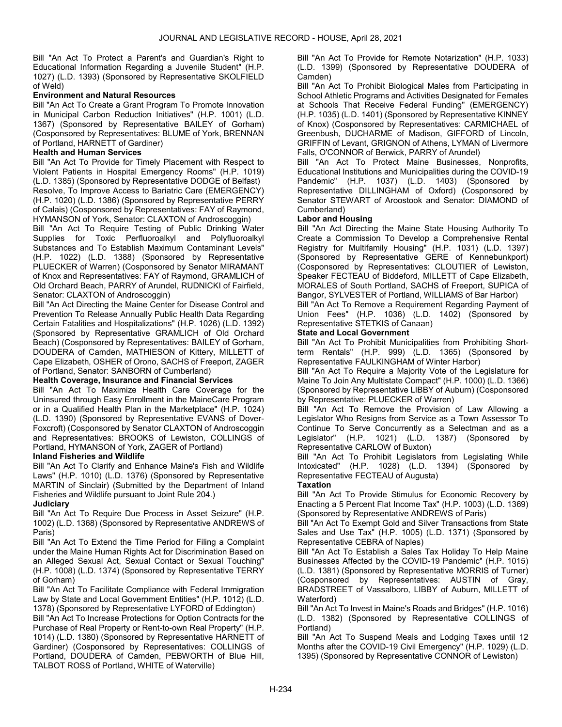Bill "An Act To Protect a Parent's and Guardian's Right to Educational Information Regarding a Juvenile Student" (H.P. 1027) (L.D. 1393) (Sponsored by Representative SKOLFIELD of Weld)

**Environment and Natural Resources**

Bill "An Act To Create a Grant Program To Promote Innovation in Municipal Carbon Reduction Initiatives" (H.P. 1001) (L.D. 1367) (Sponsored by Representative BAILEY of Gorham) (Cosponsored by Representatives: BLUME of York, BRENNAN of Portland, HARNETT of Gardiner)

**Health and Human Services**

Bill "An Act To Provide for Timely Placement with Respect to Violent Patients in Hospital Emergency Rooms" (H.P. 1019) (L.D. 1385) (Sponsored by Representative DODGE of Belfast)

Resolve, To Improve Access to Bariatric Care (EMERGENCY) (H.P. 1020) (L.D. 1386) (Sponsored by Representative PERRY of Calais) (Cosponsored by Representatives: FAY of Raymond, HYMANSON of York, Senator: CLAXTON of Androscoggin)

Bill "An Act To Require Testing of Public Drinking Water Supplies for Toxic Perfluoroalkyl and Polyfluoroalkyl Substances and To Establish Maximum Contaminant Levels" (H.P. 1022) (L.D. 1388) (Sponsored by Representative PLUECKER of Warren) (Cosponsored by Senator MIRAMANT of Knox and Representatives: FAY of Raymond, GRAMLICH of Old Orchard Beach, PARRY of Arundel, RUDNICKI of Fairfield, Senator: CLAXTON of Androscoggin)

Bill "An Act Directing the Maine Center for Disease Control and Prevention To Release Annually Public Health Data Regarding Certain Fatalities and Hospitalizations" (H.P. 1026) (L.D. 1392) (Sponsored by Representative GRAMLICH of Old Orchard Beach) (Cosponsored by Representatives: BAILEY of Gorham, DOUDERA of Camden, MATHIESON of Kittery, MILLETT of Cape Elizabeth, OSHER of Orono, SACHS of Freeport, ZAGER of Portland, Senator: SANBORN of Cumberland)

**Health Coverage, Insurance and Financial Services**

Bill "An Act To Maximize Health Care Coverage for the Uninsured through Easy Enrollment in the MaineCare Program or in a Qualified Health Plan in the Marketplace" (H.P. 1024) (L.D. 1390) (Sponsored by Representative EVANS of Dover-Foxcroft) (Cosponsored by Senator CLAXTON of Androscoggin and Representatives: BROOKS of Lewiston, COLLINGS of Portland, HYMANSON of York, ZAGER of Portland)

**Inland Fisheries and Wildlife**

Bill "An Act To Clarify and Enhance Maine's Fish and Wildlife Laws" (H.P. 1010) (L.D. 1376) (Sponsored by Representative MARTIN of Sinclair) (Submitted by the Department of Inland Fisheries and Wildlife pursuant to Joint Rule 204.)

**Judiciary**

Bill "An Act To Require Due Process in Asset Seizure" (H.P. 1002) (L.D. 1368) (Sponsored by Representative ANDREWS of Paris)

Bill "An Act To Extend the Time Period for Filing a Complaint under the Maine Human Rights Act for Discrimination Based on an Alleged Sexual Act, Sexual Contact or Sexual Touching" (H.P. 1008) (L.D. 1374) (Sponsored by Representative TERRY of Gorham)

Bill "An Act To Facilitate Compliance with Federal Immigration Law by State and Local Government Entities" (H.P. 1012) (L.D. 1378) (Sponsored by Representative LYFORD of Eddington)

Bill "An Act To Increase Protections for Option Contracts for the Purchase of Real Property or Rent-to-own Real Property" (H.P. 1014) (L.D. 1380) (Sponsored by Representative HARNETT of Gardiner) (Cosponsored by Representatives: COLLINGS of Portland, DOUDERA of Camden, PEBWORTH of Blue Hill, TALBOT ROSS of Portland, WHITE of Waterville)

Bill "An Act To Provide for Remote Notarization" (H.P. 1033) (L.D. 1399) (Sponsored by Representative DOUDERA of Camden)

Bill "An Act To Prohibit Biological Males from Participating in School Athletic Programs and Activities Designated for Females at Schools That Receive Federal Funding" (EMERGENCY) (H.P. 1035) (L.D. 1401) (Sponsored by Representative KINNEY of Knox) (Cosponsored by Representatives: CARMICHAEL of Greenbush, DUCHARME of Madison, GIFFORD of Lincoln, GRIFFIN of Levant, GRIGNON of Athens, LYMAN of Livermore Falls, O'CONNOR of Berwick, PARRY of Arundel)

Bill "An Act To Protect Maine Businesses, Nonprofits, Educational Institutions and Municipalities during the COVID-19 Pandemic" (H.P. 1037) (L.D. 1403) (Sponsored by Representative DILLINGHAM of Oxford) (Cosponsored by Senator STEWART of Aroostook and Senator: DIAMOND of Cumberland)

**Labor and Housing**

Bill "An Act Directing the Maine State Housing Authority To Create a Commission To Develop a Comprehensive Rental Registry for Multifamily Housing" (H.P. 1031) (L.D. 1397) (Sponsored by Representative GERE of Kennebunkport) (Cosponsored by Representatives: CLOUTIER of Lewiston, Speaker FECTEAU of Biddeford, MILLETT of Cape Elizabeth, MORALES of South Portland, SACHS of Freeport, SUPICA of Bangor, SYLVESTER of Portland, WILLIAMS of Bar Harbor)

Bill "An Act To Remove a Requirement Regarding Payment of Union Fees" (H.P. 1036) (L.D. 1402) (Sponsored by Representative STETKIS of Canaan)

**State and Local Government**

Bill "An Act To Prohibit Municipalities from Prohibiting Short-term Rentals" (H.P. 999) (L.D. 1365) (Sponsored by Representative FAULKINGHAM of Winter Harbor)

Bill "An Act To Require a Majority Vote of the Legislature for Maine To Join Any Multistate Compact" (H.P. 1000) (L.D. 1366) (Sponsored by Representative LIBBY of Auburn) (Cosponsored by Representative: PLUECKER of Warren)

Bill "An Act To Remove the Provision of Law Allowing a Legislator Who Resigns from Service as a Town Assessor To Continue To Serve Concurrently as a Selectman and as a Legislator" (H.P. 1021) (L.D. 1387) (Sponsored by Representative CARLOW of Buxton)

Bill "An Act To Prohibit Legislators from Legislating While Intoxicated" (H.P. 1028) (L.D. 1394) (Sponsored by Representative FECTEAU of Augusta)

**Taxation**

Bill "An Act To Provide Stimulus for Economic Recovery by Enacting a 5 Percent Flat Income Tax" (H.P. 1003) (L.D. 1369) (Sponsored by Representative ANDREWS of Paris)

Bill "An Act To Exempt Gold and Silver Transactions from State Sales and Use Tax" (H.P. 1005) (L.D. 1371) (Sponsored by Representative CEBRA of Naples)

Bill "An Act To Establish a Sales Tax Holiday To Help Maine Businesses Affected by the COVID-19 Pandemic" (H.P. 1015) (L.D. 1381) (Sponsored by Representative MORRIS of Turner) (Cosponsored by Representatives: AUSTIN of Gray, BRADSTREET of Vassalboro, LIBBY of Auburn, MILLETT of Waterford)

Bill "An Act To Invest in Maine's Roads and Bridges" (H.P. 1016) (L.D. 1382) (Sponsored by Representative COLLINGS of Portland)

Bill "An Act To Suspend Meals and Lodging Taxes until 12 Months after the COVID-19 Civil Emergency" (H.P. 1029) (L.D. 1395) (Sponsored by Representative CONNOR of Lewiston)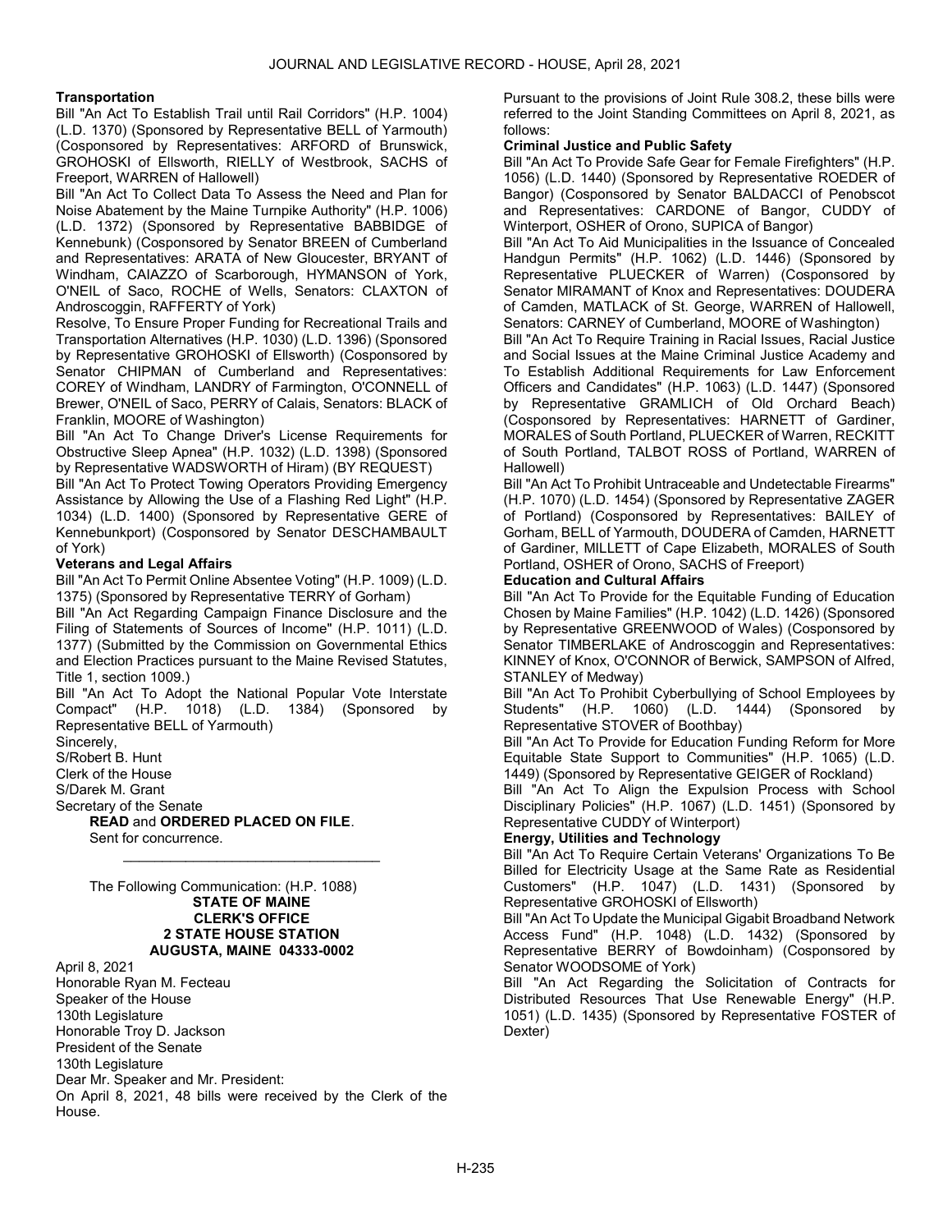**Transportation**

Bill "An Act To Establish Trail until Rail Corridors" (H.P. 1004) (L.D. 1370) (Sponsored by Representative BELL of Yarmouth) (Cosponsored by Representatives: ARFORD of Brunswick, GROHOSKI of Ellsworth, RIELLY of Westbrook, SACHS of Freeport, WARREN of Hallowell)

Bill "An Act To Collect Data To Assess the Need and Plan for Noise Abatement by the Maine Turnpike Authority" (H.P. 1006) (L.D. 1372) (Sponsored by Representative BABBIDGE of Kennebunk) (Cosponsored by Senator BREEN of Cumberland and Representatives: ARATA of New Gloucester, BRYANT of Windham, CAIAZZO of Scarborough, HYMANSON of York, O'NEIL of Saco, ROCHE of Wells, Senators: CLAXTON of Androscoggin, RAFFERTY of York)

Resolve, To Ensure Proper Funding for Recreational Trails and Transportation Alternatives (H.P. 1030) (L.D. 1396) (Sponsored by Representative GROHOSKI of Ellsworth) (Cosponsored by Senator CHIPMAN of Cumberland and Representatives: COREY of Windham, LANDRY of Farmington, O'CONNELL of Brewer, O'NEIL of Saco, PERRY of Calais, Senators: BLACK of Franklin, MOORE of Washington)

Bill "An Act To Change Driver's License Requirements for Obstructive Sleep Apnea" (H.P. 1032) (L.D. 1398) (Sponsored by Representative WADSWORTH of Hiram) (BY REQUEST)

Bill "An Act To Protect Towing Operators Providing Emergency Assistance by Allowing the Use of a Flashing Red Light" (H.P. 1034) (L.D. 1400) (Sponsored by Representative GERE of Kennebunkport) (Cosponsored by Senator DESCHAMBAULT of York)

**Veterans and Legal Affairs**

Bill "An Act To Permit Online Absentee Voting" (H.P. 1009) (L.D. 1375) (Sponsored by Representative TERRY of Gorham)

Bill "An Act Regarding Campaign Finance Disclosure and the Filing of Statements of Sources of Income" (H.P. 1011) (L.D. 1377) (Submitted by the Commission on Governmental Ethics and Election Practices pursuant to the Maine Revised Statutes, Title 1, section 1009.)

Bill "An Act To Adopt the National Popular Vote Interstate Compact" (H.P. 1018) (L.D. 1384) (Sponsored by Representative BELL of Yarmouth)

Sincerely,

S/Robert B. Hunt

Clerk of the House

S/Darek M. Grant

Secretary of the Senate

**READ** and **ORDERED PLACED ON FILE**.

Sent for concurrence.

---

The Following Communication: (H.P. 1088)

**STATE OF MAINE**
**CLERK'S OFFICE**
**2 STATE HOUSE STATION**
**AUGUSTA, MAINE 04333-0002**

April 8, 2021

Honorable Ryan M. Fecteau

Speaker of the House

130th Legislature

Honorable Troy D. Jackson

President of the Senate

130th Legislature

Dear Mr. Speaker and Mr. President:

On April 8, 2021, 48 bills were received by the Clerk of the House.

Pursuant to the provisions of Joint Rule 308.2, these bills were referred to the Joint Standing Committees on April 8, 2021, as follows:

**Criminal Justice and Public Safety**

Bill "An Act To Provide Safe Gear for Female Firefighters" (H.P. 1056) (L.D. 1440) (Sponsored by Representative ROEDER of Bangor) (Cosponsored by Senator BALDACCI of Penobscot and Representatives: CARDONE of Bangor, CUDDY of Winterport, OSHER of Orono, SUPICA of Bangor)

Bill "An Act To Aid Municipalities in the Issuance of Concealed Handgun Permits" (H.P. 1062) (L.D. 1446) (Sponsored by Representative PLUECKER of Warren) (Cosponsored by Senator MIRAMANT of Knox and Representatives: DOUDERA of Camden, MATLACK of St. George, WARREN of Hallowell, Senators: CARNEY of Cumberland, MOORE of Washington)

Bill "An Act To Require Training in Racial Issues, Racial Justice and Social Issues at the Maine Criminal Justice Academy and To Establish Additional Requirements for Law Enforcement Officers and Candidates" (H.P. 1063) (L.D. 1447) (Sponsored by Representative GRAMLICH of Old Orchard Beach) (Cosponsored by Representatives: HARNETT of Gardiner, MORALES of South Portland, PLUECKER of Warren, RECKITT of South Portland, TALBOT ROSS of Portland, WARREN of Hallowell)

Bill "An Act To Prohibit Untraceable and Undetectable Firearms" (H.P. 1070) (L.D. 1454) (Sponsored by Representative ZAGER of Portland) (Cosponsored by Representatives: BAILEY of Gorham, BELL of Yarmouth, DOUDERA of Camden, HARNETT of Gardiner, MILLETT of Cape Elizabeth, MORALES of South Portland, OSHER of Orono, SACHS of Freeport)

**Education and Cultural Affairs**

Bill "An Act To Provide for the Equitable Funding of Education Chosen by Maine Families" (H.P. 1042) (L.D. 1426) (Sponsored by Representative GREENWOOD of Wales) (Cosponsored by Senator TIMBERLAKE of Androscoggin and Representatives: KINNEY of Knox, O'CONNOR of Berwick, SAMPSON of Alfred, STANLEY of Medway)

Bill "An Act To Prohibit Cyberbullying of School Employees by Students" (H.P. 1060) (L.D. 1444) (Sponsored by Representative STOVER of Boothbay)

Bill "An Act To Provide for Education Funding Reform for More Equitable State Support to Communities" (H.P. 1065) (L.D. 1449) (Sponsored by Representative GEIGER of Rockland)

Bill "An Act To Align the Expulsion Process with School Disciplinary Policies" (H.P. 1067) (L.D. 1451) (Sponsored by Representative CUDDY of Winterport)

**Energy, Utilities and Technology**

Bill "An Act To Require Certain Veterans' Organizations To Be Billed for Electricity Usage at the Same Rate as Residential Customers" (H.P. 1047) (L.D. 1431) (Sponsored by Representative GROHOSKI of Ellsworth)

Bill "An Act To Update the Municipal Gigabit Broadband Network Access Fund" (H.P. 1048) (L.D. 1432) (Sponsored by Representative BERRY of Bowdoinham) (Cosponsored by Senator WOODSOME of York)

Bill "An Act Regarding the Solicitation of Contracts for Distributed Resources That Use Renewable Energy" (H.P. 1051) (L.D. 1435) (Sponsored by Representative FOSTER of Dexter)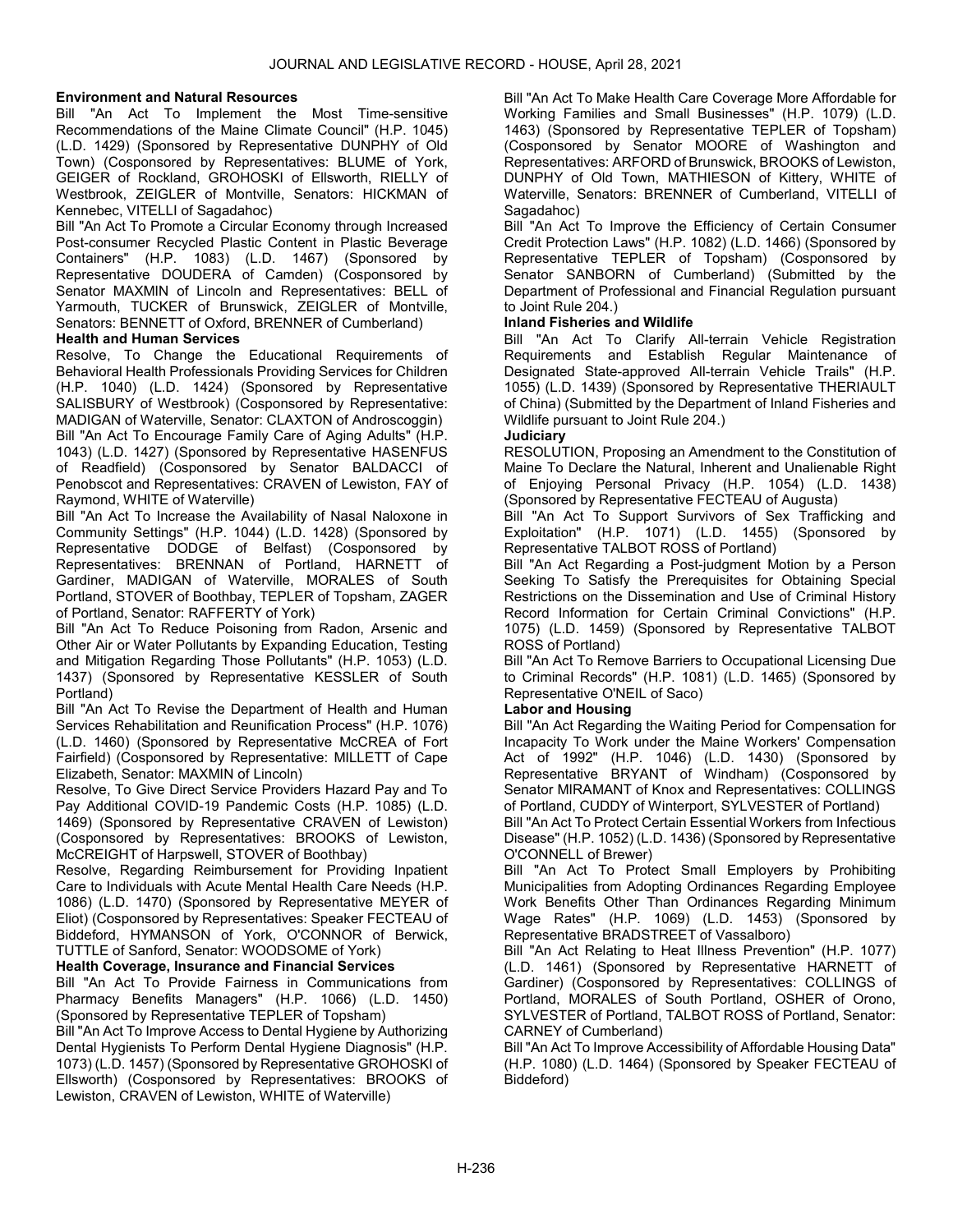**Environment and Natural Resources**

Bill "An Act To Implement the Most Time-sensitive Recommendations of the Maine Climate Council" (H.P. 1045) (L.D. 1429) (Sponsored by Representative DUNPHY of Old Town) (Cosponsored by Representatives: BLUME of York, GEIGER of Rockland, GROHOSKI of Ellsworth, RIELLY of Westbrook, ZEIGLER of Montville, Senators: HICKMAN of Kennebec, VITELLI of Sagadahoc)

Bill "An Act To Promote a Circular Economy through Increased Post-consumer Recycled Plastic Content in Plastic Beverage Containers" (H.P. 1083) (L.D. 1467) (Sponsored by Representative DOUDERA of Camden) (Cosponsored by Senator MAXMIN of Lincoln and Representatives: BELL of Yarmouth, TUCKER of Brunswick, ZEIGLER of Montville, Senators: BENNETT of Oxford, BRENNER of Cumberland)

**Health and Human Services**

Resolve, To Change the Educational Requirements of Behavioral Health Professionals Providing Services for Children (H.P. 1040) (L.D. 1424) (Sponsored by Representative SALISBURY of Westbrook) (Cosponsored by Representative: MADIGAN of Waterville, Senator: CLAXTON of Androscoggin)

Bill "An Act To Encourage Family Care of Aging Adults" (H.P. 1043) (L.D. 1427) (Sponsored by Representative HASENFUS of Readfield) (Cosponsored by Senator BALDACCI of Penobscot and Representatives: CRAVEN of Lewiston, FAY of Raymond, WHITE of Waterville)

Bill "An Act To Increase the Availability of Nasal Naloxone in Community Settings" (H.P. 1044) (L.D. 1428) (Sponsored by Representative DODGE of Belfast) (Cosponsored by Representatives: BRENNAN of Portland, HARNETT of Gardiner, MADIGAN of Waterville, MORALES of South Portland, STOVER of Boothbay, TEPLER of Topsham, ZAGER of Portland, Senator: RAFFERTY of York)

Bill "An Act To Reduce Poisoning from Radon, Arsenic and Other Air or Water Pollutants by Expanding Education, Testing and Mitigation Regarding Those Pollutants" (H.P. 1053) (L.D. 1437) (Sponsored by Representative KESSLER of South Portland)

Bill "An Act To Revise the Department of Health and Human Services Rehabilitation and Reunification Process" (H.P. 1076) (L.D. 1460) (Sponsored by Representative McCREA of Fort Fairfield) (Cosponsored by Representative: MILLETT of Cape Elizabeth, Senator: MAXMIN of Lincoln)

Resolve, To Give Direct Service Providers Hazard Pay and To Pay Additional COVID-19 Pandemic Costs (H.P. 1085) (L.D. 1469) (Sponsored by Representative CRAVEN of Lewiston) (Cosponsored by Representatives: BROOKS of Lewiston, McCREIGHT of Harpswell, STOVER of Boothbay)

Resolve, Regarding Reimbursement for Providing Inpatient Care to Individuals with Acute Mental Health Care Needs (H.P. 1086) (L.D. 1470) (Sponsored by Representative MEYER of Eliot) (Cosponsored by Representatives: Speaker FECTEAU of Biddeford, HYMANSON of York, O'CONNOR of Berwick, TUTTLE of Sanford, Senator: WOODSOME of York)

**Health Coverage, Insurance and Financial Services**

Bill "An Act To Provide Fairness in Communications from Pharmacy Benefits Managers" (H.P. 1066) (L.D. 1450) (Sponsored by Representative TEPLER of Topsham)

Bill "An Act To Improve Access to Dental Hygiene by Authorizing Dental Hygienists To Perform Dental Hygiene Diagnosis" (H.P. 1073) (L.D. 1457) (Sponsored by Representative GROHOSKI of Ellsworth) (Cosponsored by Representatives: BROOKS of Lewiston, CRAVEN of Lewiston, WHITE of Waterville)

Bill "An Act To Make Health Care Coverage More Affordable for Working Families and Small Businesses" (H.P. 1079) (L.D. 1463) (Sponsored by Representative TEPLER of Topsham) (Cosponsored by Senator MOORE of Washington and Representatives: ARFORD of Brunswick, BROOKS of Lewiston, DUNPHY of Old Town, MATHIESON of Kittery, WHITE of Waterville, Senators: BRENNER of Cumberland, VITELLI of Sagadahoc)

Bill "An Act To Improve the Efficiency of Certain Consumer Credit Protection Laws" (H.P. 1082) (L.D. 1466) (Sponsored by Representative TEPLER of Topsham) (Cosponsored by Senator SANBORN of Cumberland) (Submitted by the Department of Professional and Financial Regulation pursuant to Joint Rule 204.)

**Inland Fisheries and Wildlife**

Bill "An Act To Clarify All-terrain Vehicle Registration Requirements and Establish Regular Maintenance of Designated State-approved All-terrain Vehicle Trails" (H.P. 1055) (L.D. 1439) (Sponsored by Representative THERIAULT of China) (Submitted by the Department of Inland Fisheries and Wildlife pursuant to Joint Rule 204.)

**Judiciary**

RESOLUTION, Proposing an Amendment to the Constitution of Maine To Declare the Natural, Inherent and Unalienable Right of Enjoying Personal Privacy (H.P. 1054) (L.D. 1438) (Sponsored by Representative FECTEAU of Augusta)

Bill "An Act To Support Survivors of Sex Trafficking and Exploitation" (H.P. 1071) (L.D. 1455) (Sponsored by Representative TALBOT ROSS of Portland)

Bill "An Act Regarding a Post-judgment Motion by a Person Seeking To Satisfy the Prerequisites for Obtaining Special Restrictions on the Dissemination and Use of Criminal History Record Information for Certain Criminal Convictions" (H.P. 1075) (L.D. 1459) (Sponsored by Representative TALBOT ROSS of Portland)

Bill "An Act To Remove Barriers to Occupational Licensing Due to Criminal Records" (H.P. 1081) (L.D. 1465) (Sponsored by Representative O'NEIL of Saco)

**Labor and Housing**

Bill "An Act Regarding the Waiting Period for Compensation for Incapacity To Work under the Maine Workers' Compensation Act of 1992" (H.P. 1046) (L.D. 1430) (Sponsored by Representative BRYANT of Windham) (Cosponsored by Senator MIRAMANT of Knox and Representatives: COLLINGS of Portland, CUDDY of Winterport, SYLVESTER of Portland)

Bill "An Act To Protect Certain Essential Workers from Infectious Disease" (H.P. 1052) (L.D. 1436) (Sponsored by Representative O'CONNELL of Brewer)

Bill "An Act To Protect Small Employers by Prohibiting Municipalities from Adopting Ordinances Regarding Employee Work Benefits Other Than Ordinances Regarding Minimum Wage Rates" (H.P. 1069) (L.D. 1453) (Sponsored by Representative BRADSTREET of Vassalboro)

Bill "An Act Relating to Heat Illness Prevention" (H.P. 1077) (L.D. 1461) (Sponsored by Representative HARNETT of Gardiner) (Cosponsored by Representatives: COLLINGS of Portland, MORALES of South Portland, OSHER of Orono, SYLVESTER of Portland, TALBOT ROSS of Portland, Senator: CARNEY of Cumberland)

Bill "An Act To Improve Accessibility of Affordable Housing Data" (H.P. 1080) (L.D. 1464) (Sponsored by Speaker FECTEAU of Biddeford)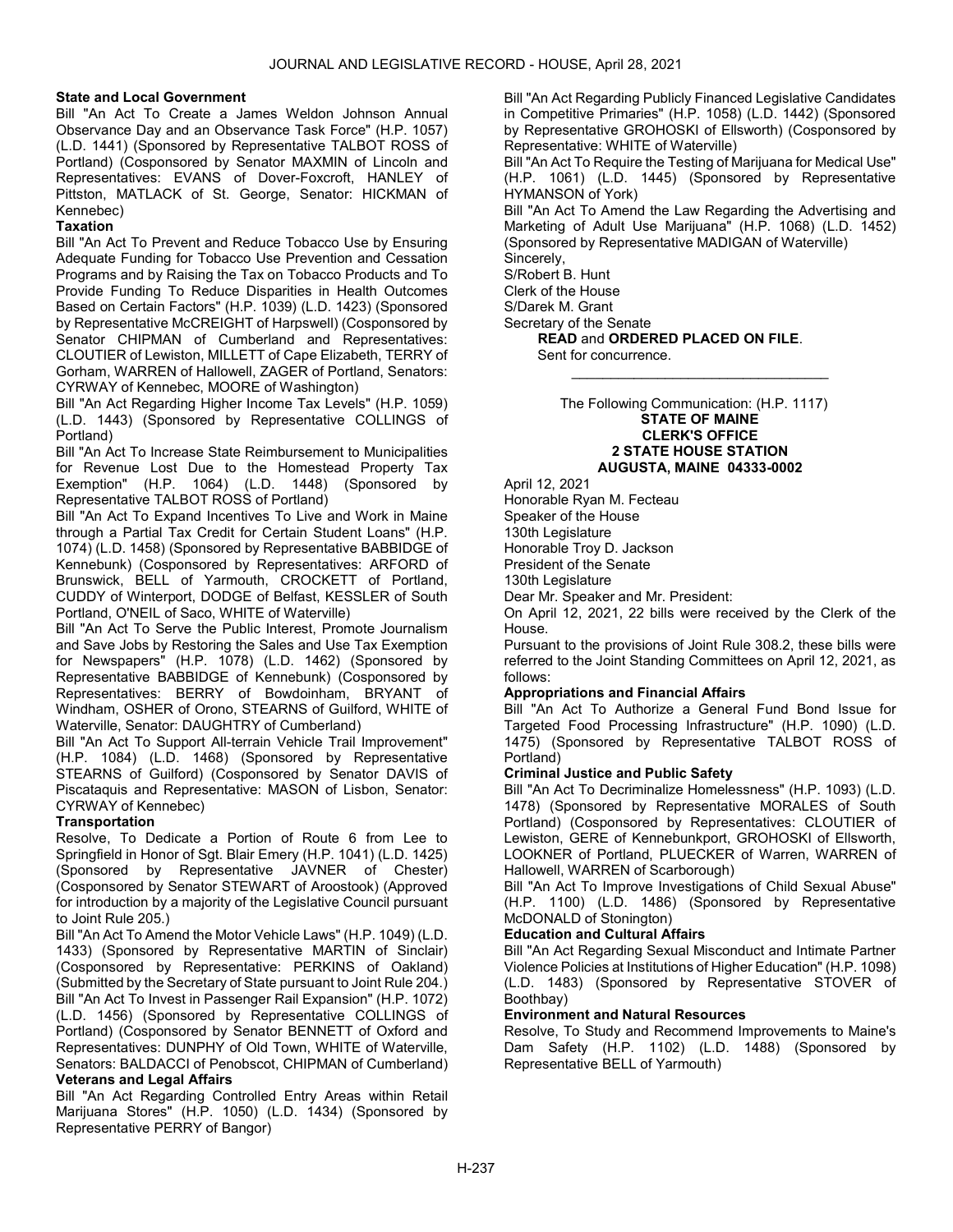**State and Local Government**

Bill "An Act To Create a James Weldon Johnson Annual Observance Day and an Observance Task Force" (H.P. 1057) (L.D. 1441) (Sponsored by Representative TALBOT ROSS of Portland) (Cosponsored by Senator MAXMIN of Lincoln and Representatives: EVANS of Dover-Foxcroft, HANLEY of Pittston, MATLACK of St. George, Senator: HICKMAN of Kennebec)

**Taxation**

Bill "An Act To Prevent and Reduce Tobacco Use by Ensuring Adequate Funding for Tobacco Use Prevention and Cessation Programs and by Raising the Tax on Tobacco Products and To Provide Funding To Reduce Disparities in Health Outcomes Based on Certain Factors" (H.P. 1039) (L.D. 1423) (Sponsored by Representative McCREIGHT of Harpswell) (Cosponsored by Senator CHIPMAN of Cumberland and Representatives: CLOUTIER of Lewiston, MILLETT of Cape Elizabeth, TERRY of Gorham, WARREN of Hallowell, ZAGER of Portland, Senators: CYRWAY of Kennebec, MOORE of Washington)

Bill "An Act Regarding Higher Income Tax Levels" (H.P. 1059) (L.D. 1443) (Sponsored by Representative COLLINGS of Portland)

Bill "An Act To Increase State Reimbursement to Municipalities for Revenue Lost Due to the Homestead Property Tax Exemption" (H.P. 1064) (L.D. 1448) (Sponsored by Representative TALBOT ROSS of Portland)

Bill "An Act To Expand Incentives To Live and Work in Maine through a Partial Tax Credit for Certain Student Loans" (H.P. 1074) (L.D. 1458) (Sponsored by Representative BABBIDGE of Kennebunk) (Cosponsored by Representatives: ARFORD of Brunswick, BELL of Yarmouth, CROCKETT of Portland, CUDDY of Winterport, DODGE of Belfast, KESSLER of South Portland, O'NEIL of Saco, WHITE of Waterville)

Bill "An Act To Serve the Public Interest, Promote Journalism and Save Jobs by Restoring the Sales and Use Tax Exemption for Newspapers" (H.P. 1078) (L.D. 1462) (Sponsored by Representative BABBIDGE of Kennebunk) (Cosponsored by Representatives: BERRY of Bowdoinham, BRYANT of Windham, OSHER of Orono, STEARNS of Guilford, WHITE of Waterville, Senator: DAUGHTRY of Cumberland)

Bill "An Act To Support All-terrain Vehicle Trail Improvement" (H.P. 1084) (L.D. 1468) (Sponsored by Representative STEARNS of Guilford) (Cosponsored by Senator DAVIS of Piscataquis and Representative: MASON of Lisbon, Senator: CYRWAY of Kennebec)

**Transportation**

Resolve, To Dedicate a Portion of Route 6 from Lee to Springfield in Honor of Sgt. Blair Emery (H.P. 1041) (L.D. 1425) (Sponsored by Representative JAVNER of Chester) (Cosponsored by Senator STEWART of Aroostook) (Approved for introduction by a majority of the Legislative Council pursuant to Joint Rule 205.)

Bill "An Act To Amend the Motor Vehicle Laws" (H.P. 1049) (L.D. 1433) (Sponsored by Representative MARTIN of Sinclair) (Cosponsored by Representative: PERKINS of Oakland) (Submitted by the Secretary of State pursuant to Joint Rule 204.)

Bill "An Act To Invest in Passenger Rail Expansion" (H.P. 1072) (L.D. 1456) (Sponsored by Representative COLLINGS of Portland) (Cosponsored by Senator BENNETT of Oxford and Representatives: DUNPHY of Old Town, WHITE of Waterville, Senators: BALDACCI of Penobscot, CHIPMAN of Cumberland)

**Veterans and Legal Affairs**

Bill "An Act Regarding Controlled Entry Areas within Retail Marijuana Stores" (H.P. 1050) (L.D. 1434) (Sponsored by Representative PERRY of Bangor)

Bill "An Act Regarding Publicly Financed Legislative Candidates in Competitive Primaries" (H.P. 1058) (L.D. 1442) (Sponsored by Representative GROHOSKI of Ellsworth) (Cosponsored by Representative: WHITE of Waterville)

Bill "An Act To Require the Testing of Marijuana for Medical Use" (H.P. 1061) (L.D. 1445) (Sponsored by Representative HYMANSON of York)

Bill "An Act To Amend the Law Regarding the Advertising and Marketing of Adult Use Marijuana" (H.P. 1068) (L.D. 1452) (Sponsored by Representative MADIGAN of Waterville)

Sincerely,

S/Robert B. Hunt

Clerk of the House

S/Darek M. Grant

Secretary of the Senate

**READ** and **ORDERED PLACED ON FILE**.

Sent for concurrence.

---

The Following Communication: (H.P. 1117)

**STATE OF MAINE**
**CLERK'S OFFICE**
**2 STATE HOUSE STATION**
**AUGUSTA, MAINE 04333-0002**

April 12, 2021

Honorable Ryan M. Fecteau

Speaker of the House

130th Legislature

Honorable Troy D. Jackson

President of the Senate

130th Legislature

Dear Mr. Speaker and Mr. President:

On April 12, 2021, 22 bills were received by the Clerk of the House.

Pursuant to the provisions of Joint Rule 308.2, these bills were referred to the Joint Standing Committees on April 12, 2021, as follows:

**Appropriations and Financial Affairs**

Bill "An Act To Authorize a General Fund Bond Issue for Targeted Food Processing Infrastructure" (H.P. 1090) (L.D. 1475) (Sponsored by Representative TALBOT ROSS of Portland)

**Criminal Justice and Public Safety**

Bill "An Act To Decriminalize Homelessness" (H.P. 1093) (L.D. 1478) (Sponsored by Representative MORALES of South Portland) (Cosponsored by Representatives: CLOUTIER of Lewiston, GERE of Kennebunkport, GROHOSKI of Ellsworth, LOOKNER of Portland, PLUECKER of Warren, WARREN of Hallowell, WARREN of Scarborough)

Bill "An Act To Improve Investigations of Child Sexual Abuse" (H.P. 1100) (L.D. 1486) (Sponsored by Representative McDONALD of Stonington)

**Education and Cultural Affairs**

Bill "An Act Regarding Sexual Misconduct and Intimate Partner Violence Policies at Institutions of Higher Education" (H.P. 1098) (L.D. 1483) (Sponsored by Representative STOVER of Boothbay)

**Environment and Natural Resources**

Resolve, To Study and Recommend Improvements to Maine's Dam Safety (H.P. 1102) (L.D. 1488) (Sponsored by Representative BELL of Yarmouth)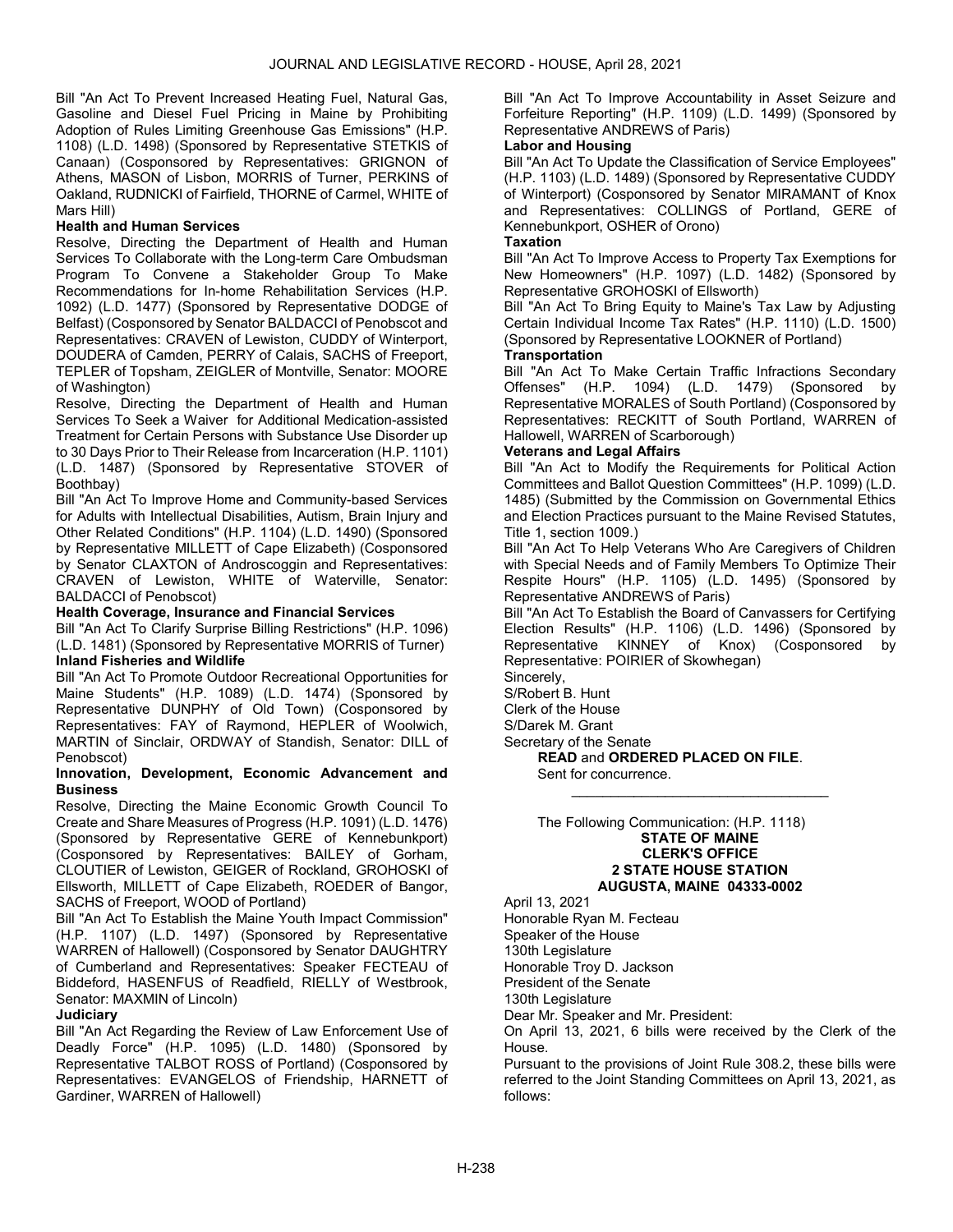Bill "An Act To Prevent Increased Heating Fuel, Natural Gas, Gasoline and Diesel Fuel Pricing in Maine by Prohibiting Adoption of Rules Limiting Greenhouse Gas Emissions" (H.P. 1108) (L.D. 1498) (Sponsored by Representative STETKIS of Canaan) (Cosponsored by Representatives: GRIGNON of Athens, MASON of Lisbon, MORRIS of Turner, PERKINS of Oakland, RUDNICKI of Fairfield, THORNE of Carmel, WHITE of Mars Hill)

**Health and Human Services**

Resolve, Directing the Department of Health and Human Services To Collaborate with the Long-term Care Ombudsman Program To Convene a Stakeholder Group To Make Recommendations for In-home Rehabilitation Services (H.P. 1092) (L.D. 1477) (Sponsored by Representative DODGE of Belfast) (Cosponsored by Senator BALDACCI of Penobscot and Representatives: CRAVEN of Lewiston, CUDDY of Winterport, DOUDERA of Camden, PERRY of Calais, SACHS of Freeport, TEPLER of Topsham, ZEIGLER of Montville, Senator: MOORE of Washington)

Resolve, Directing the Department of Health and Human Services To Seek a Waiver for Additional Medication-assisted Treatment for Certain Persons with Substance Use Disorder up to 30 Days Prior to Their Release from Incarceration (H.P. 1101) (L.D. 1487) (Sponsored by Representative STOVER of Boothbay)

Bill "An Act To Improve Home and Community-based Services for Adults with Intellectual Disabilities, Autism, Brain Injury and Other Related Conditions" (H.P. 1104) (L.D. 1490) (Sponsored by Representative MILLETT of Cape Elizabeth) (Cosponsored by Senator CLAXTON of Androscoggin and Representatives: CRAVEN of Lewiston, WHITE of Waterville, Senator: BALDACCI of Penobscot)

**Health Coverage, Insurance and Financial Services**

Bill "An Act To Clarify Surprise Billing Restrictions" (H.P. 1096) (L.D. 1481) (Sponsored by Representative MORRIS of Turner)

**Inland Fisheries and Wildlife**

Bill "An Act To Promote Outdoor Recreational Opportunities for Maine Students" (H.P. 1089) (L.D. 1474) (Sponsored by Representative DUNPHY of Old Town) (Cosponsored by Representatives: FAY of Raymond, HEPLER of Woolwich, MARTIN of Sinclair, ORDWAY of Standish, Senator: DILL of Penobscot)

**Innovation, Development, Economic Advancement and Business**

Resolve, Directing the Maine Economic Growth Council To Create and Share Measures of Progress (H.P. 1091) (L.D. 1476) (Sponsored by Representative GERE of Kennebunkport) (Cosponsored by Representatives: BAILEY of Gorham, CLOUTIER of Lewiston, GEIGER of Rockland, GROHOSKI of Ellsworth, MILLETT of Cape Elizabeth, ROEDER of Bangor, SACHS of Freeport, WOOD of Portland)

Bill "An Act To Establish the Maine Youth Impact Commission" (H.P. 1107) (L.D. 1497) (Sponsored by Representative WARREN of Hallowell) (Cosponsored by Senator DAUGHTRY of Cumberland and Representatives: Speaker FECTEAU of Biddeford, HASENFUS of Readfield, RIELLY of Westbrook, Senator: MAXMIN of Lincoln)

**Judiciary**

Bill "An Act Regarding the Review of Law Enforcement Use of Deadly Force" (H.P. 1095) (L.D. 1480) (Sponsored by Representative TALBOT ROSS of Portland) (Cosponsored by Representatives: EVANGELOS of Friendship, HARNETT of Gardiner, WARREN of Hallowell)

Bill "An Act To Improve Accountability in Asset Seizure and Forfeiture Reporting" (H.P. 1109) (L.D. 1499) (Sponsored by Representative ANDREWS of Paris)

**Labor and Housing**

Bill "An Act To Update the Classification of Service Employees" (H.P. 1103) (L.D. 1489) (Sponsored by Representative CUDDY of Winterport) (Cosponsored by Senator MIRAMANT of Knox and Representatives: COLLINGS of Portland, GERE of Kennebunkport, OSHER of Orono)

**Taxation**

Bill "An Act To Improve Access to Property Tax Exemptions for New Homeowners" (H.P. 1097) (L.D. 1482) (Sponsored by Representative GROHOSKI of Ellsworth)

Bill "An Act To Bring Equity to Maine's Tax Law by Adjusting Certain Individual Income Tax Rates" (H.P. 1110) (L.D. 1500) (Sponsored by Representative LOOKNER of Portland)

**Transportation**

Bill "An Act To Make Certain Traffic Infractions Secondary Offenses" (H.P. 1094) (L.D. 1479) (Sponsored by Representative MORALES of South Portland) (Cosponsored by Representatives: RECKITT of South Portland, WARREN of Hallowell, WARREN of Scarborough)

**Veterans and Legal Affairs**

Bill "An Act to Modify the Requirements for Political Action Committees and Ballot Question Committees" (H.P. 1099) (L.D. 1485) (Submitted by the Commission on Governmental Ethics and Election Practices pursuant to the Maine Revised Statutes, Title 1, section 1009.)

Bill "An Act To Help Veterans Who Are Caregivers of Children with Special Needs and of Family Members To Optimize Their Respite Hours" (H.P. 1105) (L.D. 1495) (Sponsored by Representative ANDREWS of Paris)

Bill "An Act To Establish the Board of Canvassers for Certifying Election Results" (H.P. 1106) (L.D. 1496) (Sponsored by Representative KINNEY of Knox) (Cosponsored by Representative: POIRIER of Skowhegan)

Sincerely,
S/Robert B. Hunt
Clerk of the House
S/Darek M. Grant
Secretary of the Senate

**READ** and **ORDERED PLACED ON FILE**.
Sent for concurrence.

---

The Following Communication: (H.P. 1118)

**STATE OF MAINE**
**CLERK'S OFFICE**
**2 STATE HOUSE STATION**
**AUGUSTA, MAINE 04333-0002**

April 13, 2021
Honorable Ryan M. Fecteau
Speaker of the House
130th Legislature
Honorable Troy D. Jackson
President of the Senate
130th Legislature

Dear Mr. Speaker and Mr. President:

On April 13, 2021, 6 bills were received by the Clerk of the House.

Pursuant to the provisions of Joint Rule 308.2, these bills were referred to the Joint Standing Committees on April 13, 2021, as follows: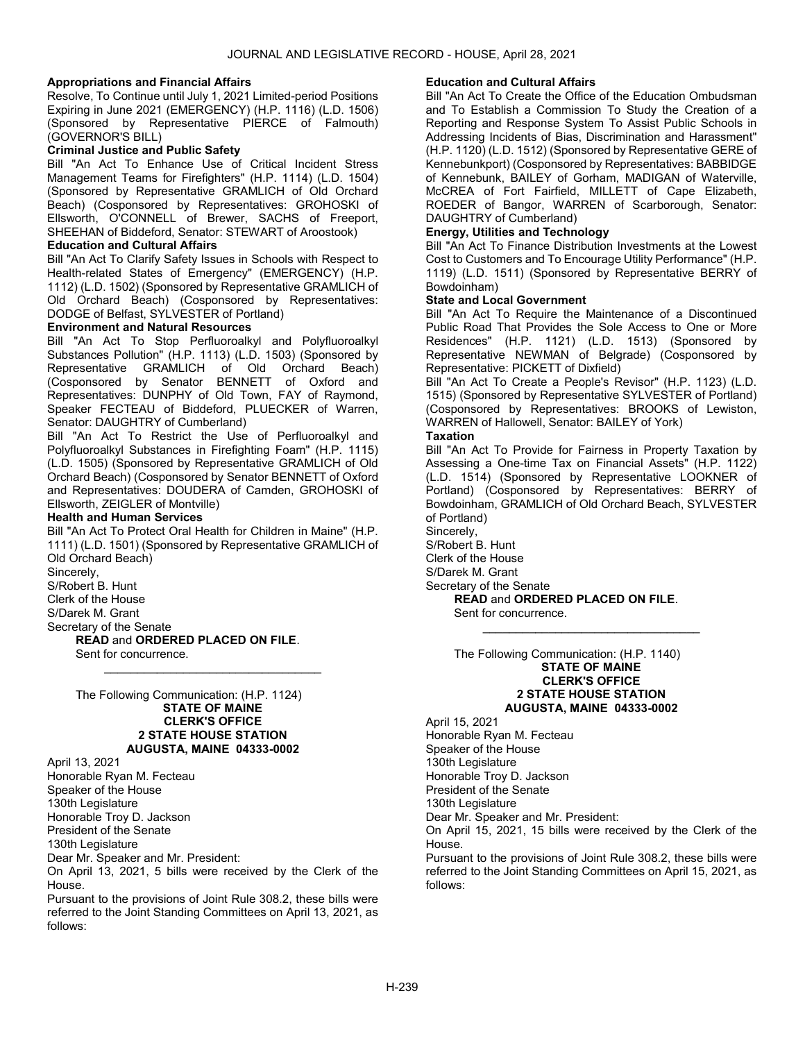**Appropriations and Financial Affairs**

Resolve, To Continue until July 1, 2021 Limited-period Positions Expiring in June 2021 (EMERGENCY) (H.P. 1116) (L.D. 1506) (Sponsored by Representative PIERCE of Falmouth) (GOVERNOR'S BILL)

**Criminal Justice and Public Safety**

Bill "An Act To Enhance Use of Critical Incident Stress Management Teams for Firefighters" (H.P. 1114) (L.D. 1504) (Sponsored by Representative GRAMLICH of Old Orchard Beach) (Cosponsored by Representatives: GROHOSKI of Ellsworth, O'CONNELL of Brewer, SACHS of Freeport, SHEEHAN of Biddeford, Senator: STEWART of Aroostook)

**Education and Cultural Affairs**

Bill "An Act To Clarify Safety Issues in Schools with Respect to Health-related States of Emergency" (EMERGENCY) (H.P. 1112) (L.D. 1502) (Sponsored by Representative GRAMLICH of Old Orchard Beach) (Cosponsored by Representatives: DODGE of Belfast, SYLVESTER of Portland)

**Environment and Natural Resources**

Bill "An Act To Stop Perfluoroalkyl and Polyfluoroalkyl Substances Pollution" (H.P. 1113) (L.D. 1503) (Sponsored by Representative GRAMLICH of Old Orchard Beach) (Cosponsored by Senator BENNETT of Oxford and Representatives: DUNPHY of Old Town, FAY of Raymond, Speaker FECTEAU of Biddeford, PLUECKER of Warren, Senator: DAUGHTRY of Cumberland)

Bill "An Act To Restrict the Use of Perfluoroalkyl and Polyfluoroalkyl Substances in Firefighting Foam" (H.P. 1115) (L.D. 1505) (Sponsored by Representative GRAMLICH of Old Orchard Beach) (Cosponsored by Senator BENNETT of Oxford and Representatives: DOUDERA of Camden, GROHOSKI of Ellsworth, ZEIGLER of Montville)

**Health and Human Services**

Bill "An Act To Protect Oral Health for Children in Maine" (H.P. 1111) (L.D. 1501) (Sponsored by Representative GRAMLICH of Old Orchard Beach)

Sincerely,
S/Robert B. Hunt
Clerk of the House
S/Darek M. Grant
Secretary of the Senate

**READ** and **ORDERED PLACED ON FILE**.

Sent for concurrence.

---

The Following Communication: (H.P. 1124)

**STATE OF MAINE**
**CLERK'S OFFICE**
**2 STATE HOUSE STATION**
**AUGUSTA, MAINE 04333-0002**

April 13, 2021
Honorable Ryan M. Fecteau
Speaker of the House
130th Legislature
Honorable Troy D. Jackson
President of the Senate
130th Legislature

Dear Mr. Speaker and Mr. President:

On April 13, 2021, 5 bills were received by the Clerk of the House.

Pursuant to the provisions of Joint Rule 308.2, these bills were referred to the Joint Standing Committees on April 13, 2021, as follows:

**Education and Cultural Affairs**

Bill "An Act To Create the Office of the Education Ombudsman and To Establish a Commission To Study the Creation of a Reporting and Response System To Assist Public Schools in Addressing Incidents of Bias, Discrimination and Harassment" (H.P. 1120) (L.D. 1512) (Sponsored by Representative GERE of Kennebunkport) (Cosponsored by Representatives: BABBIDGE of Kennebunk, BAILEY of Gorham, MADIGAN of Waterville, McCREA of Fort Fairfield, MILLETT of Cape Elizabeth, ROEDER of Bangor, WARREN of Scarborough, Senator: DAUGHTRY of Cumberland)

**Energy, Utilities and Technology**

Bill "An Act To Finance Distribution Investments at the Lowest Cost to Customers and To Encourage Utility Performance" (H.P. 1119) (L.D. 1511) (Sponsored by Representative BERRY of Bowdoinham)

**State and Local Government**

Bill "An Act To Require the Maintenance of a Discontinued Public Road That Provides the Sole Access to One or More Residences" (H.P. 1121) (L.D. 1513) (Sponsored by Representative NEWMAN of Belgrade) (Cosponsored by Representative: PICKETT of Dixfield)

Bill "An Act To Create a People's Revisor" (H.P. 1123) (L.D. 1515) (Sponsored by Representative SYLVESTER of Portland) (Cosponsored by Representatives: BROOKS of Lewiston, WARREN of Hallowell, Senator: BAILEY of York)

**Taxation**

Bill "An Act To Provide for Fairness in Property Taxation by Assessing a One-time Tax on Financial Assets" (H.P. 1122) (L.D. 1514) (Sponsored by Representative LOOKNER of Portland) (Cosponsored by Representatives: BERRY of Bowdoinham, GRAMLICH of Old Orchard Beach, SYLVESTER of Portland)

Sincerely,
S/Robert B. Hunt
Clerk of the House
S/Darek M. Grant
Secretary of the Senate

**READ** and **ORDERED PLACED ON FILE**.

Sent for concurrence.

---

The Following Communication: (H.P. 1140)

**STATE OF MAINE**
**CLERK'S OFFICE**
**2 STATE HOUSE STATION**
**AUGUSTA, MAINE 04333-0002**

April 15, 2021
Honorable Ryan M. Fecteau
Speaker of the House
130th Legislature
Honorable Troy D. Jackson
President of the Senate
130th Legislature

Dear Mr. Speaker and Mr. President:

On April 15, 2021, 15 bills were received by the Clerk of the House.

Pursuant to the provisions of Joint Rule 308.2, these bills were referred to the Joint Standing Committees on April 15, 2021, as follows: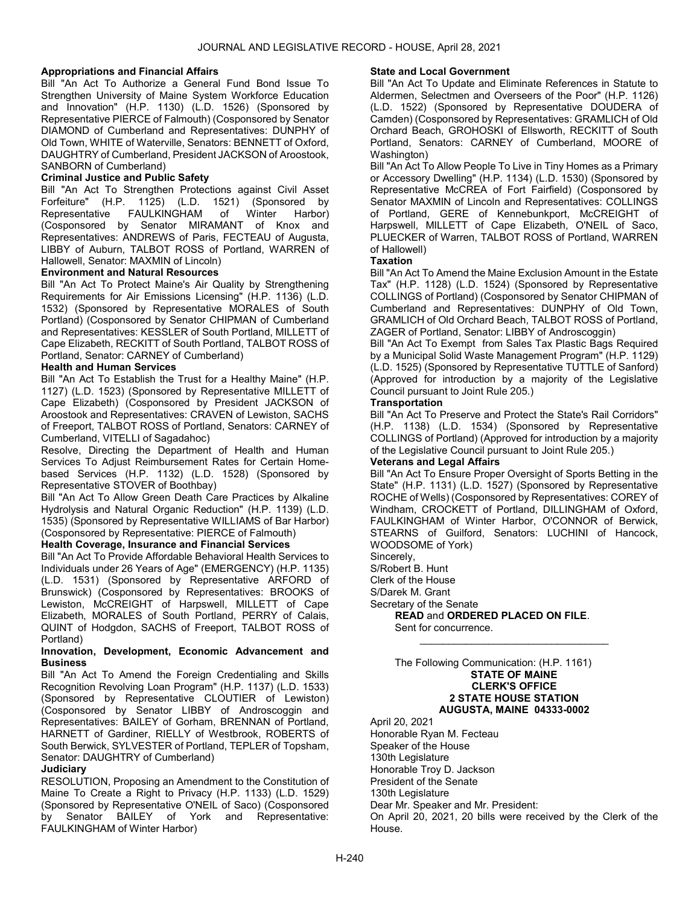**Appropriations and Financial Affairs**

Bill "An Act To Authorize a General Fund Bond Issue To Strengthen University of Maine System Workforce Education and Innovation" (H.P. 1130) (L.D. 1526) (Sponsored by Representative PIERCE of Falmouth) (Cosponsored by Senator DIAMOND of Cumberland and Representatives: DUNPHY of Old Town, WHITE of Waterville, Senators: BENNETT of Oxford, DAUGHTRY of Cumberland, President JACKSON of Aroostook, SANBORN of Cumberland)

**Criminal Justice and Public Safety**

Bill "An Act To Strengthen Protections against Civil Asset Forfeiture" (H.P. 1125) (L.D. 1521) (Sponsored by Representative FAULKINGHAM of Winter Harbor) (Cosponsored by Senator MIRAMANT of Knox and Representatives: ANDREWS of Paris, FECTEAU of Augusta, LIBBY of Auburn, TALBOT ROSS of Portland, WARREN of Hallowell, Senator: MAXMIN of Lincoln)

**Environment and Natural Resources**

Bill "An Act To Protect Maine's Air Quality by Strengthening Requirements for Air Emissions Licensing" (H.P. 1136) (L.D. 1532) (Sponsored by Representative MORALES of South Portland) (Cosponsored by Senator CHIPMAN of Cumberland and Representatives: KESSLER of South Portland, MILLETT of Cape Elizabeth, RECKITT of South Portland, TALBOT ROSS of Portland, Senator: CARNEY of Cumberland)

**Health and Human Services**

Bill "An Act To Establish the Trust for a Healthy Maine" (H.P. 1127) (L.D. 1523) (Sponsored by Representative MILLETT of Cape Elizabeth) (Cosponsored by President JACKSON of Aroostook and Representatives: CRAVEN of Lewiston, SACHS of Freeport, TALBOT ROSS of Portland, Senators: CARNEY of Cumberland, VITELLI of Sagadahoc)

Resolve, Directing the Department of Health and Human Services To Adjust Reimbursement Rates for Certain Home-based Services (H.P. 1132) (L.D. 1528) (Sponsored by Representative STOVER of Boothbay)

Bill "An Act To Allow Green Death Care Practices by Alkaline Hydrolysis and Natural Organic Reduction" (H.P. 1139) (L.D. 1535) (Sponsored by Representative WILLIAMS of Bar Harbor) (Cosponsored by Representative: PIERCE of Falmouth)

**Health Coverage, Insurance and Financial Services**

Bill "An Act To Provide Affordable Behavioral Health Services to Individuals under 26 Years of Age" (EMERGENCY) (H.P. 1135) (L.D. 1531) (Sponsored by Representative ARFORD of Brunswick) (Cosponsored by Representatives: BROOKS of Lewiston, McCREIGHT of Harpswell, MILLETT of Cape Elizabeth, MORALES of South Portland, PERRY of Calais, QUINT of Hodgdon, SACHS of Freeport, TALBOT ROSS of Portland)

**Innovation, Development, Economic Advancement and Business**

Bill "An Act To Amend the Foreign Credentialing and Skills Recognition Revolving Loan Program" (H.P. 1137) (L.D. 1533) (Sponsored by Representative CLOUTIER of Lewiston) (Cosponsored by Senator LIBBY of Androscoggin and Representatives: BAILEY of Gorham, BRENNAN of Portland, HARNETT of Gardiner, RIELLY of Westbrook, ROBERTS of South Berwick, SYLVESTER of Portland, TEPLER of Topsham, Senator: DAUGHTRY of Cumberland)

**Judiciary**

RESOLUTION, Proposing an Amendment to the Constitution of Maine To Create a Right to Privacy (H.P. 1133) (L.D. 1529) (Sponsored by Representative O'NEIL of Saco) (Cosponsored by Senator BAILEY of York and Representative: FAULKINGHAM of Winter Harbor)

**State and Local Government**

Bill "An Act To Update and Eliminate References in Statute to Aldermen, Selectmen and Overseers of the Poor" (H.P. 1126) (L.D. 1522) (Sponsored by Representative DOUDERA of Camden) (Cosponsored by Representatives: GRAMLICH of Old Orchard Beach, GROHOSKI of Ellsworth, RECKITT of South Portland, Senators: CARNEY of Cumberland, MOORE of Washington)

Bill "An Act To Allow People To Live in Tiny Homes as a Primary or Accessory Dwelling" (H.P. 1134) (L.D. 1530) (Sponsored by Representative McCREA of Fort Fairfield) (Cosponsored by Senator MAXMIN of Lincoln and Representatives: COLLINGS of Portland, GERE of Kennebunkport, McCREIGHT of Harpswell, MILLETT of Cape Elizabeth, O'NEIL of Saco, PLUECKER of Warren, TALBOT ROSS of Portland, WARREN of Hallowell)

**Taxation**

Bill "An Act To Amend the Maine Exclusion Amount in the Estate Tax" (H.P. 1128) (L.D. 1524) (Sponsored by Representative COLLINGS of Portland) (Cosponsored by Senator CHIPMAN of Cumberland and Representatives: DUNPHY of Old Town, GRAMLICH of Old Orchard Beach, TALBOT ROSS of Portland, ZAGER of Portland, Senator: LIBBY of Androscoggin)

Bill "An Act To Exempt from Sales Tax Plastic Bags Required by a Municipal Solid Waste Management Program" (H.P. 1129) (L.D. 1525) (Sponsored by Representative TUTTLE of Sanford) (Approved for introduction by a majority of the Legislative Council pursuant to Joint Rule 205.)

**Transportation**

Bill "An Act To Preserve and Protect the State's Rail Corridors" (H.P. 1138) (L.D. 1534) (Sponsored by Representative COLLINGS of Portland) (Approved for introduction by a majority of the Legislative Council pursuant to Joint Rule 205.)

**Veterans and Legal Affairs**

Bill "An Act To Ensure Proper Oversight of Sports Betting in the State" (H.P. 1131) (L.D. 1527) (Sponsored by Representative ROCHE of Wells) (Cosponsored by Representatives: COREY of Windham, CROCKETT of Portland, DILLINGHAM of Oxford, FAULKINGHAM of Winter Harbor, O'CONNOR of Berwick, STEARNS of Guilford, Senators: LUCHINI of Hancock, WOODSOME of York)

Sincerely,

S/Robert B. Hunt

Clerk of the House

S/Darek M. Grant

Secretary of the Senate

**READ** and **ORDERED PLACED ON FILE**.

Sent for concurrence.

---

The Following Communication: (H.P. 1161)

**STATE OF MAINE**
**CLERK'S OFFICE**
**2 STATE HOUSE STATION**
**AUGUSTA, MAINE 04333-0002**

April 20, 2021

Honorable Ryan M. Fecteau

Speaker of the House

130th Legislature

Honorable Troy D. Jackson

President of the Senate

130th Legislature

Dear Mr. Speaker and Mr. President:

On April 20, 2021, 20 bills were received by the Clerk of the House.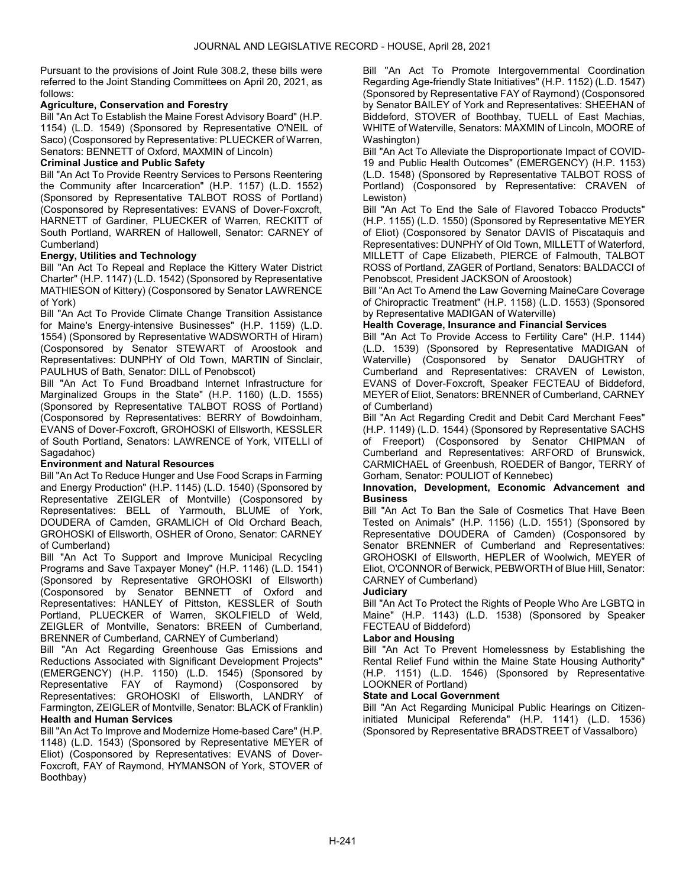Pursuant to the provisions of Joint Rule 308.2, these bills were referred to the Joint Standing Committees on April 20, 2021, as follows:

**Agriculture, Conservation and Forestry**

Bill "An Act To Establish the Maine Forest Advisory Board" (H.P. 1154) (L.D. 1549) (Sponsored by Representative O'NEIL of Saco) (Cosponsored by Representative: PLUECKER of Warren, Senators: BENNETT of Oxford, MAXMIN of Lincoln)

**Criminal Justice and Public Safety**

Bill "An Act To Provide Reentry Services to Persons Reentering the Community after Incarceration" (H.P. 1157) (L.D. 1552) (Sponsored by Representative TALBOT ROSS of Portland) (Cosponsored by Representatives: EVANS of Dover-Foxcroft, HARNETT of Gardiner, PLUECKER of Warren, RECKITT of South Portland, WARREN of Hallowell, Senator: CARNEY of Cumberland)

**Energy, Utilities and Technology**

Bill "An Act To Repeal and Replace the Kittery Water District Charter" (H.P. 1147) (L.D. 1542) (Sponsored by Representative MATHIESON of Kittery) (Cosponsored by Senator LAWRENCE of York)

Bill "An Act To Provide Climate Change Transition Assistance for Maine's Energy-intensive Businesses" (H.P. 1159) (L.D. 1554) (Sponsored by Representative WADSWORTH of Hiram) (Cosponsored by Senator STEWART of Aroostook and Representatives: DUNPHY of Old Town, MARTIN of Sinclair, PAULHUS of Bath, Senator: DILL of Penobscot)

Bill "An Act To Fund Broadband Internet Infrastructure for Marginalized Groups in the State" (H.P. 1160) (L.D. 1555) (Sponsored by Representative TALBOT ROSS of Portland) (Cosponsored by Representatives: BERRY of Bowdoinham, EVANS of Dover-Foxcroft, GROHOSKI of Ellsworth, KESSLER of South Portland, Senators: LAWRENCE of York, VITELLI of Sagadahoc)

**Environment and Natural Resources**

Bill "An Act To Reduce Hunger and Use Food Scraps in Farming and Energy Production" (H.P. 1145) (L.D. 1540) (Sponsored by Representative ZEIGLER of Montville) (Cosponsored by Representatives: BELL of Yarmouth, BLUME of York, DOUDERA of Camden, GRAMLICH of Old Orchard Beach, GROHOSKI of Ellsworth, OSHER of Orono, Senator: CARNEY of Cumberland)

Bill "An Act To Support and Improve Municipal Recycling Programs and Save Taxpayer Money" (H.P. 1146) (L.D. 1541) (Sponsored by Representative GROHOSKI of Ellsworth) (Cosponsored by Senator BENNETT of Oxford and Representatives: HANLEY of Pittston, KESSLER of South Portland, PLUECKER of Warren, SKOLFIELD of Weld, ZEIGLER of Montville, Senators: BREEN of Cumberland, BRENNER of Cumberland, CARNEY of Cumberland)

Bill "An Act Regarding Greenhouse Gas Emissions and Reductions Associated with Significant Development Projects" (EMERGENCY) (H.P. 1150) (L.D. 1545) (Sponsored by Representative FAY of Raymond) (Cosponsored by Representatives: GROHOSKI of Ellsworth, LANDRY of Farmington, ZEIGLER of Montville, Senator: BLACK of Franklin)

**Health and Human Services**

Bill "An Act To Improve and Modernize Home-based Care" (H.P. 1148) (L.D. 1543) (Sponsored by Representative MEYER of Eliot) (Cosponsored by Representatives: EVANS of Dover-Foxcroft, FAY of Raymond, HYMANSON of York, STOVER of Boothbay)

Bill "An Act To Promote Intergovernmental Coordination Regarding Age-friendly State Initiatives" (H.P. 1152) (L.D. 1547) (Sponsored by Representative FAY of Raymond) (Cosponsored by Senator BAILEY of York and Representatives: SHEEHAN of Biddeford, STOVER of Boothbay, TUELL of East Machias, WHITE of Waterville, Senators: MAXMIN of Lincoln, MOORE of Washington)

Bill "An Act To Alleviate the Disproportionate Impact of COVID-19 and Public Health Outcomes" (EMERGENCY) (H.P. 1153) (L.D. 1548) (Sponsored by Representative TALBOT ROSS of Portland) (Cosponsored by Representative: CRAVEN of Lewiston)

Bill "An Act To End the Sale of Flavored Tobacco Products" (H.P. 1155) (L.D. 1550) (Sponsored by Representative MEYER of Eliot) (Cosponsored by Senator DAVIS of Piscataquis and Representatives: DUNPHY of Old Town, MILLETT of Waterford, MILLETT of Cape Elizabeth, PIERCE of Falmouth, TALBOT ROSS of Portland, ZAGER of Portland, Senators: BALDACCI of Penobscot, President JACKSON of Aroostook)

Bill "An Act To Amend the Law Governing MaineCare Coverage of Chiropractic Treatment" (H.P. 1158) (L.D. 1553) (Sponsored by Representative MADIGAN of Waterville)

**Health Coverage, Insurance and Financial Services**

Bill "An Act To Provide Access to Fertility Care" (H.P. 1144) (L.D. 1539) (Sponsored by Representative MADIGAN of Waterville) (Cosponsored by Senator DAUGHTRY of Cumberland and Representatives: CRAVEN of Lewiston, EVANS of Dover-Foxcroft, Speaker FECTEAU of Biddeford, MEYER of Eliot, Senators: BRENNER of Cumberland, CARNEY of Cumberland)

Bill "An Act Regarding Credit and Debit Card Merchant Fees" (H.P. 1149) (L.D. 1544) (Sponsored by Representative SACHS of Freeport) (Cosponsored by Senator CHIPMAN of Cumberland and Representatives: ARFORD of Brunswick, CARMICHAEL of Greenbush, ROEDER of Bangor, TERRY of Gorham, Senator: POULIOT of Kennebec)

**Innovation, Development, Economic Advancement and Business**

Bill "An Act To Ban the Sale of Cosmetics That Have Been Tested on Animals" (H.P. 1156) (L.D. 1551) (Sponsored by Representative DOUDERA of Camden) (Cosponsored by Senator BRENNER of Cumberland and Representatives: GROHOSKI of Ellsworth, HEPLER of Woolwich, MEYER of Eliot, O'CONNOR of Berwick, PEBWORTH of Blue Hill, Senator: CARNEY of Cumberland)

**Judiciary**

Bill "An Act To Protect the Rights of People Who Are LGBTQ in Maine" (H.P. 1143) (L.D. 1538) (Sponsored by Speaker FECTEAU of Biddeford)

**Labor and Housing**

Bill "An Act To Prevent Homelessness by Establishing the Rental Relief Fund within the Maine State Housing Authority" (H.P. 1151) (L.D. 1546) (Sponsored by Representative LOOKNER of Portland)

**State and Local Government**

Bill "An Act Regarding Municipal Public Hearings on Citizen-initiated Municipal Referenda" (H.P. 1141) (L.D. 1536) (Sponsored by Representative BRADSTREET of Vassalboro)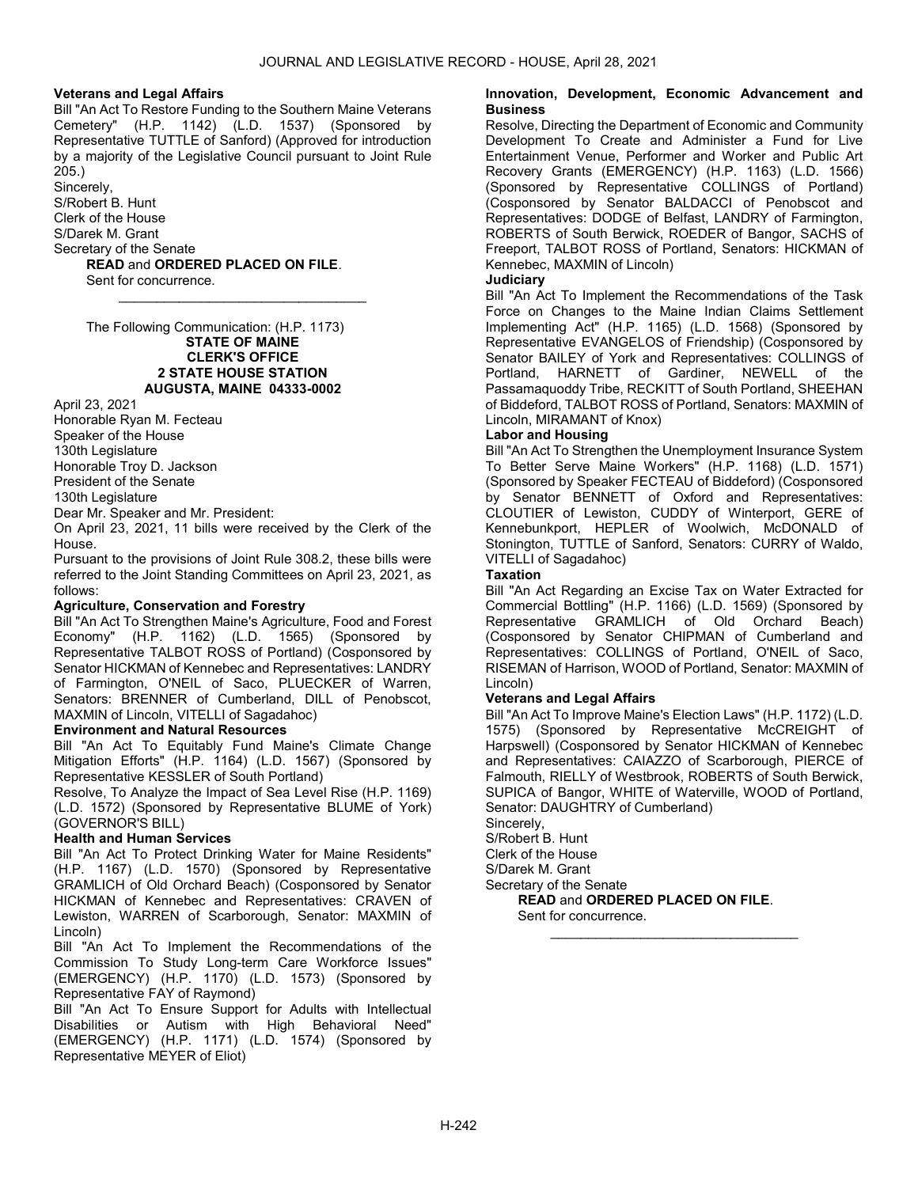**Veterans and Legal Affairs**

Bill "An Act To Restore Funding to the Southern Maine Veterans Cemetery" (H.P. 1142) (L.D. 1537) (Sponsored by Representative TUTTLE of Sanford) (Approved for introduction by a majority of the Legislative Council pursuant to Joint Rule 205.)

Sincerely,

S/Robert B. Hunt

Clerk of the House

S/Darek M. Grant

Secretary of the Senate

**READ** and **ORDERED PLACED ON FILE**.

Sent for concurrence.

---

The Following Communication: (H.P. 1173)

**STATE OF MAINE**
**CLERK'S OFFICE**
**2 STATE HOUSE STATION**
**AUGUSTA, MAINE 04333-0002**

April 23, 2021

Honorable Ryan M. Fecteau

Speaker of the House

130th Legislature

Honorable Troy D. Jackson

President of the Senate

130th Legislature

Dear Mr. Speaker and Mr. President:

On April 23, 2021, 11 bills were received by the Clerk of the House.

Pursuant to the provisions of Joint Rule 308.2, these bills were referred to the Joint Standing Committees on April 23, 2021, as follows:

**Agriculture, Conservation and Forestry**

Bill "An Act To Strengthen Maine's Agriculture, Food and Forest Economy" (H.P. 1162) (L.D. 1565) (Sponsored by Representative TALBOT ROSS of Portland) (Cosponsored by Senator HICKMAN of Kennebec and Representatives: LANDRY of Farmington, O'NEIL of Saco, PLUECKER of Warren, Senators: BRENNER of Cumberland, DILL of Penobscot, MAXMIN of Lincoln, VITELLI of Sagadahoc)

**Environment and Natural Resources**

Bill "An Act To Equitably Fund Maine's Climate Change Mitigation Efforts" (H.P. 1164) (L.D. 1567) (Sponsored by Representative KESSLER of South Portland)

Resolve, To Analyze the Impact of Sea Level Rise (H.P. 1169) (L.D. 1572) (Sponsored by Representative BLUME of York) (GOVERNOR'S BILL)

**Health and Human Services**

Bill "An Act To Protect Drinking Water for Maine Residents" (H.P. 1167) (L.D. 1570) (Sponsored by Representative GRAMLICH of Old Orchard Beach) (Cosponsored by Senator HICKMAN of Kennebec and Representatives: CRAVEN of Lewiston, WARREN of Scarborough, Senator: MAXMIN of Lincoln)

Bill "An Act To Implement the Recommendations of the Commission To Study Long-term Care Workforce Issues" (EMERGENCY) (H.P. 1170) (L.D. 1573) (Sponsored by Representative FAY of Raymond)

Bill "An Act To Ensure Support for Adults with Intellectual Disabilities or Autism with High Behavioral Need" (EMERGENCY) (H.P. 1171) (L.D. 1574) (Sponsored by Representative MEYER of Eliot)

**Innovation, Development, Economic Advancement and Business**

Resolve, Directing the Department of Economic and Community Development To Create and Administer a Fund for Live Entertainment Venue, Performer and Worker and Public Art Recovery Grants (EMERGENCY) (H.P. 1163) (L.D. 1566) (Sponsored by Representative COLLINGS of Portland) (Cosponsored by Senator BALDACCI of Penobscot and Representatives: DODGE of Belfast, LANDRY of Farmington, ROBERTS of South Berwick, ROEDER of Bangor, SACHS of Freeport, TALBOT ROSS of Portland, Senators: HICKMAN of Kennebec, MAXMIN of Lincoln)

**Judiciary**

Bill "An Act To Implement the Recommendations of the Task Force on Changes to the Maine Indian Claims Settlement Implementing Act" (H.P. 1165) (L.D. 1568) (Sponsored by Representative EVANGELOS of Friendship) (Cosponsored by Senator BAILEY of York and Representatives: COLLINGS of Portland, HARNETT of Gardiner, NEWELL of the Passamaquoddy Tribe, RECKITT of South Portland, SHEEHAN of Biddeford, TALBOT ROSS of Portland, Senators: MAXMIN of Lincoln, MIRAMANT of Knox)

**Labor and Housing**

Bill "An Act To Strengthen the Unemployment Insurance System To Better Serve Maine Workers" (H.P. 1168) (L.D. 1571) (Sponsored by Speaker FECTEAU of Biddeford) (Cosponsored by Senator BENNETT of Oxford and Representatives: CLOUTIER of Lewiston, CUDDY of Winterport, GERE of Kennebunkport, HEPLER of Woolwich, McDONALD of Stonington, TUTTLE of Sanford, Senators: CURRY of Waldo, VITELLI of Sagadahoc)

**Taxation**

Bill "An Act Regarding an Excise Tax on Water Extracted for Commercial Bottling" (H.P. 1166) (L.D. 1569) (Sponsored by Representative GRAMLICH of Old Orchard Beach) (Cosponsored by Senator CHIPMAN of Cumberland and Representatives: COLLINGS of Portland, O'NEIL of Saco, RISEMAN of Harrison, WOOD of Portland, Senator: MAXMIN of Lincoln)

**Veterans and Legal Affairs**

Bill "An Act To Improve Maine's Election Laws" (H.P. 1172) (L.D. 1575) (Sponsored by Representative McCREIGHT of Harpswell) (Cosponsored by Senator HICKMAN of Kennebec and Representatives: CAIAZZO of Scarborough, PIERCE of Falmouth, RIELLY of Westbrook, ROBERTS of South Berwick, SUPICA of Bangor, WHITE of Waterville, WOOD of Portland, Senator: DAUGHTRY of Cumberland)

Sincerely,

S/Robert B. Hunt

Clerk of the House

S/Darek M. Grant

Secretary of the Senate

**READ** and **ORDERED PLACED ON FILE**.

Sent for concurrence.

---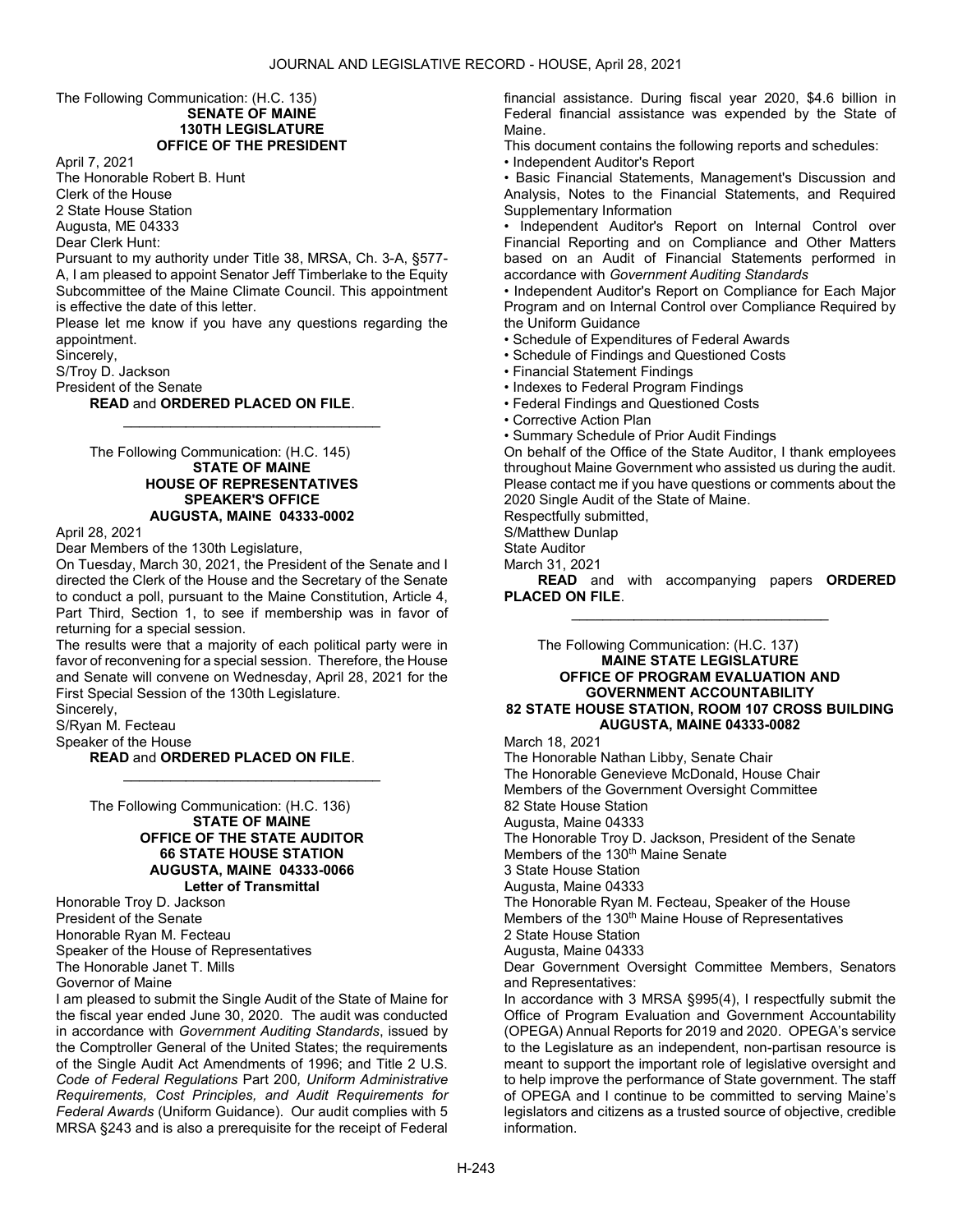The Following Communication: (H.C. 135)

**SENATE OF MAINE**
**130TH LEGISLATURE**
**OFFICE OF THE PRESIDENT**

April 7, 2021

The Honorable Robert B. Hunt
Clerk of the House
2 State House Station
Augusta, ME 04333

Dear Clerk Hunt:

Pursuant to my authority under Title 38, MRSA, Ch. 3-A, §577-A, I am pleased to appoint Senator Jeff Timberlake to the Equity Subcommittee of the Maine Climate Council. This appointment is effective the date of this letter.

Please let me know if you have any questions regarding the appointment.

Sincerely,

S/Troy D. Jackson
President of the Senate

**READ** and **ORDERED PLACED ON FILE**.

---

The Following Communication: (H.C. 145)

**STATE OF MAINE**
**HOUSE OF REPRESENTATIVES**
**SPEAKER'S OFFICE**
**AUGUSTA, MAINE 04333-0002**

April 28, 2021

Dear Members of the 130th Legislature,

On Tuesday, March 30, 2021, the President of the Senate and I directed the Clerk of the House and the Secretary of the Senate to conduct a poll, pursuant to the Maine Constitution, Article 4, Part Third, Section 1, to see if membership was in favor of returning for a special session.

The results were that a majority of each political party were in favor of reconvening for a special session. Therefore, the House and Senate will convene on Wednesday, April 28, 2021 for the First Special Session of the 130th Legislature.

Sincerely,

S/Ryan M. Fecteau
Speaker of the House

**READ** and **ORDERED PLACED ON FILE**.

---

The Following Communication: (H.C. 136)

**STATE OF MAINE**
**OFFICE OF THE STATE AUDITOR**
**66 STATE HOUSE STATION**
**AUGUSTA, MAINE 04333-0066**
**Letter of Transmittal**

Honorable Troy D. Jackson
President of the Senate
Honorable Ryan M. Fecteau
Speaker of the House of Representatives
The Honorable Janet T. Mills
Governor of Maine

I am pleased to submit the Single Audit of the State of Maine for the fiscal year ended June 30, 2020. The audit was conducted in accordance with *Government Auditing Standards*, issued by the Comptroller General of the United States; the requirements of the Single Audit Act Amendments of 1996; and Title 2 U.S. *Code of Federal Regulations* Part 200*, Uniform Administrative Requirements, Cost Principles, and Audit Requirements for Federal Awards* (Uniform Guidance). Our audit complies with 5 MRSA §243 and is also a prerequisite for the receipt of Federal financial assistance. During fiscal year 2020, $4.6 billion in Federal financial assistance was expended by the State of Maine.

This document contains the following reports and schedules:

- Independent Auditor's Report
- Basic Financial Statements, Management's Discussion and Analysis, Notes to the Financial Statements, and Required Supplementary Information
- Independent Auditor's Report on Internal Control over Financial Reporting and on Compliance and Other Matters based on an Audit of Financial Statements performed in accordance with *Government Auditing Standards*
- Independent Auditor's Report on Compliance for Each Major Program and on Internal Control over Compliance Required by the Uniform Guidance
- Schedule of Expenditures of Federal Awards
- Schedule of Findings and Questioned Costs
- Financial Statement Findings
- Indexes to Federal Program Findings
- Federal Findings and Questioned Costs
- Corrective Action Plan
- Summary Schedule of Prior Audit Findings

On behalf of the Office of the State Auditor, I thank employees throughout Maine Government who assisted us during the audit. Please contact me if you have questions or comments about the 2020 Single Audit of the State of Maine.

Respectfully submitted,

S/Matthew Dunlap
State Auditor
March 31, 2021

**READ** and with accompanying papers **ORDERED PLACED ON FILE**.

---

The Following Communication: (H.C. 137)

**MAINE STATE LEGISLATURE**
**OFFICE OF PROGRAM EVALUATION AND GOVERNMENT ACCOUNTABILITY**
**82 STATE HOUSE STATION, ROOM 107 CROSS BUILDING**
**AUGUSTA, MAINE 04333-0082**

March 18, 2021

The Honorable Nathan Libby, Senate Chair
The Honorable Genevieve McDonald, House Chair
Members of the Government Oversight Committee
82 State House Station
Augusta, Maine 04333

The Honorable Troy D. Jackson, President of the Senate
Members of the 130th Maine Senate
3 State House Station
Augusta, Maine 04333

The Honorable Ryan M. Fecteau, Speaker of the House
Members of the 130th Maine House of Representatives
2 State House Station
Augusta, Maine 04333

Dear Government Oversight Committee Members, Senators and Representatives:

In accordance with 3 MRSA §995(4), I respectfully submit the Office of Program Evaluation and Government Accountability (OPEGA) Annual Reports for 2019 and 2020. OPEGA's service to the Legislature as an independent, non-partisan resource is meant to support the important role of legislative oversight and to help improve the performance of State government. The staff of OPEGA and I continue to be committed to serving Maine's legislators and citizens as a trusted source of objective, credible information.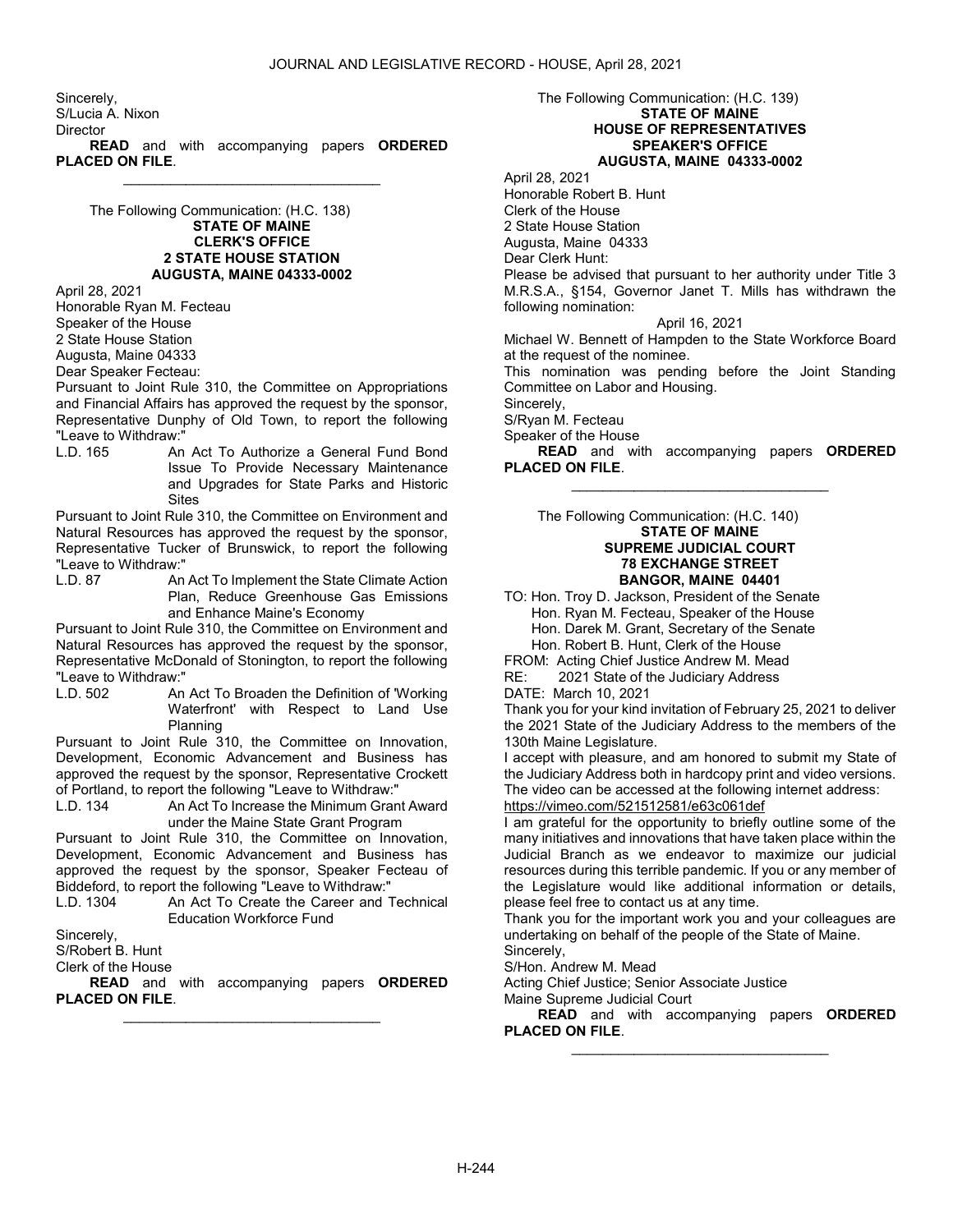Sincerely,
S/Lucia A. Nixon
Director

**READ** and with accompanying papers **ORDERED PLACED ON FILE**.

_________________________________

The Following Communication: (H.C. 138)

**STATE OF MAINE**
**CLERK'S OFFICE**
**2 STATE HOUSE STATION**
**AUGUSTA, MAINE 04333-0002**

April 28, 2021
Honorable Ryan M. Fecteau
Speaker of the House
2 State House Station
Augusta, Maine 04333
Dear Speaker Fecteau:

Pursuant to Joint Rule 310, the Committee on Appropriations and Financial Affairs has approved the request by the sponsor, Representative Dunphy of Old Town, to report the following "Leave to Withdraw:"

L.D. 165 An Act To Authorize a General Fund Bond Issue To Provide Necessary Maintenance and Upgrades for State Parks and Historic Sites

Pursuant to Joint Rule 310, the Committee on Environment and Natural Resources has approved the request by the sponsor, Representative Tucker of Brunswick, to report the following "Leave to Withdraw:"

L.D. 87 An Act To Implement the State Climate Action Plan, Reduce Greenhouse Gas Emissions and Enhance Maine's Economy

Pursuant to Joint Rule 310, the Committee on Environment and Natural Resources has approved the request by the sponsor, Representative McDonald of Stonington, to report the following "Leave to Withdraw:"

L.D. 502 An Act To Broaden the Definition of 'Working Waterfront' with Respect to Land Use Planning

Pursuant to Joint Rule 310, the Committee on Innovation, Development, Economic Advancement and Business has approved the request by the sponsor, Representative Crockett of Portland, to report the following "Leave to Withdraw:"

L.D. 134 An Act To Increase the Minimum Grant Award under the Maine State Grant Program

Pursuant to Joint Rule 310, the Committee on Innovation, Development, Economic Advancement and Business has approved the request by the sponsor, Speaker Fecteau of Biddeford, to report the following "Leave to Withdraw:"

L.D. 1304 An Act To Create the Career and Technical Education Workforce Fund

Sincerely,
S/Robert B. Hunt
Clerk of the House

**READ** and with accompanying papers **ORDERED PLACED ON FILE**.

_________________________________

The Following Communication: (H.C. 139)

**STATE OF MAINE**
**HOUSE OF REPRESENTATIVES**
**SPEAKER'S OFFICE**
**AUGUSTA, MAINE 04333-0002**

April 28, 2021
Honorable Robert B. Hunt
Clerk of the House
2 State House Station
Augusta, Maine 04333
Dear Clerk Hunt:

Please be advised that pursuant to her authority under Title 3 M.R.S.A., §154, Governor Janet T. Mills has withdrawn the following nomination:

April 16, 2021

Michael W. Bennett of Hampden to the State Workforce Board at the request of the nominee.

This nomination was pending before the Joint Standing Committee on Labor and Housing.

Sincerely,
S/Ryan M. Fecteau
Speaker of the House

**READ** and with accompanying papers **ORDERED PLACED ON FILE**.

_________________________________

The Following Communication: (H.C. 140)

**STATE OF MAINE**
**SUPREME JUDICIAL COURT**
**78 EXCHANGE STREET**
**BANGOR, MAINE 04401**

TO: Hon. Troy D. Jackson, President of the Senate
Hon. Ryan M. Fecteau, Speaker of the House
Hon. Darek M. Grant, Secretary of the Senate
Hon. Robert B. Hunt, Clerk of the House
FROM: Acting Chief Justice Andrew M. Mead
RE: 2021 State of the Judiciary Address
DATE: March 10, 2021

Thank you for your kind invitation of February 25, 2021 to deliver the 2021 State of the Judiciary Address to the members of the 130th Maine Legislature.

I accept with pleasure, and am honored to submit my State of the Judiciary Address both in hardcopy print and video versions. The video can be accessed at the following internet address: https://vimeo.com/521512581/e63c061def

I am grateful for the opportunity to briefly outline some of the many initiatives and innovations that have taken place within the Judicial Branch as we endeavor to maximize our judicial resources during this terrible pandemic. If you or any member of the Legislature would like additional information or details, please feel free to contact us at any time.

Thank you for the important work you and your colleagues are undertaking on behalf of the people of the State of Maine.

Sincerely,
S/Hon. Andrew M. Mead
Acting Chief Justice; Senior Associate Justice
Maine Supreme Judicial Court

**READ** and with accompanying papers **ORDERED PLACED ON FILE**.

_________________________________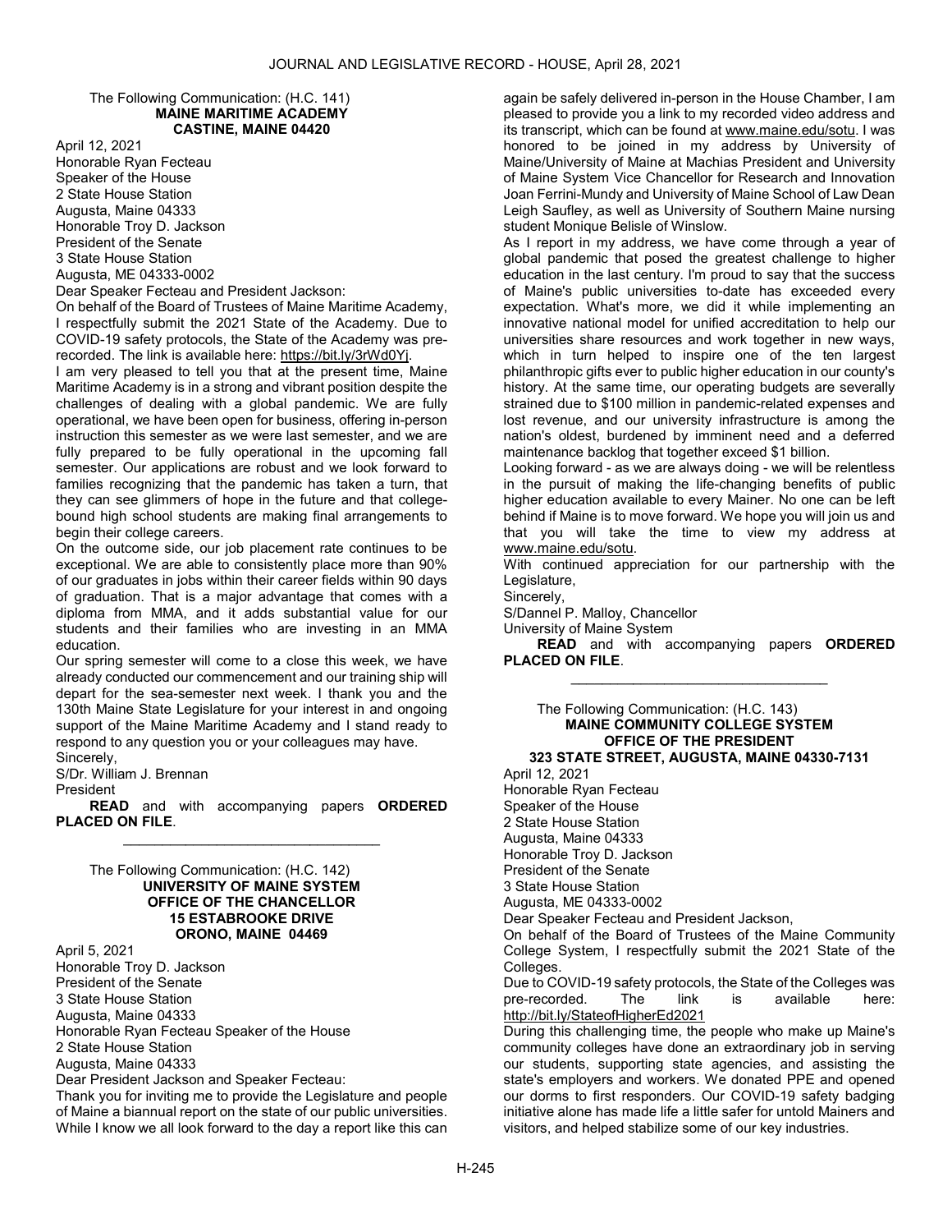The Following Communication: (H.C. 141)

**MAINE MARITIME ACADEMY**
**CASTINE, MAINE 04420**

April 12, 2021
Honorable Ryan Fecteau
Speaker of the House
2 State House Station
Augusta, Maine 04333
Honorable Troy D. Jackson
President of the Senate
3 State House Station
Augusta, ME 04333-0002

Dear Speaker Fecteau and President Jackson:

On behalf of the Board of Trustees of Maine Maritime Academy, I respectfully submit the 2021 State of the Academy. Due to COVID-19 safety protocols, the State of the Academy was pre-recorded. The link is available here: https://bit.ly/3rWd0Yj.

I am very pleased to tell you that at the present time, Maine Maritime Academy is in a strong and vibrant position despite the challenges of dealing with a global pandemic. We are fully operational, we have been open for business, offering in-person instruction this semester as we were last semester, and we are fully prepared to be fully operational in the upcoming fall semester. Our applications are robust and we look forward to families recognizing that the pandemic has taken a turn, that they can see glimmers of hope in the future and that college-bound high school students are making final arrangements to begin their college careers.

On the outcome side, our job placement rate continues to be exceptional. We are able to consistently place more than 90% of our graduates in jobs within their career fields within 90 days of graduation. That is a major advantage that comes with a diploma from MMA, and it adds substantial value for our students and their families who are investing in an MMA education.

Our spring semester will come to a close this week, we have already conducted our commencement and our training ship will depart for the sea-semester next week. I thank you and the 130th Maine State Legislature for your interest in and ongoing support of the Maine Maritime Academy and I stand ready to respond to any question you or your colleagues may have.

Sincerely,

S/Dr. William J. Brennan
President

**READ** and with accompanying papers **ORDERED PLACED ON FILE**.

_________________________________

The Following Communication: (H.C. 142)

**UNIVERSITY OF MAINE SYSTEM**
**OFFICE OF THE CHANCELLOR**
**15 ESTABROOKE DRIVE**
**ORONO, MAINE 04469**

April 5, 2021
Honorable Troy D. Jackson
President of the Senate
3 State House Station
Augusta, Maine 04333
Honorable Ryan Fecteau Speaker of the House
2 State House Station
Augusta, Maine 04333

Dear President Jackson and Speaker Fecteau:

Thank you for inviting me to provide the Legislature and people of Maine a biannual report on the state of our public universities. While I know we all look forward to the day a report like this can again be safely delivered in-person in the House Chamber, I am pleased to provide you a link to my recorded video address and its transcript, which can be found at www.maine.edu/sotu. I was honored to be joined in my address by University of Maine/University of Maine at Machias President and University of Maine System Vice Chancellor for Research and Innovation Joan Ferrini-Mundy and University of Maine School of Law Dean Leigh Saufley, as well as University of Southern Maine nursing student Monique Belisle of Winslow.

As I report in my address, we have come through a year of global pandemic that posed the greatest challenge to higher education in the last century. I'm proud to say that the success of Maine's public universities to-date has exceeded every expectation. What's more, we did it while implementing an innovative national model for unified accreditation to help our universities share resources and work together in new ways, which in turn helped to inspire one of the ten largest philanthropic gifts ever to public higher education in our county's history. At the same time, our operating budgets are severally strained due to $100 million in pandemic-related expenses and lost revenue, and our university infrastructure is among the nation's oldest, burdened by imminent need and a deferred maintenance backlog that together exceed $1 billion.

Looking forward - as we are always doing - we will be relentless in the pursuit of making the life-changing benefits of public higher education available to every Mainer. No one can be left behind if Maine is to move forward. We hope you will join us and that you will take the time to view my address at www.maine.edu/sotu.

With continued appreciation for our partnership with the Legislature,

Sincerely,

S/Dannel P. Malloy, Chancellor
University of Maine System

**READ** and with accompanying papers **ORDERED PLACED ON FILE**.

_________________________________

The Following Communication: (H.C. 143)

**MAINE COMMUNITY COLLEGE SYSTEM**
**OFFICE OF THE PRESIDENT**
**323 STATE STREET, AUGUSTA, MAINE 04330-7131**

April 12, 2021
Honorable Ryan Fecteau
Speaker of the House
2 State House Station
Augusta, Maine 04333
Honorable Troy D. Jackson
President of the Senate
3 State House Station
Augusta, ME 04333-0002

Dear Speaker Fecteau and President Jackson,

On behalf of the Board of Trustees of the Maine Community College System, I respectfully submit the 2021 State of the Colleges.

Due to COVID-19 safety protocols, the State of the Colleges was pre-recorded. The link is available here: http://bit.ly/StateofHigherEd2021

During this challenging time, the people who make up Maine's community colleges have done an extraordinary job in serving our students, supporting state agencies, and assisting the state's employers and workers. We donated PPE and opened our dorms to first responders. Our COVID-19 safety badging initiative alone has made life a little safer for untold Mainers and visitors, and helped stabilize some of our key industries.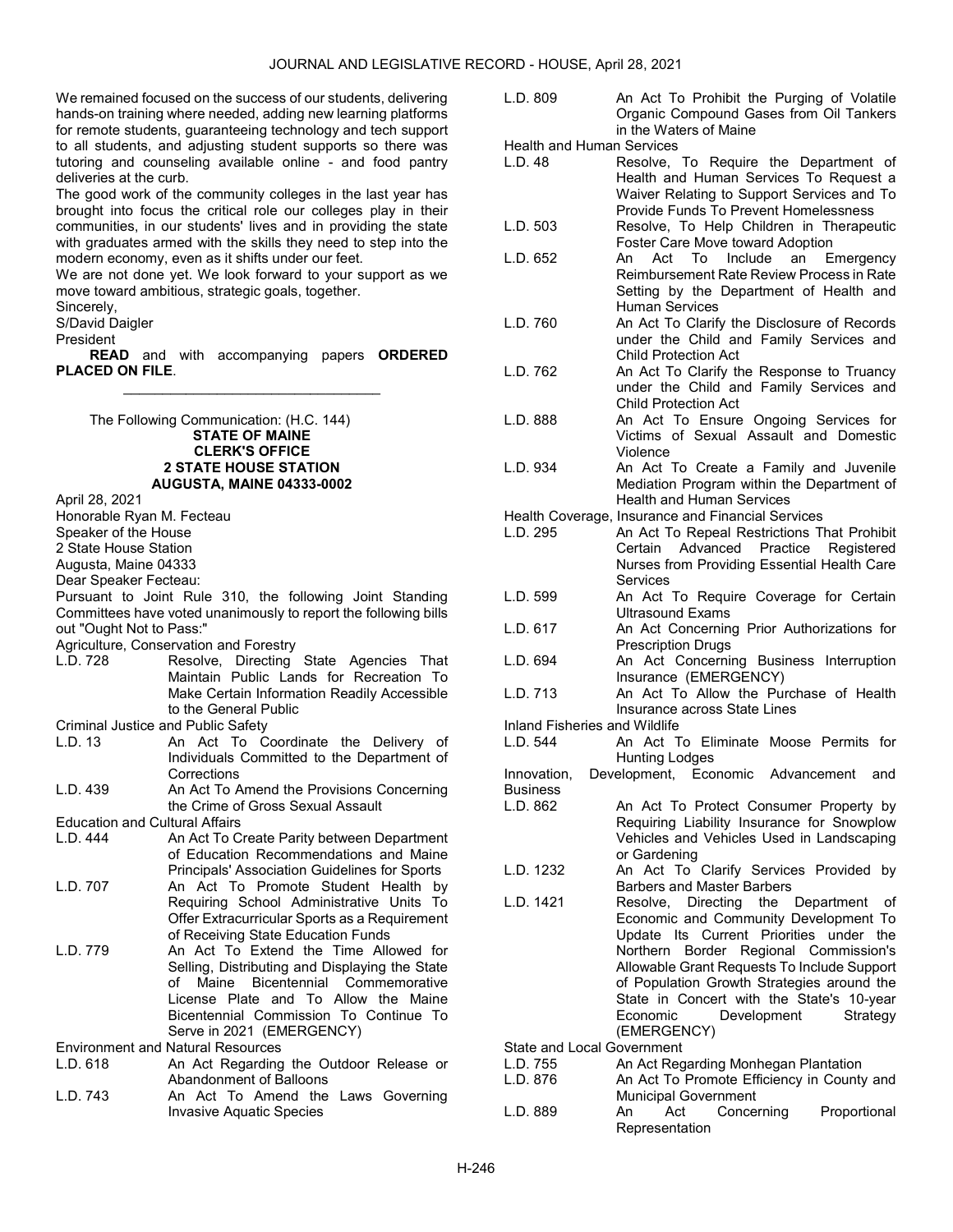We remained focused on the success of our students, delivering hands-on training where needed, adding new learning platforms for remote students, guaranteeing technology and tech support to all students, and adjusting student supports so there was tutoring and counseling available online - and food pantry deliveries at the curb.

The good work of the community colleges in the last year has brought into focus the critical role our colleges play in their communities, in our students' lives and in providing the state with graduates armed with the skills they need to step into the modern economy, even as it shifts under our feet.

We are not done yet. We look forward to your support as we move toward ambitious, strategic goals, together.

Sincerely,

S/David Daigler

President

**READ** and with accompanying papers **ORDERED PLACED ON FILE**.

---

The Following Communication: (H.C. 144)

**STATE OF MAINE**
**CLERK'S OFFICE**
**2 STATE HOUSE STATION**
**AUGUSTA, MAINE 04333-0002**

April 28, 2021

Honorable Ryan M. Fecteau

Speaker of the House

2 State House Station

Augusta, Maine 04333

Dear Speaker Fecteau:

Pursuant to Joint Rule 310, the following Joint Standing Committees have voted unanimously to report the following bills out "Ought Not to Pass:"

Agriculture, Conservation and Forestry

| | |
|---|---|
| L.D. 728 | Resolve, Directing State Agencies That Maintain Public Lands for Recreation To Make Certain Information Readily Accessible to the General Public |

Criminal Justice and Public Safety

| | |
|---|---|
| L.D. 13 | An Act To Coordinate the Delivery of Individuals Committed to the Department of Corrections |
| L.D. 439 | An Act To Amend the Provisions Concerning the Crime of Gross Sexual Assault |

Education and Cultural Affairs

| | |
|---|---|
| L.D. 444 | An Act To Create Parity between Department of Education Recommendations and Maine Principals' Association Guidelines for Sports |
| L.D. 707 | An Act To Promote Student Health by Requiring School Administrative Units To Offer Extracurricular Sports as a Requirement of Receiving State Education Funds |
| L.D. 779 | An Act To Extend the Time Allowed for Selling, Distributing and Displaying the State of Maine Bicentennial Commemorative License Plate and To Allow the Maine Bicentennial Commission To Continue To Serve in 2021 (EMERGENCY) |

Environment and Natural Resources

| | |
|---|---|
| L.D. 618 | An Act Regarding the Outdoor Release or Abandonment of Balloons |
| L.D. 743 | An Act To Amend the Laws Governing Invasive Aquatic Species |
| L.D. 809 | An Act To Prohibit the Purging of Volatile Organic Compound Gases from Oil Tankers in the Waters of Maine |

Health and Human Services

| | |
|---|---|
| L.D. 48 | Resolve, To Require the Department of Health and Human Services To Request a Waiver Relating to Support Services and To Provide Funds To Prevent Homelessness |
| L.D. 503 | Resolve, To Help Children in Therapeutic Foster Care Move toward Adoption |
| L.D. 652 | An Act To Include an Emergency Reimbursement Rate Review Process in Rate Setting by the Department of Health and Human Services |
| L.D. 760 | An Act To Clarify the Disclosure of Records under the Child and Family Services and Child Protection Act |
| L.D. 762 | An Act To Clarify the Response to Truancy under the Child and Family Services and Child Protection Act |
| L.D. 888 | An Act To Ensure Ongoing Services for Victims of Sexual Assault and Domestic Violence |
| L.D. 934 | An Act To Create a Family and Juvenile Mediation Program within the Department of Health and Human Services |

Health Coverage, Insurance and Financial Services

| | |
|---|---|
| L.D. 295 | An Act To Repeal Restrictions That Prohibit Certain Advanced Practice Registered Nurses from Providing Essential Health Care Services |
| L.D. 599 | An Act To Require Coverage for Certain Ultrasound Exams |
| L.D. 617 | An Act Concerning Prior Authorizations for Prescription Drugs |
| L.D. 694 | An Act Concerning Business Interruption Insurance (EMERGENCY) |
| L.D. 713 | An Act To Allow the Purchase of Health Insurance across State Lines |

Inland Fisheries and Wildlife

| | |
|---|---|
| L.D. 544 | An Act To Eliminate Moose Permits for Hunting Lodges |

Innovation, Development, Economic Advancement and Business

| | |
|---|---|
| L.D. 862 | An Act To Protect Consumer Property by Requiring Liability Insurance for Snowplow Vehicles and Vehicles Used in Landscaping or Gardening |
| L.D. 1232 | An Act To Clarify Services Provided by Barbers and Master Barbers |
| L.D. 1421 | Resolve, Directing the Department of Economic and Community Development To Update Its Current Priorities under the Northern Border Regional Commission's Allowable Grant Requests To Include Support of Population Growth Strategies around the State in Concert with the State's 10-year Economic Development Strategy (EMERGENCY) |

State and Local Government

| | |
|---|---|
| L.D. 755 | An Act Regarding Monhegan Plantation |
| L.D. 876 | An Act To Promote Efficiency in County and Municipal Government |
| L.D. 889 | An Act Concerning Proportional Representation |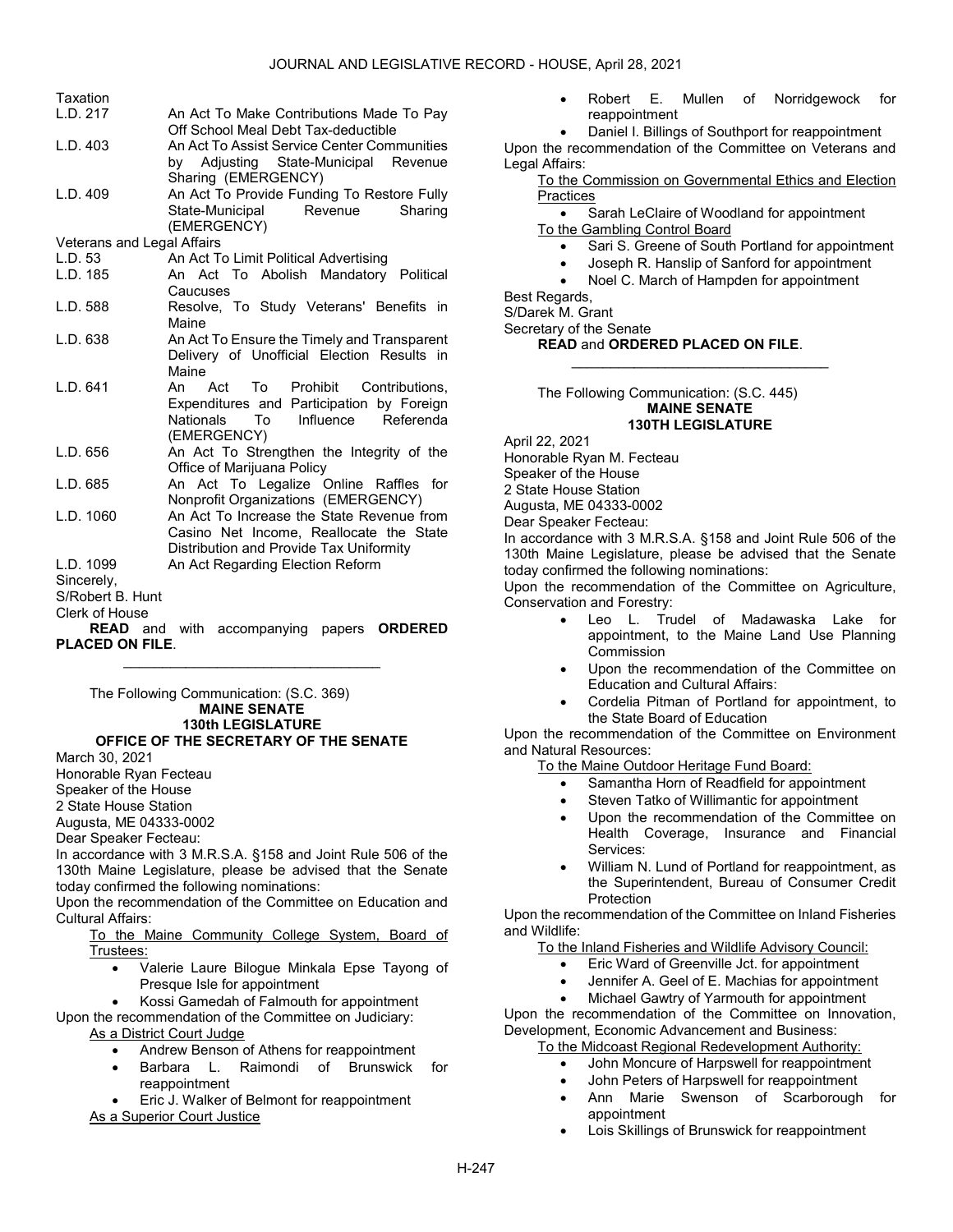Taxation

| | |
|---|---|
| L.D. 217 | An Act To Make Contributions Made To Pay Off School Meal Debt Tax-deductible |
| L.D. 403 | An Act To Assist Service Center Communities by Adjusting State-Municipal Revenue Sharing (EMERGENCY) |
| L.D. 409 | An Act To Provide Funding To Restore Fully State-Municipal Revenue Sharing (EMERGENCY) |

Veterans and Legal Affairs

| | |
|---|---|
| L.D. 53 | An Act To Limit Political Advertising |
| L.D. 185 | An Act To Abolish Mandatory Political Caucuses |
| L.D. 588 | Resolve, To Study Veterans' Benefits in Maine |
| L.D. 638 | An Act To Ensure the Timely and Transparent Delivery of Unofficial Election Results in Maine |
| L.D. 641 | An Act To Prohibit Contributions, Expenditures and Participation by Foreign Nationals To Influence Referenda (EMERGENCY) |
| L.D. 656 | An Act To Strengthen the Integrity of the Office of Marijuana Policy |
| L.D. 685 | An Act To Legalize Online Raffles for Nonprofit Organizations (EMERGENCY) |
| L.D. 1060 | An Act To Increase the State Revenue from Casino Net Income, Reallocate the State Distribution and Provide Tax Uniformity |
| L.D. 1099 | An Act Regarding Election Reform |

Sincerely,

S/Robert B. Hunt

Clerk of House

**READ** and with accompanying papers **ORDERED PLACED ON FILE**.

_________________________________

The Following Communication: (S.C. 369)

**MAINE SENATE**
**130th LEGISLATURE**
**OFFICE OF THE SECRETARY OF THE SENATE**

March 30, 2021

Honorable Ryan Fecteau

Speaker of the House

2 State House Station

Augusta, ME 04333-0002

Dear Speaker Fecteau:

In accordance with 3 M.R.S.A. §158 and Joint Rule 506 of the 130th Maine Legislature, please be advised that the Senate today confirmed the following nominations:

Upon the recommendation of the Committee on Education and Cultural Affairs:

To the Maine Community College System, Board of Trustees:

- Valerie Laure Bilogue Minkala Epse Tayong of Presque Isle for appointment
- Kossi Gamedah of Falmouth for appointment

Upon the recommendation of the Committee on Judiciary:

As a District Court Judge

- Andrew Benson of Athens for reappointment
- Barbara L. Raimondi of Brunswick for reappointment
- Eric J. Walker of Belmont for reappointment

As a Superior Court Justice

- Robert E. Mullen of Norridgewock for reappointment
- Daniel I. Billings of Southport for reappointment

Upon the recommendation of the Committee on Veterans and Legal Affairs:

To the Commission on Governmental Ethics and Election Practices

- Sarah LeClaire of Woodland for appointment

To the Gambling Control Board

- Sari S. Greene of South Portland for appointment
- Joseph R. Hanslip of Sanford for appointment
- Noel C. March of Hampden for appointment

Best Regards,

S/Darek M. Grant

Secretary of the Senate

**READ** and **ORDERED PLACED ON FILE**.

_________________________________

The Following Communication: (S.C. 445)

**MAINE SENATE**
**130TH LEGISLATURE**

April 22, 2021

Honorable Ryan M. Fecteau

Speaker of the House

2 State House Station

Augusta, ME 04333-0002

Dear Speaker Fecteau:

In accordance with 3 M.R.S.A. §158 and Joint Rule 506 of the 130th Maine Legislature, please be advised that the Senate today confirmed the following nominations:

Upon the recommendation of the Committee on Agriculture, Conservation and Forestry:

- Leo L. Trudel of Madawaska Lake for appointment, to the Maine Land Use Planning Commission
- Upon the recommendation of the Committee on Education and Cultural Affairs:
- Cordelia Pitman of Portland for appointment, to the State Board of Education

Upon the recommendation of the Committee on Environment and Natural Resources:

To the Maine Outdoor Heritage Fund Board:

- Samantha Horn of Readfield for appointment
- Steven Tatko of Willimantic for appointment
- Upon the recommendation of the Committee on Health Coverage, Insurance and Financial Services:
- William N. Lund of Portland for reappointment, as the Superintendent, Bureau of Consumer Credit Protection

Upon the recommendation of the Committee on Inland Fisheries and Wildlife:

To the Inland Fisheries and Wildlife Advisory Council:

- Eric Ward of Greenville Jct. for appointment
- Jennifer A. Geel of E. Machias for appointment
- Michael Gawtry of Yarmouth for appointment

Upon the recommendation of the Committee on Innovation, Development, Economic Advancement and Business:

To the Midcoast Regional Redevelopment Authority:

- John Moncure of Harpswell for reappointment
- John Peters of Harpswell for reappointment
- Ann Marie Swenson of Scarborough for appointment
- Lois Skillings of Brunswick for reappointment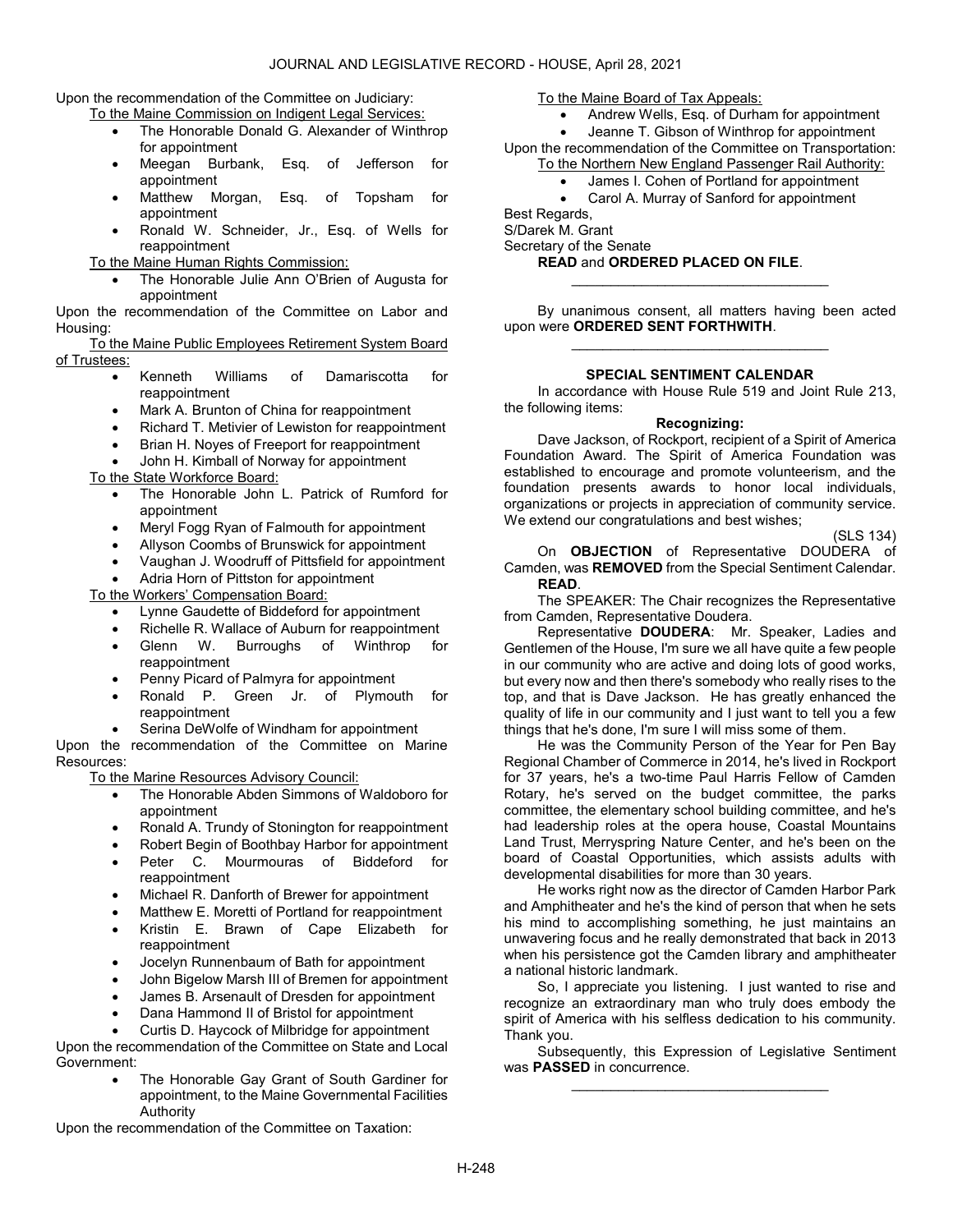Upon the recommendation of the Committee on Judiciary:

To the Maine Commission on Indigent Legal Services:

- The Honorable Donald G. Alexander of Winthrop for appointment
- Meegan Burbank, Esq. of Jefferson for appointment
- Matthew Morgan, Esq. of Topsham for appointment
- Ronald W. Schneider, Jr., Esq. of Wells for reappointment

To the Maine Human Rights Commission:

- The Honorable Julie Ann O'Brien of Augusta for appointment

Upon the recommendation of the Committee on Labor and Housing:

To the Maine Public Employees Retirement System Board of Trustees:

- Kenneth Williams of Damariscotta for reappointment
- Mark A. Brunton of China for reappointment
- Richard T. Metivier of Lewiston for reappointment
- Brian H. Noyes of Freeport for reappointment
- John H. Kimball of Norway for appointment

To the State Workforce Board:

- The Honorable John L. Patrick of Rumford for appointment
- Meryl Fogg Ryan of Falmouth for appointment
- Allyson Coombs of Brunswick for appointment
- Vaughan J. Woodruff of Pittsfield for appointment
- Adria Horn of Pittston for appointment

To the Workers' Compensation Board:

- Lynne Gaudette of Biddeford for appointment
- Richelle R. Wallace of Auburn for reappointment
- Glenn W. Burroughs of Winthrop for reappointment
- Penny Picard of Palmyra for appointment
- Ronald P. Green Jr. of Plymouth for reappointment
- Serina DeWolfe of Windham for appointment

Upon the recommendation of the Committee on Marine Resources:

To the Marine Resources Advisory Council:

- The Honorable Abden Simmons of Waldoboro for appointment
- Ronald A. Trundy of Stonington for reappointment
- Robert Begin of Boothbay Harbor for appointment
- Peter C. Mourmouras of Biddeford for reappointment
- Michael R. Danforth of Brewer for appointment
- Matthew E. Moretti of Portland for reappointment
- Kristin E. Brawn of Cape Elizabeth for reappointment
- Jocelyn Runnenbaum of Bath for appointment
- John Bigelow Marsh III of Bremen for appointment
- James B. Arsenault of Dresden for appointment
- Dana Hammond II of Bristol for appointment
- Curtis D. Haycock of Milbridge for appointment

Upon the recommendation of the Committee on State and Local Government:

- The Honorable Gay Grant of South Gardiner for appointment, to the Maine Governmental Facilities Authority

Upon the recommendation of the Committee on Taxation:

To the Maine Board of Tax Appeals:

- Andrew Wells, Esq. of Durham for appointment
- Jeanne T. Gibson of Winthrop for appointment

Upon the recommendation of the Committee on Transportation:

To the Northern New England Passenger Rail Authority:

- James I. Cohen of Portland for appointment
- Carol A. Murray of Sanford for appointment

Best Regards,
S/Darek M. Grant
Secretary of the Senate

**READ** and **ORDERED PLACED ON FILE**.

_________________________________

By unanimous consent, all matters having been acted upon were **ORDERED SENT FORTHWITH**.

_________________________________

## SPECIAL SENTIMENT CALENDAR

In accordance with House Rule 519 and Joint Rule 213, the following items:

### Recognizing:

Dave Jackson, of Rockport, recipient of a Spirit of America Foundation Award. The Spirit of America Foundation was established to encourage and promote volunteerism, and the foundation presents awards to honor local individuals, organizations or projects in appreciation of community service. We extend our congratulations and best wishes;

(SLS 134)

On **OBJECTION** of Representative DOUDERA of Camden, was **REMOVED** from the Special Sentiment Calendar.

**READ**.

The SPEAKER: The Chair recognizes the Representative from Camden, Representative Doudera.

Representative **DOUDERA**: Mr. Speaker, Ladies and Gentlemen of the House, I'm sure we all have quite a few people in our community who are active and doing lots of good works, but every now and then there's somebody who really rises to the top, and that is Dave Jackson. He has greatly enhanced the quality of life in our community and I just want to tell you a few things that he's done, I'm sure I will miss some of them.

He was the Community Person of the Year for Pen Bay Regional Chamber of Commerce in 2014, he's lived in Rockport for 37 years, he's a two-time Paul Harris Fellow of Camden Rotary, he's served on the budget committee, the parks committee, the elementary school building committee, and he's had leadership roles at the opera house, Coastal Mountains Land Trust, Merryspring Nature Center, and he's been on the board of Coastal Opportunities, which assists adults with developmental disabilities for more than 30 years.

He works right now as the director of Camden Harbor Park and Amphitheater and he's the kind of person that when he sets his mind to accomplishing something, he just maintains an unwavering focus and he really demonstrated that back in 2013 when his persistence got the Camden library and amphitheater a national historic landmark.

So, I appreciate you listening. I just wanted to rise and recognize an extraordinary man who truly does embody the spirit of America with his selfless dedication to his community. Thank you.

Subsequently, this Expression of Legislative Sentiment was **PASSED** in concurrence.

_________________________________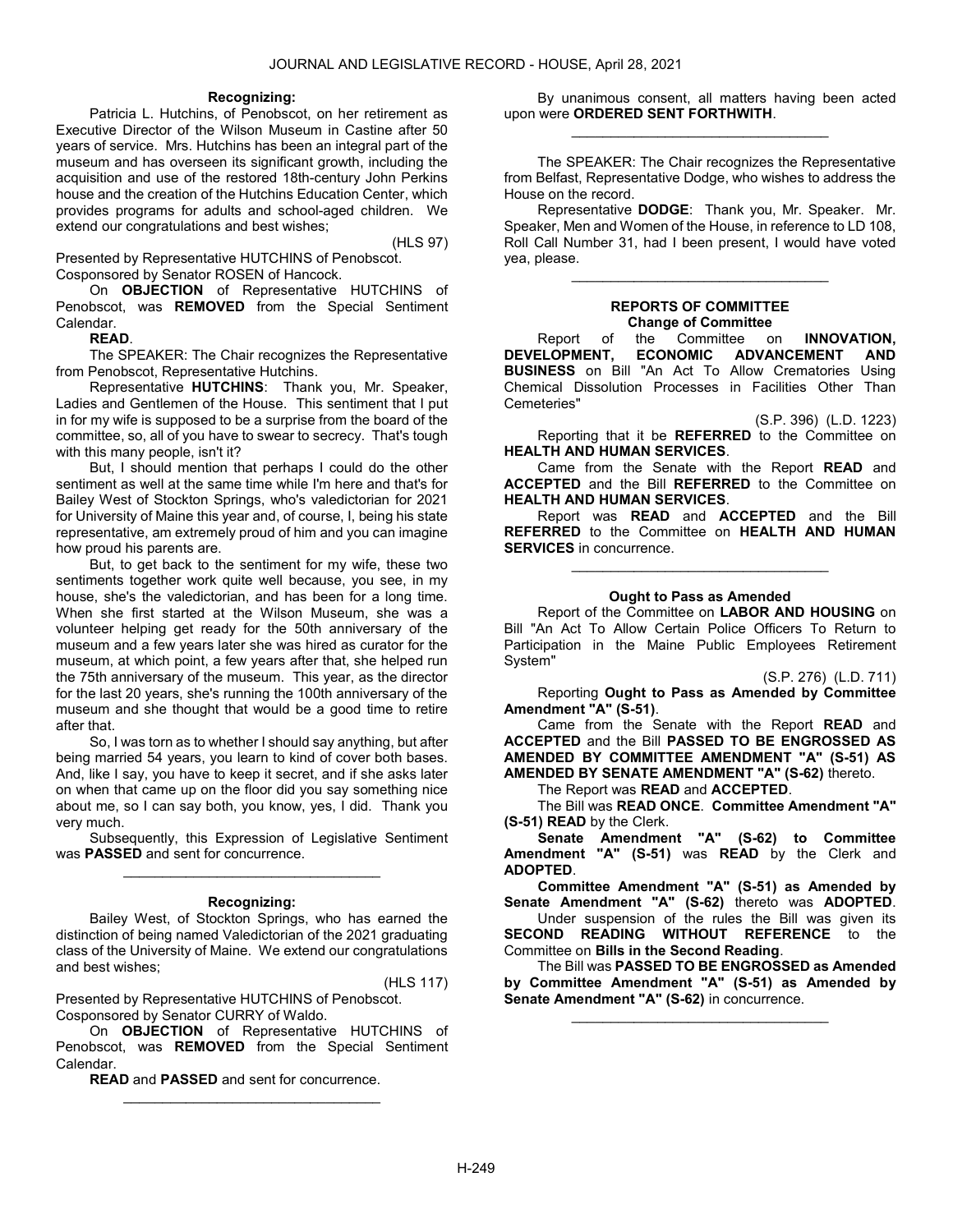**Recognizing:**

Patricia L. Hutchins, of Penobscot, on her retirement as Executive Director of the Wilson Museum in Castine after 50 years of service. Mrs. Hutchins has been an integral part of the museum and has overseen its significant growth, including the acquisition and use of the restored 18th-century John Perkins house and the creation of the Hutchins Education Center, which provides programs for adults and school-aged children. We extend our congratulations and best wishes;

(HLS 97)

Presented by Representative HUTCHINS of Penobscot.
Cosponsored by Senator ROSEN of Hancock.

On **OBJECTION** of Representative HUTCHINS of Penobscot, was **REMOVED** from the Special Sentiment Calendar.

**READ**.

The SPEAKER: The Chair recognizes the Representative from Penobscot, Representative Hutchins.

Representative **HUTCHINS**: Thank you, Mr. Speaker, Ladies and Gentlemen of the House. This sentiment that I put in for my wife is supposed to be a surprise from the board of the committee, so, all of you have to swear to secrecy. That's tough with this many people, isn't it?

But, I should mention that perhaps I could do the other sentiment as well at the same time while I'm here and that's for Bailey West of Stockton Springs, who's valedictorian for 2021 for University of Maine this year and, of course, I, being his state representative, am extremely proud of him and you can imagine how proud his parents are.

But, to get back to the sentiment for my wife, these two sentiments together work quite well because, you see, in my house, she's the valedictorian, and has been for a long time. When she first started at the Wilson Museum, she was a volunteer helping get ready for the 50th anniversary of the museum and a few years later she was hired as curator for the museum, at which point, a few years after that, she helped run the 75th anniversary of the museum. This year, as the director for the last 20 years, she's running the 100th anniversary of the museum and she thought that would be a good time to retire after that.

So, I was torn as to whether I should say anything, but after being married 54 years, you learn to kind of cover both bases. And, like I say, you have to keep it secret, and if she asks later on when that came up on the floor did you say something nice about me, so I can say both, you know, yes, I did. Thank you very much.

Subsequently, this Expression of Legislative Sentiment was **PASSED** and sent for concurrence.

---

**Recognizing:**

Bailey West, of Stockton Springs, who has earned the distinction of being named Valedictorian of the 2021 graduating class of the University of Maine. We extend our congratulations and best wishes;

(HLS 117)

Presented by Representative HUTCHINS of Penobscot.
Cosponsored by Senator CURRY of Waldo.

On **OBJECTION** of Representative HUTCHINS of Penobscot, was **REMOVED** from the Special Sentiment Calendar.

**READ** and **PASSED** and sent for concurrence.

---

By unanimous consent, all matters having been acted upon were **ORDERED SENT FORTHWITH**.

---

The SPEAKER: The Chair recognizes the Representative from Belfast, Representative Dodge, who wishes to address the House on the record.

Representative **DODGE**: Thank you, Mr. Speaker. Mr. Speaker, Men and Women of the House, in reference to LD 108, Roll Call Number 31, had I been present, I would have voted yea, please.

---

## REPORTS OF COMMITTEE

### Change of Committee

Report of the Committee on **INNOVATION, DEVELOPMENT, ECONOMIC ADVANCEMENT AND BUSINESS** on Bill "An Act To Allow Crematories Using Chemical Dissolution Processes in Facilities Other Than Cemeteries"

(S.P. 396) (L.D. 1223)

Reporting that it be **REFERRED** to the Committee on **HEALTH AND HUMAN SERVICES**.

Came from the Senate with the Report **READ** and **ACCEPTED** and the Bill **REFERRED** to the Committee on **HEALTH AND HUMAN SERVICES**.

Report was **READ** and **ACCEPTED** and the Bill **REFERRED** to the Committee on **HEALTH AND HUMAN SERVICES** in concurrence.

---

### Ought to Pass as Amended

Report of the Committee on **LABOR AND HOUSING** on Bill "An Act To Allow Certain Police Officers To Return to Participation in the Maine Public Employees Retirement System"

(S.P. 276) (L.D. 711)

Reporting **Ought to Pass as Amended by Committee Amendment "A" (S-51)**.

Came from the Senate with the Report **READ** and **ACCEPTED** and the Bill **PASSED TO BE ENGROSSED AS AMENDED BY COMMITTEE AMENDMENT "A" (S-51) AS AMENDED BY SENATE AMENDMENT "A" (S-62)** thereto.

The Report was **READ** and **ACCEPTED**.

The Bill was **READ ONCE**. **Committee Amendment "A" (S-51) READ** by the Clerk.

**Senate Amendment "A" (S-62) to Committee Amendment "A" (S-51)** was **READ** by the Clerk and **ADOPTED**.

**Committee Amendment "A" (S-51) as Amended by Senate Amendment "A" (S-62)** thereto was **ADOPTED**.

Under suspension of the rules the Bill was given its **SECOND READING WITHOUT REFERENCE** to the Committee on **Bills in the Second Reading**.

The Bill was **PASSED TO BE ENGROSSED as Amended by Committee Amendment "A" (S-51) as Amended by Senate Amendment "A" (S-62)** in concurrence.

---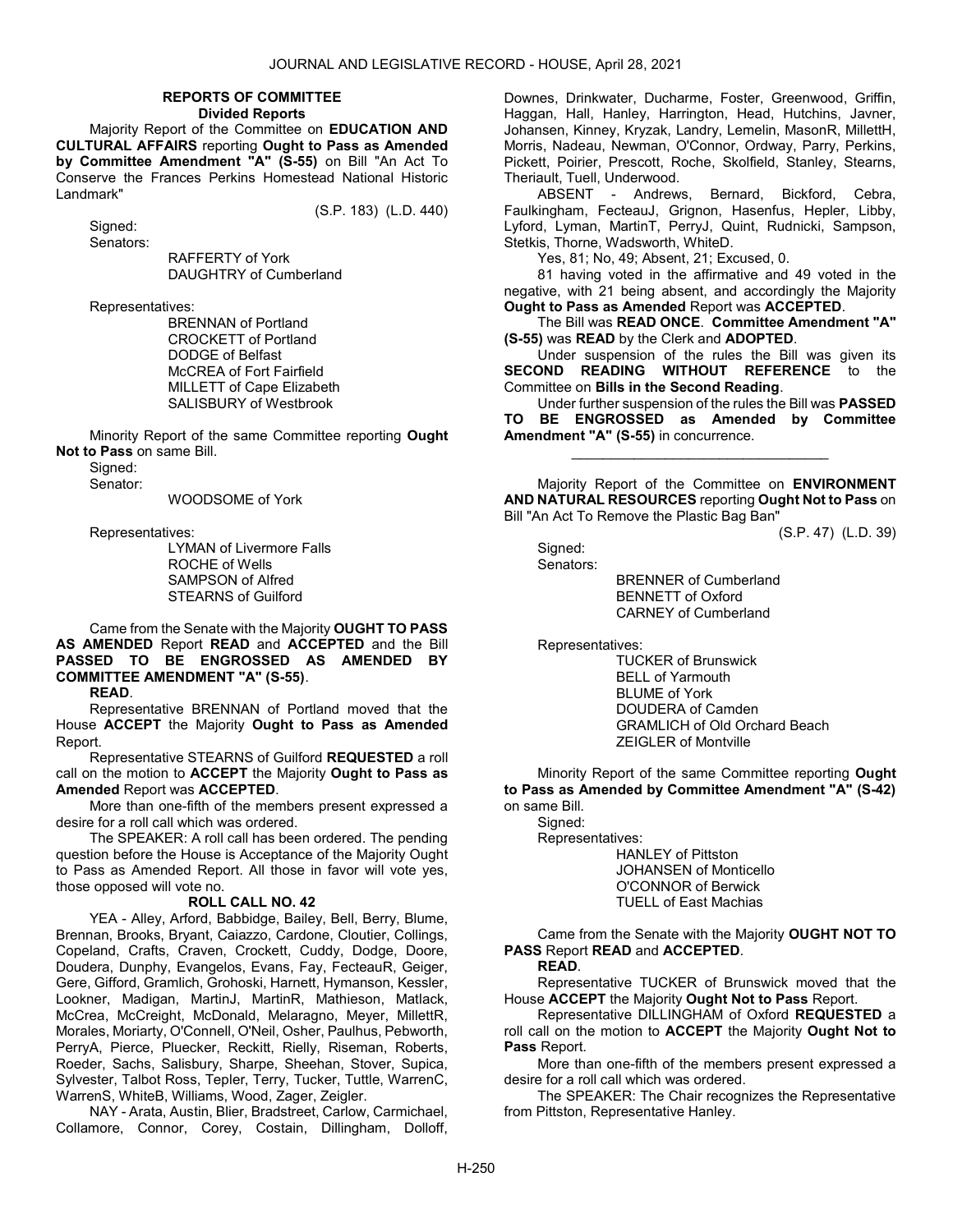## REPORTS OF COMMITTEE

### Divided Reports

Majority Report of the Committee on **EDUCATION AND CULTURAL AFFAIRS** reporting **Ought to Pass as Amended by Committee Amendment "A" (S-55)** on Bill "An Act To Conserve the Frances Perkins Homestead National Historic Landmark"

(S.P. 183) (L.D. 440)

Signed:

Senators:

RAFFERTY of York
DAUGHTRY of Cumberland

Representatives:

BRENNAN of Portland
CROCKETT of Portland
DODGE of Belfast
McCREA of Fort Fairfield
MILLETT of Cape Elizabeth
SALISBURY of Westbrook

Minority Report of the same Committee reporting **Ought Not to Pass** on same Bill.

Signed:

Senator:

WOODSOME of York

Representatives:

LYMAN of Livermore Falls
ROCHE of Wells
SAMPSON of Alfred
STEARNS of Guilford

Came from the Senate with the Majority **OUGHT TO PASS AS AMENDED** Report **READ** and **ACCEPTED** and the Bill **PASSED TO BE ENGROSSED AS AMENDED BY COMMITTEE AMENDMENT "A" (S-55)**.

**READ**.

Representative BRENNAN of Portland moved that the House **ACCEPT** the Majority **Ought to Pass as Amended** Report.

Representative STEARNS of Guilford **REQUESTED** a roll call on the motion to **ACCEPT** the Majority **Ought to Pass as Amended** Report was **ACCEPTED**.

More than one-fifth of the members present expressed a desire for a roll call which was ordered.

The SPEAKER: A roll call has been ordered. The pending question before the House is Acceptance of the Majority Ought to Pass as Amended Report. All those in favor will vote yes, those opposed will vote no.

**ROLL CALL NO. 42**

YEA - Alley, Arford, Babbidge, Bailey, Bell, Berry, Blume, Brennan, Brooks, Bryant, Caiazzo, Cardone, Cloutier, Collings, Copeland, Crafts, Craven, Crockett, Cuddy, Dodge, Doore, Doudera, Dunphy, Evangelos, Evans, Fay, FecteauR, Geiger, Gere, Gifford, Gramlich, Grohoski, Harnett, Hymanson, Kessler, Lookner, Madigan, MartinJ, MartinR, Mathieson, Matlack, McCrea, McCreight, McDonald, Melaragno, Meyer, MillettR, Morales, Moriarty, O'Connell, O'Neil, Osher, Paulhus, Pebworth, PerryA, Pierce, Pluecker, Reckitt, Rielly, Riseman, Roberts, Roeder, Sachs, Salisbury, Sharpe, Sheehan, Stover, Supica, Sylvester, Talbot Ross, Tepler, Terry, Tucker, Tuttle, WarrenC, WarrenS, WhiteB, Williams, Wood, Zager, Zeigler.

NAY - Arata, Austin, Blier, Bradstreet, Carlow, Carmichael, Collamore, Connor, Corey, Costain, Dillingham, Dolloff, Downes, Drinkwater, Ducharme, Foster, Greenwood, Griffin, Haggan, Hall, Hanley, Harrington, Head, Hutchins, Javner, Johansen, Kinney, Kryzak, Landry, Lemelin, MasonR, MillettH, Morris, Nadeau, Newman, O'Connor, Ordway, Parry, Perkins, Pickett, Poirier, Prescott, Roche, Skolfield, Stanley, Stearns, Theriault, Tuell, Underwood.

ABSENT - Andrews, Bernard, Bickford, Cebra, Faulkingham, FecteauJ, Grignon, Hasenfus, Hepler, Libby, Lyford, Lyman, MartinT, PerryJ, Quint, Rudnicki, Sampson, Stetkis, Thorne, Wadsworth, WhiteD.

Yes, 81; No, 49; Absent, 21; Excused, 0.

81 having voted in the affirmative and 49 voted in the negative, with 21 being absent, and accordingly the Majority **Ought to Pass as Amended** Report was **ACCEPTED**.

The Bill was **READ ONCE**. **Committee Amendment "A" (S-55)** was **READ** by the Clerk and **ADOPTED**.

Under suspension of the rules the Bill was given its **SECOND READING WITHOUT REFERENCE** to the Committee on **Bills in the Second Reading**.

Under further suspension of the rules the Bill was **PASSED TO BE ENGROSSED as Amended by Committee Amendment "A" (S-55)** in concurrence.

_________________________________

Majority Report of the Committee on **ENVIRONMENT AND NATURAL RESOURCES** reporting **Ought Not to Pass** on Bill "An Act To Remove the Plastic Bag Ban"

(S.P. 47) (L.D. 39)

Signed:

Senators:

BRENNER of Cumberland
BENNETT of Oxford
CARNEY of Cumberland

Representatives:

TUCKER of Brunswick
BELL of Yarmouth
BLUME of York
DOUDERA of Camden
GRAMLICH of Old Orchard Beach
ZEIGLER of Montville

Minority Report of the same Committee reporting **Ought to Pass as Amended by Committee Amendment "A" (S-42)** on same Bill.

Signed:

Representatives:

HANLEY of Pittston
JOHANSEN of Monticello
O'CONNOR of Berwick
TUELL of East Machias

Came from the Senate with the Majority **OUGHT NOT TO PASS** Report **READ** and **ACCEPTED**.

**READ**.

Representative TUCKER of Brunswick moved that the House **ACCEPT** the Majority **Ought Not to Pass** Report.

Representative DILLINGHAM of Oxford **REQUESTED** a roll call on the motion to **ACCEPT** the Majority **Ought Not to Pass** Report.

More than one-fifth of the members present expressed a desire for a roll call which was ordered.

The SPEAKER: The Chair recognizes the Representative from Pittston, Representative Hanley.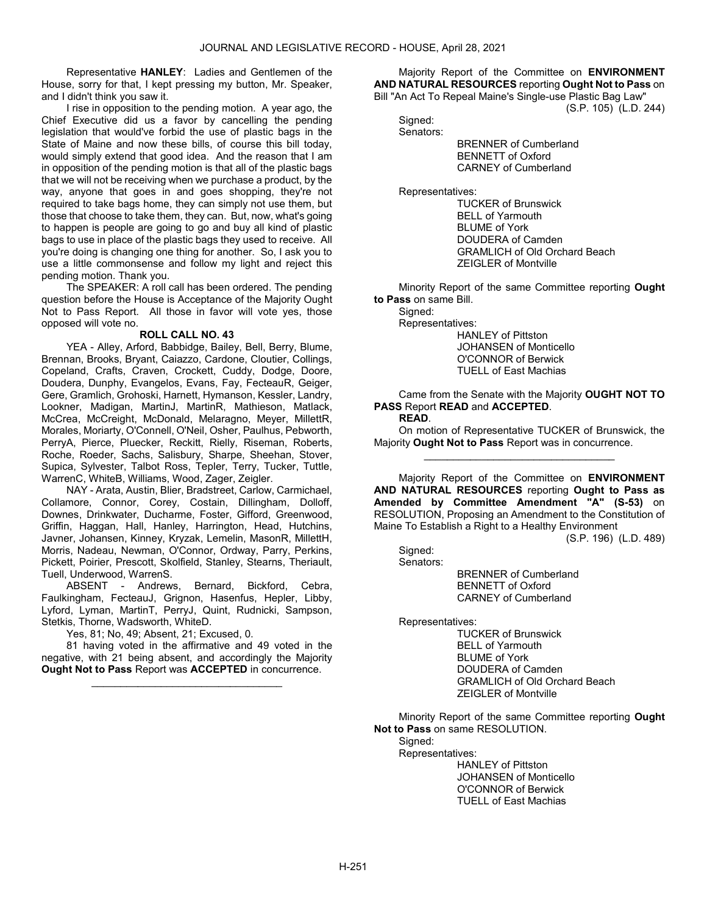Representative **HANLEY**: Ladies and Gentlemen of the House, sorry for that, I kept pressing my button, Mr. Speaker, and I didn't think you saw it.

I rise in opposition to the pending motion. A year ago, the Chief Executive did us a favor by cancelling the pending legislation that would've forbid the use of plastic bags in the State of Maine and now these bills, of course this bill today, would simply extend that good idea. And the reason that I am in opposition of the pending motion is that all of the plastic bags that we will not be receiving when we purchase a product, by the way, anyone that goes in and goes shopping, they're not required to take bags home, they can simply not use them, but those that choose to take them, they can. But, now, what's going to happen is people are going to go and buy all kind of plastic bags to use in place of the plastic bags they used to receive. All you're doing is changing one thing for another. So, I ask you to use a little commonsense and follow my light and reject this pending motion. Thank you.

The SPEAKER: A roll call has been ordered. The pending question before the House is Acceptance of the Majority Ought Not to Pass Report. All those in favor will vote yes, those opposed will vote no.

**ROLL CALL NO. 43**

YEA - Alley, Arford, Babbidge, Bailey, Bell, Berry, Blume, Brennan, Brooks, Bryant, Caiazzo, Cardone, Cloutier, Collings, Copeland, Crafts, Craven, Crockett, Cuddy, Dodge, Doore, Doudera, Dunphy, Evangelos, Evans, Fay, FecteauR, Geiger, Gere, Gramlich, Grohoski, Harnett, Hymanson, Kessler, Landry, Lookner, Madigan, MartinJ, MartinR, Mathieson, Matlack, McCrea, McCreight, McDonald, Melaragno, Meyer, MillettR, Morales, Moriarty, O'Connell, O'Neil, Osher, Paulhus, Pebworth, PerryA, Pierce, Pluecker, Reckitt, Rielly, Riseman, Roberts, Roche, Roeder, Sachs, Salisbury, Sharpe, Sheehan, Stover, Supica, Sylvester, Talbot Ross, Tepler, Terry, Tucker, Tuttle, WarrenC, WhiteB, Williams, Wood, Zager, Zeigler.

NAY - Arata, Austin, Blier, Bradstreet, Carlow, Carmichael, Collamore, Connor, Corey, Costain, Dillingham, Dolloff, Downes, Drinkwater, Ducharme, Foster, Gifford, Greenwood, Griffin, Haggan, Hall, Hanley, Harrington, Head, Hutchins, Javner, Johansen, Kinney, Kryzak, Lemelin, MasonR, MillettH, Morris, Nadeau, Newman, O'Connor, Ordway, Parry, Perkins, Pickett, Poirier, Prescott, Skolfield, Stanley, Stearns, Theriault, Tuell, Underwood, WarrenS.

ABSENT - Andrews, Bernard, Bickford, Cebra, Faulkingham, FecteauJ, Grignon, Hasenfus, Hepler, Libby, Lyford, Lyman, MartinT, PerryJ, Quint, Rudnicki, Sampson, Stetkis, Thorne, Wadsworth, WhiteD.

Yes, 81; No, 49; Absent, 21; Excused, 0.

81 having voted in the affirmative and 49 voted in the negative, with 21 being absent, and accordingly the Majority **Ought Not to Pass** Report was **ACCEPTED** in concurrence.

_________________________________

Majority Report of the Committee on **ENVIRONMENT AND NATURAL RESOURCES** reporting **Ought Not to Pass** on Bill "An Act To Repeal Maine's Single-use Plastic Bag Law"

(S.P. 105) (L.D. 244)

Signed:

Senators:

BRENNER of Cumberland
BENNETT of Oxford
CARNEY of Cumberland

Representatives:

TUCKER of Brunswick
BELL of Yarmouth
BLUME of York
DOUDERA of Camden
GRAMLICH of Old Orchard Beach
ZEIGLER of Montville

Minority Report of the same Committee reporting **Ought to Pass** on same Bill.

Signed:

Representatives:

HANLEY of Pittston
JOHANSEN of Monticello
O'CONNOR of Berwick
TUELL of East Machias

Came from the Senate with the Majority **OUGHT NOT TO PASS** Report **READ** and **ACCEPTED**.

**READ**.

On motion of Representative TUCKER of Brunswick, the Majority **Ought Not to Pass** Report was in concurrence.

_________________________________

Majority Report of the Committee on **ENVIRONMENT AND NATURAL RESOURCES** reporting **Ought to Pass as Amended by Committee Amendment "A" (S-53)** on RESOLUTION, Proposing an Amendment to the Constitution of Maine To Establish a Right to a Healthy Environment

(S.P. 196) (L.D. 489)

Signed:

Senators:

BRENNER of Cumberland
BENNETT of Oxford
CARNEY of Cumberland

Representatives:

TUCKER of Brunswick
BELL of Yarmouth
BLUME of York
DOUDERA of Camden
GRAMLICH of Old Orchard Beach
ZEIGLER of Montville

Minority Report of the same Committee reporting **Ought Not to Pass** on same RESOLUTION.

Signed:

Representatives:

HANLEY of Pittston
JOHANSEN of Monticello
O'CONNOR of Berwick
TUELL of East Machias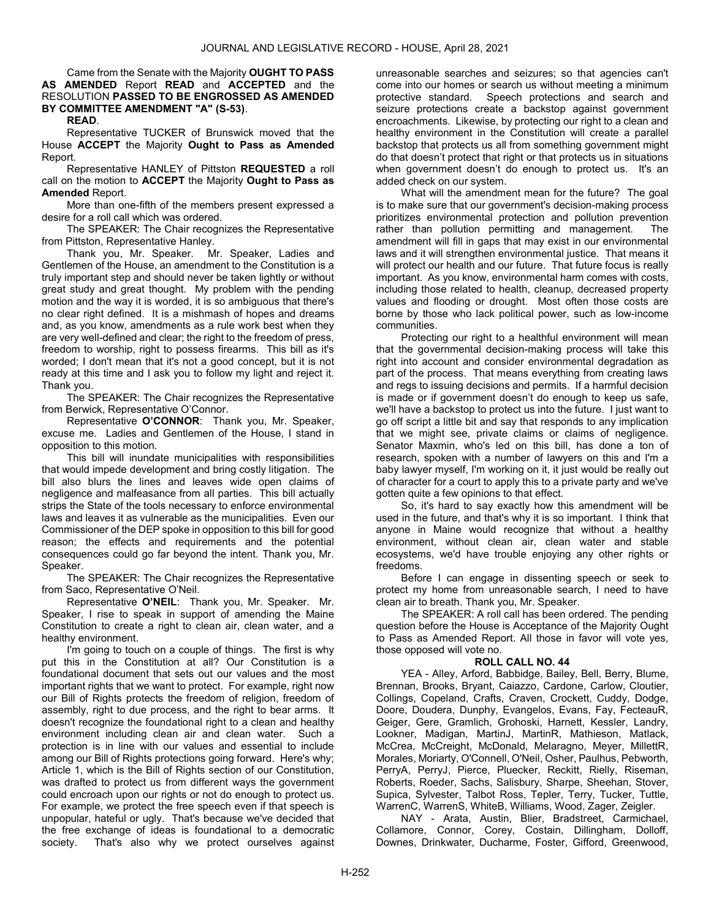Came from the Senate with the Majority **OUGHT TO PASS AS AMENDED** Report **READ** and **ACCEPTED** and the RESOLUTION **PASSED TO BE ENGROSSED AS AMENDED BY COMMITTEE AMENDMENT "A" (S-53)**.

**READ**.

Representative TUCKER of Brunswick moved that the House **ACCEPT** the Majority **Ought to Pass as Amended** Report.

Representative HANLEY of Pittston **REQUESTED** a roll call on the motion to **ACCEPT** the Majority **Ought to Pass as Amended** Report.

More than one-fifth of the members present expressed a desire for a roll call which was ordered.

The SPEAKER: The Chair recognizes the Representative from Pittston, Representative Hanley.

Thank you, Mr. Speaker. Mr. Speaker, Ladies and Gentlemen of the House, an amendment to the Constitution is a truly important step and should never be taken lightly or without great study and great thought. My problem with the pending motion and the way it is worded, it is so ambiguous that there's no clear right defined. It is a mishmash of hopes and dreams and, as you know, amendments as a rule work best when they are very well-defined and clear; the right to the freedom of press, freedom to worship, right to possess firearms. This bill as it's worded; I don't mean that it's not a good concept, but it is not ready at this time and I ask you to follow my light and reject it. Thank you.

The SPEAKER: The Chair recognizes the Representative from Berwick, Representative O'Connor.

Representative **O'CONNOR**: Thank you, Mr. Speaker, excuse me. Ladies and Gentlemen of the House, I stand in opposition to this motion.

This bill will inundate municipalities with responsibilities that would impede development and bring costly litigation. The bill also blurs the lines and leaves wide open claims of negligence and malfeasance from all parties. This bill actually strips the State of the tools necessary to enforce environmental laws and leaves it as vulnerable as the municipalities. Even our Commissioner of the DEP spoke in opposition to this bill for good reason; the effects and requirements and the potential consequences could go far beyond the intent. Thank you, Mr. Speaker.

The SPEAKER: The Chair recognizes the Representative from Saco, Representative O'Neil.

Representative **O'NEIL**: Thank you, Mr. Speaker. Mr. Speaker, I rise to speak in support of amending the Maine Constitution to create a right to clean air, clean water, and a healthy environment.

I'm going to touch on a couple of things. The first is why put this in the Constitution at all? Our Constitution is a foundational document that sets out our values and the most important rights that we want to protect. For example, right now our Bill of Rights protects the freedom of religion, freedom of assembly, right to due process, and the right to bear arms. It doesn't recognize the foundational right to a clean and healthy environment including clean air and clean water. Such a protection is in line with our values and essential to include among our Bill of Rights protections going forward. Here's why; Article 1, which is the Bill of Rights section of our Constitution, was drafted to protect us from different ways the government could encroach upon our rights or not do enough to protect us. For example, we protect the free speech even if that speech is unpopular, hateful or ugly. That's because we've decided that the free exchange of ideas is foundational to a democratic society. That's also why we protect ourselves against unreasonable searches and seizures; so that agencies can't come into our homes or search us without meeting a minimum protective standard. Speech protections and search and seizure protections create a backstop against government encroachments. Likewise, by protecting our right to a clean and healthy environment in the Constitution will create a parallel backstop that protects us all from something government might do that doesn't protect that right or that protects us in situations when government doesn't do enough to protect us. It's an added check on our system.

What will the amendment mean for the future? The goal is to make sure that our government's decision-making process prioritizes environmental protection and pollution prevention rather than pollution permitting and management. The amendment will fill in gaps that may exist in our environmental laws and it will strengthen environmental justice. That means it will protect our health and our future. That future focus is really important. As you know, environmental harm comes with costs, including those related to health, cleanup, decreased property values and flooding or drought. Most often those costs are borne by those who lack political power, such as low-income communities.

Protecting our right to a healthful environment will mean that the governmental decision-making process will take this right into account and consider environmental degradation as part of the process. That means everything from creating laws and regs to issuing decisions and permits. If a harmful decision is made or if government doesn't do enough to keep us safe, we'll have a backstop to protect us into the future. I just want to go off script a little bit and say that responds to any implication that we might see, private claims or claims of negligence. Senator Maxmin, who's led on this bill, has done a ton of research, spoken with a number of lawyers on this and I'm a baby lawyer myself, I'm working on it, it just would be really out of character for a court to apply this to a private party and we've gotten quite a few opinions to that effect.

So, it's hard to say exactly how this amendment will be used in the future, and that's why it is so important. I think that anyone in Maine would recognize that without a healthy environment, without clean air, clean water and stable ecosystems, we'd have trouble enjoying any other rights or freedoms.

Before I can engage in dissenting speech or seek to protect my home from unreasonable search, I need to have clean air to breath. Thank you, Mr. Speaker.

The SPEAKER: A roll call has been ordered. The pending question before the House is Acceptance of the Majority Ought to Pass as Amended Report. All those in favor will vote yes, those opposed will vote no.

**ROLL CALL NO. 44**

YEA - Alley, Arford, Babbidge, Bailey, Bell, Berry, Blume, Brennan, Brooks, Bryant, Caiazzo, Cardone, Carlow, Cloutier, Collings, Copeland, Crafts, Craven, Crockett, Cuddy, Dodge, Doore, Doudera, Dunphy, Evangelos, Evans, Fay, FecteauR, Geiger, Gere, Gramlich, Grohoski, Harnett, Kessler, Landry, Lookner, Madigan, MartinJ, MartinR, Mathieson, Matlack, McCrea, McCreight, McDonald, Melaragno, Meyer, MillettR, Morales, Moriarty, O'Connell, O'Neil, Osher, Paulhus, Pebworth, PerryA, PerryJ, Pierce, Pluecker, Reckitt, Rielly, Riseman, Roberts, Roeder, Sachs, Salisbury, Sharpe, Sheehan, Stover, Supica, Sylvester, Talbot Ross, Tepler, Terry, Tucker, Tuttle, WarrenC, WarrenS, WhiteB, Williams, Wood, Zager, Zeigler.

NAY - Arata, Austin, Blier, Bradstreet, Carmichael, Collamore, Connor, Corey, Costain, Dillingham, Dolloff, Downes, Drinkwater, Ducharme, Foster, Gifford, Greenwood,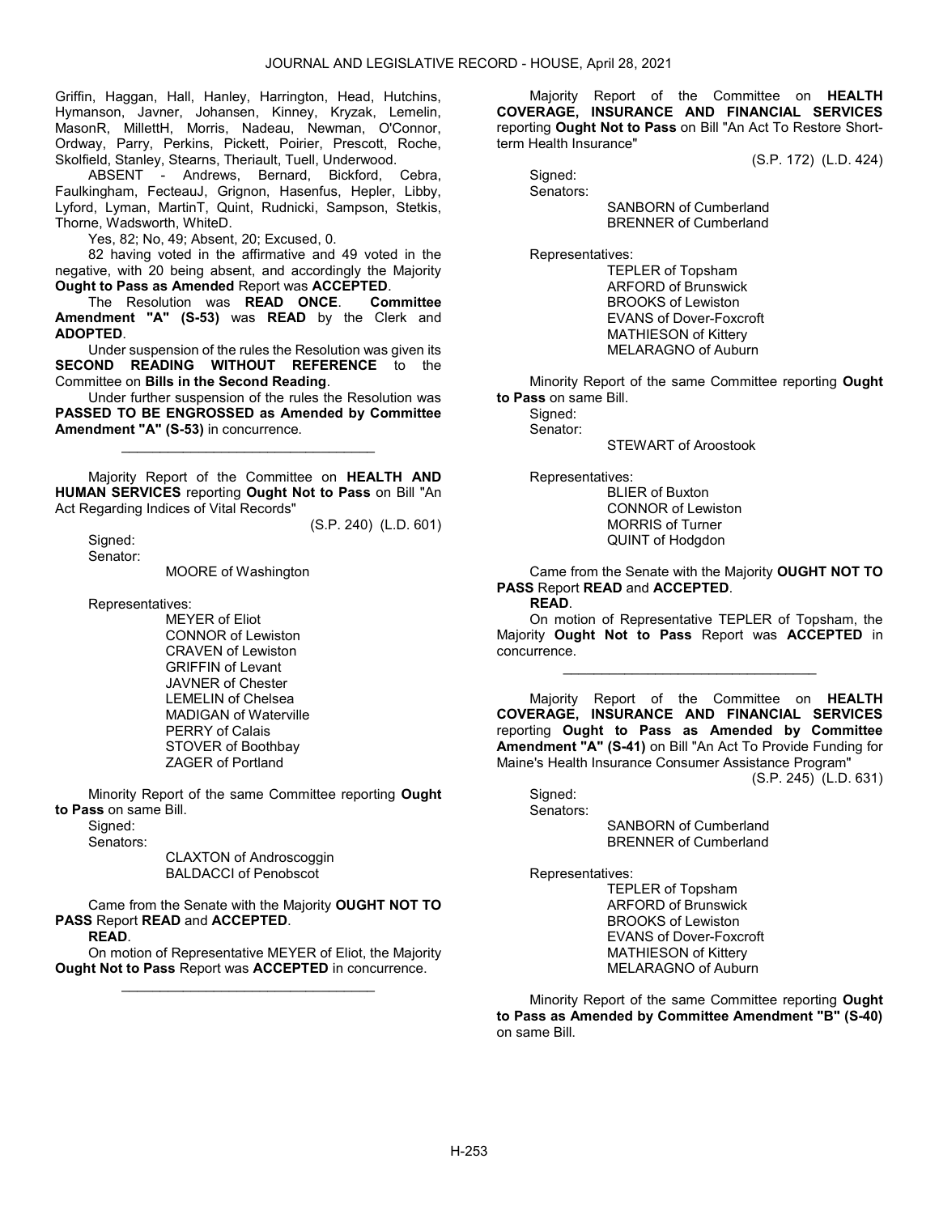Griffin, Haggan, Hall, Hanley, Harrington, Head, Hutchins, Hymanson, Javner, Johansen, Kinney, Kryzak, Lemelin, MasonR, MillettH, Morris, Nadeau, Newman, O'Connor, Ordway, Parry, Perkins, Pickett, Poirier, Prescott, Roche, Skolfield, Stanley, Stearns, Theriault, Tuell, Underwood.

ABSENT - Andrews, Bernard, Bickford, Cebra, Faulkingham, FecteauJ, Grignon, Hasenfus, Hepler, Libby, Lyford, Lyman, MartinT, Quint, Rudnicki, Sampson, Stetkis, Thorne, Wadsworth, WhiteD.

Yes, 82; No, 49; Absent, 20; Excused, 0.

82 having voted in the affirmative and 49 voted in the negative, with 20 being absent, and accordingly the Majority **Ought to Pass as Amended** Report was **ACCEPTED**.

The Resolution was **READ ONCE**. **Committee Amendment "A" (S-53)** was **READ** by the Clerk and **ADOPTED**.

Under suspension of the rules the Resolution was given its **SECOND READING WITHOUT REFERENCE** to the Committee on **Bills in the Second Reading**.

Under further suspension of the rules the Resolution was **PASSED TO BE ENGROSSED as Amended by Committee Amendment "A" (S-53)** in concurrence.

_________________________________

Majority Report of the Committee on **HEALTH AND HUMAN SERVICES** reporting **Ought Not to Pass** on Bill "An Act Regarding Indices of Vital Records"

(S.P. 240) (L.D. 601)

Signed:

Senator:

MOORE of Washington

Representatives:

MEYER of Eliot
CONNOR of Lewiston
CRAVEN of Lewiston
GRIFFIN of Levant
JAVNER of Chester
LEMELIN of Chelsea
MADIGAN of Waterville
PERRY of Calais
STOVER of Boothbay
ZAGER of Portland

Minority Report of the same Committee reporting **Ought to Pass** on same Bill.

Signed:

Senators:

CLAXTON of Androscoggin
BALDACCI of Penobscot

Came from the Senate with the Majority **OUGHT NOT TO PASS** Report **READ** and **ACCEPTED**.

**READ**.

On motion of Representative MEYER of Eliot, the Majority **Ought Not to Pass** Report was **ACCEPTED** in concurrence.

_________________________________

Majority Report of the Committee on **HEALTH COVERAGE, INSURANCE AND FINANCIAL SERVICES** reporting **Ought Not to Pass** on Bill "An Act To Restore Short-term Health Insurance"

(S.P. 172) (L.D. 424)

Signed:

Senators:

SANBORN of Cumberland
BRENNER of Cumberland

Representatives:

TEPLER of Topsham
ARFORD of Brunswick
BROOKS of Lewiston
EVANS of Dover-Foxcroft
MATHIESON of Kittery
MELARAGNO of Auburn

Minority Report of the same Committee reporting **Ought to Pass** on same Bill.

Signed:

Senator:

STEWART of Aroostook

Representatives:

BLIER of Buxton
CONNOR of Lewiston
MORRIS of Turner
QUINT of Hodgdon

Came from the Senate with the Majority **OUGHT NOT TO PASS** Report **READ** and **ACCEPTED**.

**READ**.

On motion of Representative TEPLER of Topsham, the Majority **Ought Not to Pass** Report was **ACCEPTED** in concurrence.

_________________________________

Majority Report of the Committee on **HEALTH COVERAGE, INSURANCE AND FINANCIAL SERVICES** reporting **Ought to Pass as Amended by Committee Amendment "A" (S-41)** on Bill "An Act To Provide Funding for Maine's Health Insurance Consumer Assistance Program"

(S.P. 245) (L.D. 631)

Signed:

Senators:

SANBORN of Cumberland
BRENNER of Cumberland

Representatives:

TEPLER of Topsham
ARFORD of Brunswick
BROOKS of Lewiston
EVANS of Dover-Foxcroft
MATHIESON of Kittery
MELARAGNO of Auburn

Minority Report of the same Committee reporting **Ought to Pass as Amended by Committee Amendment "B" (S-40)** on same Bill.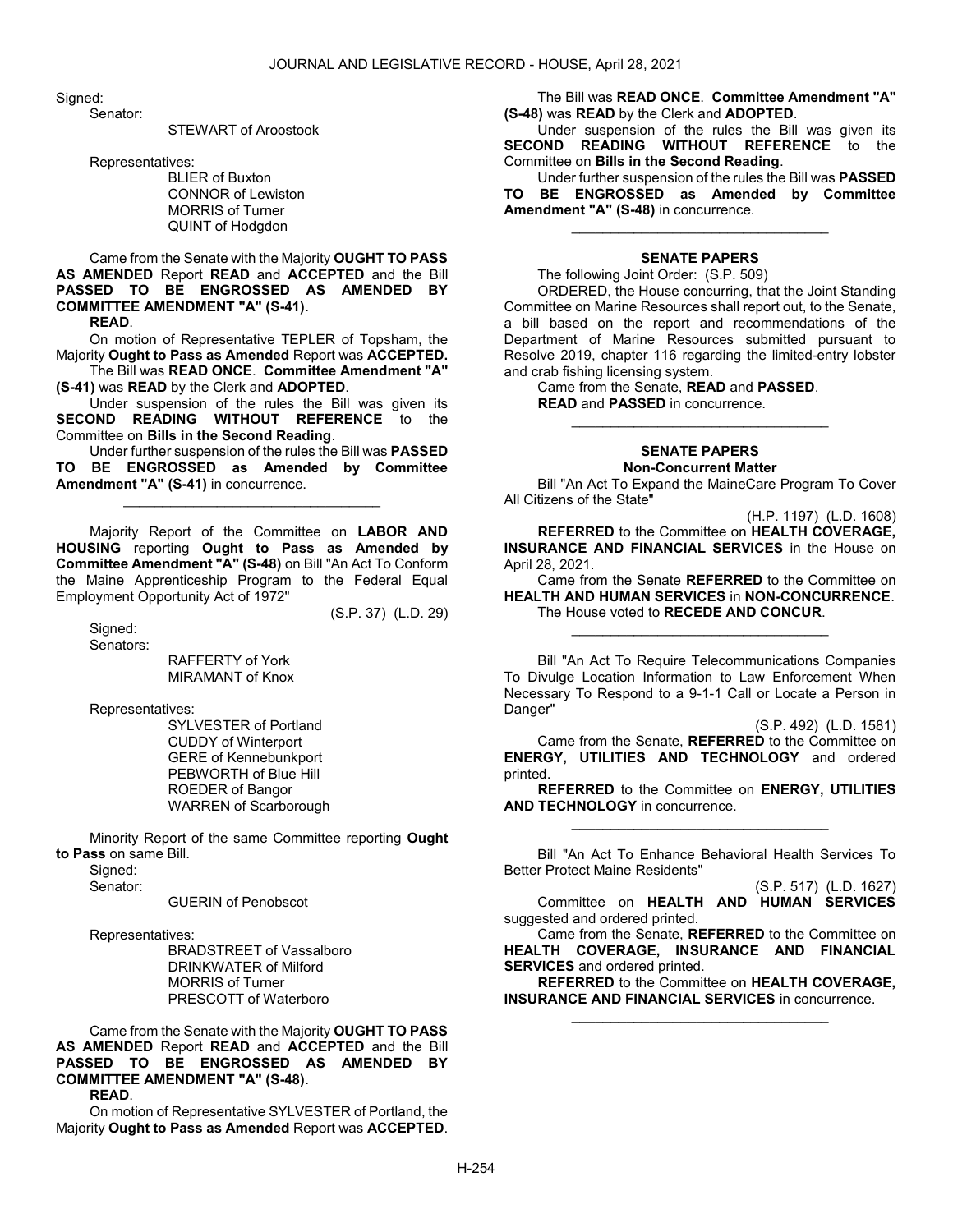Signed:

Senator:

STEWART of Aroostook

Representatives:

BLIER of Buxton
CONNOR of Lewiston
MORRIS of Turner
QUINT of Hodgdon

Came from the Senate with the Majority **OUGHT TO PASS AS AMENDED** Report **READ** and **ACCEPTED** and the Bill **PASSED TO BE ENGROSSED AS AMENDED BY COMMITTEE AMENDMENT "A" (S-41)**.

**READ**.

On motion of Representative TEPLER of Topsham, the Majority **Ought to Pass as Amended** Report was **ACCEPTED.**

The Bill was **READ ONCE**. **Committee Amendment "A" (S-41)** was **READ** by the Clerk and **ADOPTED**.

Under suspension of the rules the Bill was given its **SECOND READING WITHOUT REFERENCE** to the Committee on **Bills in the Second Reading**.

Under further suspension of the rules the Bill was **PASSED TO BE ENGROSSED as Amended by Committee Amendment "A" (S-41)** in concurrence.

_________________________________

Majority Report of the Committee on **LABOR AND HOUSING** reporting **Ought to Pass as Amended by Committee Amendment "A" (S-48)** on Bill "An Act To Conform the Maine Apprenticeship Program to the Federal Equal Employment Opportunity Act of 1972"

(S.P. 37) (L.D. 29)

Signed:

Senators:

RAFFERTY of York
MIRAMANT of Knox

Representatives:

SYLVESTER of Portland
CUDDY of Winterport
GERE of Kennebunkport
PEBWORTH of Blue Hill
ROEDER of Bangor
WARREN of Scarborough

Minority Report of the same Committee reporting **Ought to Pass** on same Bill.

Signed:

Senator:

GUERIN of Penobscot

Representatives:

BRADSTREET of Vassalboro
DRINKWATER of Milford
MORRIS of Turner
PRESCOTT of Waterboro

Came from the Senate with the Majority **OUGHT TO PASS AS AMENDED** Report **READ** and **ACCEPTED** and the Bill **PASSED TO BE ENGROSSED AS AMENDED BY COMMITTEE AMENDMENT "A" (S-48)**.

**READ**.

On motion of Representative SYLVESTER of Portland, the Majority **Ought to Pass as Amended** Report was **ACCEPTED**.

The Bill was **READ ONCE**. **Committee Amendment "A" (S-48)** was **READ** by the Clerk and **ADOPTED**.

Under suspension of the rules the Bill was given its **SECOND READING WITHOUT REFERENCE** to the Committee on **Bills in the Second Reading**.

Under further suspension of the rules the Bill was **PASSED TO BE ENGROSSED as Amended by Committee Amendment "A" (S-48)** in concurrence.

_________________________________

## SENATE PAPERS

The following Joint Order: (S.P. 509)

ORDERED, the House concurring, that the Joint Standing Committee on Marine Resources shall report out, to the Senate, a bill based on the report and recommendations of the Department of Marine Resources submitted pursuant to Resolve 2019, chapter 116 regarding the limited-entry lobster and crab fishing licensing system.

Came from the Senate, **READ** and **PASSED**.

**READ** and **PASSED** in concurrence.

_________________________________

## SENATE PAPERS
### Non-Concurrent Matter

Bill "An Act To Expand the MaineCare Program To Cover All Citizens of the State"

(H.P. 1197) (L.D. 1608)

**REFERRED** to the Committee on **HEALTH COVERAGE, INSURANCE AND FINANCIAL SERVICES** in the House on April 28, 2021.

Came from the Senate **REFERRED** to the Committee on **HEALTH AND HUMAN SERVICES** in **NON-CONCURRENCE**.

The House voted to **RECEDE AND CONCUR**.

_________________________________

Bill "An Act To Require Telecommunications Companies To Divulge Location Information to Law Enforcement When Necessary To Respond to a 9-1-1 Call or Locate a Person in Danger"

(S.P. 492) (L.D. 1581)

Came from the Senate, **REFERRED** to the Committee on **ENERGY, UTILITIES AND TECHNOLOGY** and ordered printed.

**REFERRED** to the Committee on **ENERGY, UTILITIES AND TECHNOLOGY** in concurrence.

_________________________________

Bill "An Act To Enhance Behavioral Health Services To Better Protect Maine Residents"

(S.P. 517) (L.D. 1627)

Committee on **HEALTH AND HUMAN SERVICES** suggested and ordered printed.

Came from the Senate, **REFERRED** to the Committee on **HEALTH COVERAGE, INSURANCE AND FINANCIAL SERVICES** and ordered printed.

**REFERRED** to the Committee on **HEALTH COVERAGE, INSURANCE AND FINANCIAL SERVICES** in concurrence.

_________________________________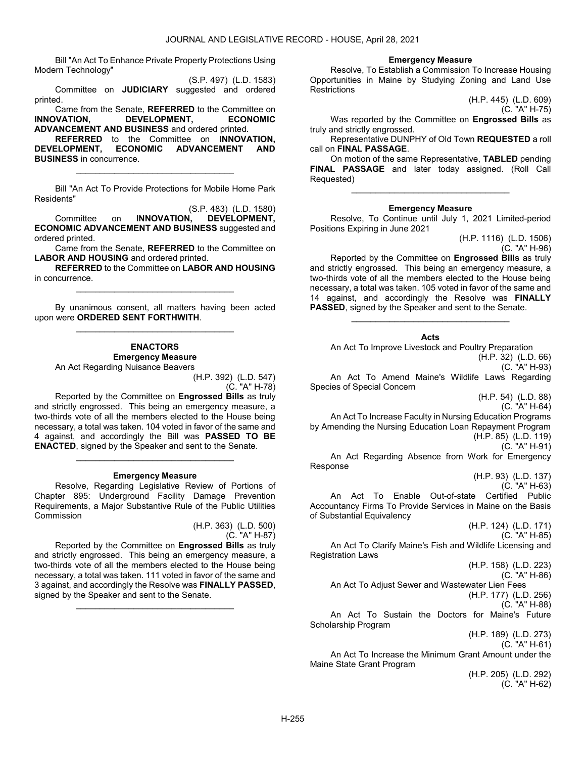Bill "An Act To Enhance Private Property Protections Using Modern Technology"

(S.P. 497) (L.D. 1583)

Committee on **JUDICIARY** suggested and ordered printed.

Came from the Senate, **REFERRED** to the Committee on **INNOVATION, DEVELOPMENT, ECONOMIC ADVANCEMENT AND BUSINESS** and ordered printed.

**REFERRED** to the Committee on **INNOVATION, DEVELOPMENT, ECONOMIC ADVANCEMENT AND BUSINESS** in concurrence.

---

Bill "An Act To Provide Protections for Mobile Home Park Residents"

(S.P. 483) (L.D. 1580)

Committee on **INNOVATION, DEVELOPMENT, ECONOMIC ADVANCEMENT AND BUSINESS** suggested and ordered printed.

Came from the Senate, **REFERRED** to the Committee on **LABOR AND HOUSING** and ordered printed.

**REFERRED** to the Committee on **LABOR AND HOUSING** in concurrence.

---

By unanimous consent, all matters having been acted upon were **ORDERED SENT FORTHWITH**.

---

**ENACTORS**

**Emergency Measure**

An Act Regarding Nuisance Beavers

(H.P. 392) (L.D. 547)
(C. "A" H-78)

Reported by the Committee on **Engrossed Bills** as truly and strictly engrossed. This being an emergency measure, a two-thirds vote of all the members elected to the House being necessary, a total was taken. 104 voted in favor of the same and 4 against, and accordingly the Bill was **PASSED TO BE ENACTED**, signed by the Speaker and sent to the Senate.

---

**Emergency Measure**

Resolve, Regarding Legislative Review of Portions of Chapter 895: Underground Facility Damage Prevention Requirements, a Major Substantive Rule of the Public Utilities Commission

(H.P. 363) (L.D. 500)
(C. "A" H-87)

Reported by the Committee on **Engrossed Bills** as truly and strictly engrossed. This being an emergency measure, a two-thirds vote of all the members elected to the House being necessary, a total was taken. 111 voted in favor of the same and 3 against, and accordingly the Resolve was **FINALLY PASSED**, signed by the Speaker and sent to the Senate.

---

**Emergency Measure**

Resolve, To Establish a Commission To Increase Housing Opportunities in Maine by Studying Zoning and Land Use Restrictions

(H.P. 445) (L.D. 609)
(C. "A" H-75)

Was reported by the Committee on **Engrossed Bills** as truly and strictly engrossed.

Representative DUNPHY of Old Town **REQUESTED** a roll call on **FINAL PASSAGE**.

On motion of the same Representative, **TABLED** pending **FINAL PASSAGE** and later today assigned. (Roll Call Requested)

---

**Emergency Measure**

Resolve, To Continue until July 1, 2021 Limited-period Positions Expiring in June 2021

(H.P. 1116) (L.D. 1506)
(C. "A" H-96)

Reported by the Committee on **Engrossed Bills** as truly and strictly engrossed. This being an emergency measure, a two-thirds vote of all the members elected to the House being necessary, a total was taken. 105 voted in favor of the same and 14 against, and accordingly the Resolve was **FINALLY PASSED**, signed by the Speaker and sent to the Senate.

---

**Acts**

An Act To Improve Livestock and Poultry Preparation

(H.P. 32) (L.D. 66)
(C. "A" H-93)

An Act To Amend Maine's Wildlife Laws Regarding Species of Special Concern

(H.P. 54) (L.D. 88)
(C. "A" H-64)

An Act To Increase Faculty in Nursing Education Programs by Amending the Nursing Education Loan Repayment Program

(H.P. 85) (L.D. 119)
(C. "A" H-91)

An Act Regarding Absence from Work for Emergency Response

(H.P. 93) (L.D. 137)
(C. "A" H-63)

An Act To Enable Out-of-state Certified Public Accountancy Firms To Provide Services in Maine on the Basis of Substantial Equivalency

(H.P. 124) (L.D. 171)
(C. "A" H-85)

An Act To Clarify Maine's Fish and Wildlife Licensing and Registration Laws

(H.P. 158) (L.D. 223)
(C. "A" H-86)

An Act To Adjust Sewer and Wastewater Lien Fees

(H.P. 177) (L.D. 256)
(C. "A" H-88)

An Act To Sustain the Doctors for Maine's Future Scholarship Program

(H.P. 189) (L.D. 273)
(C. "A" H-61)

An Act To Increase the Minimum Grant Amount under the Maine State Grant Program

(H.P. 205) (L.D. 292)
(C. "A" H-62)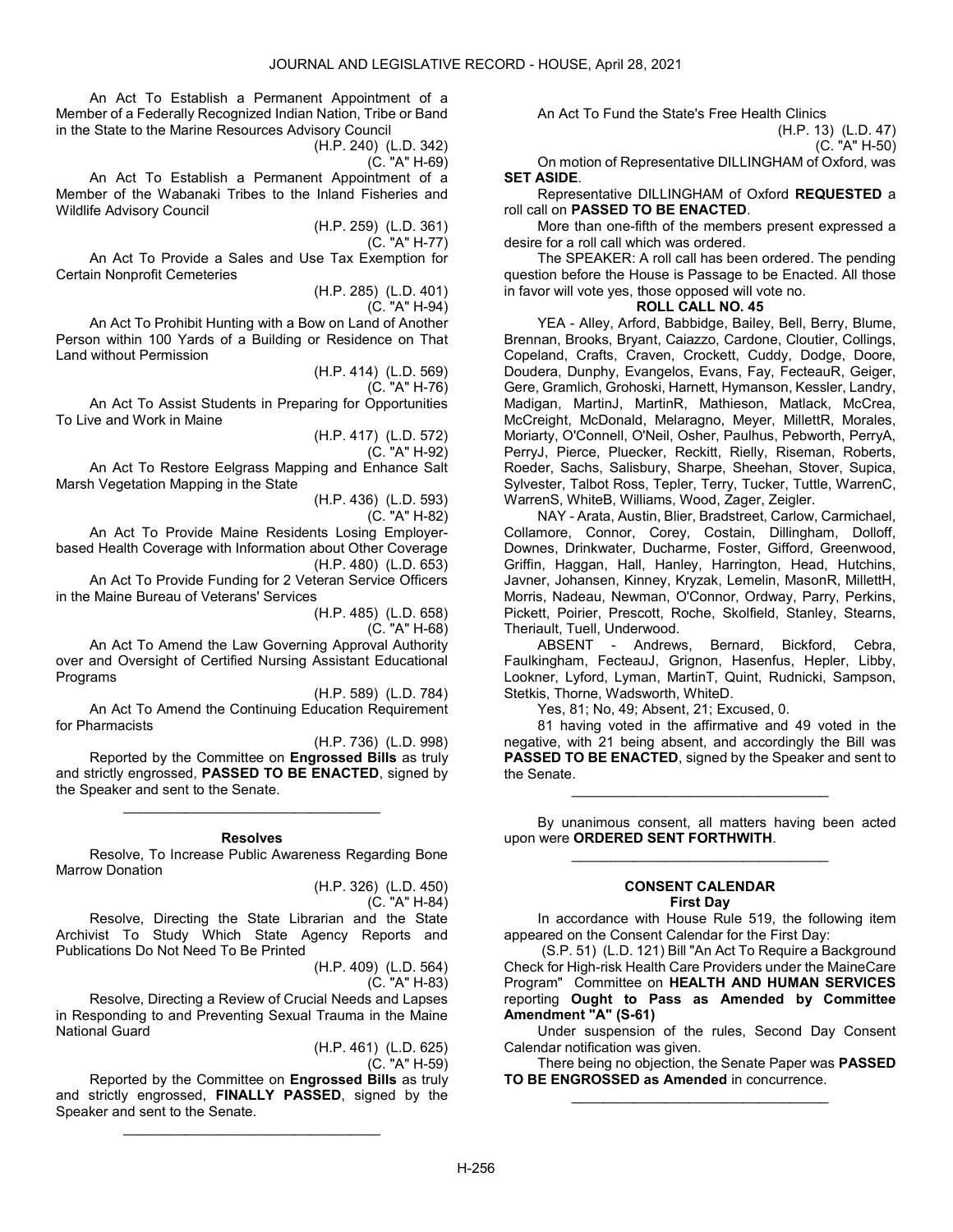An Act To Establish a Permanent Appointment of a Member of a Federally Recognized Indian Nation, Tribe or Band in the State to the Marine Resources Advisory Council

(H.P. 240) (L.D. 342)
(C. "A" H-69)

An Act To Establish a Permanent Appointment of a Member of the Wabanaki Tribes to the Inland Fisheries and Wildlife Advisory Council

(H.P. 259) (L.D. 361)
(C. "A" H-77)

An Act To Provide a Sales and Use Tax Exemption for Certain Nonprofit Cemeteries

(H.P. 285) (L.D. 401)
(C. "A" H-94)

An Act To Prohibit Hunting with a Bow on Land of Another Person within 100 Yards of a Building or Residence on That Land without Permission

(H.P. 414) (L.D. 569)
(C. "A" H-76)

An Act To Assist Students in Preparing for Opportunities To Live and Work in Maine

(H.P. 417) (L.D. 572)
(C. "A" H-92)

An Act To Restore Eelgrass Mapping and Enhance Salt Marsh Vegetation Mapping in the State

(H.P. 436) (L.D. 593)
(C. "A" H-82)

An Act To Provide Maine Residents Losing Employer-based Health Coverage with Information about Other Coverage

(H.P. 480) (L.D. 653)

An Act To Provide Funding for 2 Veteran Service Officers in the Maine Bureau of Veterans' Services

(H.P. 485) (L.D. 658)
(C. "A" H-68)

An Act To Amend the Law Governing Approval Authority over and Oversight of Certified Nursing Assistant Educational Programs

(H.P. 589) (L.D. 784)

An Act To Amend the Continuing Education Requirement for Pharmacists

(H.P. 736) (L.D. 998)

Reported by the Committee on **Engrossed Bills** as truly and strictly engrossed, **PASSED TO BE ENACTED**, signed by the Speaker and sent to the Senate.

_________________________________

**Resolves**

Resolve, To Increase Public Awareness Regarding Bone Marrow Donation

(H.P. 326) (L.D. 450)
(C. "A" H-84)

Resolve, Directing the State Librarian and the State Archivist To Study Which State Agency Reports and Publications Do Not Need To Be Printed

(H.P. 409) (L.D. 564)
(C. "A" H-83)

Resolve, Directing a Review of Crucial Needs and Lapses in Responding to and Preventing Sexual Trauma in the Maine National Guard

(H.P. 461) (L.D. 625)
(C. "A" H-59)

Reported by the Committee on **Engrossed Bills** as truly and strictly engrossed, **FINALLY PASSED**, signed by the Speaker and sent to the Senate.

_________________________________

An Act To Fund the State's Free Health Clinics

(H.P. 13) (L.D. 47)
(C. "A" H-50)

On motion of Representative DILLINGHAM of Oxford, was **SET ASIDE**.

Representative DILLINGHAM of Oxford **REQUESTED** a roll call on **PASSED TO BE ENACTED**.

More than one-fifth of the members present expressed a desire for a roll call which was ordered.

The SPEAKER: A roll call has been ordered. The pending question before the House is Passage to be Enacted. All those in favor will vote yes, those opposed will vote no.

**ROLL CALL NO. 45**

YEA - Alley, Arford, Babbidge, Bailey, Bell, Berry, Blume, Brennan, Brooks, Bryant, Caiazzo, Cardone, Cloutier, Collings, Copeland, Crafts, Craven, Crockett, Cuddy, Dodge, Doore, Doudera, Dunphy, Evangelos, Evans, Fay, FecteauR, Geiger, Gere, Gramlich, Grohoski, Harnett, Hymanson, Kessler, Landry, Madigan, MartinJ, MartinR, Mathieson, Matlack, McCrea, McCreight, McDonald, Melaragno, Meyer, MillettR, Morales, Moriarty, O'Connell, O'Neil, Osher, Paulhus, Pebworth, PerryA, PerryJ, Pierce, Pluecker, Reckitt, Rielly, Riseman, Roberts, Roeder, Sachs, Salisbury, Sharpe, Sheehan, Stover, Supica, Sylvester, Talbot Ross, Tepler, Terry, Tucker, Tuttle, WarrenC, WarrenS, WhiteB, Williams, Wood, Zager, Zeigler.

NAY - Arata, Austin, Blier, Bradstreet, Carlow, Carmichael, Collamore, Connor, Corey, Costain, Dillingham, Dolloff, Downes, Drinkwater, Ducharme, Foster, Gifford, Greenwood, Griffin, Haggan, Hall, Hanley, Harrington, Head, Hutchins, Javner, Johansen, Kinney, Kryzak, Lemelin, MasonR, MillettH, Morris, Nadeau, Newman, O'Connor, Ordway, Parry, Perkins, Pickett, Poirier, Prescott, Roche, Skolfield, Stanley, Stearns, Theriault, Tuell, Underwood.

ABSENT - Andrews, Bernard, Bickford, Cebra, Faulkingham, FecteauJ, Grignon, Hasenfus, Hepler, Libby, Lookner, Lyford, Lyman, MartinT, Quint, Rudnicki, Sampson, Stetkis, Thorne, Wadsworth, WhiteD.

Yes, 81; No, 49; Absent, 21; Excused, 0.

81 having voted in the affirmative and 49 voted in the negative, with 21 being absent, and accordingly the Bill was **PASSED TO BE ENACTED**, signed by the Speaker and sent to the Senate.

_________________________________

By unanimous consent, all matters having been acted upon were **ORDERED SENT FORTHWITH**.

_________________________________

**CONSENT CALENDAR**
**First Day**

In accordance with House Rule 519, the following item appeared on the Consent Calendar for the First Day:

(S.P. 51) (L.D. 121) Bill "An Act To Require a Background Check for High-risk Health Care Providers under the MaineCare Program" Committee on **HEALTH AND HUMAN SERVICES** reporting **Ought to Pass as Amended by Committee Amendment "A" (S-61)**

Under suspension of the rules, Second Day Consent Calendar notification was given.

There being no objection, the Senate Paper was **PASSED TO BE ENGROSSED as Amended** in concurrence.

_________________________________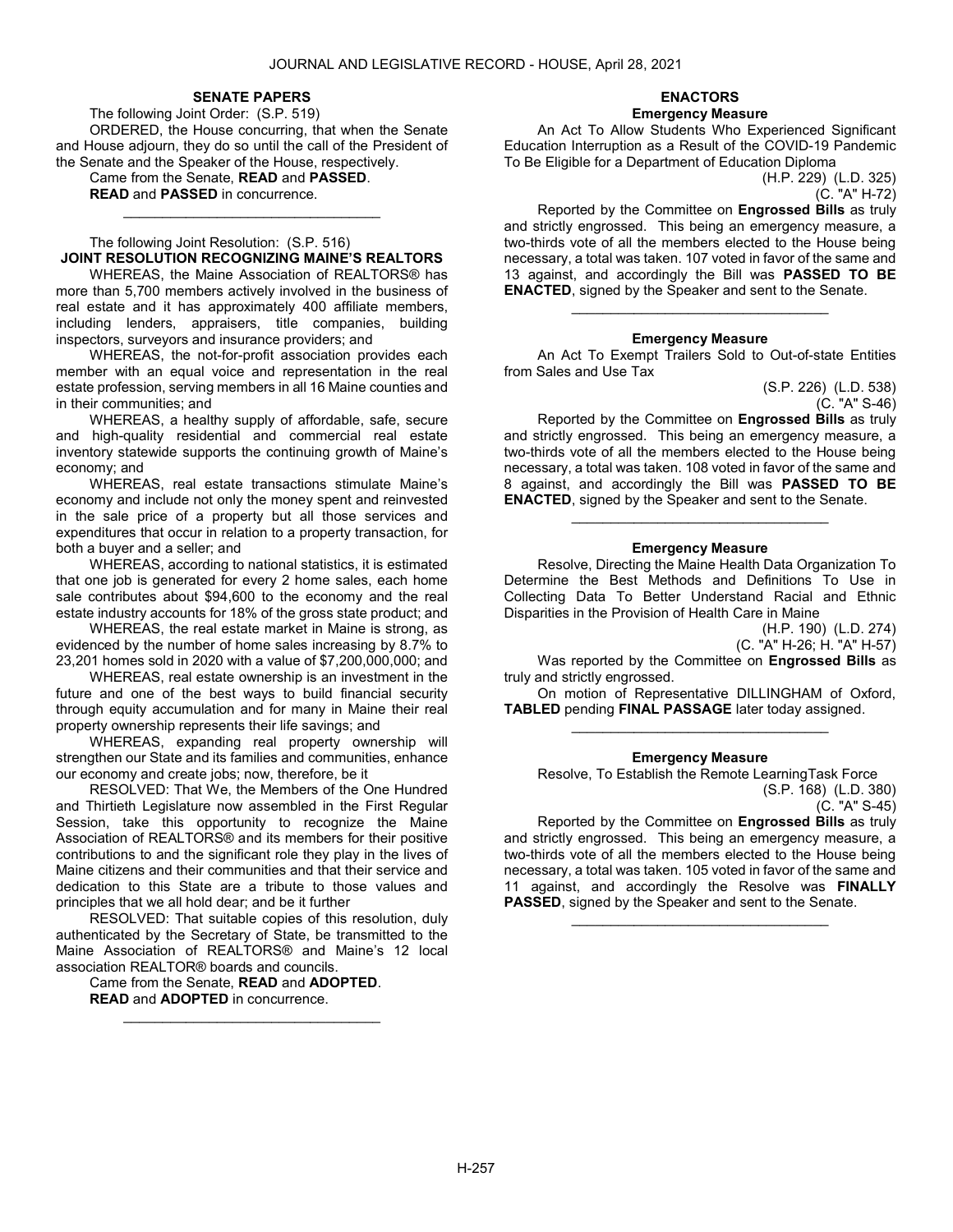## SENATE PAPERS

The following Joint Order: (S.P. 519)

ORDERED, the House concurring, that when the Senate and House adjourn, they do so until the call of the President of the Senate and the Speaker of the House, respectively.

Came from the Senate, **READ** and **PASSED**.

**READ** and **PASSED** in concurrence.

---

The following Joint Resolution: (S.P. 516)

**JOINT RESOLUTION RECOGNIZING MAINE'S REALTORS**

WHEREAS, the Maine Association of REALTORS® has more than 5,700 members actively involved in the business of real estate and it has approximately 400 affiliate members, including lenders, appraisers, title companies, building inspectors, surveyors and insurance providers; and

WHEREAS, the not-for-profit association provides each member with an equal voice and representation in the real estate profession, serving members in all 16 Maine counties and in their communities; and

WHEREAS, a healthy supply of affordable, safe, secure and high-quality residential and commercial real estate inventory statewide supports the continuing growth of Maine's economy; and

WHEREAS, real estate transactions stimulate Maine's economy and include not only the money spent and reinvested in the sale price of a property but all those services and expenditures that occur in relation to a property transaction, for both a buyer and a seller; and

WHEREAS, according to national statistics, it is estimated that one job is generated for every 2 home sales, each home sale contributes about $94,600 to the economy and the real estate industry accounts for 18% of the gross state product; and

WHEREAS, the real estate market in Maine is strong, as evidenced by the number of home sales increasing by 8.7% to 23,201 homes sold in 2020 with a value of $7,200,000,000; and

WHEREAS, real estate ownership is an investment in the future and one of the best ways to build financial security through equity accumulation and for many in Maine their real property ownership represents their life savings; and

WHEREAS, expanding real property ownership will strengthen our State and its families and communities, enhance our economy and create jobs; now, therefore, be it

RESOLVED: That We, the Members of the One Hundred and Thirtieth Legislature now assembled in the First Regular Session, take this opportunity to recognize the Maine Association of REALTORS® and its members for their positive contributions to and the significant role they play in the lives of Maine citizens and their communities and that their service and dedication to this State are a tribute to those values and principles that we all hold dear; and be it further

RESOLVED: That suitable copies of this resolution, duly authenticated by the Secretary of State, be transmitted to the Maine Association of REALTORS® and Maine's 12 local association REALTOR® boards and councils.

Came from the Senate, **READ** and **ADOPTED**.

**READ** and **ADOPTED** in concurrence.

---

## ENACTORS

### Emergency Measure

An Act To Allow Students Who Experienced Significant Education Interruption as a Result of the COVID-19 Pandemic To Be Eligible for a Department of Education Diploma

(H.P. 229) (L.D. 325)
(C. "A" H-72)

Reported by the Committee on **Engrossed Bills** as truly and strictly engrossed. This being an emergency measure, a two-thirds vote of all the members elected to the House being necessary, a total was taken. 107 voted in favor of the same and 13 against, and accordingly the Bill was **PASSED TO BE ENACTED**, signed by the Speaker and sent to the Senate.

---

### Emergency Measure

An Act To Exempt Trailers Sold to Out-of-state Entities from Sales and Use Tax

(S.P. 226) (L.D. 538)
(C. "A" S-46)

Reported by the Committee on **Engrossed Bills** as truly and strictly engrossed. This being an emergency measure, a two-thirds vote of all the members elected to the House being necessary, a total was taken. 108 voted in favor of the same and 8 against, and accordingly the Bill was **PASSED TO BE ENACTED**, signed by the Speaker and sent to the Senate.

---

### Emergency Measure

Resolve, Directing the Maine Health Data Organization To Determine the Best Methods and Definitions To Use in Collecting Data To Better Understand Racial and Ethnic Disparities in the Provision of Health Care in Maine

(H.P. 190) (L.D. 274)
(C. "A" H-26; H. "A" H-57)

Was reported by the Committee on **Engrossed Bills** as truly and strictly engrossed.

On motion of Representative DILLINGHAM of Oxford, **TABLED** pending **FINAL PASSAGE** later today assigned.

---

### Emergency Measure

Resolve, To Establish the Remote LearningTask Force

(S.P. 168) (L.D. 380)
(C. "A" S-45)

Reported by the Committee on **Engrossed Bills** as truly and strictly engrossed. This being an emergency measure, a two-thirds vote of all the members elected to the House being necessary, a total was taken. 105 voted in favor of the same and 11 against, and accordingly the Resolve was **FINALLY PASSED**, signed by the Speaker and sent to the Senate.

---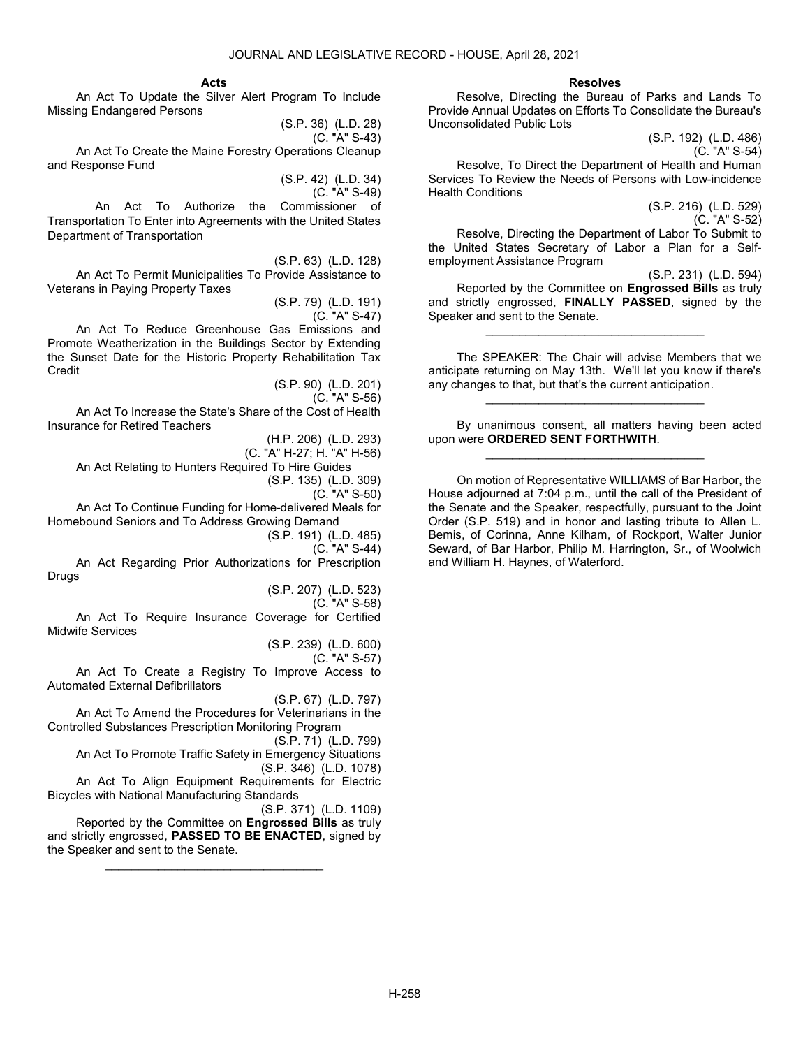**Acts**

An Act To Update the Silver Alert Program To Include Missing Endangered Persons

(S.P. 36) (L.D. 28)
(C. "A" S-43)

An Act To Create the Maine Forestry Operations Cleanup and Response Fund

(S.P. 42) (L.D. 34)
(C. "A" S-49)

An Act To Authorize the Commissioner of Transportation To Enter into Agreements with the United States Department of Transportation

(S.P. 63) (L.D. 128)

An Act To Permit Municipalities To Provide Assistance to Veterans in Paying Property Taxes

(S.P. 79) (L.D. 191)
(C. "A" S-47)

An Act To Reduce Greenhouse Gas Emissions and Promote Weatherization in the Buildings Sector by Extending the Sunset Date for the Historic Property Rehabilitation Tax Credit

(S.P. 90) (L.D. 201)
(C. "A" S-56)

An Act To Increase the State's Share of the Cost of Health Insurance for Retired Teachers

(H.P. 206) (L.D. 293)
(C. "A" H-27; H. "A" H-56)

An Act Relating to Hunters Required To Hire Guides

(S.P. 135) (L.D. 309)
(C. "A" S-50)

An Act To Continue Funding for Home-delivered Meals for Homebound Seniors and To Address Growing Demand

(S.P. 191) (L.D. 485)
(C. "A" S-44)

An Act Regarding Prior Authorizations for Prescription Drugs

(S.P. 207) (L.D. 523)
(C. "A" S-58)

An Act To Require Insurance Coverage for Certified Midwife Services

(S.P. 239) (L.D. 600)
(C. "A" S-57)

An Act To Create a Registry To Improve Access to Automated External Defibrillators

(S.P. 67) (L.D. 797)

An Act To Amend the Procedures for Veterinarians in the Controlled Substances Prescription Monitoring Program

(S.P. 71) (L.D. 799)

An Act To Promote Traffic Safety in Emergency Situations

(S.P. 346) (L.D. 1078)

An Act To Align Equipment Requirements for Electric Bicycles with National Manufacturing Standards

(S.P. 371) (L.D. 1109)

Reported by the Committee on **Engrossed Bills** as truly and strictly engrossed, **PASSED TO BE ENACTED**, signed by the Speaker and sent to the Senate.

\_\_\_\_\_\_\_\_\_\_\_\_\_\_\_\_\_\_\_\_\_\_\_\_\_\_\_\_\_\_\_\_\_

**Resolves**

Resolve, Directing the Bureau of Parks and Lands To Provide Annual Updates on Efforts To Consolidate the Bureau's Unconsolidated Public Lots

(S.P. 192) (L.D. 486)
(C. "A" S-54)

Resolve, To Direct the Department of Health and Human Services To Review the Needs of Persons with Low-incidence Health Conditions

(S.P. 216) (L.D. 529)
(C. "A" S-52)

Resolve, Directing the Department of Labor To Submit to the United States Secretary of Labor a Plan for a Self-employment Assistance Program

(S.P. 231) (L.D. 594)

Reported by the Committee on **Engrossed Bills** as truly and strictly engrossed, **FINALLY PASSED**, signed by the Speaker and sent to the Senate.

\_\_\_\_\_\_\_\_\_\_\_\_\_\_\_\_\_\_\_\_\_\_\_\_\_\_\_\_\_\_\_\_\_

The SPEAKER: The Chair will advise Members that we anticipate returning on May 13th. We'll let you know if there's any changes to that, but that's the current anticipation.

\_\_\_\_\_\_\_\_\_\_\_\_\_\_\_\_\_\_\_\_\_\_\_\_\_\_\_\_\_\_\_\_\_

By unanimous consent, all matters having been acted upon were **ORDERED SENT FORTHWITH**.

\_\_\_\_\_\_\_\_\_\_\_\_\_\_\_\_\_\_\_\_\_\_\_\_\_\_\_\_\_\_\_\_\_

On motion of Representative WILLIAMS of Bar Harbor, the House adjourned at 7:04 p.m., until the call of the President of the Senate and the Speaker, respectfully, pursuant to the Joint Order (S.P. 519) and in honor and lasting tribute to Allen L. Bemis, of Corinna, Anne Kilham, of Rockport, Walter Junior Seward, of Bar Harbor, Philip M. Harrington, Sr., of Woolwich and William H. Haynes, of Waterford.